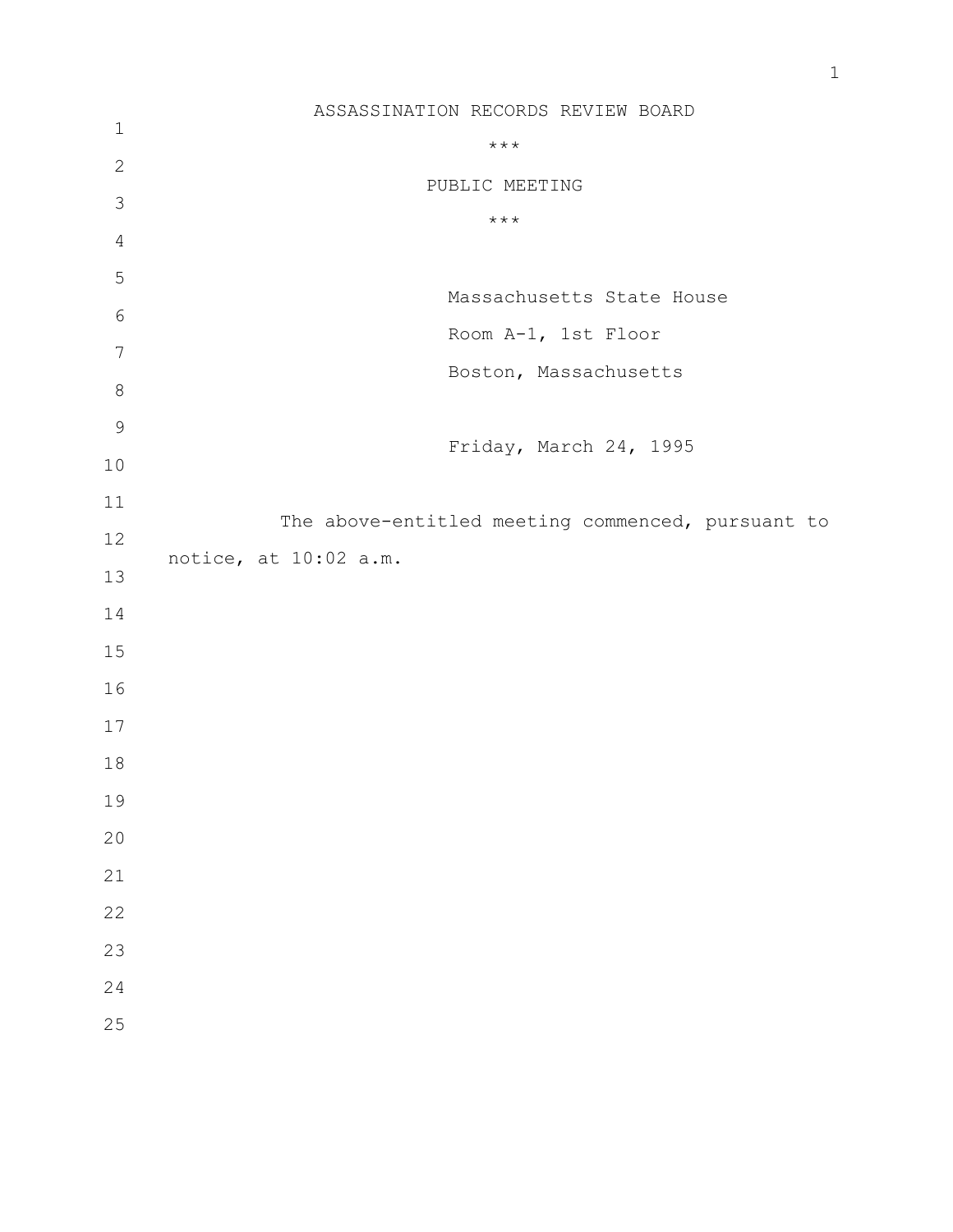# ASSASSINATION RECORDS REVIEW BOARD

***

## PUBLIC MEETING

***

Massachusetts State House

Room A-1, 1st Floor

Boston, Massachusetts

Friday, March 24, 1995

The above-entitled meeting commenced, pursuant to notice, at 10:02 a.m.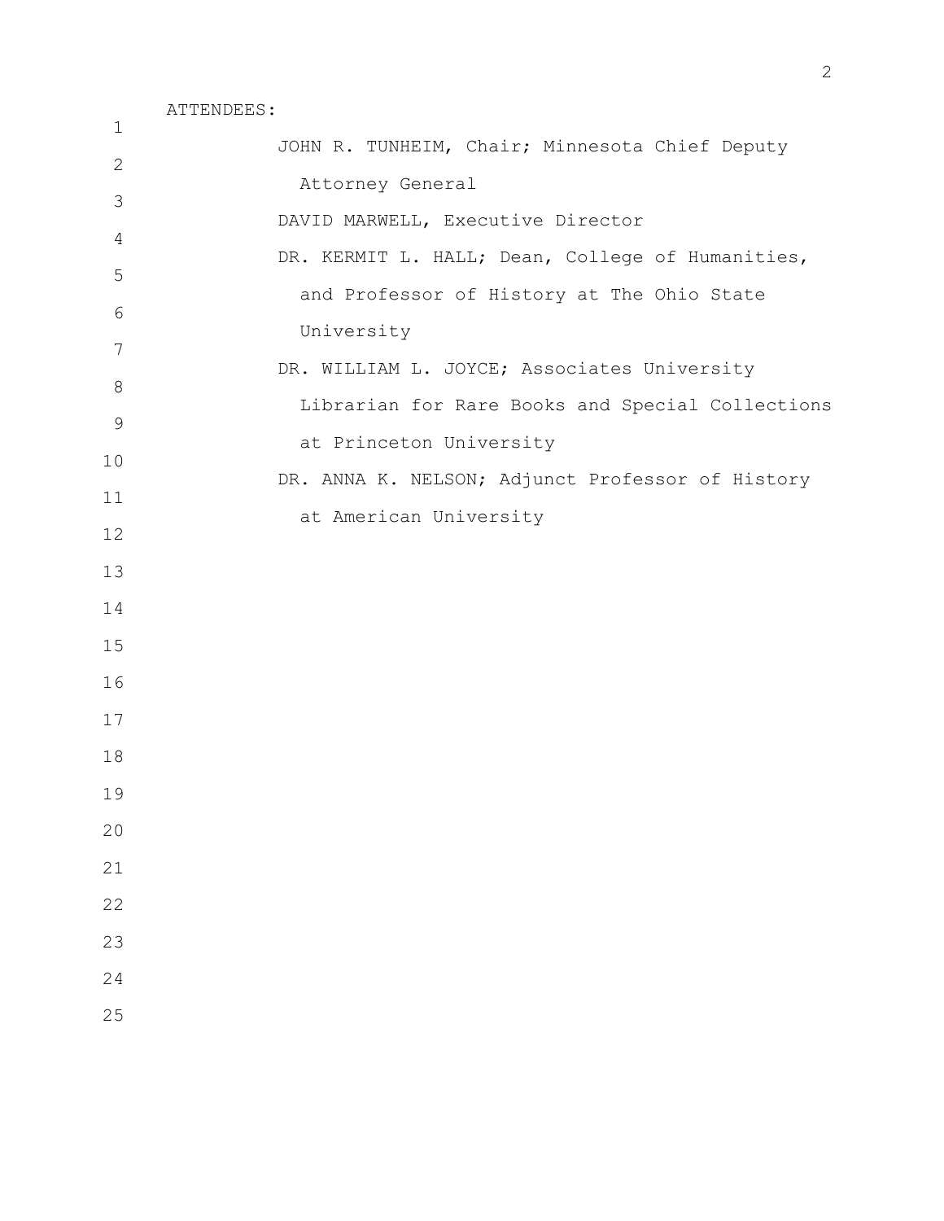ATTENDEES:

JOHN R. TUNHEIM, Chair; Minnesota Chief Deputy Attorney General

DAVID MARWELL, Executive Director

DR. KERMIT L. HALL; Dean, College of Humanities, and Professor of History at The Ohio State University

DR. WILLIAM L. JOYCE; Associates University Librarian for Rare Books and Special Collections at Princeton University

DR. ANNA K. NELSON; Adjunct Professor of History at American University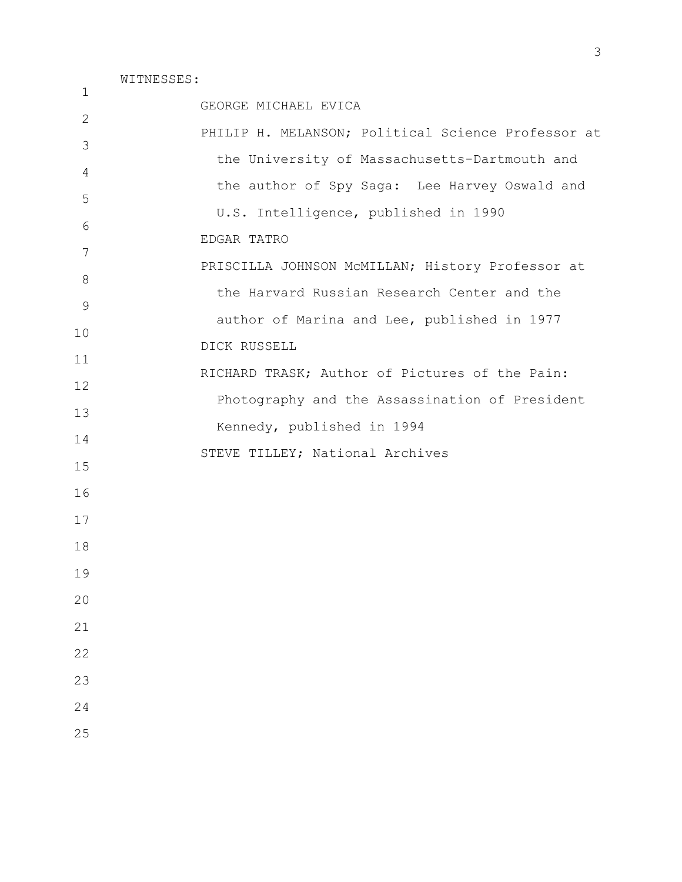WITNESSES:

GEORGE MICHAEL EVICA

PHILIP H. MELANSON; Political Science Professor at the University of Massachusetts-Dartmouth and the author of Spy Saga: Lee Harvey Oswald and U.S. Intelligence, published in 1990

EDGAR TATRO

PRISCILLA JOHNSON McMILLAN; History Professor at the Harvard Russian Research Center and the author of Marina and Lee, published in 1977

DICK RUSSELL

RICHARD TRASK; Author of Pictures of the Pain: Photography and the Assassination of President Kennedy, published in 1994

STEVE TILLEY; National Archives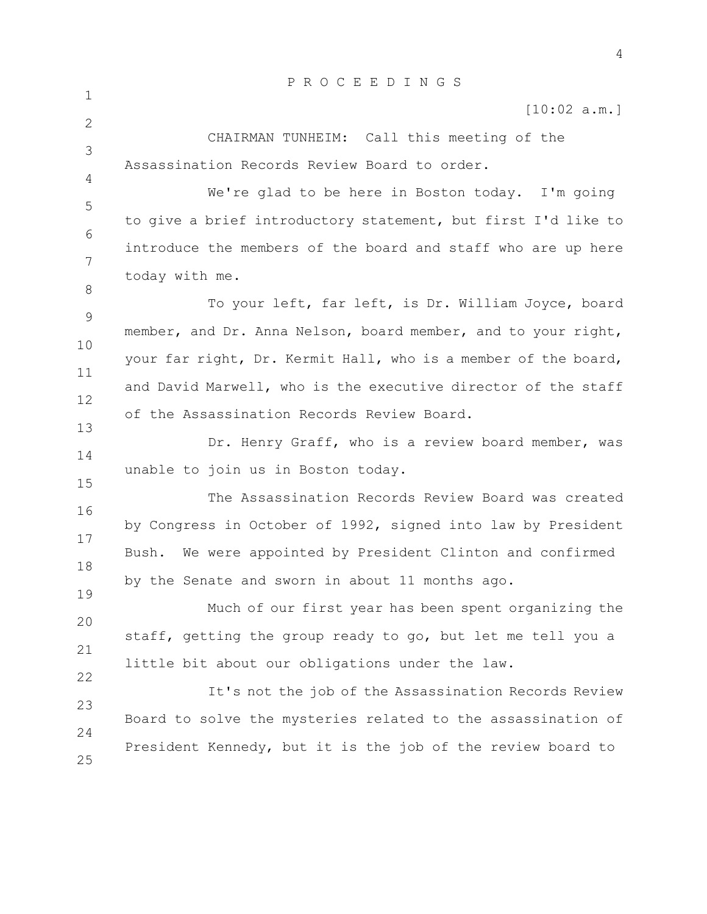P R O C E E D I N G S

[10:02 a.m.]

CHAIRMAN TUNHEIM: Call this meeting of the Assassination Records Review Board to order.

We're glad to be here in Boston today. I'm going to give a brief introductory statement, but first I'd like to introduce the members of the board and staff who are up here today with me.

To your left, far left, is Dr. William Joyce, board member, and Dr. Anna Nelson, board member, and to your right, your far right, Dr. Kermit Hall, who is a member of the board, and David Marwell, who is the executive director of the staff of the Assassination Records Review Board.

Dr. Henry Graff, who is a review board member, was unable to join us in Boston today.

The Assassination Records Review Board was created by Congress in October of 1992, signed into law by President Bush. We were appointed by President Clinton and confirmed by the Senate and sworn in about 11 months ago.

Much of our first year has been spent organizing the staff, getting the group ready to go, but let me tell you a little bit about our obligations under the law.

It's not the job of the Assassination Records Review Board to solve the mysteries related to the assassination of President Kennedy, but it is the job of the review board to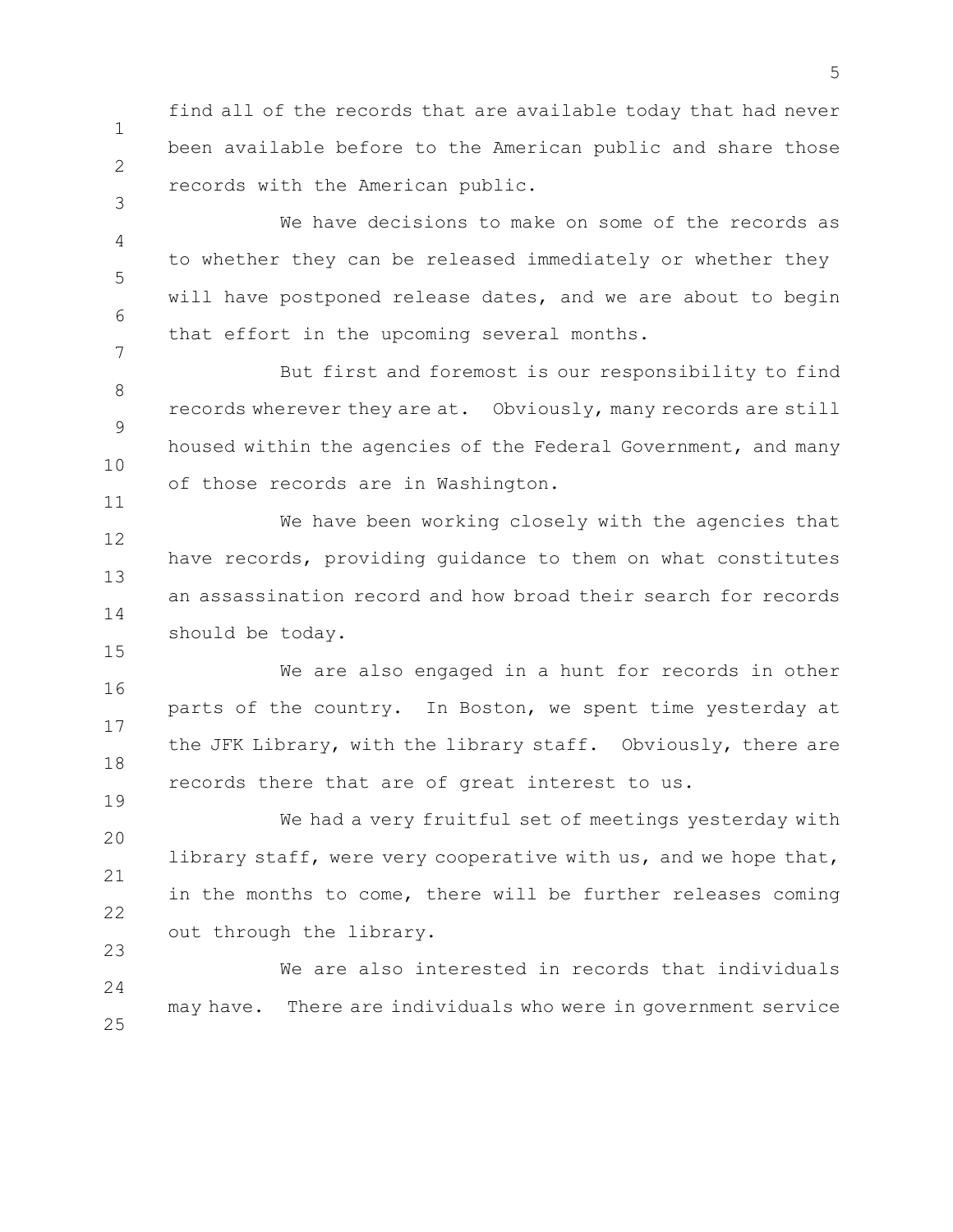find all of the records that are available today that had never been available before to the American public and share those records with the American public.

We have decisions to make on some of the records as to whether they can be released immediately or whether they will have postponed release dates, and we are about to begin that effort in the upcoming several months.

But first and foremost is our responsibility to find records wherever they are at. Obviously, many records are still housed within the agencies of the Federal Government, and many of those records are in Washington.

We have been working closely with the agencies that have records, providing guidance to them on what constitutes an assassination record and how broad their search for records should be today.

We are also engaged in a hunt for records in other parts of the country. In Boston, we spent time yesterday at the JFK Library, with the library staff. Obviously, there are records there that are of great interest to us.

We had a very fruitful set of meetings yesterday with library staff, were very cooperative with us, and we hope that, in the months to come, there will be further releases coming out through the library.

We are also interested in records that individuals may have. There are individuals who were in government service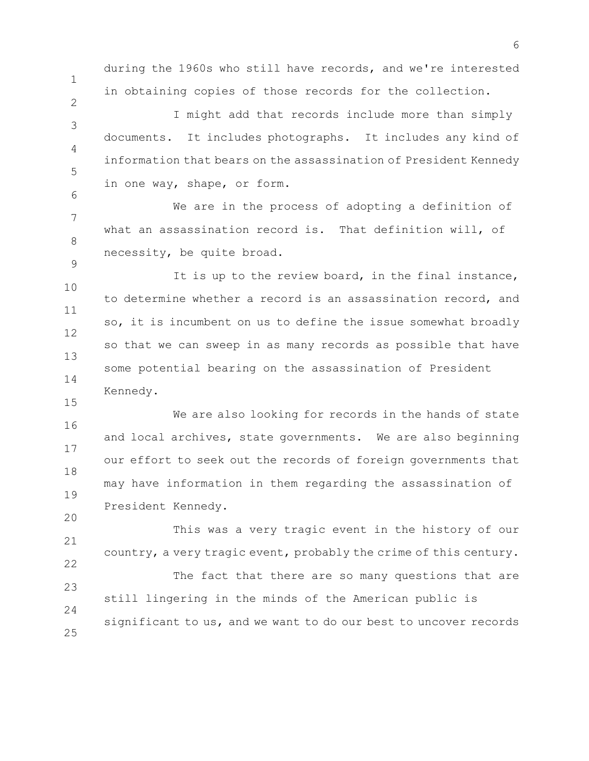during the 1960s who still have records, and we're interested in obtaining copies of those records for the collection.

I might add that records include more than simply documents. It includes photographs. It includes any kind of information that bears on the assassination of President Kennedy in one way, shape, or form.

We are in the process of adopting a definition of what an assassination record is. That definition will, of necessity, be quite broad.

It is up to the review board, in the final instance, to determine whether a record is an assassination record, and so, it is incumbent on us to define the issue somewhat broadly so that we can sweep in as many records as possible that have some potential bearing on the assassination of President Kennedy.

We are also looking for records in the hands of state and local archives, state governments. We are also beginning our effort to seek out the records of foreign governments that may have information in them regarding the assassination of President Kennedy.

This was a very tragic event in the history of our country, a very tragic event, probably the crime of this century.

The fact that there are so many questions that are still lingering in the minds of the American public is significant to us, and we want to do our best to uncover records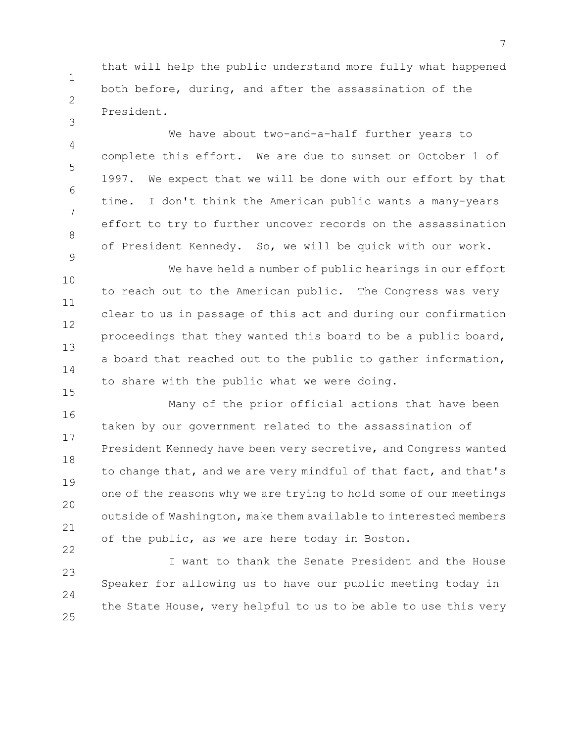that will help the public understand more fully what happened both before, during, and after the assassination of the President.

We have about two-and-a-half further years to complete this effort. We are due to sunset on October 1 of 1997. We expect that we will be done with our effort by that time. I don't think the American public wants a many-years effort to try to further uncover records on the assassination of President Kennedy. So, we will be quick with our work.

We have held a number of public hearings in our effort to reach out to the American public. The Congress was very clear to us in passage of this act and during our confirmation proceedings that they wanted this board to be a public board, a board that reached out to the public to gather information, to share with the public what we were doing.

Many of the prior official actions that have been taken by our government related to the assassination of President Kennedy have been very secretive, and Congress wanted to change that, and we are very mindful of that fact, and that's one of the reasons why we are trying to hold some of our meetings outside of Washington, make them available to interested members of the public, as we are here today in Boston.

I want to thank the Senate President and the House Speaker for allowing us to have our public meeting today in the State House, very helpful to us to be able to use this very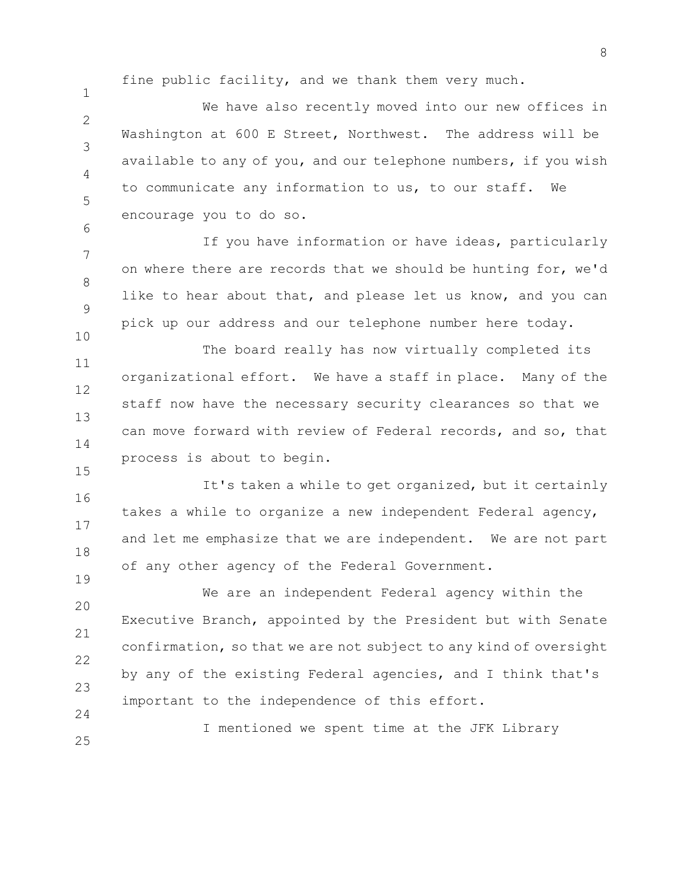fine public facility, and we thank them very much.

We have also recently moved into our new offices in Washington at 600 E Street, Northwest. The address will be available to any of you, and our telephone numbers, if you wish to communicate any information to us, to our staff. We encourage you to do so.

If you have information or have ideas, particularly on where there are records that we should be hunting for, we'd like to hear about that, and please let us know, and you can pick up our address and our telephone number here today.

The board really has now virtually completed its organizational effort. We have a staff in place. Many of the staff now have the necessary security clearances so that we can move forward with review of Federal records, and so, that process is about to begin.

It's taken a while to get organized, but it certainly takes a while to organize a new independent Federal agency, and let me emphasize that we are independent. We are not part of any other agency of the Federal Government.

We are an independent Federal agency within the Executive Branch, appointed by the President but with Senate confirmation, so that we are not subject to any kind of oversight by any of the existing Federal agencies, and I think that's important to the independence of this effort.

I mentioned we spent time at the JFK Library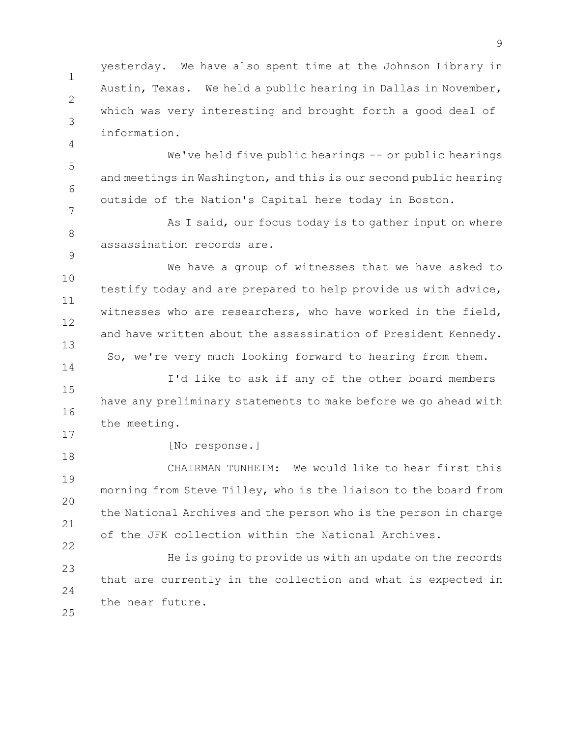yesterday. We have also spent time at the Johnson Library in Austin, Texas. We held a public hearing in Dallas in November, which was very interesting and brought forth a good deal of information.

We've held five public hearings -- or public hearings and meetings in Washington, and this is our second public hearing outside of the Nation's Capital here today in Boston.

As I said, our focus today is to gather input on where assassination records are.

We have a group of witnesses that we have asked to testify today and are prepared to help provide us with advice, witnesses who are researchers, who have worked in the field, and have written about the assassination of President Kennedy. So, we're very much looking forward to hearing from them.

I'd like to ask if any of the other board members have any preliminary statements to make before we go ahead with the meeting.

[No response.]

CHAIRMAN TUNHEIM: We would like to hear first this morning from Steve Tilley, who is the liaison to the board from the National Archives and the person who is the person in charge of the JFK collection within the National Archives.

He is going to provide us with an update on the records that are currently in the collection and what is expected in the near future.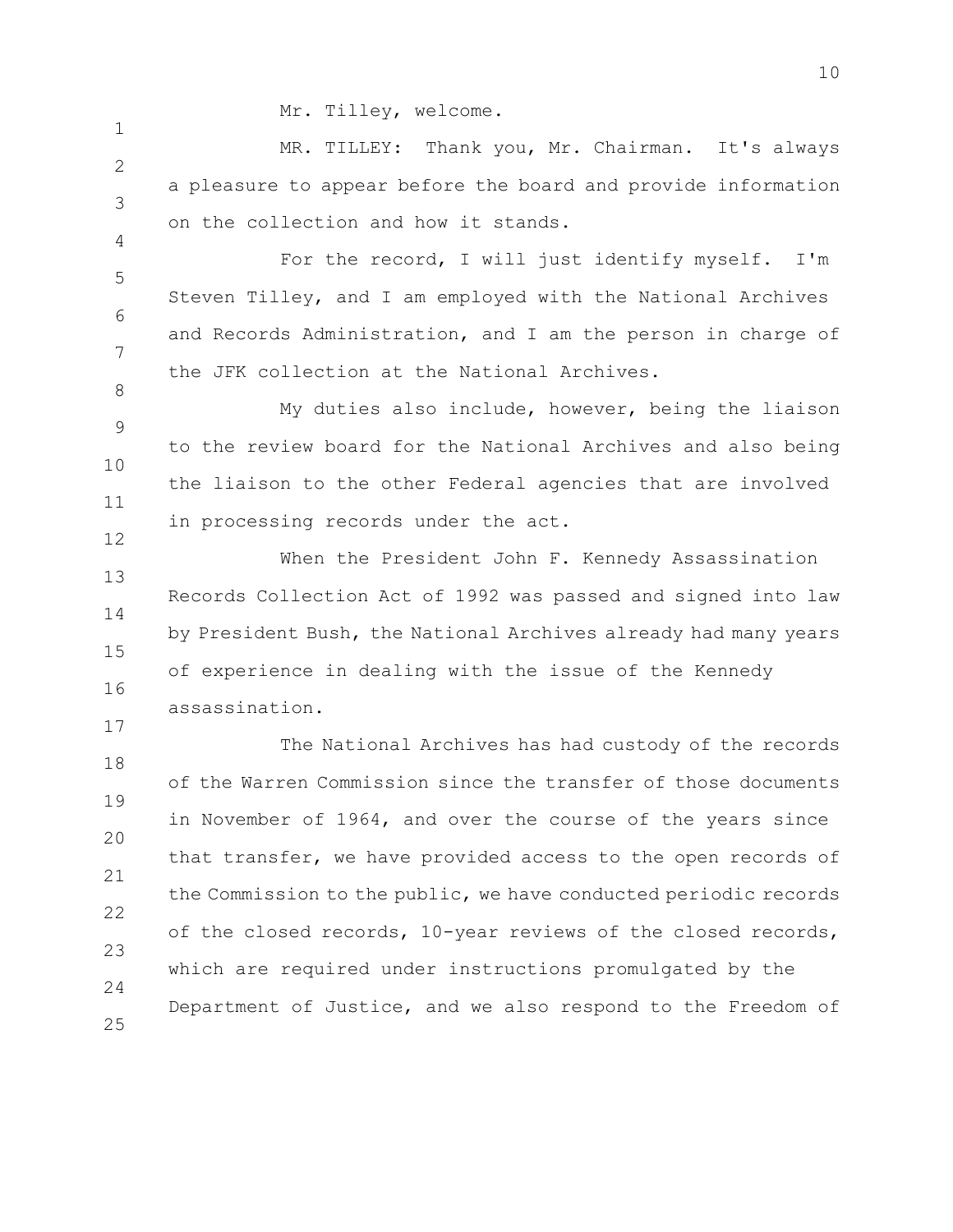Mr. Tilley, welcome.

MR. TILLEY: Thank you, Mr. Chairman. It's always a pleasure to appear before the board and provide information on the collection and how it stands.

For the record, I will just identify myself. I'm Steven Tilley, and I am employed with the National Archives and Records Administration, and I am the person in charge of the JFK collection at the National Archives.

My duties also include, however, being the liaison to the review board for the National Archives and also being the liaison to the other Federal agencies that are involved in processing records under the act.

When the President John F. Kennedy Assassination Records Collection Act of 1992 was passed and signed into law by President Bush, the National Archives already had many years of experience in dealing with the issue of the Kennedy assassination.

The National Archives has had custody of the records of the Warren Commission since the transfer of those documents in November of 1964, and over the course of the years since that transfer, we have provided access to the open records of the Commission to the public, we have conducted periodic records of the closed records, 10-year reviews of the closed records, which are required under instructions promulgated by the Department of Justice, and we also respond to the Freedom of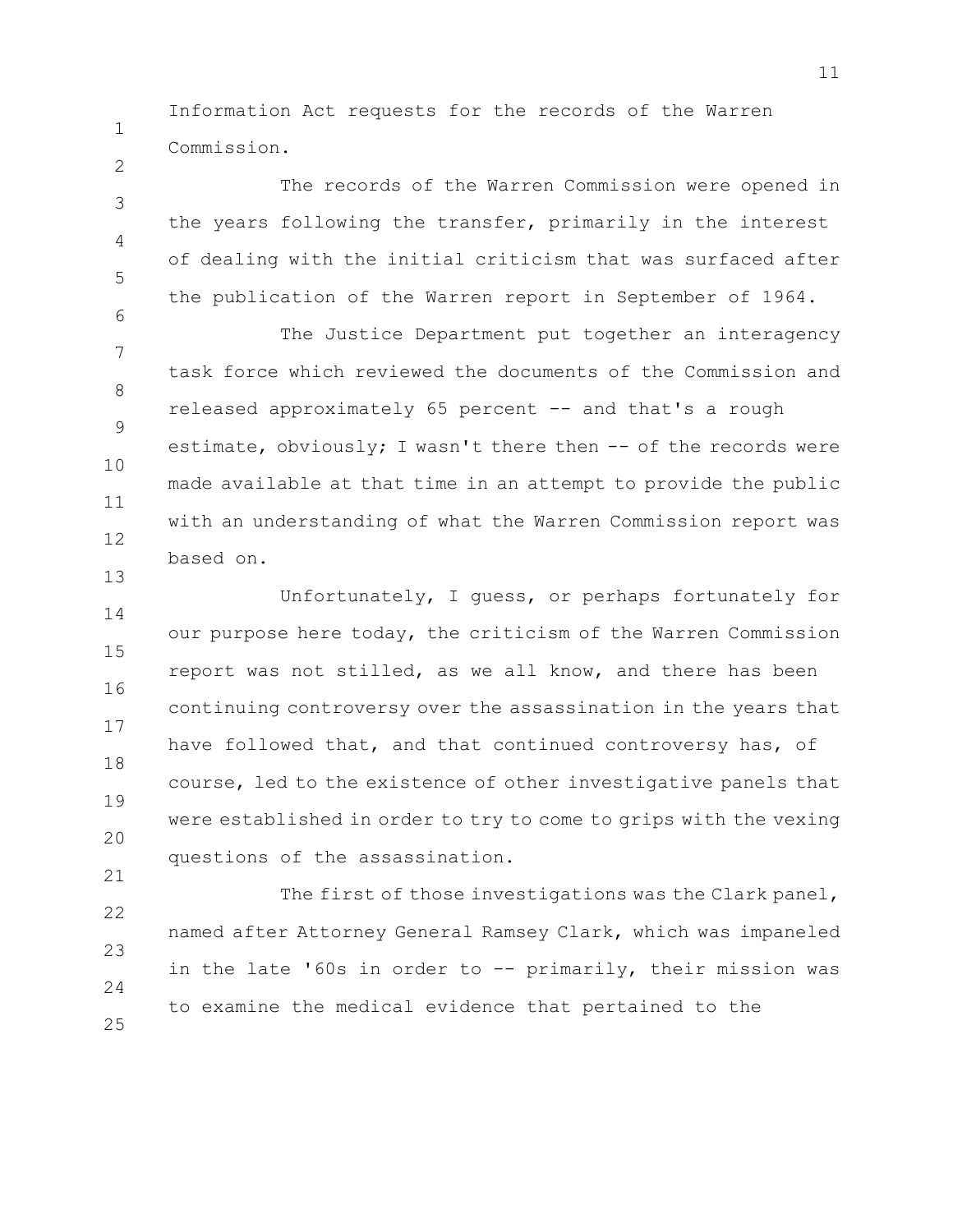Information Act requests for the records of the Warren Commission.

The records of the Warren Commission were opened in the years following the transfer, primarily in the interest of dealing with the initial criticism that was surfaced after the publication of the Warren report in September of 1964.

The Justice Department put together an interagency task force which reviewed the documents of the Commission and released approximately 65 percent -- and that's a rough estimate, obviously; I wasn't there then -- of the records were made available at that time in an attempt to provide the public with an understanding of what the Warren Commission report was based on.

Unfortunately, I guess, or perhaps fortunately for our purpose here today, the criticism of the Warren Commission report was not stilled, as we all know, and there has been continuing controversy over the assassination in the years that have followed that, and that continued controversy has, of course, led to the existence of other investigative panels that were established in order to try to come to grips with the vexing questions of the assassination.

The first of those investigations was the Clark panel, named after Attorney General Ramsey Clark, which was impaneled in the late '60s in order to -- primarily, their mission was to examine the medical evidence that pertained to the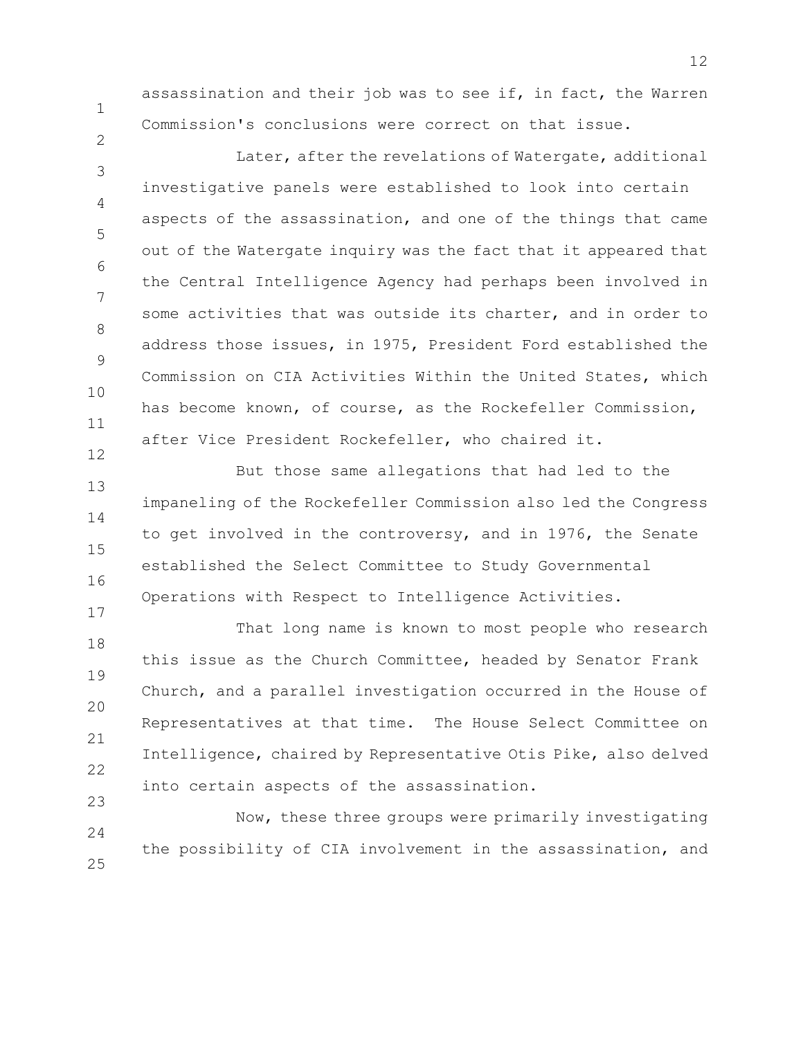assassination and their job was to see if, in fact, the Warren Commission's conclusions were correct on that issue.

Later, after the revelations of Watergate, additional investigative panels were established to look into certain aspects of the assassination, and one of the things that came out of the Watergate inquiry was the fact that it appeared that the Central Intelligence Agency had perhaps been involved in some activities that was outside its charter, and in order to address those issues, in 1975, President Ford established the Commission on CIA Activities Within the United States, which has become known, of course, as the Rockefeller Commission, after Vice President Rockefeller, who chaired it.

But those same allegations that had led to the impaneling of the Rockefeller Commission also led the Congress to get involved in the controversy, and in 1976, the Senate established the Select Committee to Study Governmental Operations with Respect to Intelligence Activities.

That long name is known to most people who research this issue as the Church Committee, headed by Senator Frank Church, and a parallel investigation occurred in the House of Representatives at that time. The House Select Committee on Intelligence, chaired by Representative Otis Pike, also delved into certain aspects of the assassination.

Now, these three groups were primarily investigating the possibility of CIA involvement in the assassination, and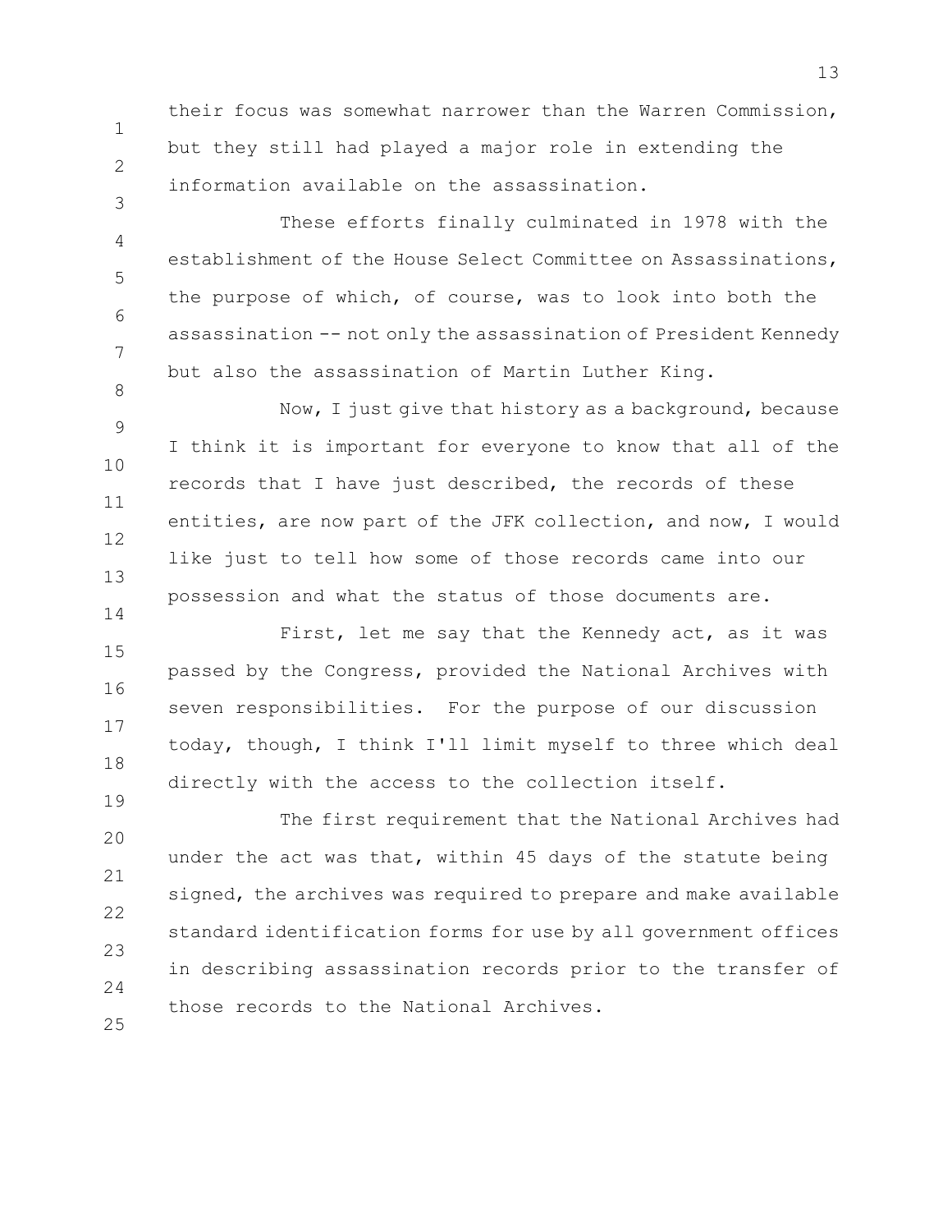their focus was somewhat narrower than the Warren Commission, but they still had played a major role in extending the information available on the assassination.

These efforts finally culminated in 1978 with the establishment of the House Select Committee on Assassinations, the purpose of which, of course, was to look into both the assassination -- not only the assassination of President Kennedy but also the assassination of Martin Luther King.

Now, I just give that history as a background, because I think it is important for everyone to know that all of the records that I have just described, the records of these entities, are now part of the JFK collection, and now, I would like just to tell how some of those records came into our possession and what the status of those documents are.

First, let me say that the Kennedy act, as it was passed by the Congress, provided the National Archives with seven responsibilities. For the purpose of our discussion today, though, I think I'll limit myself to three which deal directly with the access to the collection itself.

The first requirement that the National Archives had under the act was that, within 45 days of the statute being signed, the archives was required to prepare and make available standard identification forms for use by all government offices in describing assassination records prior to the transfer of those records to the National Archives.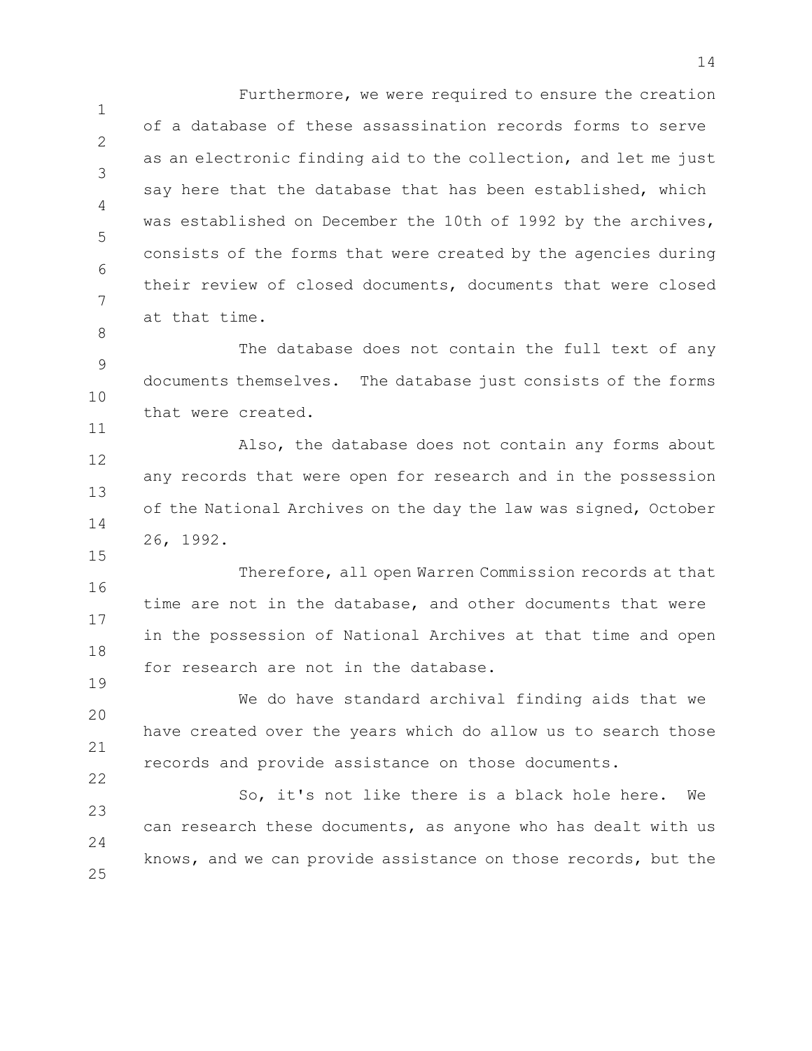Furthermore, we were required to ensure the creation of a database of these assassination records forms to serve as an electronic finding aid to the collection, and let me just say here that the database that has been established, which was established on December the 10th of 1992 by the archives, consists of the forms that were created by the agencies during their review of closed documents, documents that were closed at that time.

The database does not contain the full text of any documents themselves. The database just consists of the forms that were created.

Also, the database does not contain any forms about any records that were open for research and in the possession of the National Archives on the day the law was signed, October 26, 1992.

Therefore, all open Warren Commission records at that time are not in the database, and other documents that were in the possession of National Archives at that time and open for research are not in the database.

We do have standard archival finding aids that we have created over the years which do allow us to search those records and provide assistance on those documents.

So, it's not like there is a black hole here. We can research these documents, as anyone who has dealt with us knows, and we can provide assistance on those records, but the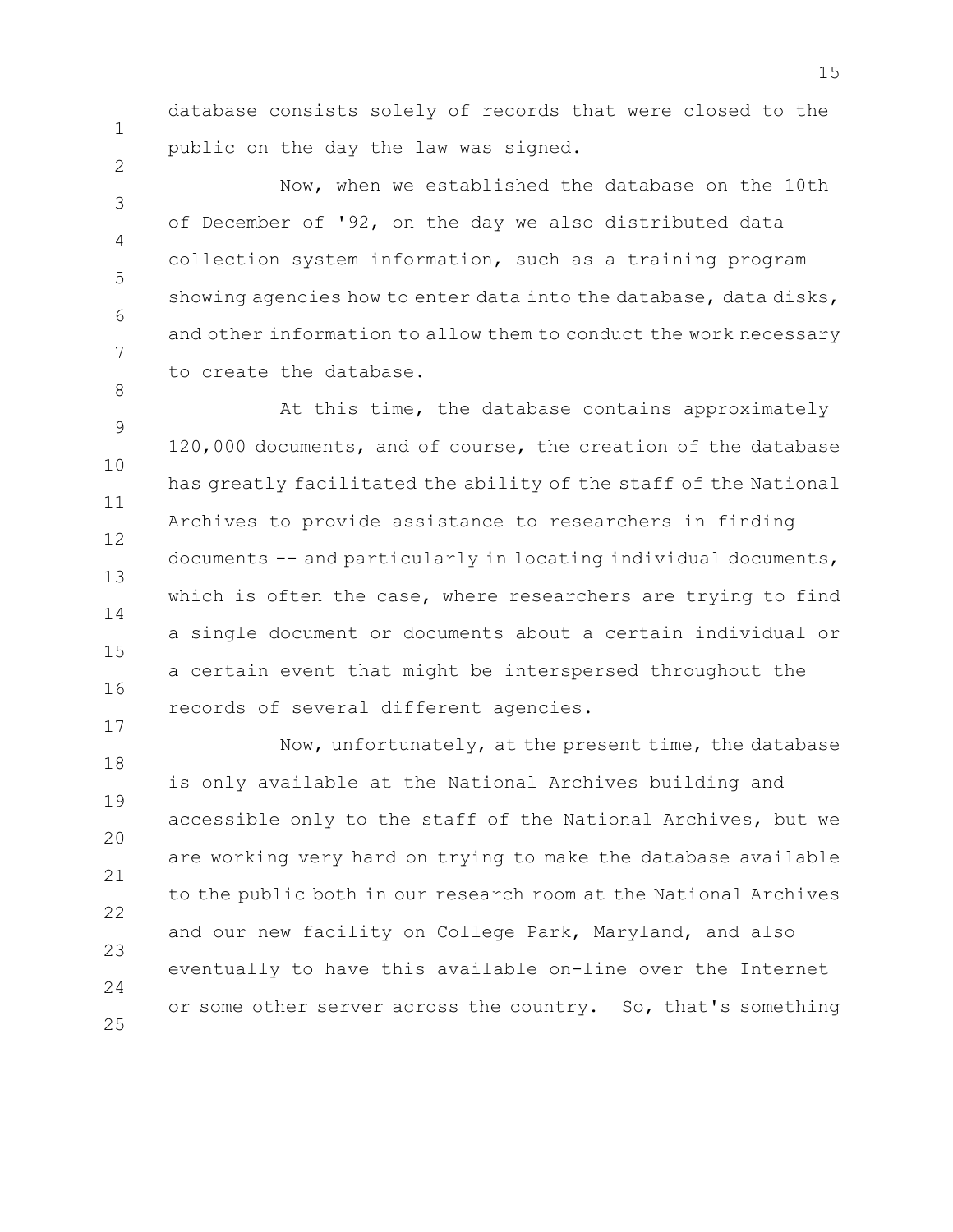database consists solely of records that were closed to the public on the day the law was signed.

Now, when we established the database on the 10th of December of '92, on the day we also distributed data collection system information, such as a training program showing agencies how to enter data into the database, data disks, and other information to allow them to conduct the work necessary to create the database.

At this time, the database contains approximately 120,000 documents, and of course, the creation of the database has greatly facilitated the ability of the staff of the National Archives to provide assistance to researchers in finding documents -- and particularly in locating individual documents, which is often the case, where researchers are trying to find a single document or documents about a certain individual or a certain event that might be interspersed throughout the records of several different agencies.

Now, unfortunately, at the present time, the database is only available at the National Archives building and accessible only to the staff of the National Archives, but we are working very hard on trying to make the database available to the public both in our research room at the National Archives and our new facility on College Park, Maryland, and also eventually to have this available on-line over the Internet or some other server across the country. So, that's something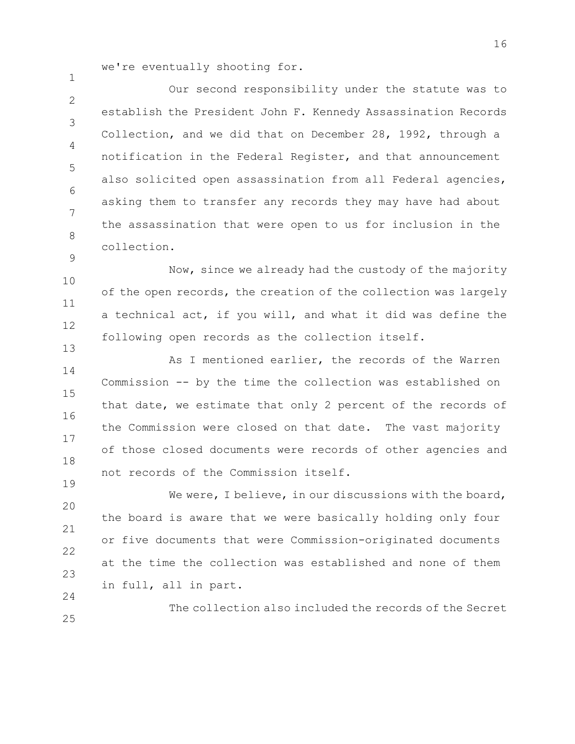we're eventually shooting for.

Our second responsibility under the statute was to establish the President John F. Kennedy Assassination Records Collection, and we did that on December 28, 1992, through a notification in the Federal Register, and that announcement also solicited open assassination from all Federal agencies, asking them to transfer any records they may have had about the assassination that were open to us for inclusion in the collection.

Now, since we already had the custody of the majority of the open records, the creation of the collection was largely a technical act, if you will, and what it did was define the following open records as the collection itself.

As I mentioned earlier, the records of the Warren Commission -- by the time the collection was established on that date, we estimate that only 2 percent of the records of the Commission were closed on that date. The vast majority of those closed documents were records of other agencies and not records of the Commission itself.

We were, I believe, in our discussions with the board, the board is aware that we were basically holding only four or five documents that were Commission-originated documents at the time the collection was established and none of them in full, all in part.

The collection also included the records of the Secret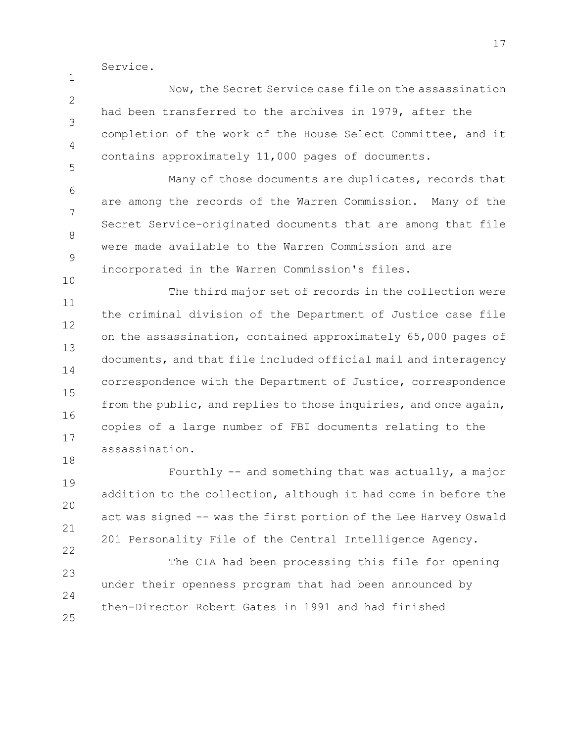Service.

Now, the Secret Service case file on the assassination had been transferred to the archives in 1979, after the completion of the work of the House Select Committee, and it contains approximately 11,000 pages of documents.

Many of those documents are duplicates, records that are among the records of the Warren Commission. Many of the Secret Service-originated documents that are among that file were made available to the Warren Commission and are incorporated in the Warren Commission's files.

The third major set of records in the collection were the criminal division of the Department of Justice case file on the assassination, contained approximately 65,000 pages of documents, and that file included official mail and interagency correspondence with the Department of Justice, correspondence from the public, and replies to those inquiries, and once again, copies of a large number of FBI documents relating to the assassination.

Fourthly -- and something that was actually, a major addition to the collection, although it had come in before the act was signed -- was the first portion of the Lee Harvey Oswald 201 Personality File of the Central Intelligence Agency.

The CIA had been processing this file for opening under their openness program that had been announced by then-Director Robert Gates in 1991 and had finished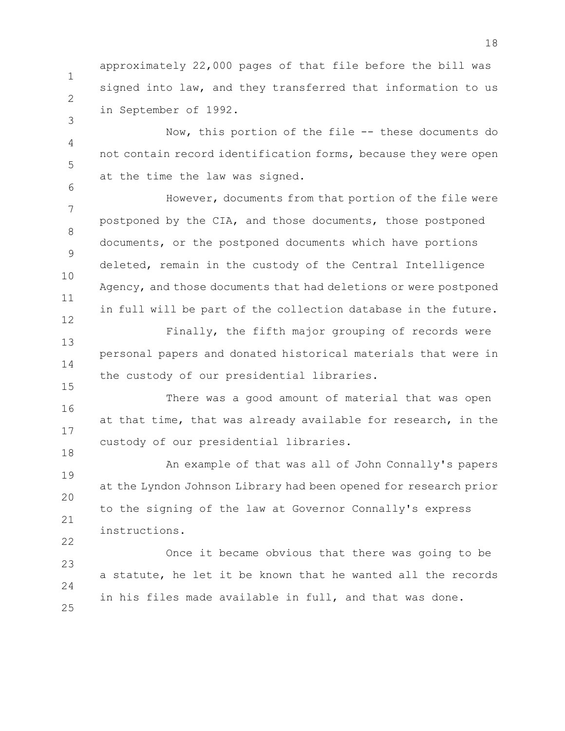approximately 22,000 pages of that file before the bill was signed into law, and they transferred that information to us in September of 1992.

Now, this portion of the file -- these documents do not contain record identification forms, because they were open at the time the law was signed.

However, documents from that portion of the file were postponed by the CIA, and those documents, those postponed documents, or the postponed documents which have portions deleted, remain in the custody of the Central Intelligence Agency, and those documents that had deletions or were postponed in full will be part of the collection database in the future.

Finally, the fifth major grouping of records were personal papers and donated historical materials that were in the custody of our presidential libraries.

There was a good amount of material that was open at that time, that was already available for research, in the custody of our presidential libraries.

An example of that was all of John Connally's papers at the Lyndon Johnson Library had been opened for research prior to the signing of the law at Governor Connally's express instructions.

Once it became obvious that there was going to be a statute, he let it be known that he wanted all the records in his files made available in full, and that was done.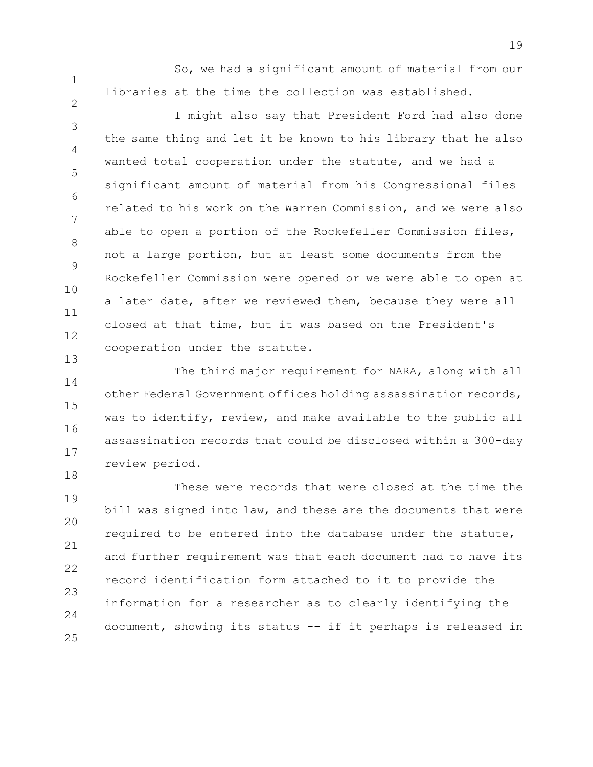So, we had a significant amount of material from our libraries at the time the collection was established.

I might also say that President Ford had also done the same thing and let it be known to his library that he also wanted total cooperation under the statute, and we had a significant amount of material from his Congressional files related to his work on the Warren Commission, and we were also able to open a portion of the Rockefeller Commission files, not a large portion, but at least some documents from the Rockefeller Commission were opened or we were able to open at a later date, after we reviewed them, because they were all closed at that time, but it was based on the President's cooperation under the statute.

The third major requirement for NARA, along with all other Federal Government offices holding assassination records, was to identify, review, and make available to the public all assassination records that could be disclosed within a 300-day review period.

These were records that were closed at the time the bill was signed into law, and these are the documents that were required to be entered into the database under the statute, and further requirement was that each document had to have its record identification form attached to it to provide the information for a researcher as to clearly identifying the document, showing its status -- if it perhaps is released in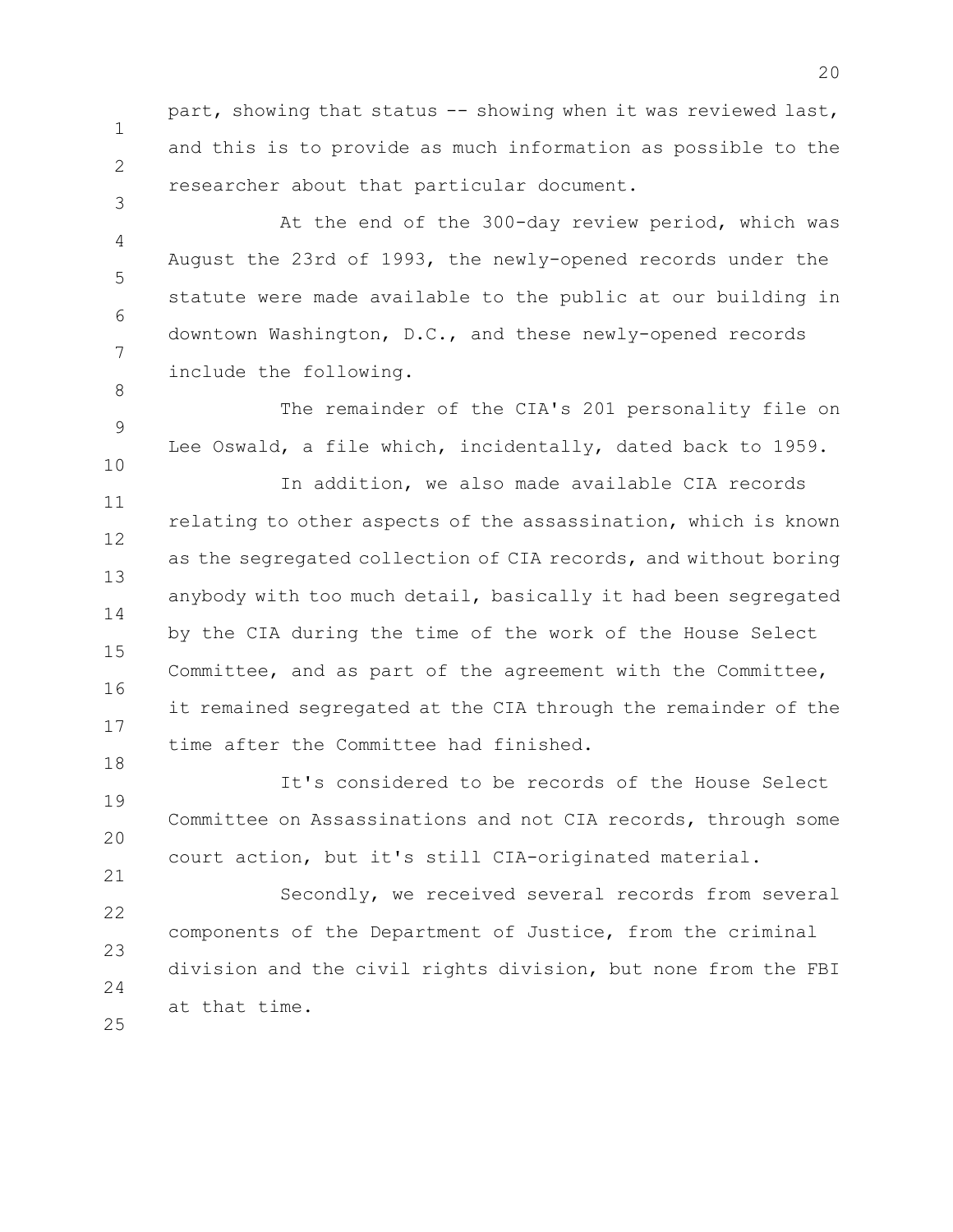part, showing that status -- showing when it was reviewed last, and this is to provide as much information as possible to the researcher about that particular document.

At the end of the 300-day review period, which was August the 23rd of 1993, the newly-opened records under the statute were made available to the public at our building in downtown Washington, D.C., and these newly-opened records include the following.

The remainder of the CIA's 201 personality file on Lee Oswald, a file which, incidentally, dated back to 1959.

In addition, we also made available CIA records relating to other aspects of the assassination, which is known as the segregated collection of CIA records, and without boring anybody with too much detail, basically it had been segregated by the CIA during the time of the work of the House Select Committee, and as part of the agreement with the Committee, it remained segregated at the CIA through the remainder of the time after the Committee had finished.

It's considered to be records of the House Select Committee on Assassinations and not CIA records, through some court action, but it's still CIA-originated material.

Secondly, we received several records from several components of the Department of Justice, from the criminal division and the civil rights division, but none from the FBI at that time.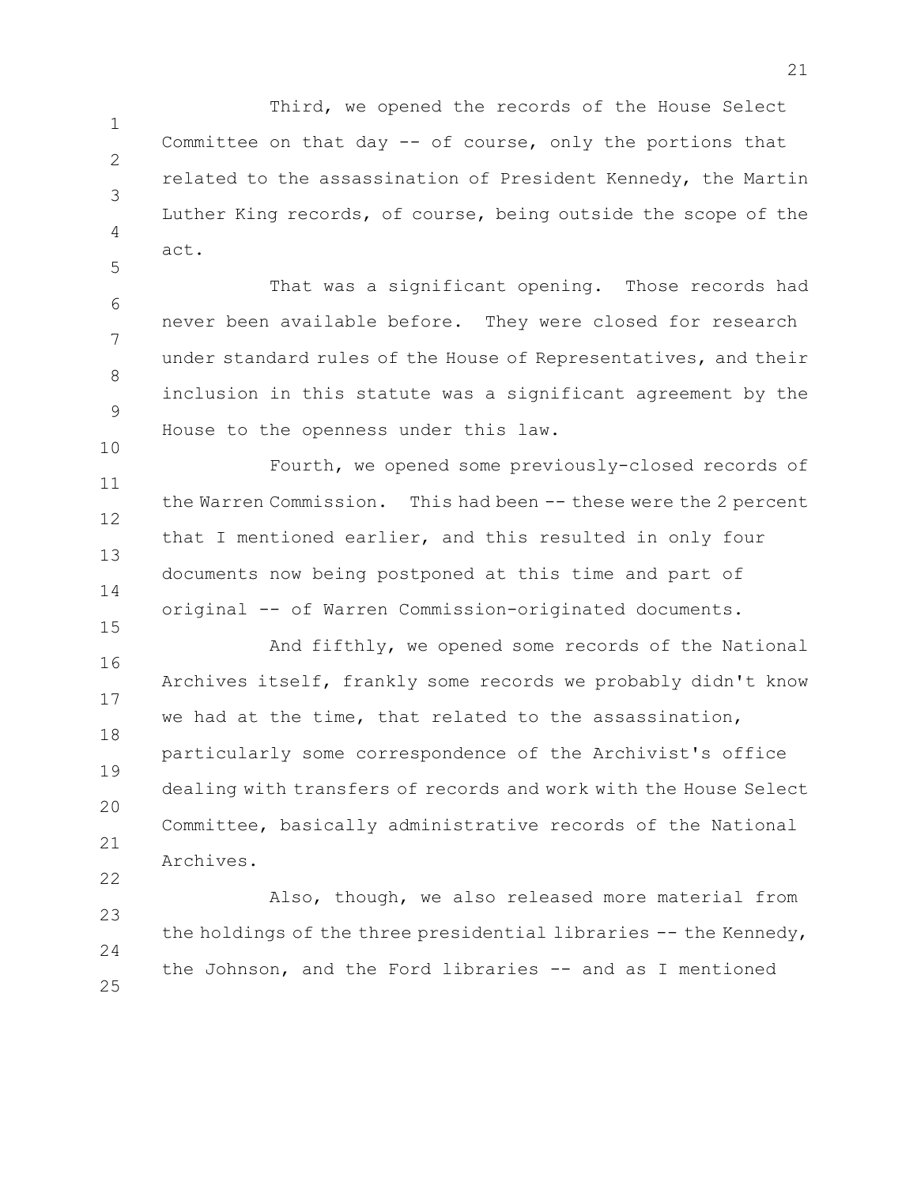Third, we opened the records of the House Select Committee on that day -- of course, only the portions that related to the assassination of President Kennedy, the Martin Luther King records, of course, being outside the scope of the act.

That was a significant opening. Those records had never been available before. They were closed for research under standard rules of the House of Representatives, and their inclusion in this statute was a significant agreement by the House to the openness under this law.

Fourth, we opened some previously-closed records of the Warren Commission. This had been -- these were the 2 percent that I mentioned earlier, and this resulted in only four documents now being postponed at this time and part of original -- of Warren Commission-originated documents.

And fifthly, we opened some records of the National Archives itself, frankly some records we probably didn't know we had at the time, that related to the assassination, particularly some correspondence of the Archivist's office dealing with transfers of records and work with the House Select Committee, basically administrative records of the National Archives.

Also, though, we also released more material from the holdings of the three presidential libraries -- the Kennedy, the Johnson, and the Ford libraries -- and as I mentioned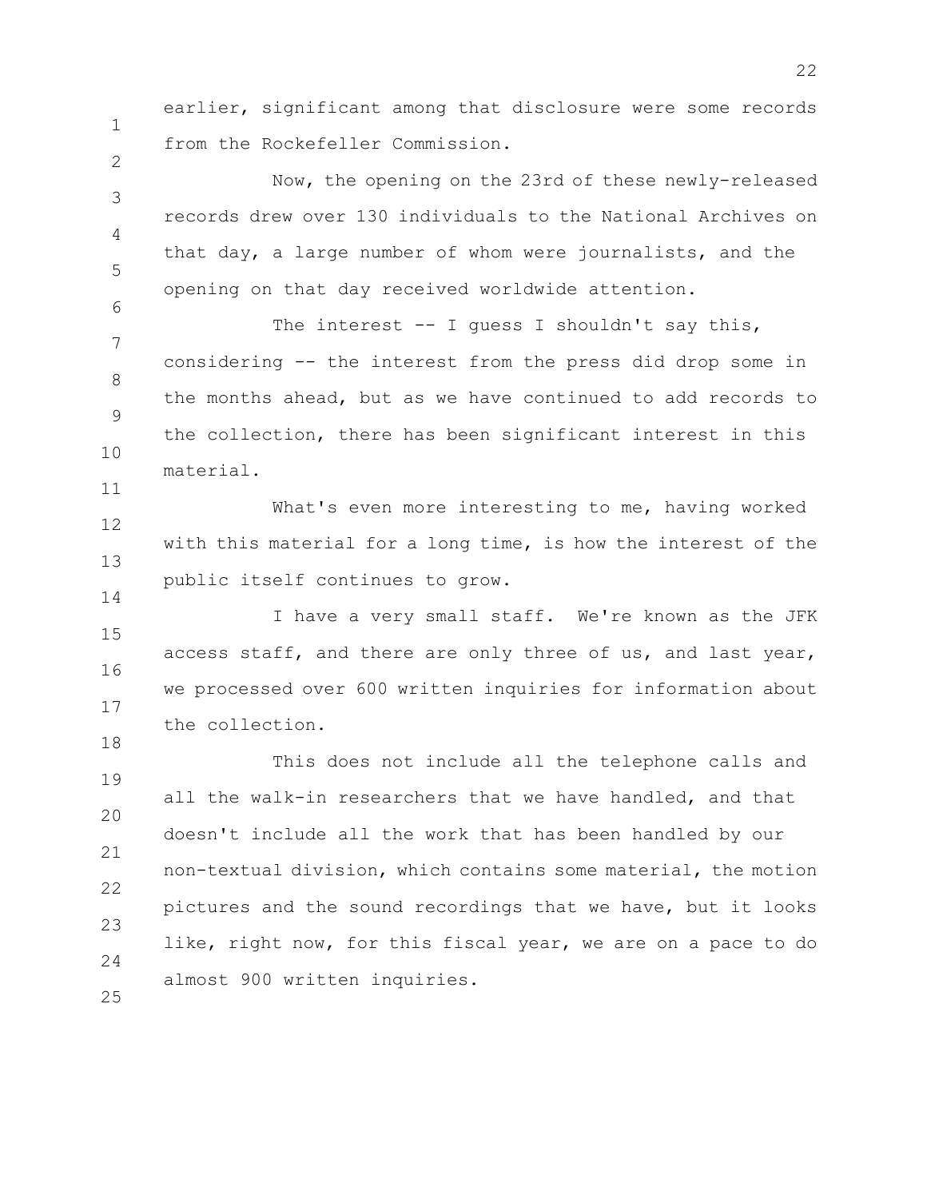earlier, significant among that disclosure were some records from the Rockefeller Commission.

Now, the opening on the 23rd of these newly-released records drew over 130 individuals to the National Archives on that day, a large number of whom were journalists, and the opening on that day received worldwide attention.

The interest -- I guess I shouldn't say this, considering -- the interest from the press did drop some in the months ahead, but as we have continued to add records to the collection, there has been significant interest in this material.

What's even more interesting to me, having worked with this material for a long time, is how the interest of the public itself continues to grow.

I have a very small staff. We're known as the JFK access staff, and there are only three of us, and last year, we processed over 600 written inquiries for information about the collection.

This does not include all the telephone calls and all the walk-in researchers that we have handled, and that doesn't include all the work that has been handled by our non-textual division, which contains some material, the motion pictures and the sound recordings that we have, but it looks like, right now, for this fiscal year, we are on a pace to do almost 900 written inquiries.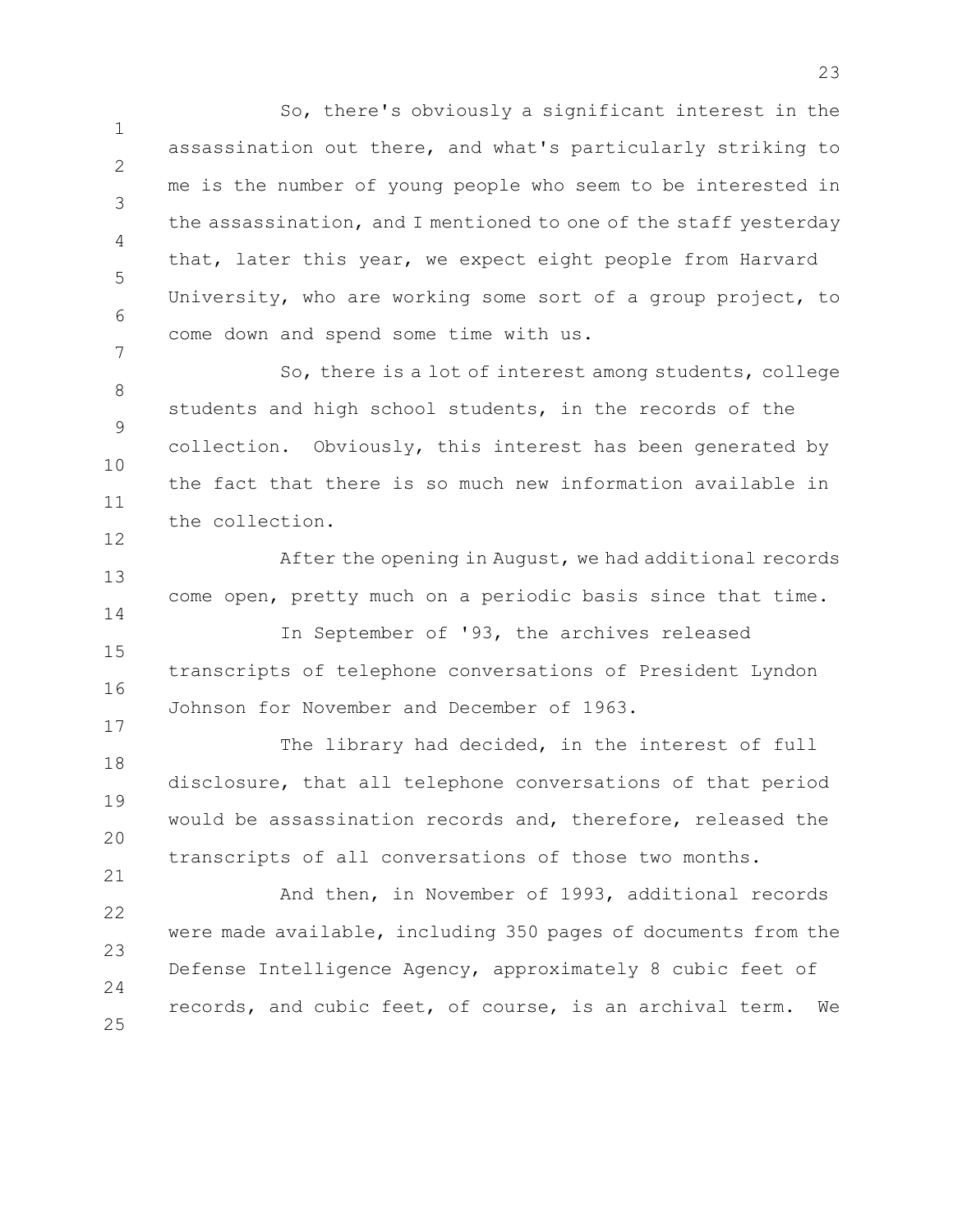So, there's obviously a significant interest in the assassination out there, and what's particularly striking to me is the number of young people who seem to be interested in the assassination, and I mentioned to one of the staff yesterday that, later this year, we expect eight people from Harvard University, who are working some sort of a group project, to come down and spend some time with us.

So, there is a lot of interest among students, college students and high school students, in the records of the collection. Obviously, this interest has been generated by the fact that there is so much new information available in the collection.

After the opening in August, we had additional records come open, pretty much on a periodic basis since that time.

In September of '93, the archives released transcripts of telephone conversations of President Lyndon Johnson for November and December of 1963.

The library had decided, in the interest of full disclosure, that all telephone conversations of that period would be assassination records and, therefore, released the transcripts of all conversations of those two months.

And then, in November of 1993, additional records were made available, including 350 pages of documents from the Defense Intelligence Agency, approximately 8 cubic feet of records, and cubic feet, of course, is an archival term. We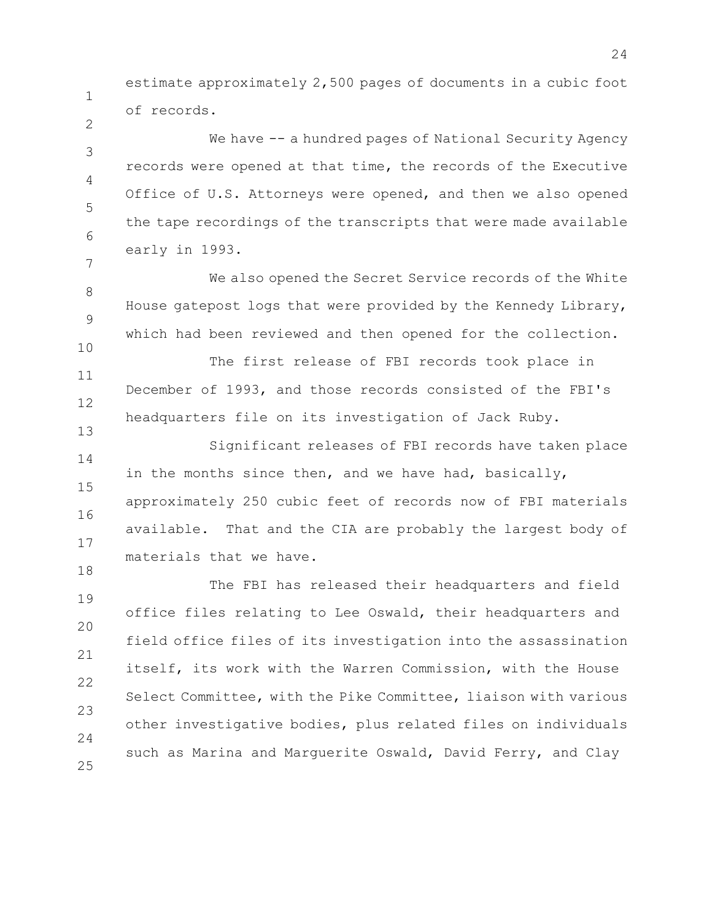estimate approximately 2,500 pages of documents in a cubic foot of records.

We have -- a hundred pages of National Security Agency records were opened at that time, the records of the Executive Office of U.S. Attorneys were opened, and then we also opened the tape recordings of the transcripts that were made available early in 1993.

We also opened the Secret Service records of the White House gatepost logs that were provided by the Kennedy Library, which had been reviewed and then opened for the collection.

The first release of FBI records took place in December of 1993, and those records consisted of the FBI's headquarters file on its investigation of Jack Ruby.

Significant releases of FBI records have taken place in the months since then, and we have had, basically, approximately 250 cubic feet of records now of FBI materials available. That and the CIA are probably the largest body of materials that we have.

The FBI has released their headquarters and field office files relating to Lee Oswald, their headquarters and field office files of its investigation into the assassination itself, its work with the Warren Commission, with the House Select Committee, with the Pike Committee, liaison with various other investigative bodies, plus related files on individuals such as Marina and Marguerite Oswald, David Ferry, and Clay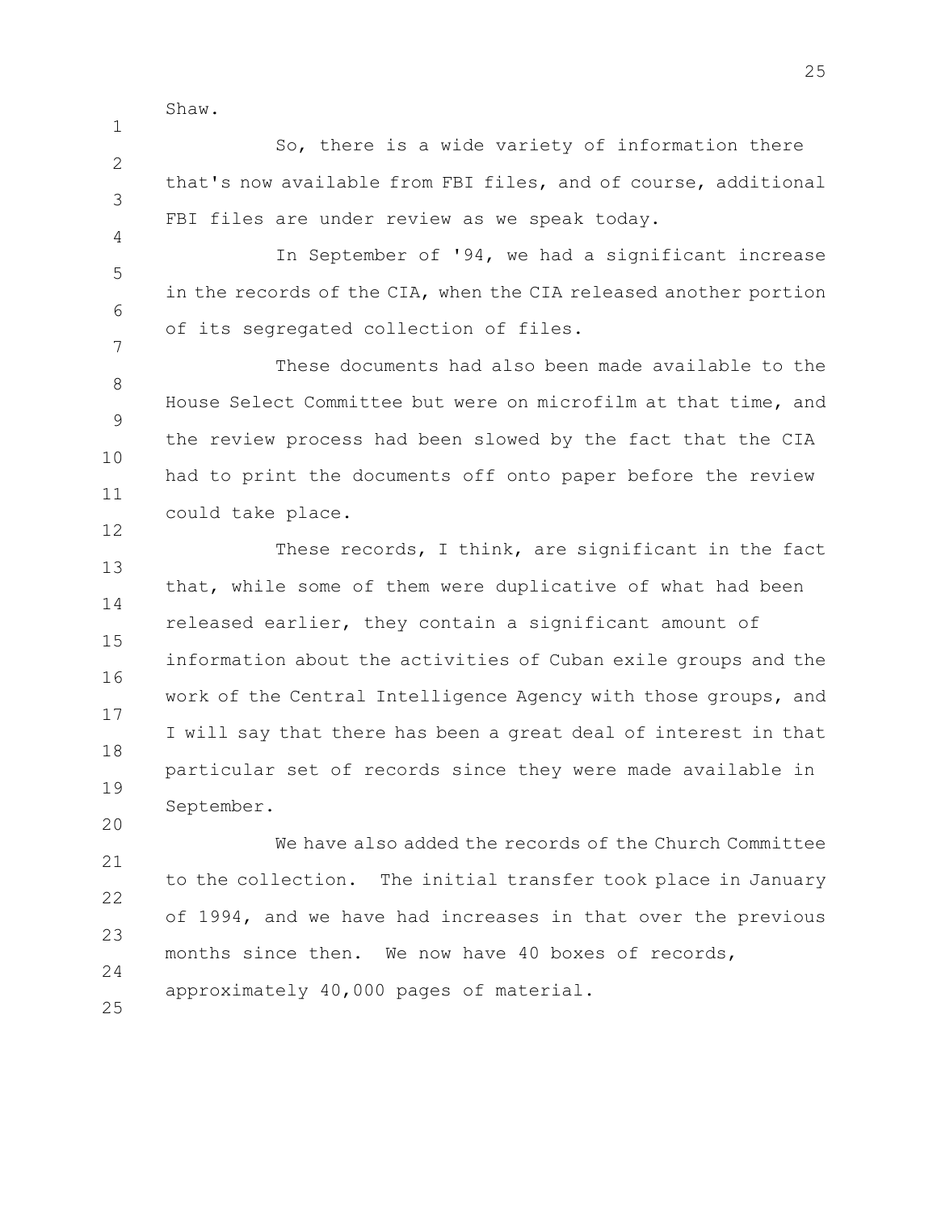Shaw.

So, there is a wide variety of information there that's now available from FBI files, and of course, additional FBI files are under review as we speak today.

In September of '94, we had a significant increase in the records of the CIA, when the CIA released another portion of its segregated collection of files.

These documents had also been made available to the House Select Committee but were on microfilm at that time, and the review process had been slowed by the fact that the CIA had to print the documents off onto paper before the review could take place.

These records, I think, are significant in the fact that, while some of them were duplicative of what had been released earlier, they contain a significant amount of information about the activities of Cuban exile groups and the work of the Central Intelligence Agency with those groups, and I will say that there has been a great deal of interest in that particular set of records since they were made available in September.

We have also added the records of the Church Committee to the collection. The initial transfer took place in January of 1994, and we have had increases in that over the previous months since then. We now have 40 boxes of records, approximately 40,000 pages of material.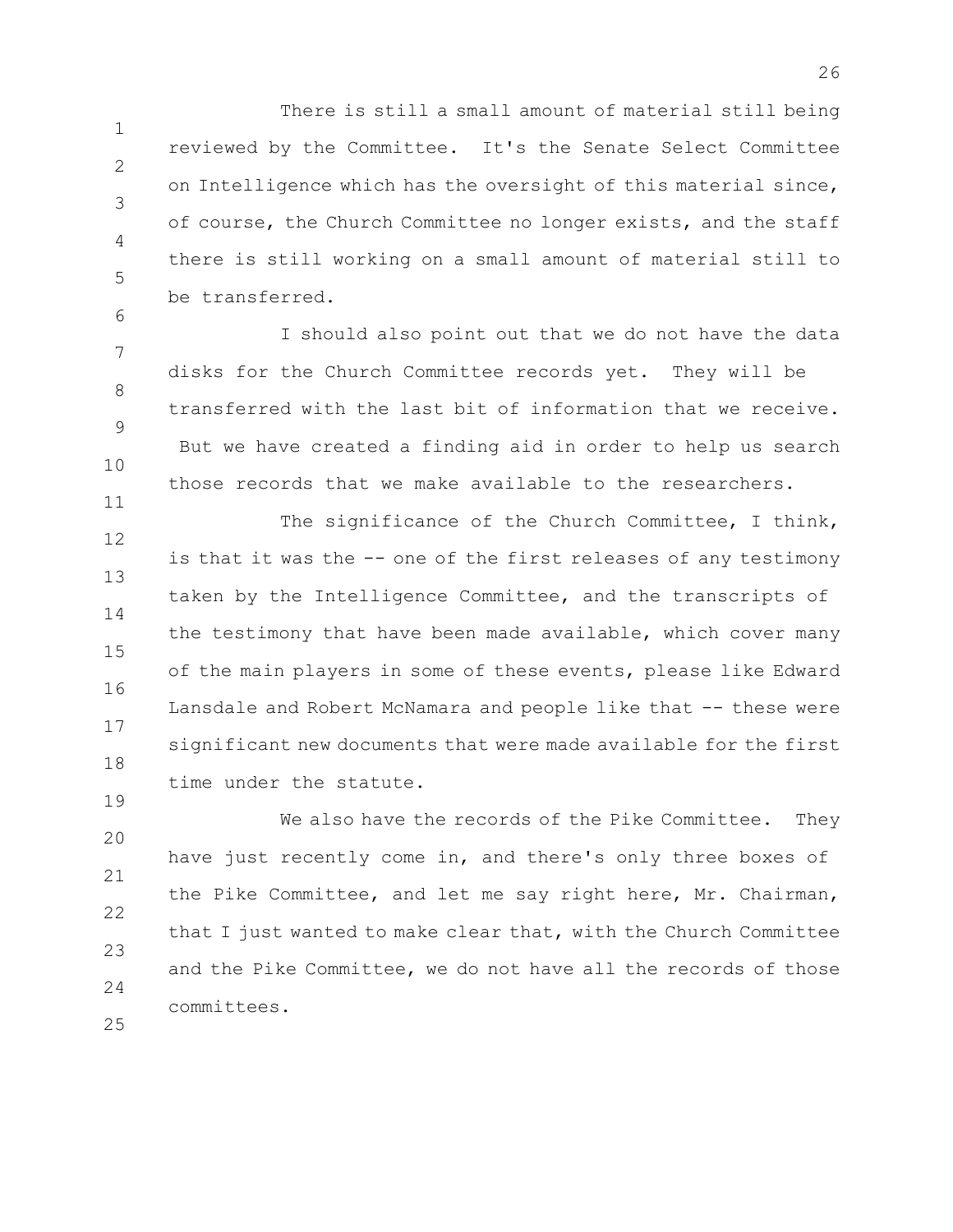There is still a small amount of material still being reviewed by the Committee. It's the Senate Select Committee on Intelligence which has the oversight of this material since, of course, the Church Committee no longer exists, and the staff there is still working on a small amount of material still to be transferred.

I should also point out that we do not have the data disks for the Church Committee records yet. They will be transferred with the last bit of information that we receive. But we have created a finding aid in order to help us search those records that we make available to the researchers.

The significance of the Church Committee, I think, is that it was the -- one of the first releases of any testimony taken by the Intelligence Committee, and the transcripts of the testimony that have been made available, which cover many of the main players in some of these events, please like Edward Lansdale and Robert McNamara and people like that -- these were significant new documents that were made available for the first time under the statute.

We also have the records of the Pike Committee. They have just recently come in, and there's only three boxes of the Pike Committee, and let me say right here, Mr. Chairman, that I just wanted to make clear that, with the Church Committee and the Pike Committee, we do not have all the records of those committees.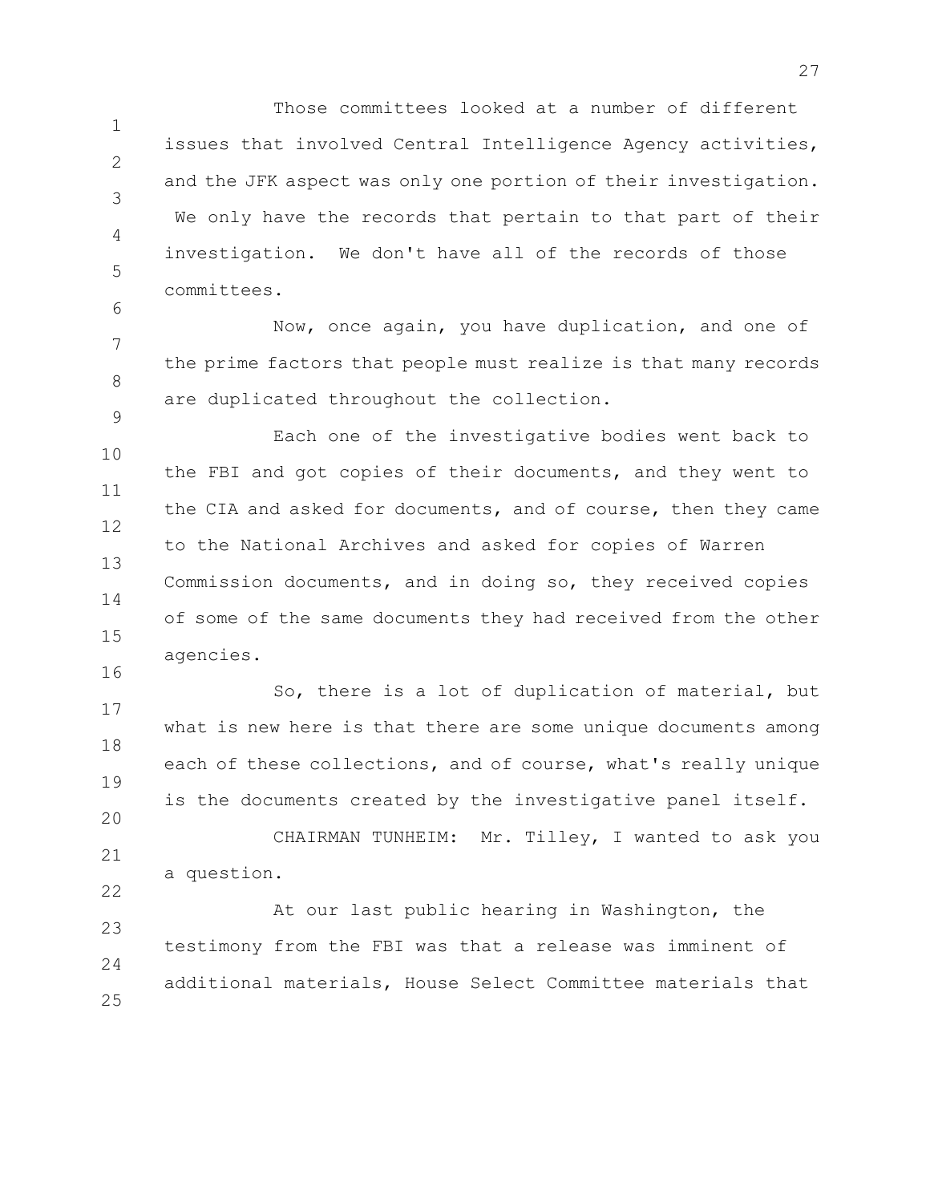Those committees looked at a number of different issues that involved Central Intelligence Agency activities, and the JFK aspect was only one portion of their investigation. We only have the records that pertain to that part of their investigation. We don't have all of the records of those committees.

Now, once again, you have duplication, and one of the prime factors that people must realize is that many records are duplicated throughout the collection.

Each one of the investigative bodies went back to the FBI and got copies of their documents, and they went to the CIA and asked for documents, and of course, then they came to the National Archives and asked for copies of Warren Commission documents, and in doing so, they received copies of some of the same documents they had received from the other agencies.

So, there is a lot of duplication of material, but what is new here is that there are some unique documents among each of these collections, and of course, what's really unique is the documents created by the investigative panel itself.

CHAIRMAN TUNHEIM: Mr. Tilley, I wanted to ask you a question.

At our last public hearing in Washington, the testimony from the FBI was that a release was imminent of additional materials, House Select Committee materials that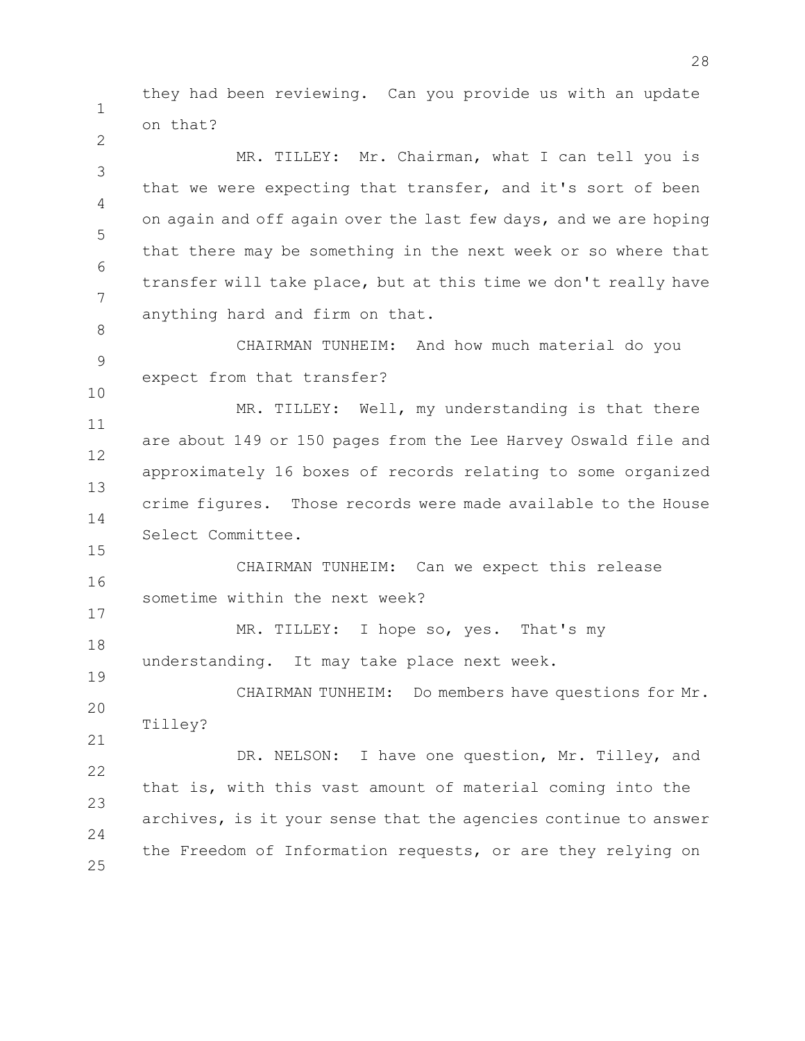they had been reviewing. Can you provide us with an update on that?

MR. TILLEY: Mr. Chairman, what I can tell you is that we were expecting that transfer, and it's sort of been on again and off again over the last few days, and we are hoping that there may be something in the next week or so where that transfer will take place, but at this time we don't really have anything hard and firm on that.

CHAIRMAN TUNHEIM: And how much material do you expect from that transfer?

MR. TILLEY: Well, my understanding is that there are about 149 or 150 pages from the Lee Harvey Oswald file and approximately 16 boxes of records relating to some organized crime figures. Those records were made available to the House Select Committee.

CHAIRMAN TUNHEIM: Can we expect this release sometime within the next week?

MR. TILLEY: I hope so, yes. That's my understanding. It may take place next week.

CHAIRMAN TUNHEIM: Do members have questions for Mr. Tilley?

DR. NELSON: I have one question, Mr. Tilley, and that is, with this vast amount of material coming into the archives, is it your sense that the agencies continue to answer the Freedom of Information requests, or are they relying on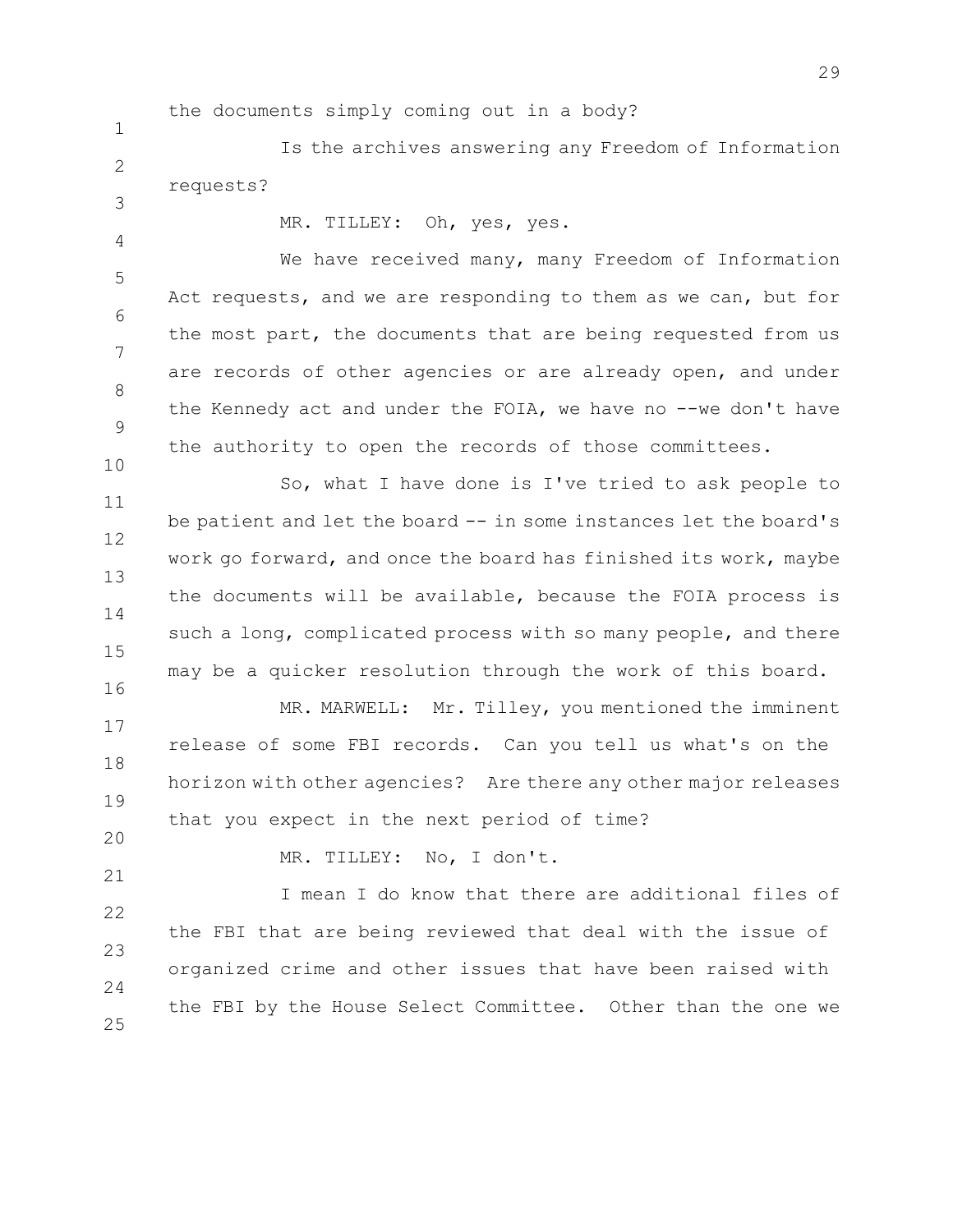the documents simply coming out in a body?

Is the archives answering any Freedom of Information requests?

MR. TILLEY: Oh, yes, yes.

We have received many, many Freedom of Information Act requests, and we are responding to them as we can, but for the most part, the documents that are being requested from us are records of other agencies or are already open, and under the Kennedy act and under the FOIA, we have no --we don't have the authority to open the records of those committees.

So, what I have done is I've tried to ask people to be patient and let the board -- in some instances let the board's work go forward, and once the board has finished its work, maybe the documents will be available, because the FOIA process is such a long, complicated process with so many people, and there may be a quicker resolution through the work of this board.

MR. MARWELL: Mr. Tilley, you mentioned the imminent release of some FBI records. Can you tell us what's on the horizon with other agencies? Are there any other major releases that you expect in the next period of time?

MR. TILLEY: No, I don't.

I mean I do know that there are additional files of the FBI that are being reviewed that deal with the issue of organized crime and other issues that have been raised with the FBI by the House Select Committee. Other than the one we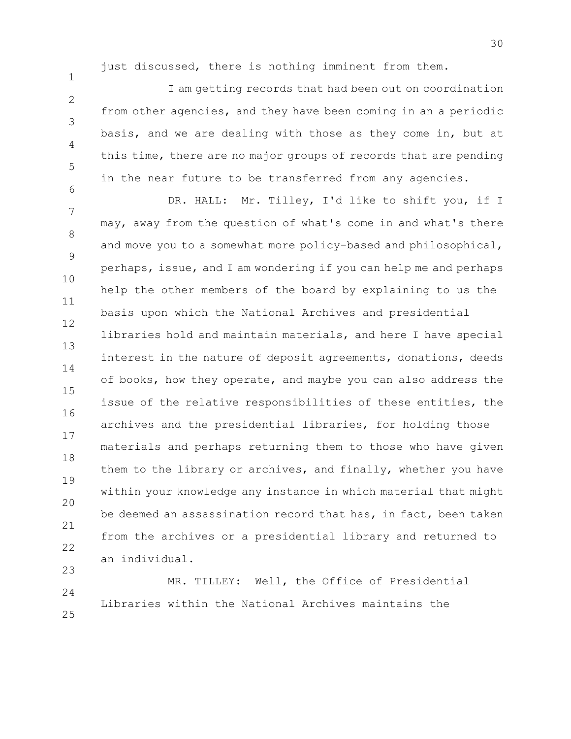just discussed, there is nothing imminent from them.

I am getting records that had been out on coordination from other agencies, and they have been coming in an a periodic basis, and we are dealing with those as they come in, but at this time, there are no major groups of records that are pending in the near future to be transferred from any agencies.

DR. HALL: Mr. Tilley, I'd like to shift you, if I may, away from the question of what's come in and what's there and move you to a somewhat more policy-based and philosophical, perhaps, issue, and I am wondering if you can help me and perhaps help the other members of the board by explaining to us the basis upon which the National Archives and presidential libraries hold and maintain materials, and here I have special interest in the nature of deposit agreements, donations, deeds of books, how they operate, and maybe you can also address the issue of the relative responsibilities of these entities, the archives and the presidential libraries, for holding those materials and perhaps returning them to those who have given them to the library or archives, and finally, whether you have within your knowledge any instance in which material that might be deemed an assassination record that has, in fact, been taken from the archives or a presidential library and returned to an individual.

MR. TILLEY: Well, the Office of Presidential Libraries within the National Archives maintains the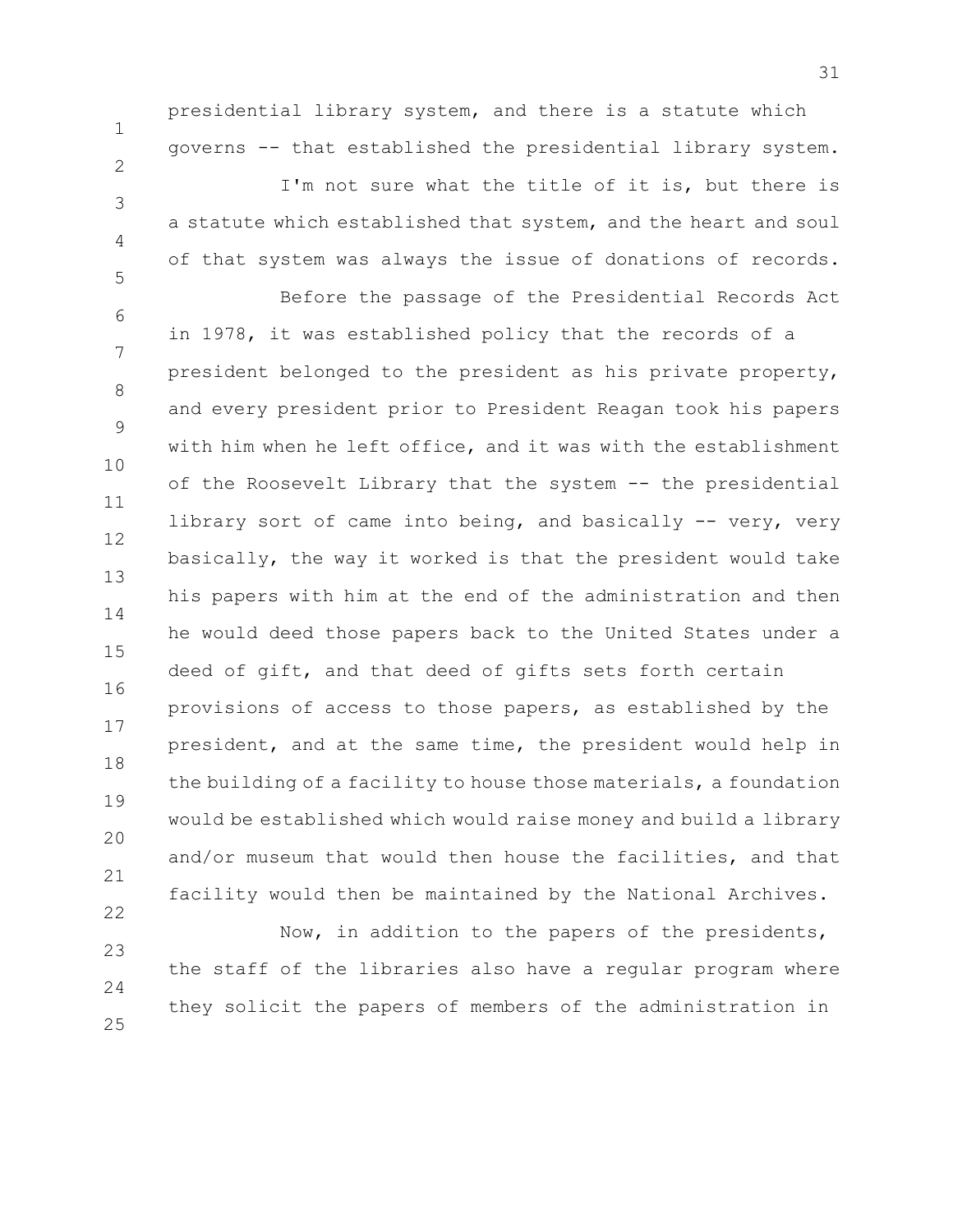presidential library system, and there is a statute which governs -- that established the presidential library system.

I'm not sure what the title of it is, but there is a statute which established that system, and the heart and soul of that system was always the issue of donations of records.

Before the passage of the Presidential Records Act in 1978, it was established policy that the records of a president belonged to the president as his private property, and every president prior to President Reagan took his papers with him when he left office, and it was with the establishment of the Roosevelt Library that the system -- the presidential library sort of came into being, and basically -- very, very basically, the way it worked is that the president would take his papers with him at the end of the administration and then he would deed those papers back to the United States under a deed of gift, and that deed of gifts sets forth certain provisions of access to those papers, as established by the president, and at the same time, the president would help in the building of a facility to house those materials, a foundation would be established which would raise money and build a library and/or museum that would then house the facilities, and that facility would then be maintained by the National Archives.

Now, in addition to the papers of the presidents, the staff of the libraries also have a regular program where they solicit the papers of members of the administration in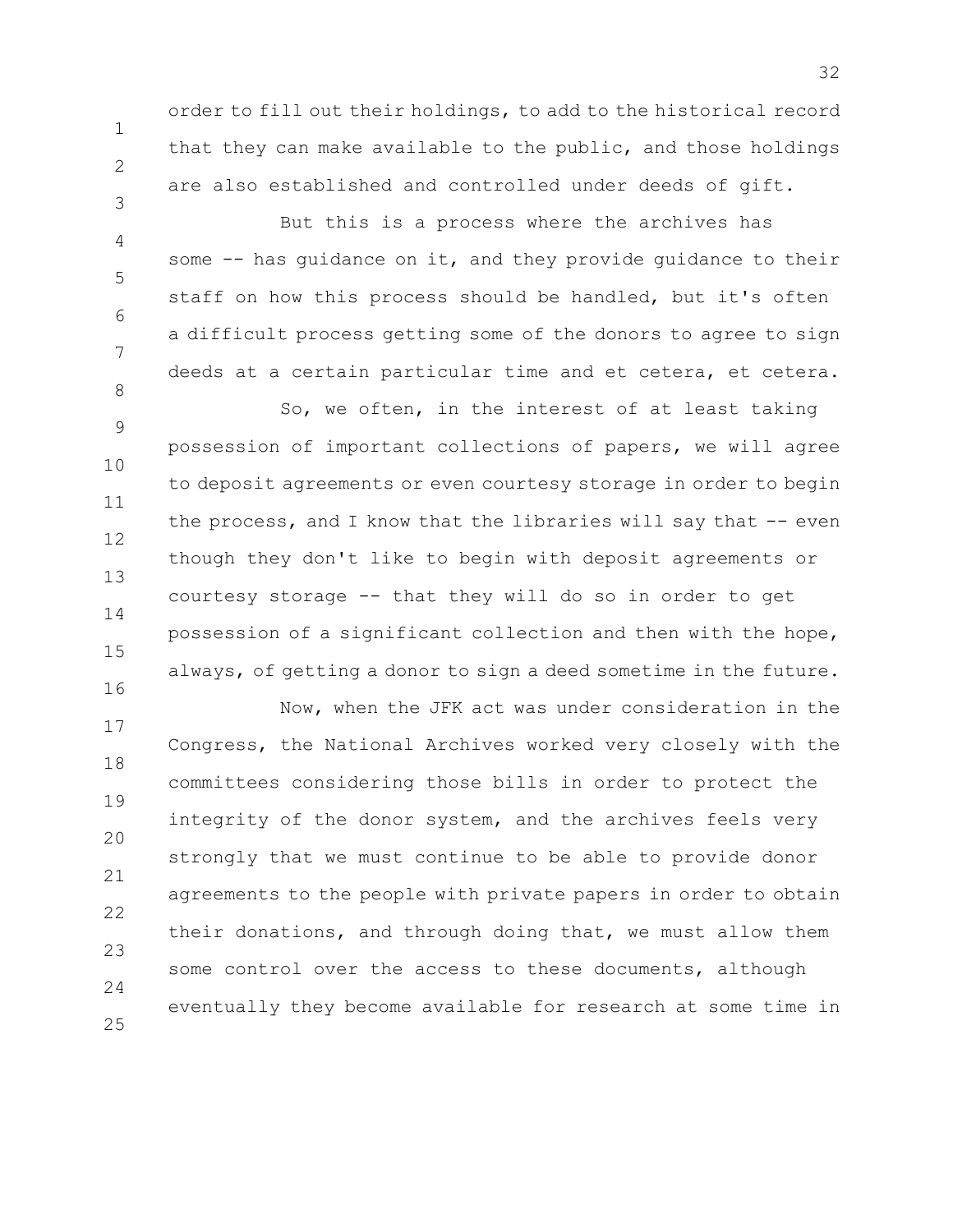order to fill out their holdings, to add to the historical record that they can make available to the public, and those holdings are also established and controlled under deeds of gift.

But this is a process where the archives has some -- has guidance on it, and they provide guidance to their staff on how this process should be handled, but it's often a difficult process getting some of the donors to agree to sign deeds at a certain particular time and et cetera, et cetera.

So, we often, in the interest of at least taking possession of important collections of papers, we will agree to deposit agreements or even courtesy storage in order to begin the process, and I know that the libraries will say that -- even though they don't like to begin with deposit agreements or courtesy storage -- that they will do so in order to get possession of a significant collection and then with the hope, always, of getting a donor to sign a deed sometime in the future.

Now, when the JFK act was under consideration in the Congress, the National Archives worked very closely with the committees considering those bills in order to protect the integrity of the donor system, and the archives feels very strongly that we must continue to be able to provide donor agreements to the people with private papers in order to obtain their donations, and through doing that, we must allow them some control over the access to these documents, although eventually they become available for research at some time in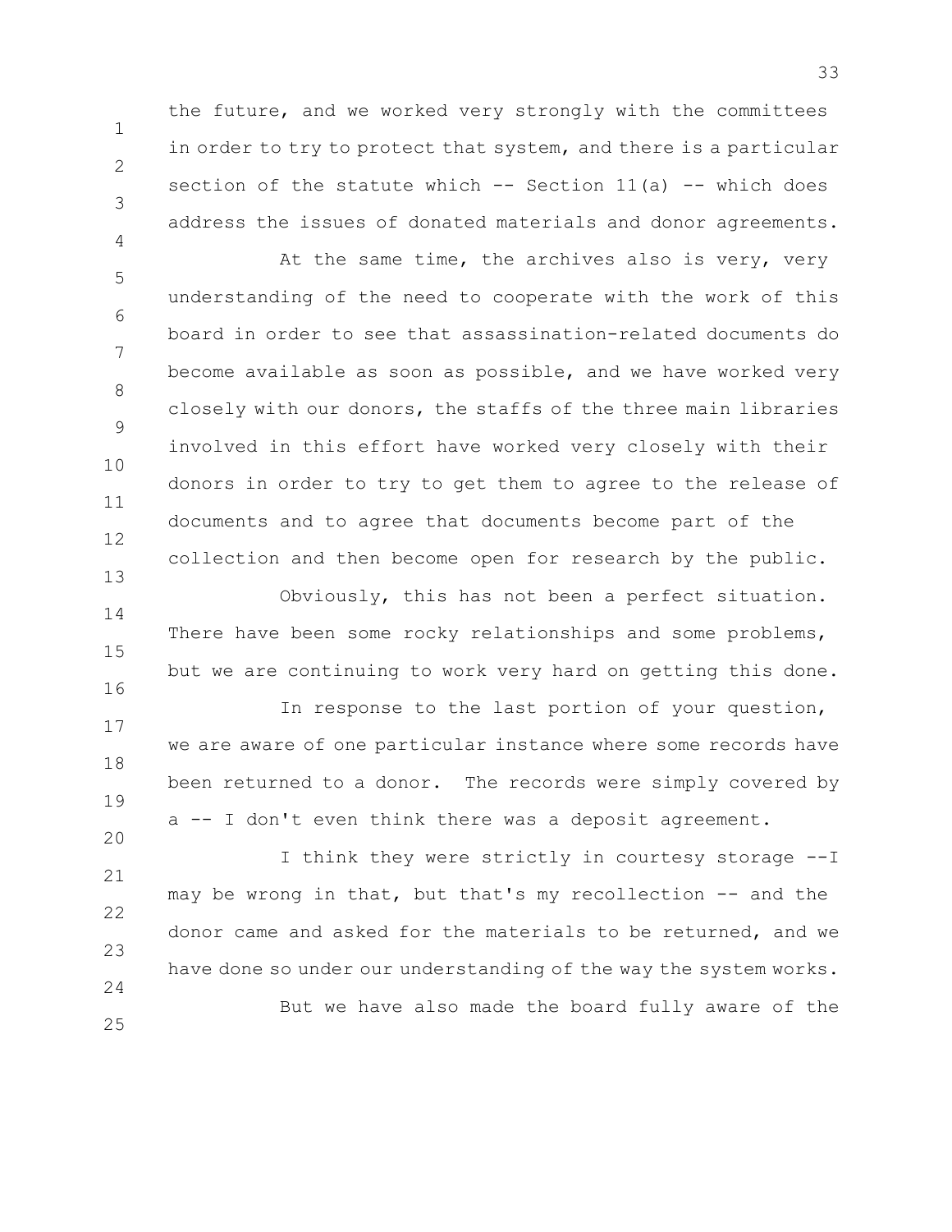the future, and we worked very strongly with the committees in order to try to protect that system, and there is a particular section of the statute which -- Section 11(a) -- which does address the issues of donated materials and donor agreements.

At the same time, the archives also is very, very understanding of the need to cooperate with the work of this board in order to see that assassination-related documents do become available as soon as possible, and we have worked very closely with our donors, the staffs of the three main libraries involved in this effort have worked very closely with their donors in order to try to get them to agree to the release of documents and to agree that documents become part of the collection and then become open for research by the public.

Obviously, this has not been a perfect situation. There have been some rocky relationships and some problems, but we are continuing to work very hard on getting this done.

In response to the last portion of your question, we are aware of one particular instance where some records have been returned to a donor. The records were simply covered by a -- I don't even think there was a deposit agreement.

I think they were strictly in courtesy storage --I may be wrong in that, but that's my recollection -- and the donor came and asked for the materials to be returned, and we have done so under our understanding of the way the system works.

But we have also made the board fully aware of the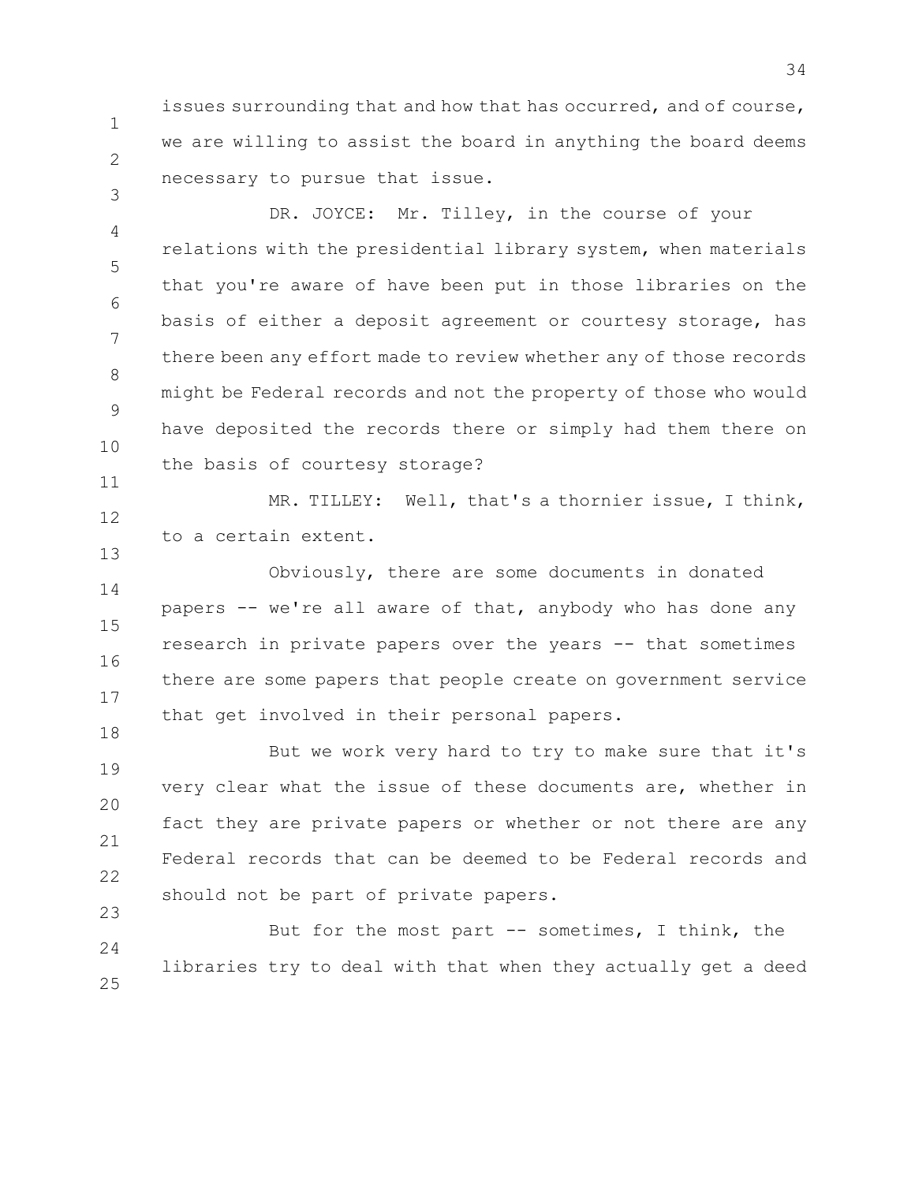issues surrounding that and how that has occurred, and of course, we are willing to assist the board in anything the board deems necessary to pursue that issue.

DR. JOYCE: Mr. Tilley, in the course of your relations with the presidential library system, when materials that you're aware of have been put in those libraries on the basis of either a deposit agreement or courtesy storage, has there been any effort made to review whether any of those records might be Federal records and not the property of those who would have deposited the records there or simply had them there on the basis of courtesy storage?

MR. TILLEY: Well, that's a thornier issue, I think, to a certain extent.

Obviously, there are some documents in donated papers -- we're all aware of that, anybody who has done any research in private papers over the years -- that sometimes there are some papers that people create on government service that get involved in their personal papers.

But we work very hard to try to make sure that it's very clear what the issue of these documents are, whether in fact they are private papers or whether or not there are any Federal records that can be deemed to be Federal records and should not be part of private papers.

But for the most part -- sometimes, I think, the libraries try to deal with that when they actually get a deed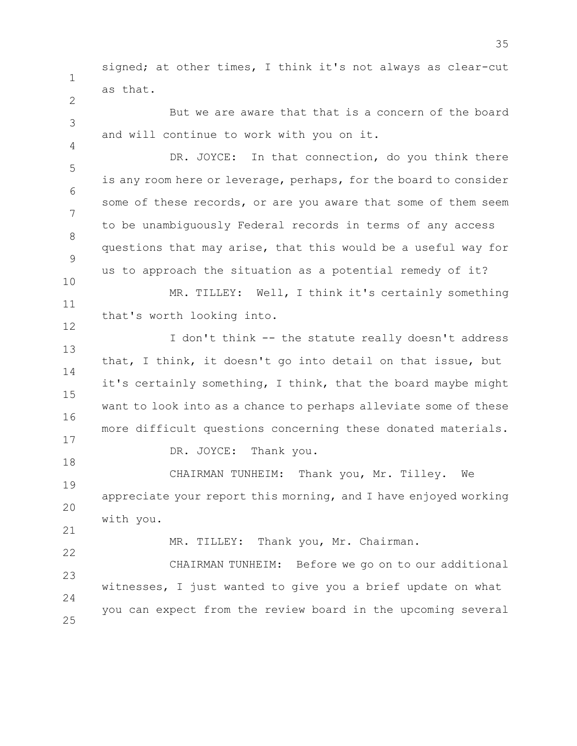signed; at other times, I think it's not always as clear-cut as that.

But we are aware that that is a concern of the board and will continue to work with you on it.

DR. JOYCE: In that connection, do you think there is any room here or leverage, perhaps, for the board to consider some of these records, or are you aware that some of them seem to be unambiguously Federal records in terms of any access questions that may arise, that this would be a useful way for us to approach the situation as a potential remedy of it?

MR. TILLEY: Well, I think it's certainly something that's worth looking into.

I don't think -- the statute really doesn't address that, I think, it doesn't go into detail on that issue, but it's certainly something, I think, that the board maybe might want to look into as a chance to perhaps alleviate some of these more difficult questions concerning these donated materials.

DR. JOYCE: Thank you.

CHAIRMAN TUNHEIM: Thank you, Mr. Tilley. We appreciate your report this morning, and I have enjoyed working with you.

MR. TILLEY: Thank you, Mr. Chairman.

CHAIRMAN TUNHEIM: Before we go on to our additional witnesses, I just wanted to give you a brief update on what you can expect from the review board in the upcoming several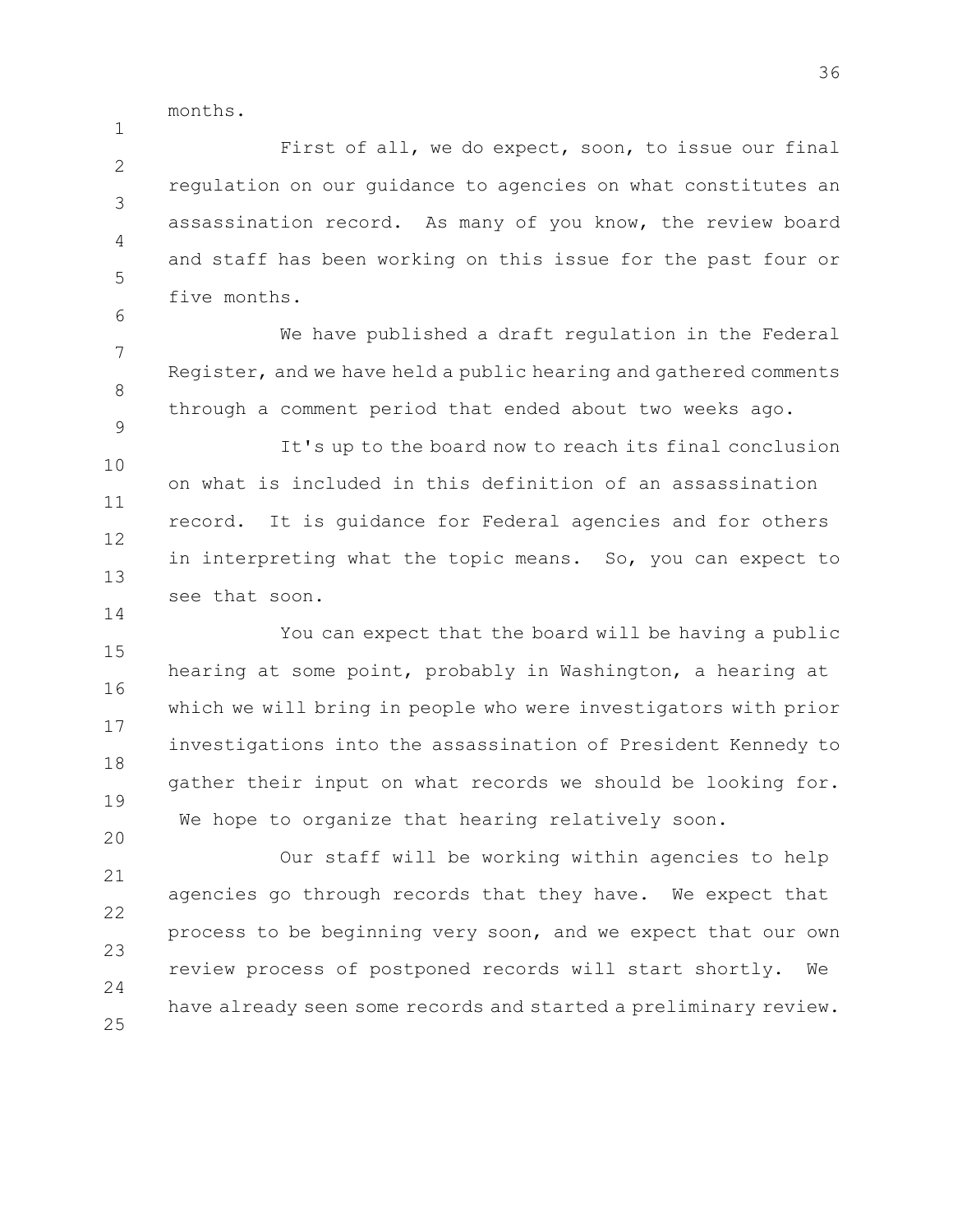months.

First of all, we do expect, soon, to issue our final regulation on our guidance to agencies on what constitutes an assassination record. As many of you know, the review board and staff has been working on this issue for the past four or five months.

We have published a draft regulation in the Federal Register, and we have held a public hearing and gathered comments through a comment period that ended about two weeks ago.

It's up to the board now to reach its final conclusion on what is included in this definition of an assassination record. It is guidance for Federal agencies and for others in interpreting what the topic means. So, you can expect to see that soon.

You can expect that the board will be having a public hearing at some point, probably in Washington, a hearing at which we will bring in people who were investigators with prior investigations into the assassination of President Kennedy to gather their input on what records we should be looking for. We hope to organize that hearing relatively soon.

Our staff will be working within agencies to help agencies go through records that they have. We expect that process to be beginning very soon, and we expect that our own review process of postponed records will start shortly. We have already seen some records and started a preliminary review.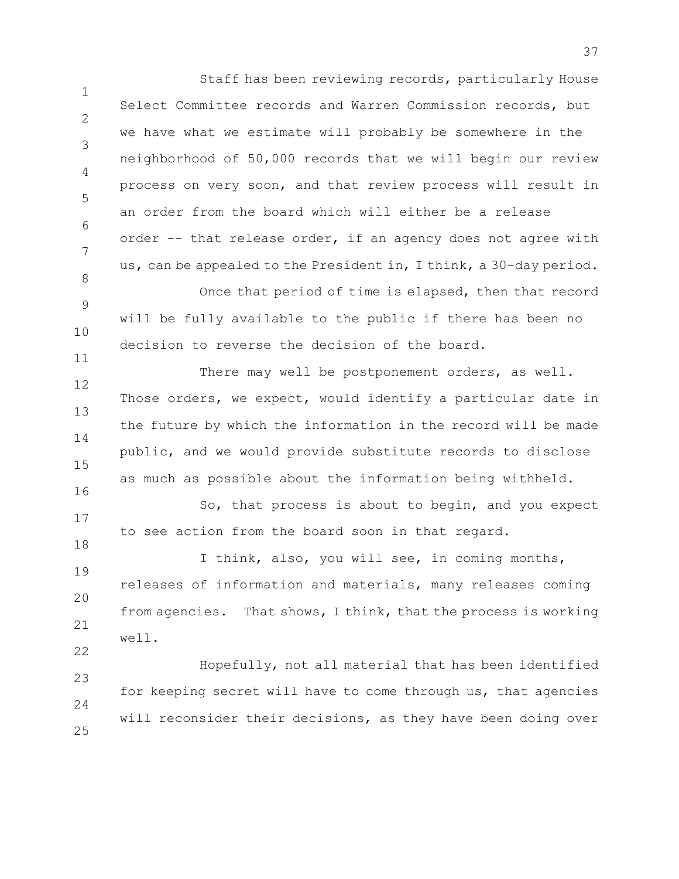Staff has been reviewing records, particularly House Select Committee records and Warren Commission records, but we have what we estimate will probably be somewhere in the neighborhood of 50,000 records that we will begin our review process on very soon, and that review process will result in an order from the board which will either be a release order -- that release order, if an agency does not agree with us, can be appealed to the President in, I think, a 30-day period.

Once that period of time is elapsed, then that record will be fully available to the public if there has been no decision to reverse the decision of the board.

There may well be postponement orders, as well. Those orders, we expect, would identify a particular date in the future by which the information in the record will be made public, and we would provide substitute records to disclose as much as possible about the information being withheld.

So, that process is about to begin, and you expect to see action from the board soon in that regard.

I think, also, you will see, in coming months, releases of information and materials, many releases coming from agencies. That shows, I think, that the process is working well.

Hopefully, not all material that has been identified for keeping secret will have to come through us, that agencies will reconsider their decisions, as they have been doing over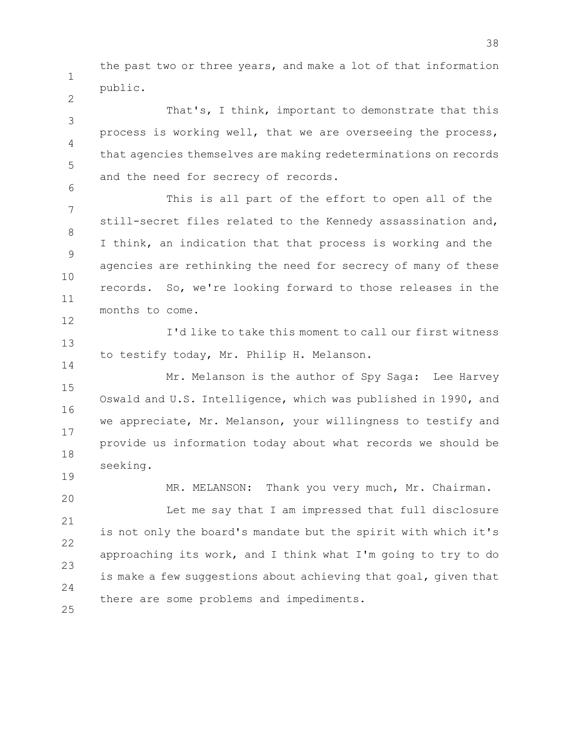the past two or three years, and make a lot of that information public.

That's, I think, important to demonstrate that this process is working well, that we are overseeing the process, that agencies themselves are making redeterminations on records and the need for secrecy of records.

This is all part of the effort to open all of the still-secret files related to the Kennedy assassination and, I think, an indication that that process is working and the agencies are rethinking the need for secrecy of many of these records. So, we're looking forward to those releases in the months to come.

I'd like to take this moment to call our first witness to testify today, Mr. Philip H. Melanson.

Mr. Melanson is the author of Spy Saga: Lee Harvey Oswald and U.S. Intelligence, which was published in 1990, and we appreciate, Mr. Melanson, your willingness to testify and provide us information today about what records we should be seeking.

MR. MELANSON: Thank you very much, Mr. Chairman.

Let me say that I am impressed that full disclosure is not only the board's mandate but the spirit with which it's approaching its work, and I think what I'm going to try to do is make a few suggestions about achieving that goal, given that there are some problems and impediments.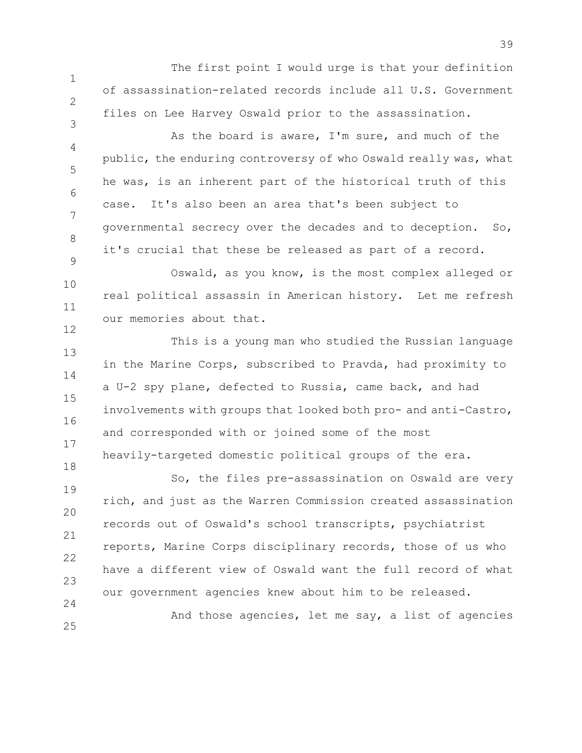The first point I would urge is that your definition of assassination-related records include all U.S. Government files on Lee Harvey Oswald prior to the assassination.

As the board is aware, I'm sure, and much of the public, the enduring controversy of who Oswald really was, what he was, is an inherent part of the historical truth of this case. It's also been an area that's been subject to governmental secrecy over the decades and to deception. So, it's crucial that these be released as part of a record.

Oswald, as you know, is the most complex alleged or real political assassin in American history. Let me refresh our memories about that.

This is a young man who studied the Russian language in the Marine Corps, subscribed to Pravda, had proximity to a U-2 spy plane, defected to Russia, came back, and had involvements with groups that looked both pro- and anti-Castro, and corresponded with or joined some of the most heavily-targeted domestic political groups of the era.

So, the files pre-assassination on Oswald are very rich, and just as the Warren Commission created assassination records out of Oswald's school transcripts, psychiatrist reports, Marine Corps disciplinary records, those of us who have a different view of Oswald want the full record of what our government agencies knew about him to be released.

And those agencies, let me say, a list of agencies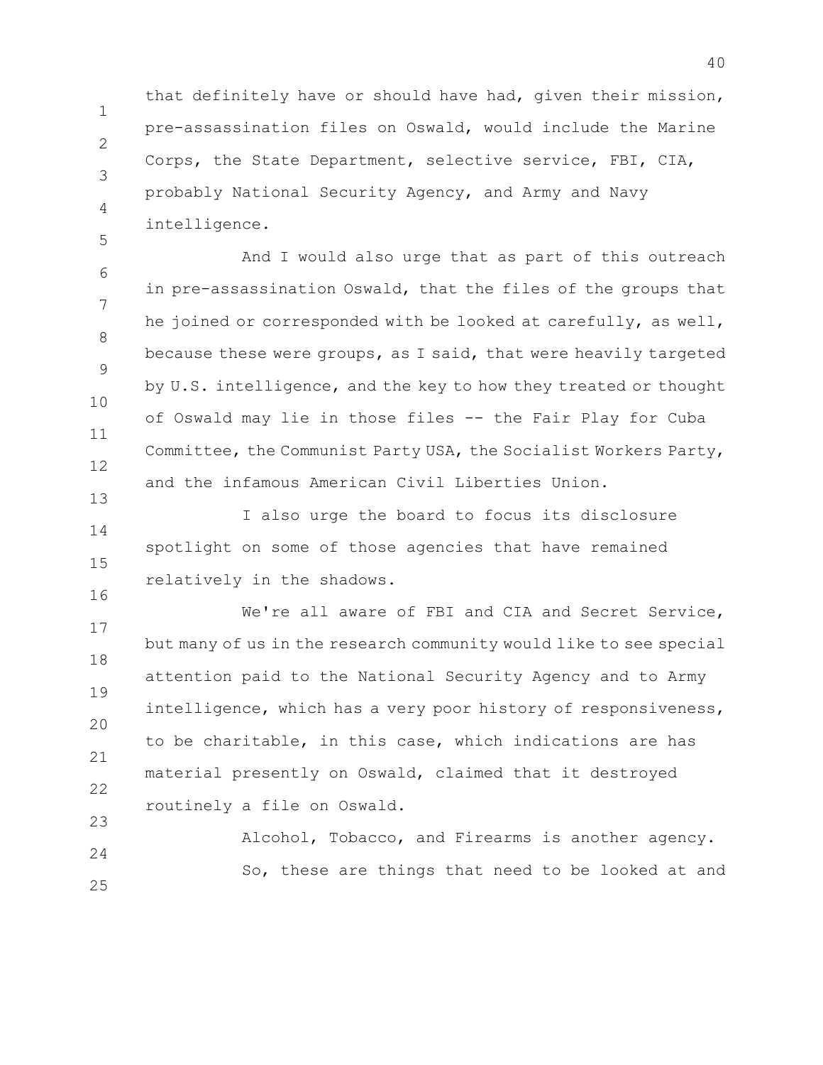that definitely have or should have had, given their mission, pre-assassination files on Oswald, would include the Marine Corps, the State Department, selective service, FBI, CIA, probably National Security Agency, and Army and Navy intelligence.

And I would also urge that as part of this outreach in pre-assassination Oswald, that the files of the groups that he joined or corresponded with be looked at carefully, as well, because these were groups, as I said, that were heavily targeted by U.S. intelligence, and the key to how they treated or thought of Oswald may lie in those files -- the Fair Play for Cuba Committee, the Communist Party USA, the Socialist Workers Party, and the infamous American Civil Liberties Union.

I also urge the board to focus its disclosure spotlight on some of those agencies that have remained relatively in the shadows.

We're all aware of FBI and CIA and Secret Service, but many of us in the research community would like to see special attention paid to the National Security Agency and to Army intelligence, which has a very poor history of responsiveness, to be charitable, in this case, which indications are has material presently on Oswald, claimed that it destroyed routinely a file on Oswald.

Alcohol, Tobacco, and Firearms is another agency.

So, these are things that need to be looked at and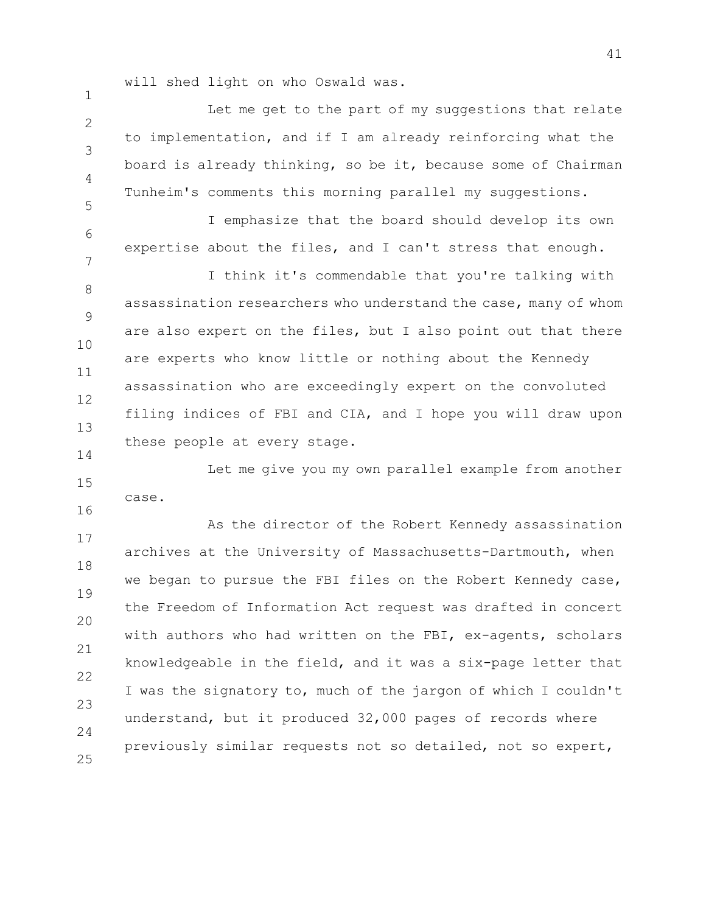will shed light on who Oswald was.

Let me get to the part of my suggestions that relate to implementation, and if I am already reinforcing what the board is already thinking, so be it, because some of Chairman Tunheim's comments this morning parallel my suggestions.

I emphasize that the board should develop its own expertise about the files, and I can't stress that enough.

I think it's commendable that you're talking with assassination researchers who understand the case, many of whom are also expert on the files, but I also point out that there are experts who know little or nothing about the Kennedy assassination who are exceedingly expert on the convoluted filing indices of FBI and CIA, and I hope you will draw upon these people at every stage.

Let me give you my own parallel example from another case.

As the director of the Robert Kennedy assassination archives at the University of Massachusetts-Dartmouth, when we began to pursue the FBI files on the Robert Kennedy case, the Freedom of Information Act request was drafted in concert with authors who had written on the FBI, ex-agents, scholars knowledgeable in the field, and it was a six-page letter that I was the signatory to, much of the jargon of which I couldn't understand, but it produced 32,000 pages of records where previously similar requests not so detailed, not so expert,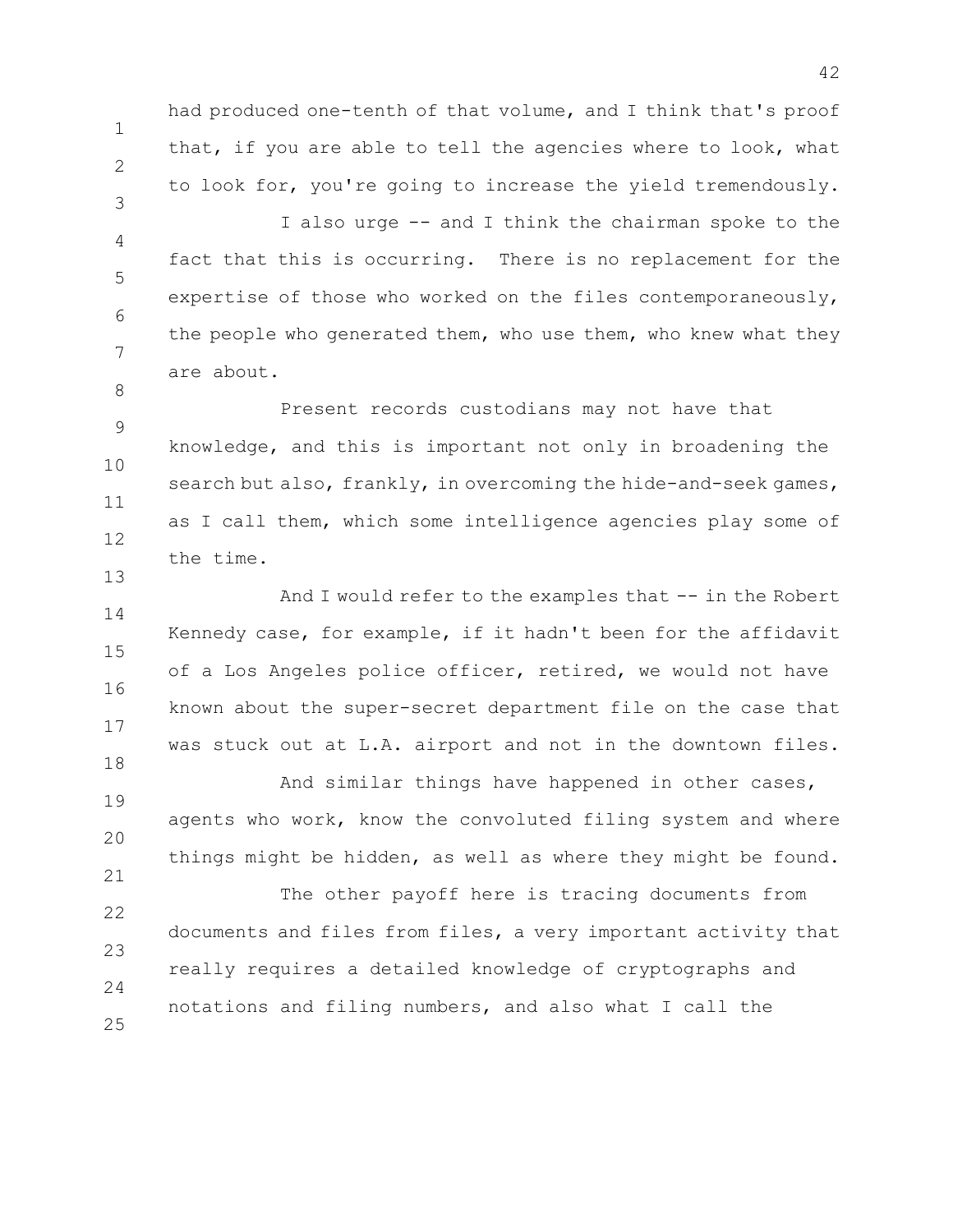had produced one-tenth of that volume, and I think that's proof that, if you are able to tell the agencies where to look, what to look for, you're going to increase the yield tremendously.

I also urge -- and I think the chairman spoke to the fact that this is occurring. There is no replacement for the expertise of those who worked on the files contemporaneously, the people who generated them, who use them, who knew what they are about.

Present records custodians may not have that knowledge, and this is important not only in broadening the search but also, frankly, in overcoming the hide-and-seek games, as I call them, which some intelligence agencies play some of the time.

And I would refer to the examples that -- in the Robert Kennedy case, for example, if it hadn't been for the affidavit of a Los Angeles police officer, retired, we would not have known about the super-secret department file on the case that was stuck out at L.A. airport and not in the downtown files.

And similar things have happened in other cases, agents who work, know the convoluted filing system and where things might be hidden, as well as where they might be found.

The other payoff here is tracing documents from documents and files from files, a very important activity that really requires a detailed knowledge of cryptographs and notations and filing numbers, and also what I call the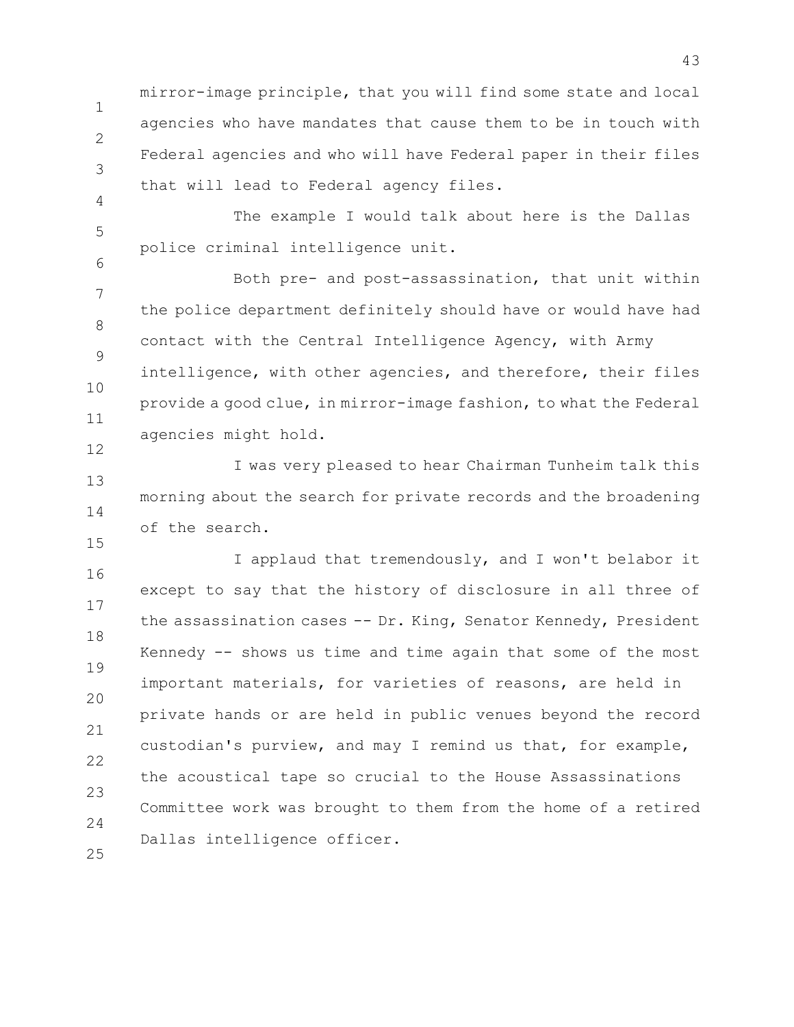mirror-image principle, that you will find some state and local agencies who have mandates that cause them to be in touch with Federal agencies and who will have Federal paper in their files that will lead to Federal agency files.

The example I would talk about here is the Dallas police criminal intelligence unit.

Both pre- and post-assassination, that unit within the police department definitely should have or would have had contact with the Central Intelligence Agency, with Army intelligence, with other agencies, and therefore, their files provide a good clue, in mirror-image fashion, to what the Federal agencies might hold.

I was very pleased to hear Chairman Tunheim talk this morning about the search for private records and the broadening of the search.

I applaud that tremendously, and I won't belabor it except to say that the history of disclosure in all three of the assassination cases -- Dr. King, Senator Kennedy, President Kennedy -- shows us time and time again that some of the most important materials, for varieties of reasons, are held in private hands or are held in public venues beyond the record custodian's purview, and may I remind us that, for example, the acoustical tape so crucial to the House Assassinations Committee work was brought to them from the home of a retired Dallas intelligence officer.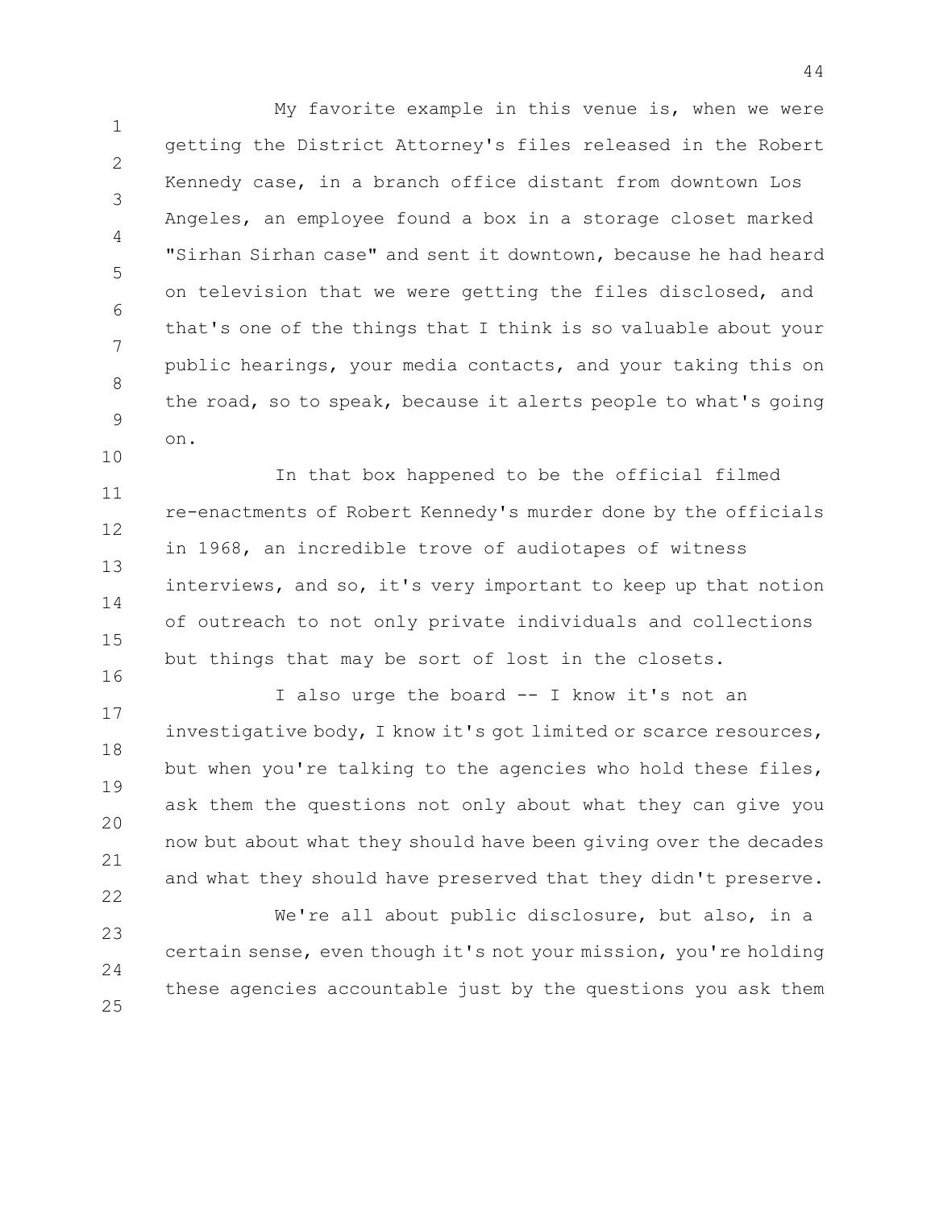My favorite example in this venue is, when we were getting the District Attorney's files released in the Robert Kennedy case, in a branch office distant from downtown Los Angeles, an employee found a box in a storage closet marked "Sirhan Sirhan case" and sent it downtown, because he had heard on television that we were getting the files disclosed, and that's one of the things that I think is so valuable about your public hearings, your media contacts, and your taking this on the road, so to speak, because it alerts people to what's going on.

In that box happened to be the official filmed re-enactments of Robert Kennedy's murder done by the officials in 1968, an incredible trove of audiotapes of witness interviews, and so, it's very important to keep up that notion of outreach to not only private individuals and collections but things that may be sort of lost in the closets.

I also urge the board -- I know it's not an investigative body, I know it's got limited or scarce resources, but when you're talking to the agencies who hold these files, ask them the questions not only about what they can give you now but about what they should have been giving over the decades and what they should have preserved that they didn't preserve.

We're all about public disclosure, but also, in a certain sense, even though it's not your mission, you're holding these agencies accountable just by the questions you ask them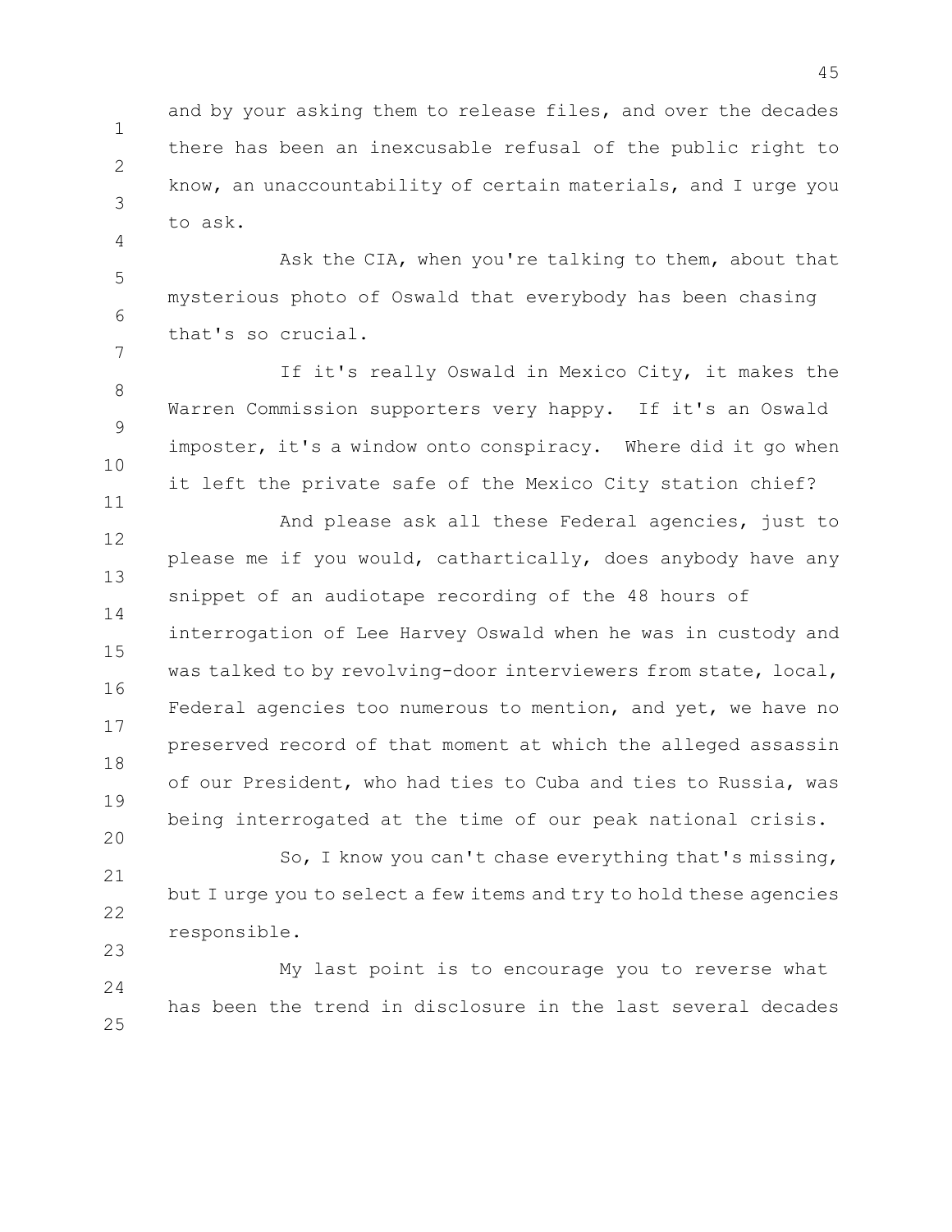and by your asking them to release files, and over the decades there has been an inexcusable refusal of the public right to know, an unaccountability of certain materials, and I urge you to ask.

Ask the CIA, when you're talking to them, about that mysterious photo of Oswald that everybody has been chasing that's so crucial.

If it's really Oswald in Mexico City, it makes the Warren Commission supporters very happy. If it's an Oswald imposter, it's a window onto conspiracy. Where did it go when it left the private safe of the Mexico City station chief?

And please ask all these Federal agencies, just to please me if you would, cathartically, does anybody have any snippet of an audiotape recording of the 48 hours of interrogation of Lee Harvey Oswald when he was in custody and was talked to by revolving-door interviewers from state, local, Federal agencies too numerous to mention, and yet, we have no preserved record of that moment at which the alleged assassin of our President, who had ties to Cuba and ties to Russia, was being interrogated at the time of our peak national crisis.

So, I know you can't chase everything that's missing, but I urge you to select a few items and try to hold these agencies responsible.

My last point is to encourage you to reverse what has been the trend in disclosure in the last several decades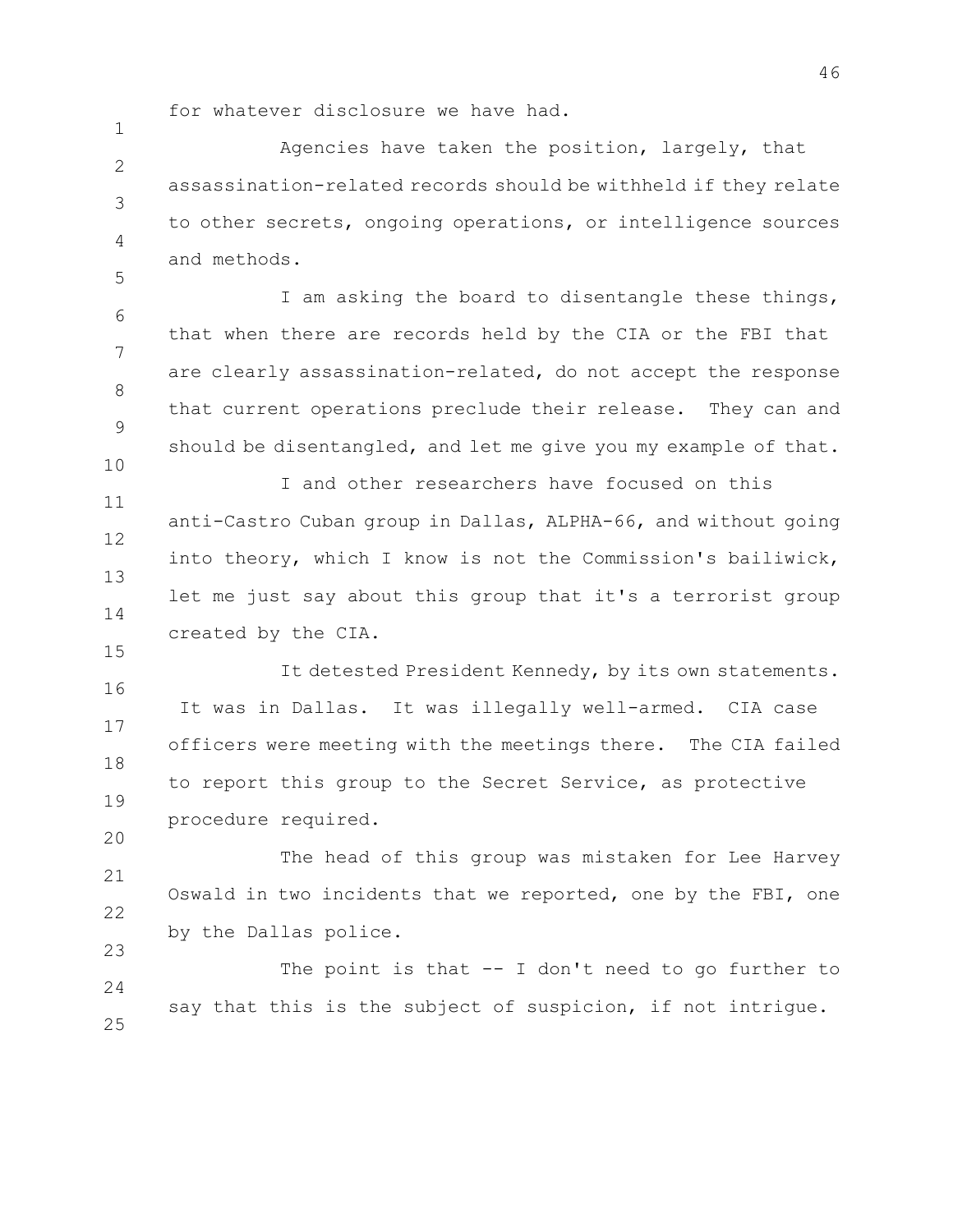for whatever disclosure we have had.

Agencies have taken the position, largely, that assassination-related records should be withheld if they relate to other secrets, ongoing operations, or intelligence sources and methods.

I am asking the board to disentangle these things, that when there are records held by the CIA or the FBI that are clearly assassination-related, do not accept the response that current operations preclude their release. They can and should be disentangled, and let me give you my example of that.

I and other researchers have focused on this anti-Castro Cuban group in Dallas, ALPHA-66, and without going into theory, which I know is not the Commission's bailiwick, let me just say about this group that it's a terrorist group created by the CIA.

It detested President Kennedy, by its own statements. It was in Dallas. It was illegally well-armed. CIA case officers were meeting with the meetings there. The CIA failed to report this group to the Secret Service, as protective procedure required.

The head of this group was mistaken for Lee Harvey Oswald in two incidents that we reported, one by the FBI, one by the Dallas police.

The point is that -- I don't need to go further to say that this is the subject of suspicion, if not intrigue.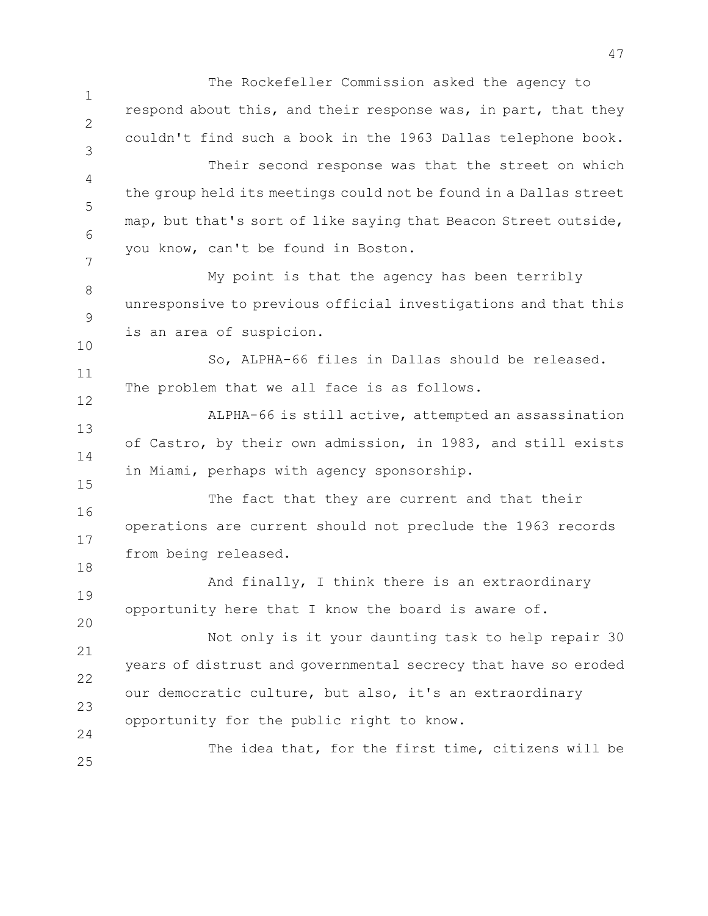The Rockefeller Commission asked the agency to respond about this, and their response was, in part, that they couldn't find such a book in the 1963 Dallas telephone book.

Their second response was that the street on which the group held its meetings could not be found in a Dallas street map, but that's sort of like saying that Beacon Street outside, you know, can't be found in Boston.

My point is that the agency has been terribly unresponsive to previous official investigations and that this is an area of suspicion.

So, ALPHA-66 files in Dallas should be released. The problem that we all face is as follows.

ALPHA-66 is still active, attempted an assassination of Castro, by their own admission, in 1983, and still exists in Miami, perhaps with agency sponsorship.

The fact that they are current and that their operations are current should not preclude the 1963 records from being released.

And finally, I think there is an extraordinary opportunity here that I know the board is aware of.

Not only is it your daunting task to help repair 30 years of distrust and governmental secrecy that have so eroded our democratic culture, but also, it's an extraordinary opportunity for the public right to know.

The idea that, for the first time, citizens will be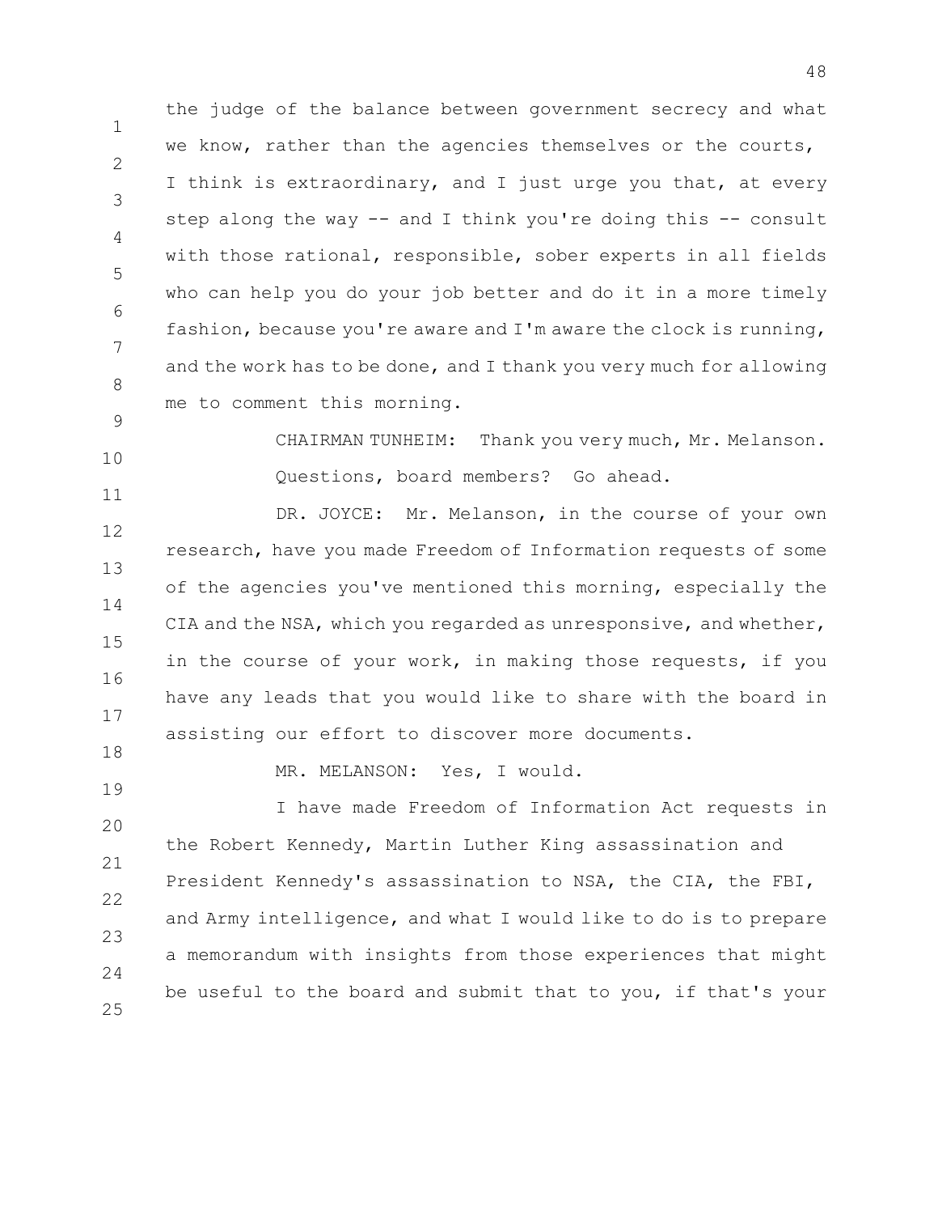the judge of the balance between government secrecy and what we know, rather than the agencies themselves or the courts, I think is extraordinary, and I just urge you that, at every step along the way -- and I think you're doing this -- consult with those rational, responsible, sober experts in all fields who can help you do your job better and do it in a more timely fashion, because you're aware and I'm aware the clock is running, and the work has to be done, and I thank you very much for allowing me to comment this morning.

CHAIRMAN TUNHEIM: Thank you very much, Mr. Melanson. Questions, board members? Go ahead.

DR. JOYCE: Mr. Melanson, in the course of your own research, have you made Freedom of Information requests of some of the agencies you've mentioned this morning, especially the CIA and the NSA, which you regarded as unresponsive, and whether, in the course of your work, in making those requests, if you have any leads that you would like to share with the board in assisting our effort to discover more documents.

MR. MELANSON: Yes, I would.

I have made Freedom of Information Act requests in the Robert Kennedy, Martin Luther King assassination and President Kennedy's assassination to NSA, the CIA, the FBI, and Army intelligence, and what I would like to do is to prepare a memorandum with insights from those experiences that might be useful to the board and submit that to you, if that's your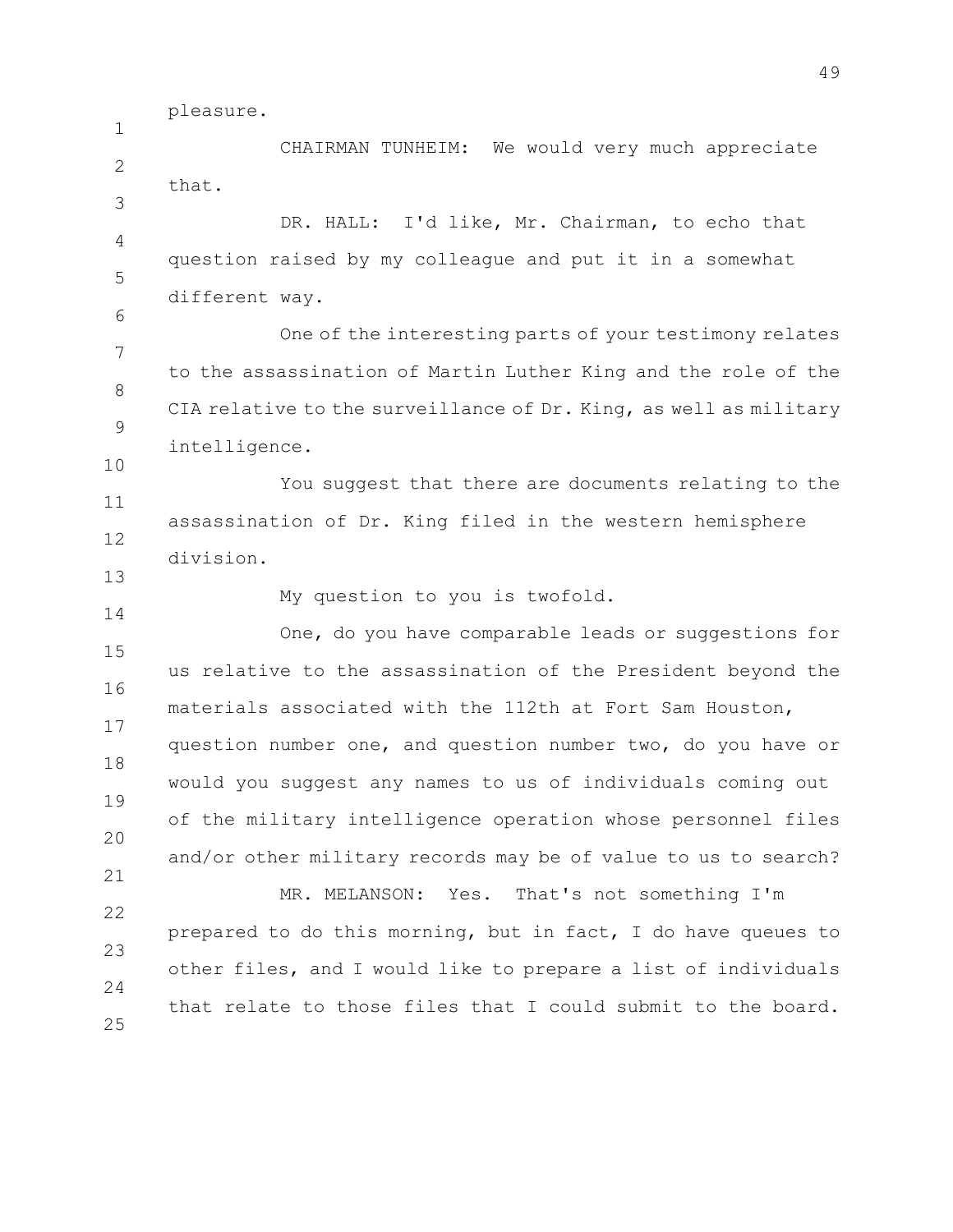pleasure.

CHAIRMAN TUNHEIM: We would very much appreciate that.

DR. HALL: I'd like, Mr. Chairman, to echo that question raised by my colleague and put it in a somewhat different way.

One of the interesting parts of your testimony relates to the assassination of Martin Luther King and the role of the CIA relative to the surveillance of Dr. King, as well as military intelligence.

You suggest that there are documents relating to the assassination of Dr. King filed in the western hemisphere division.

My question to you is twofold.

One, do you have comparable leads or suggestions for us relative to the assassination of the President beyond the materials associated with the 112th at Fort Sam Houston, question number one, and question number two, do you have or would you suggest any names to us of individuals coming out of the military intelligence operation whose personnel files and/or other military records may be of value to us to search?

MR. MELANSON: Yes. That's not something I'm prepared to do this morning, but in fact, I do have queues to other files, and I would like to prepare a list of individuals that relate to those files that I could submit to the board.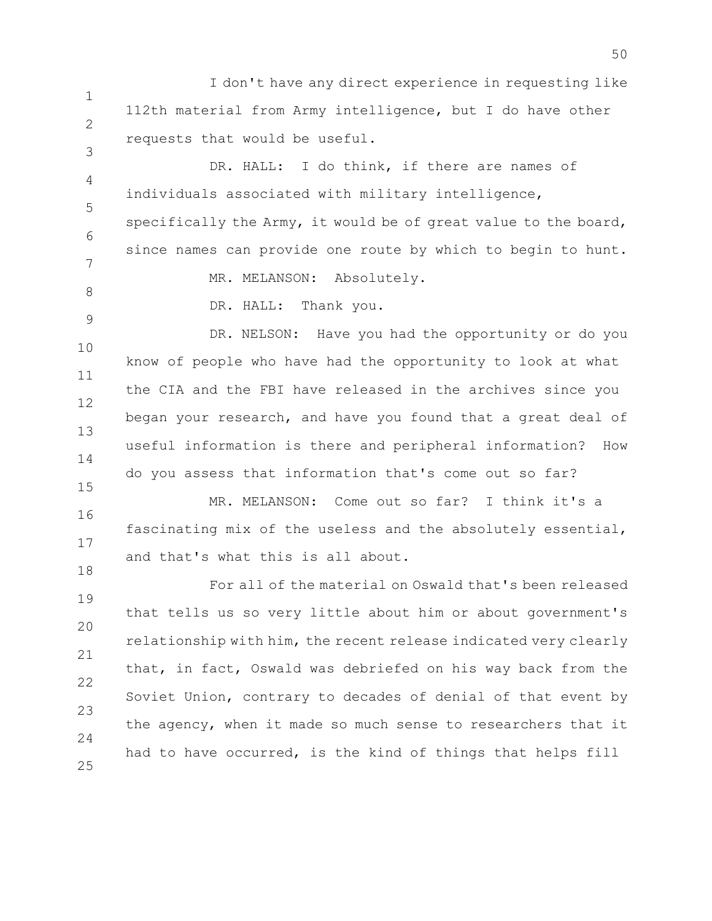I don't have any direct experience in requesting like 112th material from Army intelligence, but I do have other requests that would be useful.

DR. HALL: I do think, if there are names of individuals associated with military intelligence, specifically the Army, it would be of great value to the board, since names can provide one route by which to begin to hunt.

MR. MELANSON: Absolutely.

DR. HALL: Thank you.

DR. NELSON: Have you had the opportunity or do you know of people who have had the opportunity to look at what the CIA and the FBI have released in the archives since you began your research, and have you found that a great deal of useful information is there and peripheral information? How do you assess that information that's come out so far?

MR. MELANSON: Come out so far? I think it's a fascinating mix of the useless and the absolutely essential, and that's what this is all about.

For all of the material on Oswald that's been released that tells us so very little about him or about government's relationship with him, the recent release indicated very clearly that, in fact, Oswald was debriefed on his way back from the Soviet Union, contrary to decades of denial of that event by the agency, when it made so much sense to researchers that it had to have occurred, is the kind of things that helps fill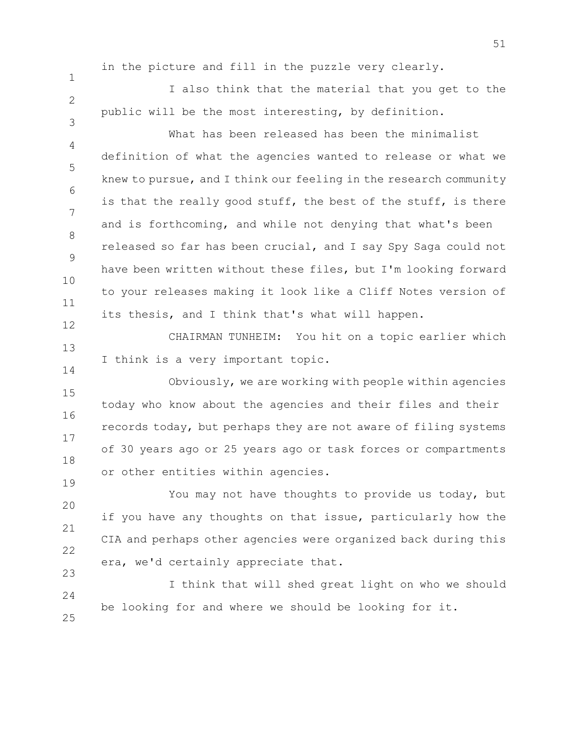in the picture and fill in the puzzle very clearly.

I also think that the material that you get to the public will be the most interesting, by definition.

What has been released has been the minimalist definition of what the agencies wanted to release or what we knew to pursue, and I think our feeling in the research community is that the really good stuff, the best of the stuff, is there and is forthcoming, and while not denying that what's been released so far has been crucial, and I say Spy Saga could not have been written without these files, but I'm looking forward to your releases making it look like a Cliff Notes version of its thesis, and I think that's what will happen.

CHAIRMAN TUNHEIM: You hit on a topic earlier which I think is a very important topic.

Obviously, we are working with people within agencies today who know about the agencies and their files and their records today, but perhaps they are not aware of filing systems of 30 years ago or 25 years ago or task forces or compartments or other entities within agencies.

You may not have thoughts to provide us today, but if you have any thoughts on that issue, particularly how the CIA and perhaps other agencies were organized back during this era, we'd certainly appreciate that.

I think that will shed great light on who we should be looking for and where we should be looking for it.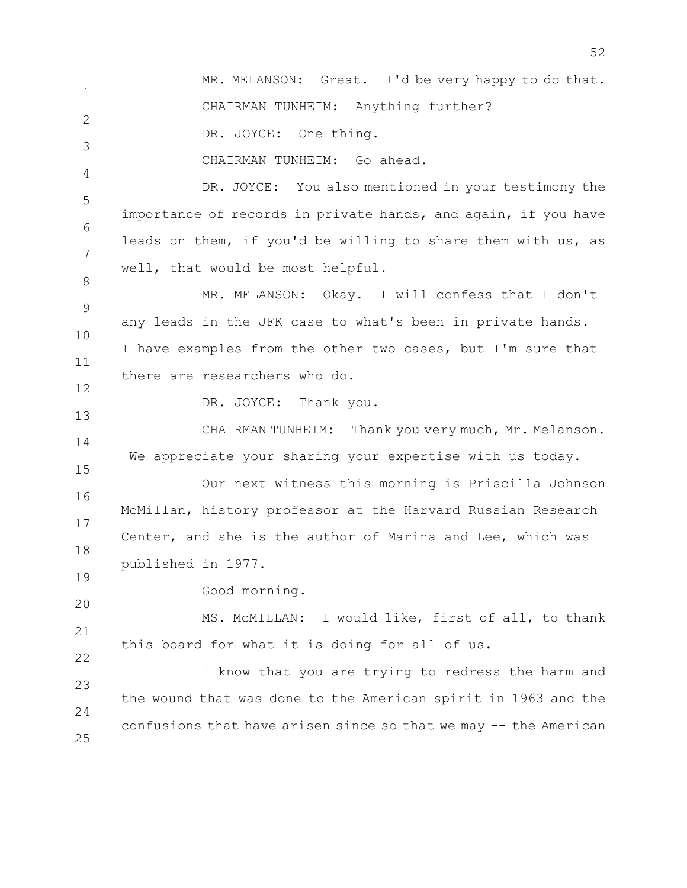MR. MELANSON: Great. I'd be very happy to do that.

CHAIRMAN TUNHEIM: Anything further?

DR. JOYCE: One thing.

CHAIRMAN TUNHEIM: Go ahead.

DR. JOYCE: You also mentioned in your testimony the importance of records in private hands, and again, if you have leads on them, if you'd be willing to share them with us, as well, that would be most helpful.

MR. MELANSON: Okay. I will confess that I don't any leads in the JFK case to what's been in private hands. I have examples from the other two cases, but I'm sure that there are researchers who do.

DR. JOYCE: Thank you.

CHAIRMAN TUNHEIM: Thank you very much, Mr. Melanson. We appreciate your sharing your expertise with us today.

Our next witness this morning is Priscilla Johnson McMillan, history professor at the Harvard Russian Research Center, and she is the author of Marina and Lee, which was published in 1977.

Good morning.

MS. McMILLAN: I would like, first of all, to thank this board for what it is doing for all of us.

I know that you are trying to redress the harm and the wound that was done to the American spirit in 1963 and the confusions that have arisen since so that we may -- the American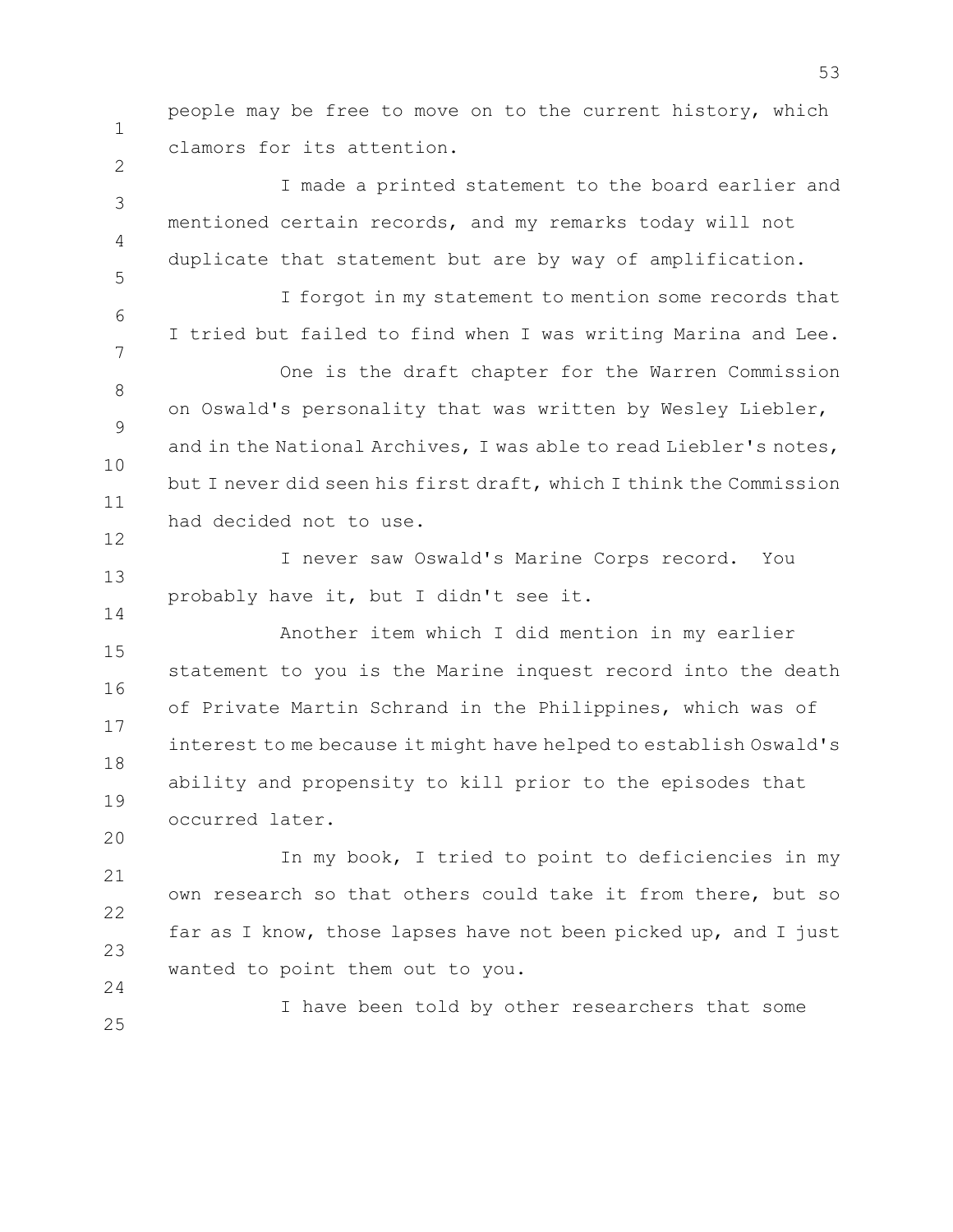people may be free to move on to the current history, which clamors for its attention.

I made a printed statement to the board earlier and mentioned certain records, and my remarks today will not duplicate that statement but are by way of amplification.

I forgot in my statement to mention some records that I tried but failed to find when I was writing Marina and Lee.

One is the draft chapter for the Warren Commission on Oswald's personality that was written by Wesley Liebler, and in the National Archives, I was able to read Liebler's notes, but I never did seen his first draft, which I think the Commission had decided not to use.

I never saw Oswald's Marine Corps record. You probably have it, but I didn't see it.

Another item which I did mention in my earlier statement to you is the Marine inquest record into the death of Private Martin Schrand in the Philippines, which was of interest to me because it might have helped to establish Oswald's ability and propensity to kill prior to the episodes that occurred later.

In my book, I tried to point to deficiencies in my own research so that others could take it from there, but so far as I know, those lapses have not been picked up, and I just wanted to point them out to you.

I have been told by other researchers that some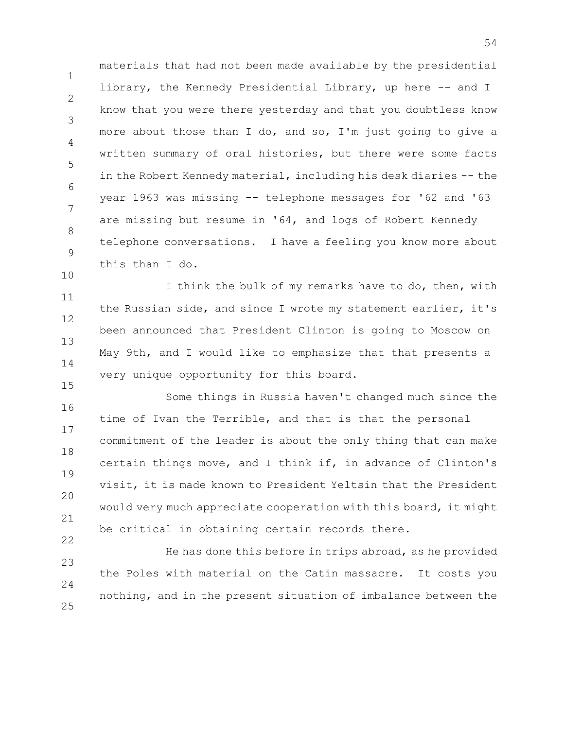materials that had not been made available by the presidential library, the Kennedy Presidential Library, up here -- and I know that you were there yesterday and that you doubtless know more about those than I do, and so, I'm just going to give a written summary of oral histories, but there were some facts in the Robert Kennedy material, including his desk diaries -- the year 1963 was missing -- telephone messages for '62 and '63 are missing but resume in '64, and logs of Robert Kennedy telephone conversations. I have a feeling you know more about this than I do.

I think the bulk of my remarks have to do, then, with the Russian side, and since I wrote my statement earlier, it's been announced that President Clinton is going to Moscow on May 9th, and I would like to emphasize that that presents a very unique opportunity for this board.

Some things in Russia haven't changed much since the time of Ivan the Terrible, and that is that the personal commitment of the leader is about the only thing that can make certain things move, and I think if, in advance of Clinton's visit, it is made known to President Yeltsin that the President would very much appreciate cooperation with this board, it might be critical in obtaining certain records there.

He has done this before in trips abroad, as he provided the Poles with material on the Catin massacre. It costs you nothing, and in the present situation of imbalance between the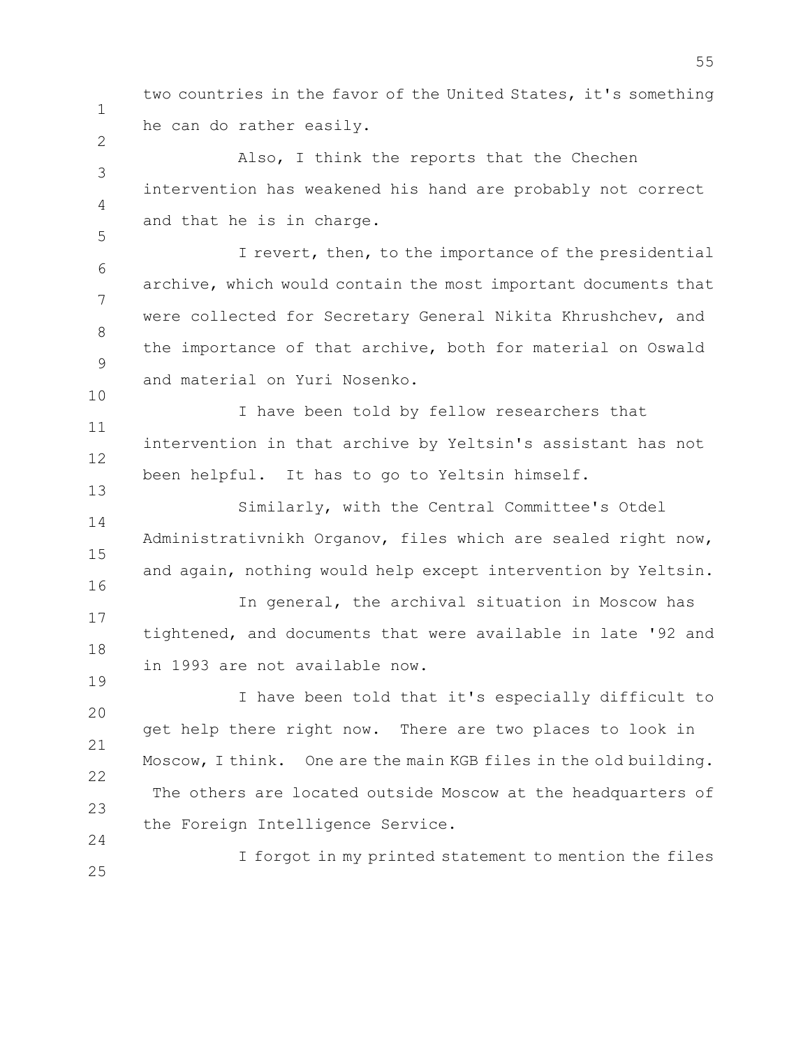two countries in the favor of the United States, it's something he can do rather easily.

Also, I think the reports that the Chechen intervention has weakened his hand are probably not correct and that he is in charge.

I revert, then, to the importance of the presidential archive, which would contain the most important documents that were collected for Secretary General Nikita Khrushchev, and the importance of that archive, both for material on Oswald and material on Yuri Nosenko.

I have been told by fellow researchers that intervention in that archive by Yeltsin's assistant has not been helpful. It has to go to Yeltsin himself.

Similarly, with the Central Committee's Otdel Administrativnikh Organov, files which are sealed right now, and again, nothing would help except intervention by Yeltsin.

In general, the archival situation in Moscow has tightened, and documents that were available in late '92 and in 1993 are not available now.

I have been told that it's especially difficult to get help there right now. There are two places to look in Moscow, I think. One are the main KGB files in the old building. The others are located outside Moscow at the headquarters of the Foreign Intelligence Service.

I forgot in my printed statement to mention the files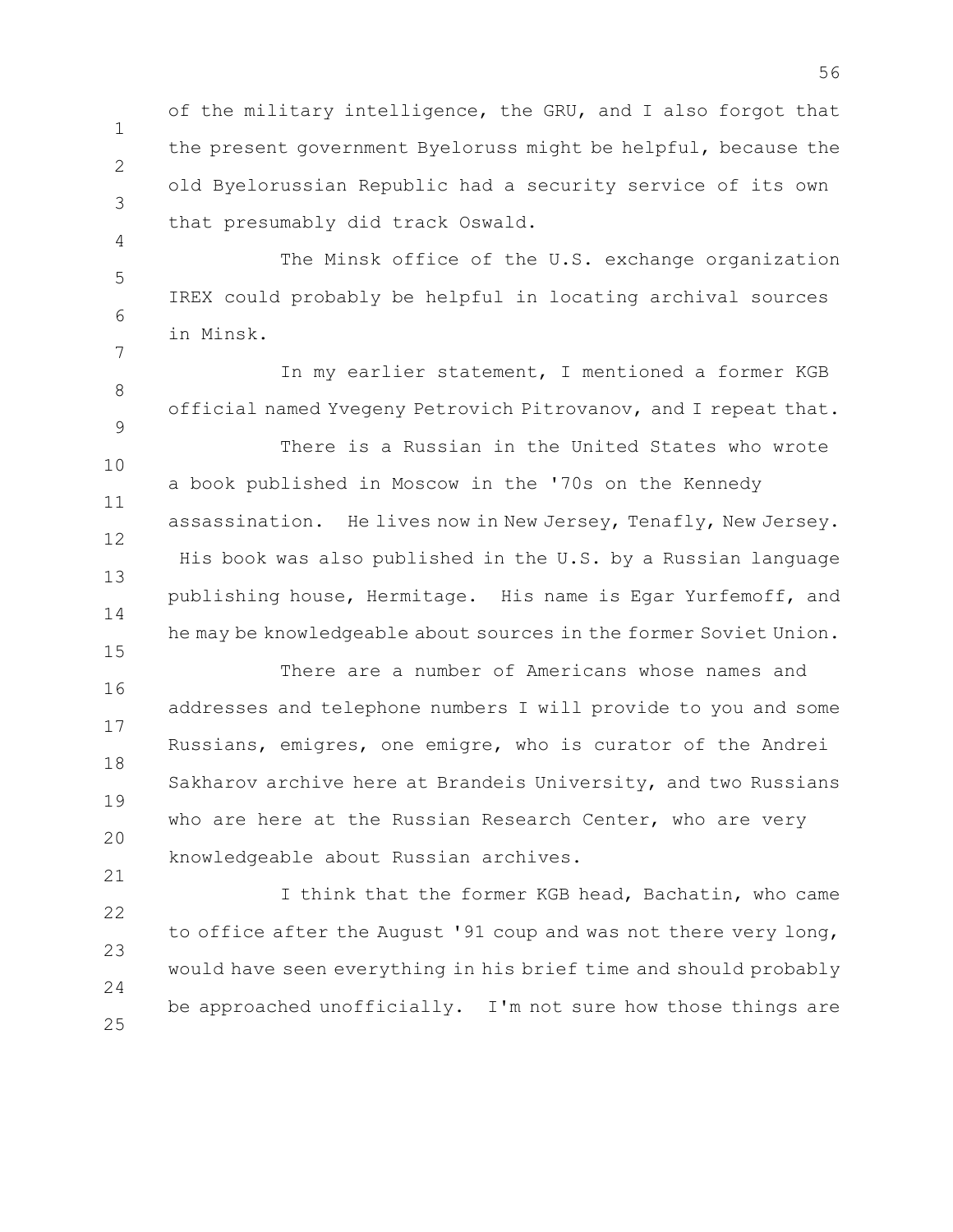of the military intelligence, the GRU, and I also forgot that the present government Byeloruss might be helpful, because the old Byelorussian Republic had a security service of its own that presumably did track Oswald.

The Minsk office of the U.S. exchange organization IREX could probably be helpful in locating archival sources in Minsk.

In my earlier statement, I mentioned a former KGB official named Yvegeny Petrovich Pitrovanov, and I repeat that.

There is a Russian in the United States who wrote a book published in Moscow in the '70s on the Kennedy assassination. He lives now in New Jersey, Tenafly, New Jersey. His book was also published in the U.S. by a Russian language publishing house, Hermitage. His name is Egar Yurfemoff, and he may be knowledgeable about sources in the former Soviet Union.

There are a number of Americans whose names and addresses and telephone numbers I will provide to you and some Russians, emigres, one emigre, who is curator of the Andrei Sakharov archive here at Brandeis University, and two Russians who are here at the Russian Research Center, who are very knowledgeable about Russian archives.

I think that the former KGB head, Bachatin, who came to office after the August '91 coup and was not there very long, would have seen everything in his brief time and should probably be approached unofficially. I'm not sure how those things are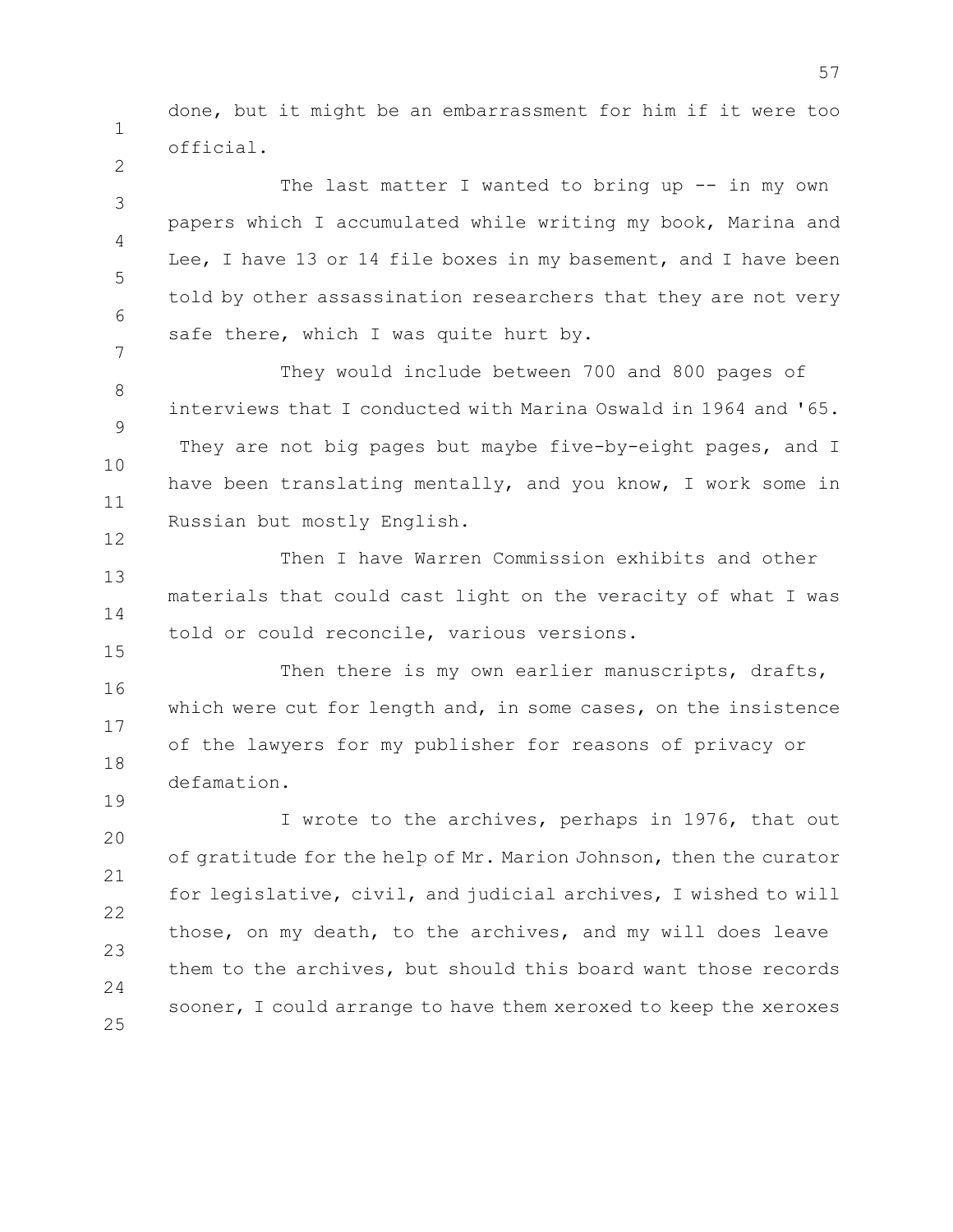done, but it might be an embarrassment for him if it were too official.

The last matter I wanted to bring up -- in my own papers which I accumulated while writing my book, Marina and Lee, I have 13 or 14 file boxes in my basement, and I have been told by other assassination researchers that they are not very safe there, which I was quite hurt by.

They would include between 700 and 800 pages of interviews that I conducted with Marina Oswald in 1964 and '65. They are not big pages but maybe five-by-eight pages, and I have been translating mentally, and you know, I work some in Russian but mostly English.

Then I have Warren Commission exhibits and other materials that could cast light on the veracity of what I was told or could reconcile, various versions.

Then there is my own earlier manuscripts, drafts, which were cut for length and, in some cases, on the insistence of the lawyers for my publisher for reasons of privacy or defamation.

I wrote to the archives, perhaps in 1976, that out of gratitude for the help of Mr. Marion Johnson, then the curator for legislative, civil, and judicial archives, I wished to will those, on my death, to the archives, and my will does leave them to the archives, but should this board want those records sooner, I could arrange to have them xeroxed to keep the xeroxes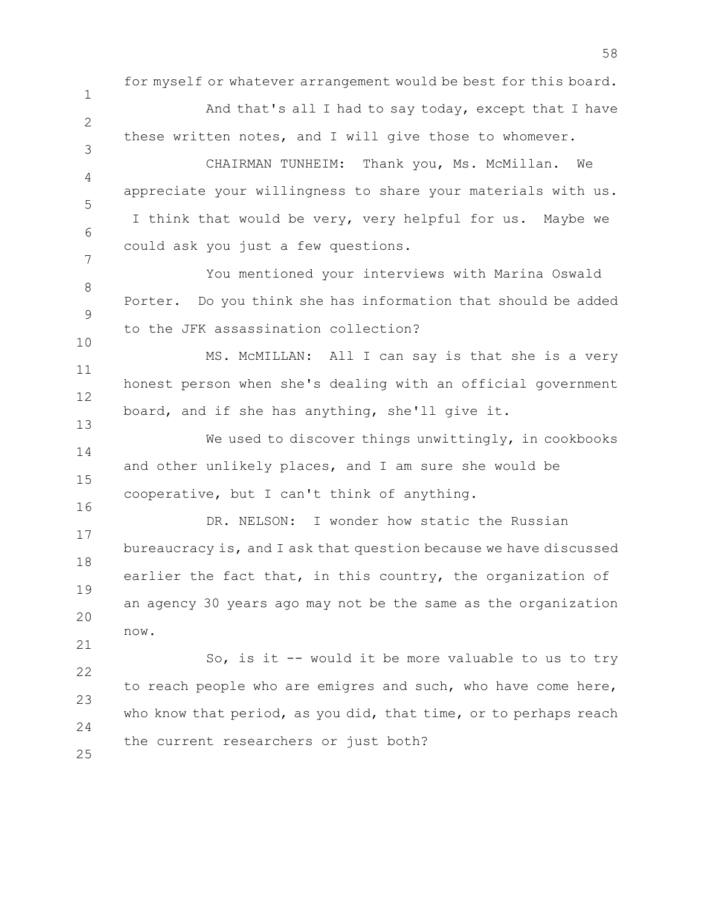for myself or whatever arrangement would be best for this board.

And that's all I had to say today, except that I have these written notes, and I will give those to whomever.

CHAIRMAN TUNHEIM: Thank you, Ms. McMillan. We appreciate your willingness to share your materials with us. I think that would be very, very helpful for us. Maybe we could ask you just a few questions.

You mentioned your interviews with Marina Oswald Porter. Do you think she has information that should be added to the JFK assassination collection?

MS. McMILLAN: All I can say is that she is a very honest person when she's dealing with an official government board, and if she has anything, she'll give it.

We used to discover things unwittingly, in cookbooks and other unlikely places, and I am sure she would be cooperative, but I can't think of anything.

DR. NELSON: I wonder how static the Russian bureaucracy is, and I ask that question because we have discussed earlier the fact that, in this country, the organization of an agency 30 years ago may not be the same as the organization now.

So, is it -- would it be more valuable to us to try to reach people who are emigres and such, who have come here, who know that period, as you did, that time, or to perhaps reach the current researchers or just both?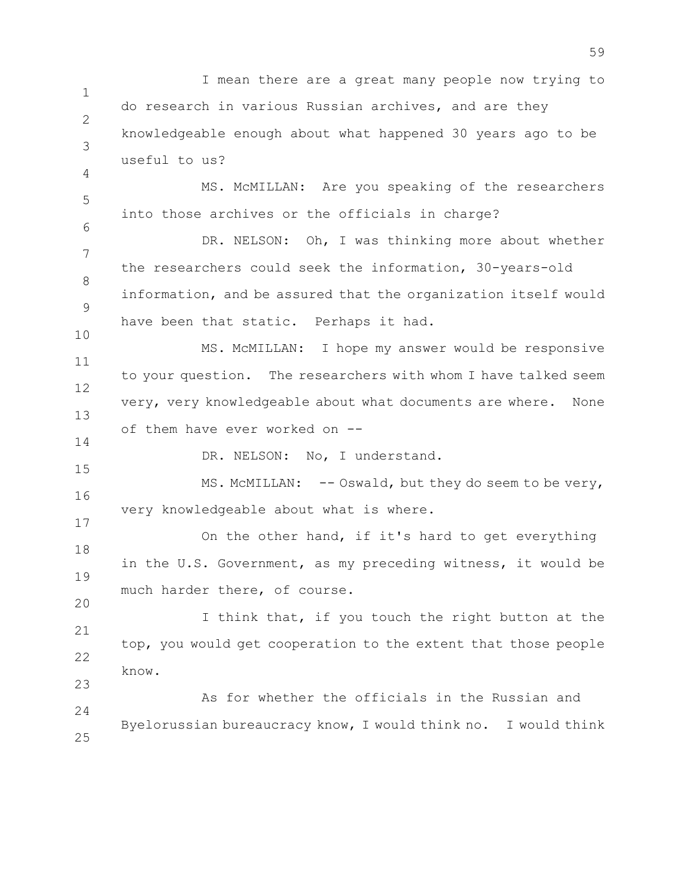I mean there are a great many people now trying to do research in various Russian archives, and are they knowledgeable enough about what happened 30 years ago to be useful to us?

MS. McMILLAN: Are you speaking of the researchers into those archives or the officials in charge?

DR. NELSON: Oh, I was thinking more about whether the researchers could seek the information, 30-years-old information, and be assured that the organization itself would have been that static. Perhaps it had.

MS. McMILLAN: I hope my answer would be responsive to your question. The researchers with whom I have talked seem very, very knowledgeable about what documents are where. None of them have ever worked on --

DR. NELSON: No, I understand.

MS. McMILLAN: -- Oswald, but they do seem to be very, very knowledgeable about what is where.

On the other hand, if it's hard to get everything in the U.S. Government, as my preceding witness, it would be much harder there, of course.

I think that, if you touch the right button at the top, you would get cooperation to the extent that those people know.

As for whether the officials in the Russian and Byelorussian bureaucracy know, I would think no. I would think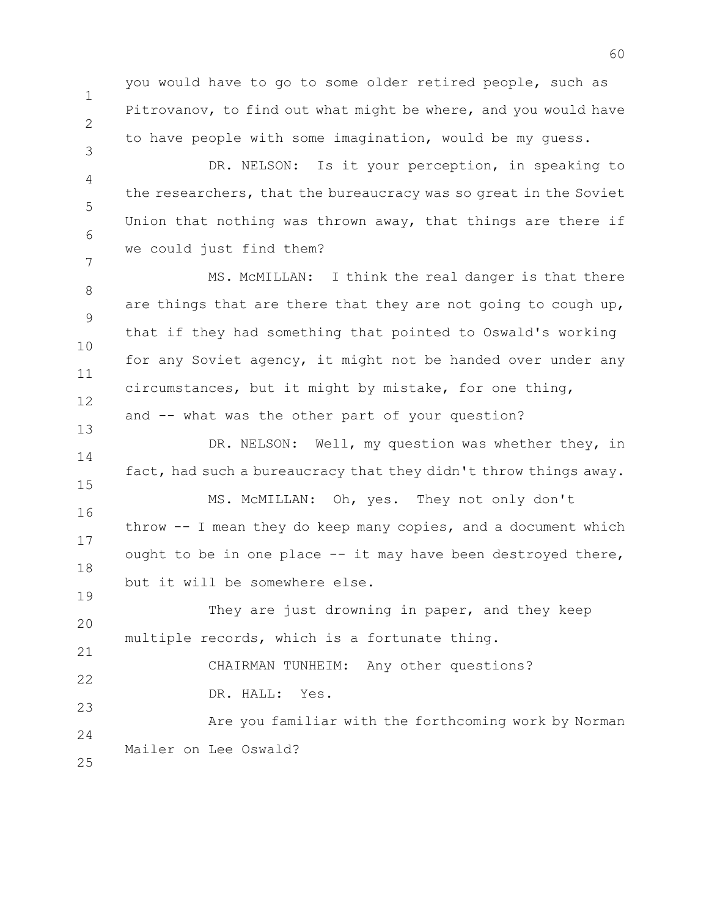you would have to go to some older retired people, such as Pitrovanov, to find out what might be where, and you would have to have people with some imagination, would be my guess.

DR. NELSON: Is it your perception, in speaking to the researchers, that the bureaucracy was so great in the Soviet Union that nothing was thrown away, that things are there if we could just find them?

MS. McMILLAN: I think the real danger is that there are things that are there that they are not going to cough up, that if they had something that pointed to Oswald's working for any Soviet agency, it might not be handed over under any circumstances, but it might by mistake, for one thing, and -- what was the other part of your question?

DR. NELSON: Well, my question was whether they, in fact, had such a bureaucracy that they didn't throw things away.

MS. McMILLAN: Oh, yes. They not only don't throw -- I mean they do keep many copies, and a document which ought to be in one place -- it may have been destroyed there, but it will be somewhere else.

They are just drowning in paper, and they keep multiple records, which is a fortunate thing.

CHAIRMAN TUNHEIM: Any other questions?

DR. HALL: Yes.

Are you familiar with the forthcoming work by Norman Mailer on Lee Oswald?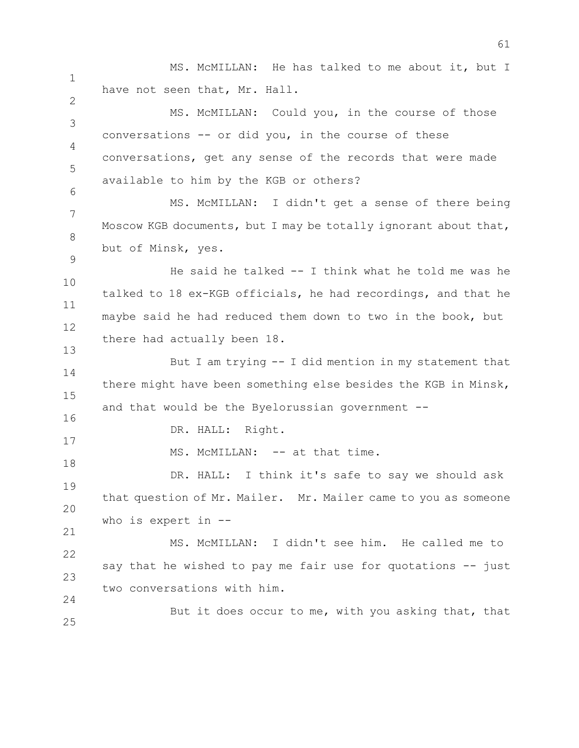MS. McMILLAN: He has talked to me about it, but I have not seen that, Mr. Hall.

MS. McMILLAN: Could you, in the course of those conversations -- or did you, in the course of these conversations, get any sense of the records that were made available to him by the KGB or others?

MS. McMILLAN: I didn't get a sense of there being Moscow KGB documents, but I may be totally ignorant about that, but of Minsk, yes.

He said he talked -- I think what he told me was he talked to 18 ex-KGB officials, he had recordings, and that he maybe said he had reduced them down to two in the book, but there had actually been 18.

But I am trying -- I did mention in my statement that there might have been something else besides the KGB in Minsk, and that would be the Byelorussian government --

DR. HALL: Right.

MS. McMILLAN: -- at that time.

DR. HALL: I think it's safe to say we should ask that question of Mr. Mailer. Mr. Mailer came to you as someone who is expert in --

MS. McMILLAN: I didn't see him. He called me to say that he wished to pay me fair use for quotations -- just two conversations with him.

But it does occur to me, with you asking that, that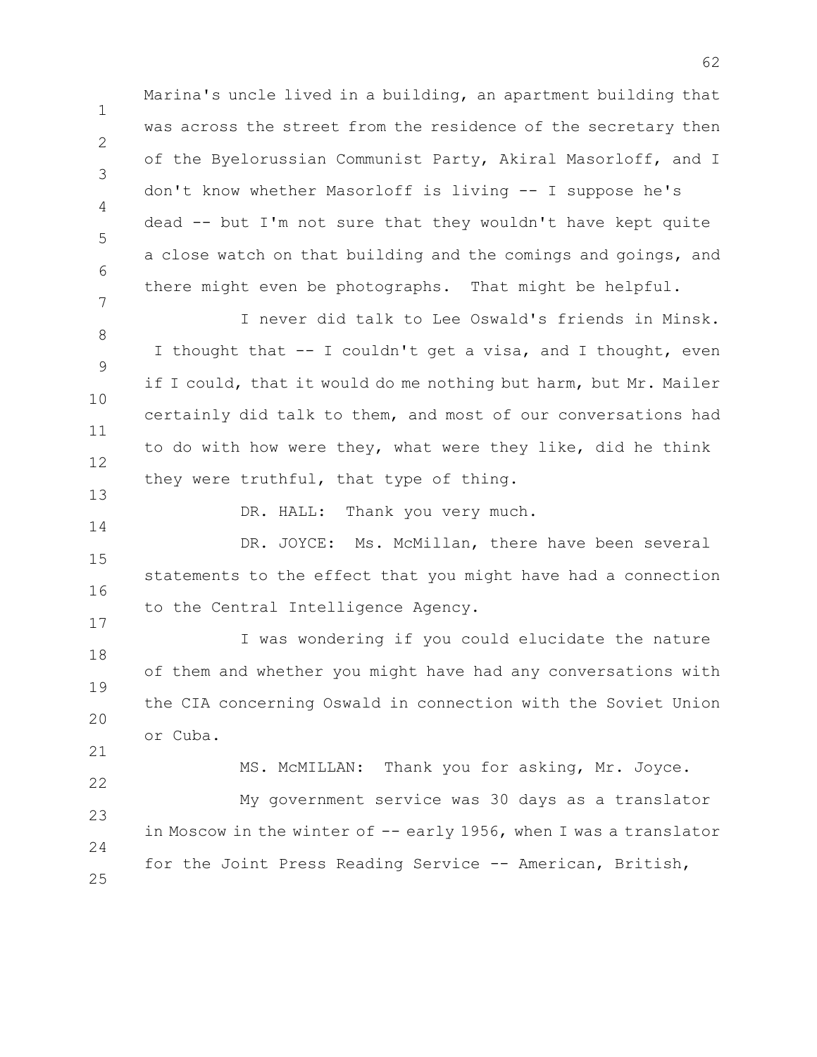Marina's uncle lived in a building, an apartment building that was across the street from the residence of the secretary then of the Byelorussian Communist Party, Akiral Masorloff, and I don't know whether Masorloff is living -- I suppose he's dead -- but I'm not sure that they wouldn't have kept quite a close watch on that building and the comings and goings, and there might even be photographs. That might be helpful.

I never did talk to Lee Oswald's friends in Minsk. I thought that -- I couldn't get a visa, and I thought, even if I could, that it would do me nothing but harm, but Mr. Mailer certainly did talk to them, and most of our conversations had to do with how were they, what were they like, did he think they were truthful, that type of thing.

DR. HALL: Thank you very much.

DR. JOYCE: Ms. McMillan, there have been several statements to the effect that you might have had a connection to the Central Intelligence Agency.

I was wondering if you could elucidate the nature of them and whether you might have had any conversations with the CIA concerning Oswald in connection with the Soviet Union or Cuba.

MS. McMILLAN: Thank you for asking, Mr. Joyce.

My government service was 30 days as a translator in Moscow in the winter of -- early 1956, when I was a translator for the Joint Press Reading Service -- American, British,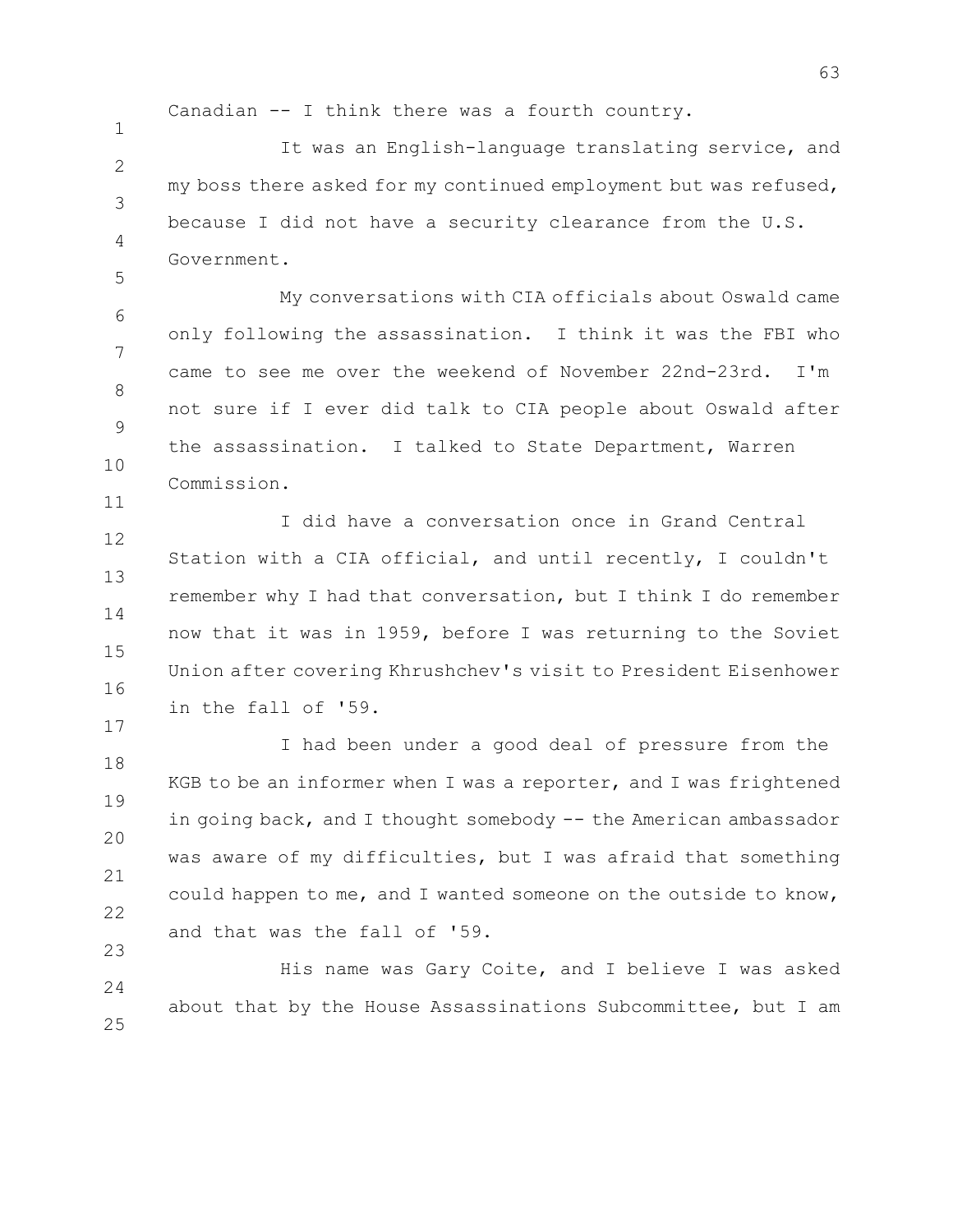Canadian -- I think there was a fourth country.

It was an English-language translating service, and my boss there asked for my continued employment but was refused, because I did not have a security clearance from the U.S. Government.

My conversations with CIA officials about Oswald came only following the assassination. I think it was the FBI who came to see me over the weekend of November 22nd-23rd. I'm not sure if I ever did talk to CIA people about Oswald after the assassination. I talked to State Department, Warren Commission.

I did have a conversation once in Grand Central Station with a CIA official, and until recently, I couldn't remember why I had that conversation, but I think I do remember now that it was in 1959, before I was returning to the Soviet Union after covering Khrushchev's visit to President Eisenhower in the fall of '59.

I had been under a good deal of pressure from the KGB to be an informer when I was a reporter, and I was frightened in going back, and I thought somebody -- the American ambassador was aware of my difficulties, but I was afraid that something could happen to me, and I wanted someone on the outside to know, and that was the fall of '59.

His name was Gary Coite, and I believe I was asked about that by the House Assassinations Subcommittee, but I am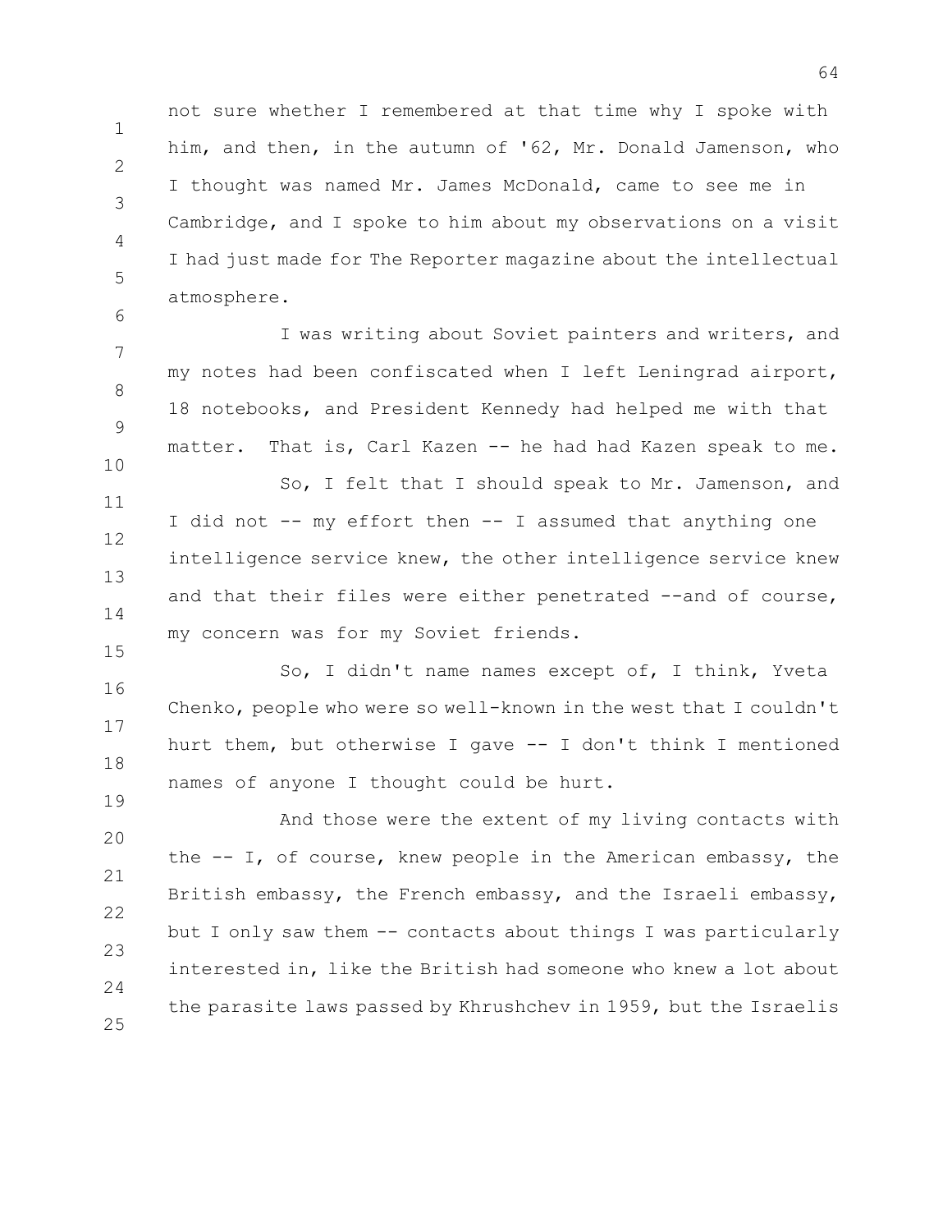not sure whether I remembered at that time why I spoke with him, and then, in the autumn of '62, Mr. Donald Jamenson, who I thought was named Mr. James McDonald, came to see me in Cambridge, and I spoke to him about my observations on a visit I had just made for The Reporter magazine about the intellectual atmosphere.

I was writing about Soviet painters and writers, and my notes had been confiscated when I left Leningrad airport, 18 notebooks, and President Kennedy had helped me with that matter. That is, Carl Kazen -- he had had Kazen speak to me.

So, I felt that I should speak to Mr. Jamenson, and I did not -- my effort then -- I assumed that anything one intelligence service knew, the other intelligence service knew and that their files were either penetrated --and of course, my concern was for my Soviet friends.

So, I didn't name names except of, I think, Yveta Chenko, people who were so well-known in the west that I couldn't hurt them, but otherwise I gave -- I don't think I mentioned names of anyone I thought could be hurt.

And those were the extent of my living contacts with the -- I, of course, knew people in the American embassy, the British embassy, the French embassy, and the Israeli embassy, but I only saw them -- contacts about things I was particularly interested in, like the British had someone who knew a lot about the parasite laws passed by Khrushchev in 1959, but the Israelis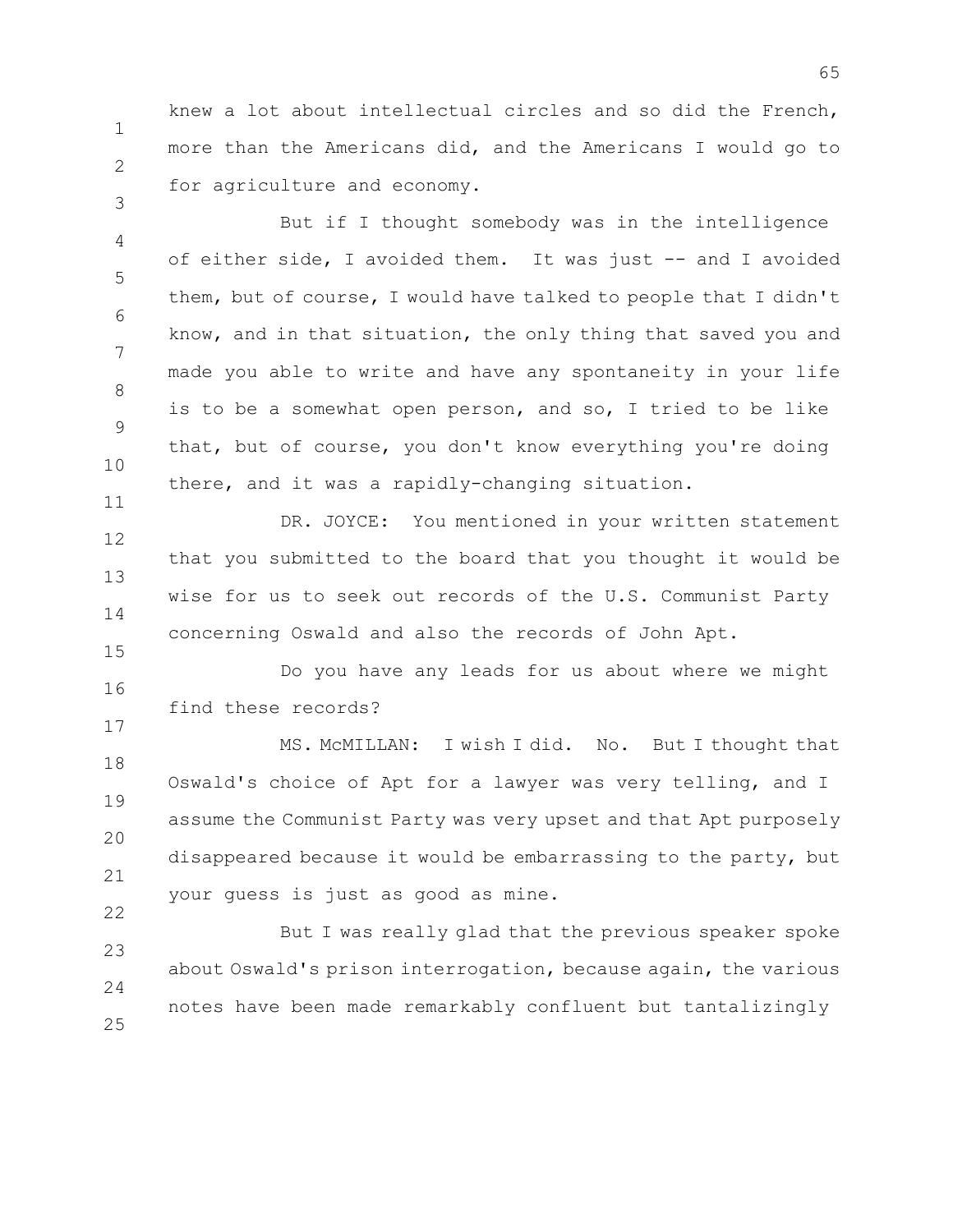knew a lot about intellectual circles and so did the French, more than the Americans did, and the Americans I would go to for agriculture and economy.

But if I thought somebody was in the intelligence of either side, I avoided them. It was just -- and I avoided them, but of course, I would have talked to people that I didn't know, and in that situation, the only thing that saved you and made you able to write and have any spontaneity in your life is to be a somewhat open person, and so, I tried to be like that, but of course, you don't know everything you're doing there, and it was a rapidly-changing situation.

DR. JOYCE: You mentioned in your written statement that you submitted to the board that you thought it would be wise for us to seek out records of the U.S. Communist Party concerning Oswald and also the records of John Apt.

Do you have any leads for us about where we might find these records?

MS. McMILLAN: I wish I did. No. But I thought that Oswald's choice of Apt for a lawyer was very telling, and I assume the Communist Party was very upset and that Apt purposely disappeared because it would be embarrassing to the party, but your guess is just as good as mine.

But I was really glad that the previous speaker spoke about Oswald's prison interrogation, because again, the various notes have been made remarkably confluent but tantalizingly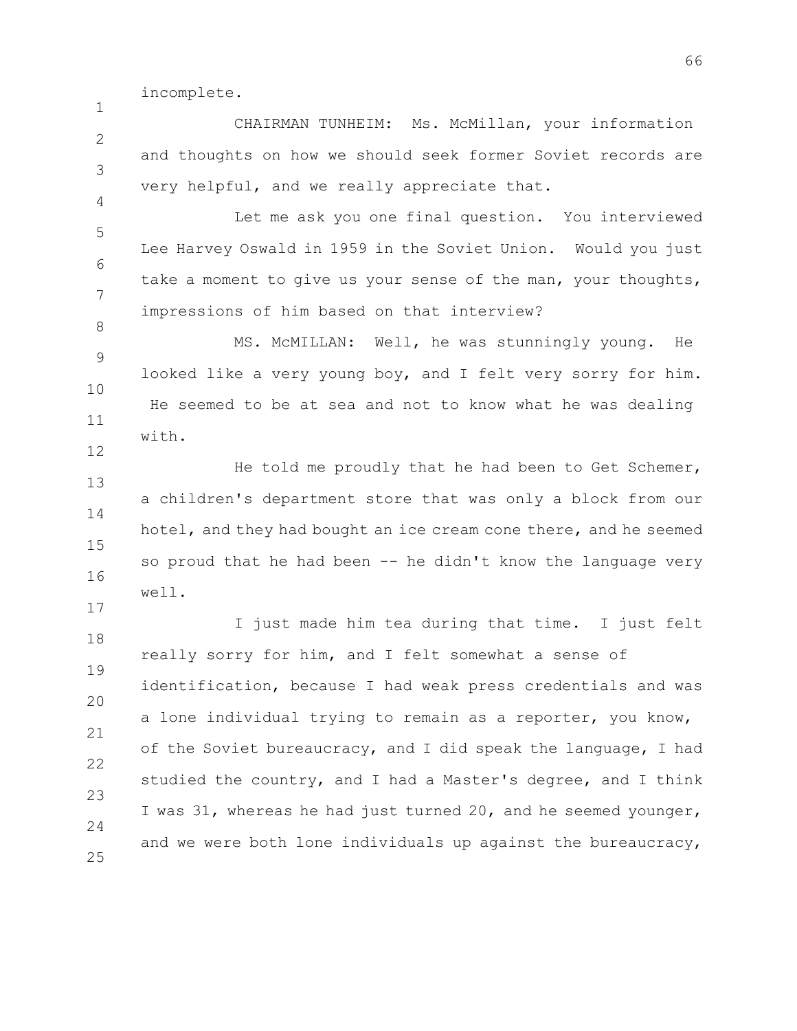incomplete.

CHAIRMAN TUNHEIM: Ms. McMillan, your information and thoughts on how we should seek former Soviet records are very helpful, and we really appreciate that.

Let me ask you one final question. You interviewed Lee Harvey Oswald in 1959 in the Soviet Union. Would you just take a moment to give us your sense of the man, your thoughts, impressions of him based on that interview?

MS. McMILLAN: Well, he was stunningly young. He looked like a very young boy, and I felt very sorry for him. He seemed to be at sea and not to know what he was dealing with.

He told me proudly that he had been to Get Schemer, a children's department store that was only a block from our hotel, and they had bought an ice cream cone there, and he seemed so proud that he had been -- he didn't know the language very well.

I just made him tea during that time. I just felt really sorry for him, and I felt somewhat a sense of identification, because I had weak press credentials and was a lone individual trying to remain as a reporter, you know, of the Soviet bureaucracy, and I did speak the language, I had studied the country, and I had a Master's degree, and I think I was 31, whereas he had just turned 20, and he seemed younger, and we were both lone individuals up against the bureaucracy,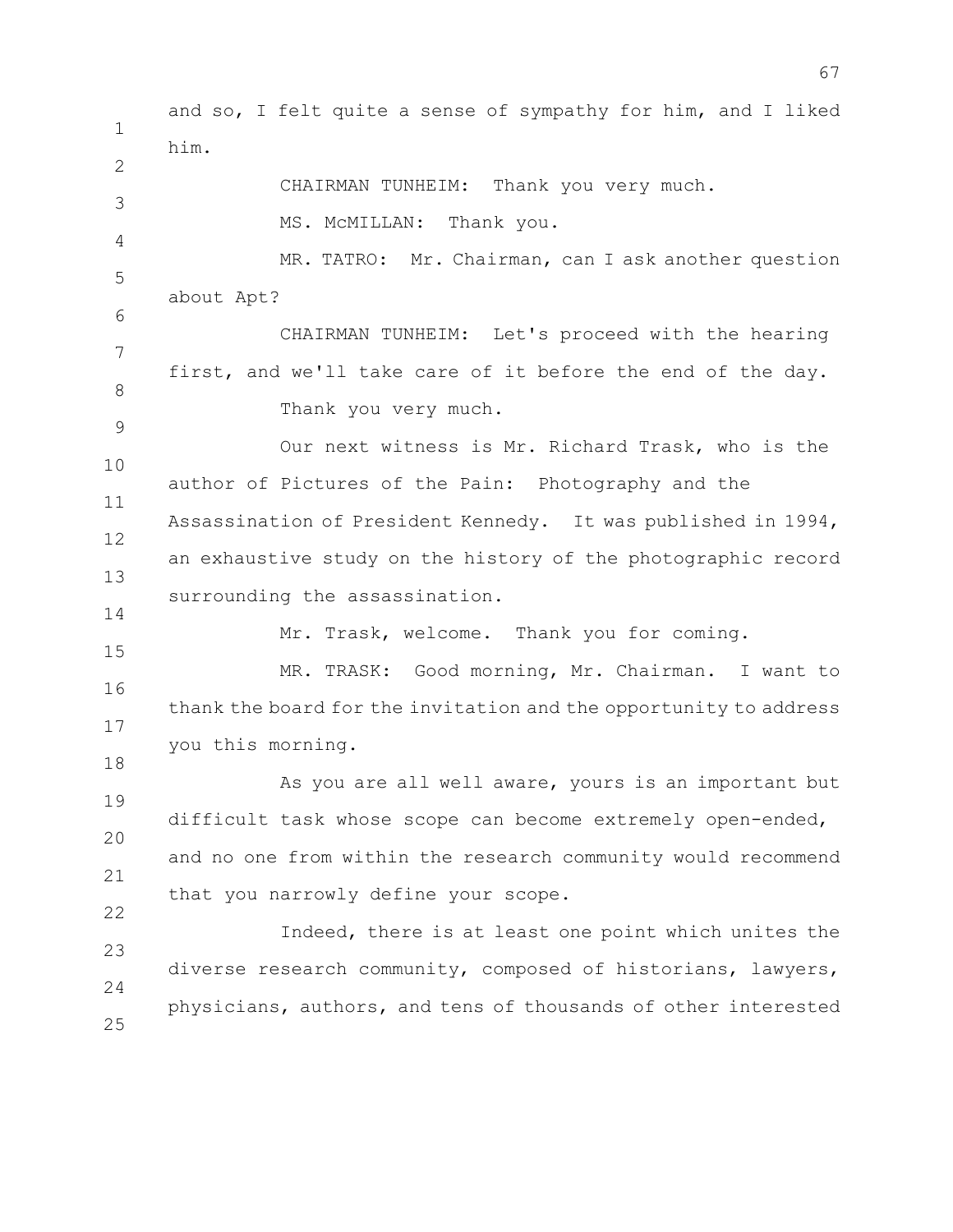and so, I felt quite a sense of sympathy for him, and I liked him.

CHAIRMAN TUNHEIM: Thank you very much.

MS. McMILLAN: Thank you.

MR. TATRO: Mr. Chairman, can I ask another question about Apt?

CHAIRMAN TUNHEIM: Let's proceed with the hearing first, and we'll take care of it before the end of the day.

Thank you very much.

Our next witness is Mr. Richard Trask, who is the author of Pictures of the Pain: Photography and the Assassination of President Kennedy. It was published in 1994, an exhaustive study on the history of the photographic record surrounding the assassination.

Mr. Trask, welcome. Thank you for coming.

MR. TRASK: Good morning, Mr. Chairman. I want to thank the board for the invitation and the opportunity to address you this morning.

As you are all well aware, yours is an important but difficult task whose scope can become extremely open-ended, and no one from within the research community would recommend that you narrowly define your scope.

Indeed, there is at least one point which unites the diverse research community, composed of historians, lawyers, physicians, authors, and tens of thousands of other interested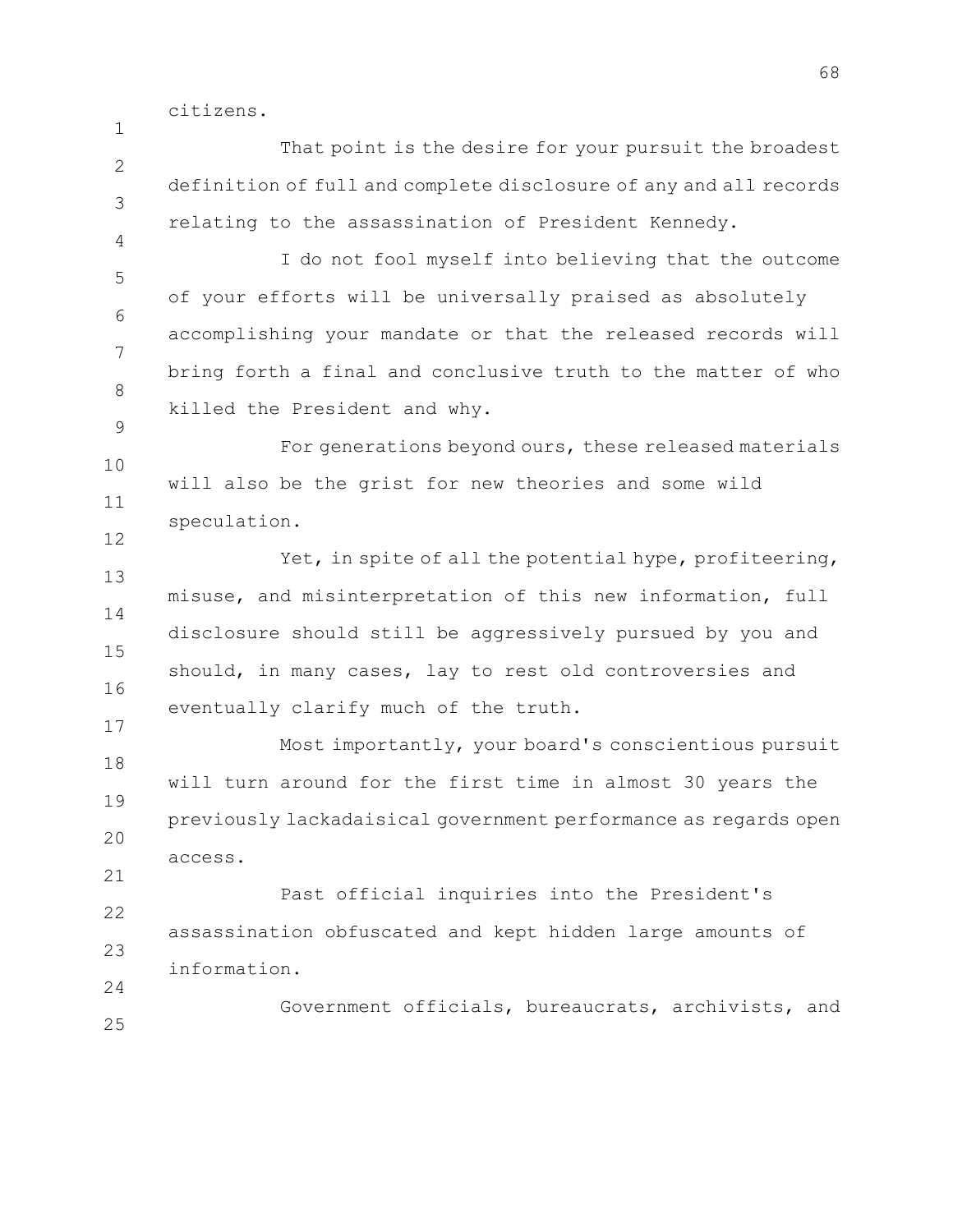citizens.

That point is the desire for your pursuit the broadest definition of full and complete disclosure of any and all records relating to the assassination of President Kennedy.

I do not fool myself into believing that the outcome of your efforts will be universally praised as absolutely accomplishing your mandate or that the released records will bring forth a final and conclusive truth to the matter of who killed the President and why.

For generations beyond ours, these released materials will also be the grist for new theories and some wild speculation.

Yet, in spite of all the potential hype, profiteering, misuse, and misinterpretation of this new information, full disclosure should still be aggressively pursued by you and should, in many cases, lay to rest old controversies and eventually clarify much of the truth.

Most importantly, your board's conscientious pursuit will turn around for the first time in almost 30 years the previously lackadaisical government performance as regards open access.

Past official inquiries into the President's assassination obfuscated and kept hidden large amounts of information.

Government officials, bureaucrats, archivists, and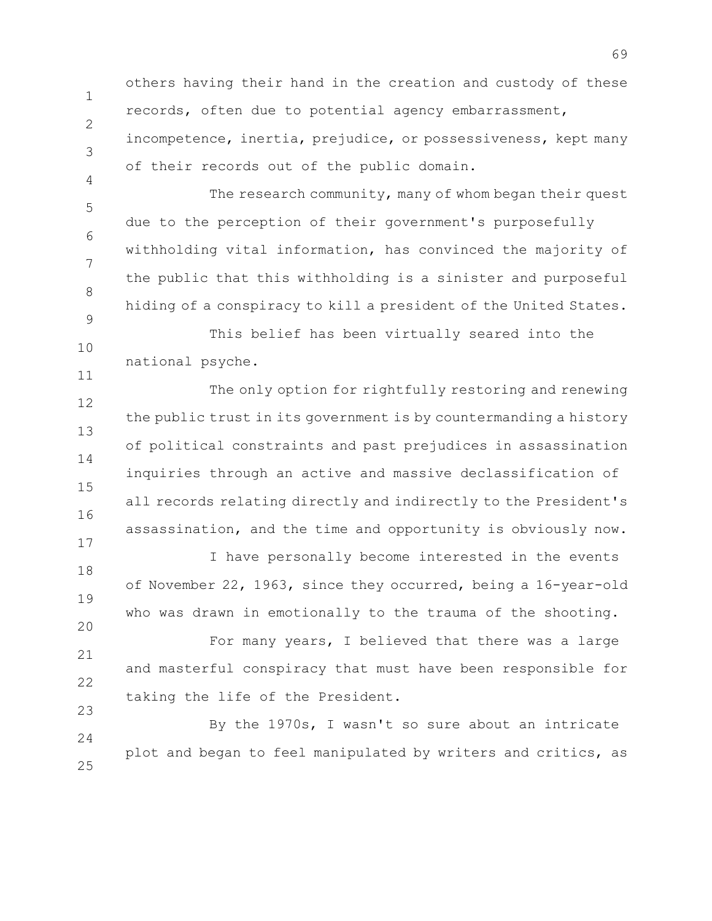others having their hand in the creation and custody of these records, often due to potential agency embarrassment, incompetence, inertia, prejudice, or possessiveness, kept many of their records out of the public domain.

The research community, many of whom began their quest due to the perception of their government's purposefully withholding vital information, has convinced the majority of the public that this withholding is a sinister and purposeful hiding of a conspiracy to kill a president of the United States.

This belief has been virtually seared into the national psyche.

The only option for rightfully restoring and renewing the public trust in its government is by countermanding a history of political constraints and past prejudices in assassination inquiries through an active and massive declassification of all records relating directly and indirectly to the President's assassination, and the time and opportunity is obviously now.

I have personally become interested in the events of November 22, 1963, since they occurred, being a 16-year-old who was drawn in emotionally to the trauma of the shooting.

For many years, I believed that there was a large and masterful conspiracy that must have been responsible for taking the life of the President.

By the 1970s, I wasn't so sure about an intricate plot and began to feel manipulated by writers and critics, as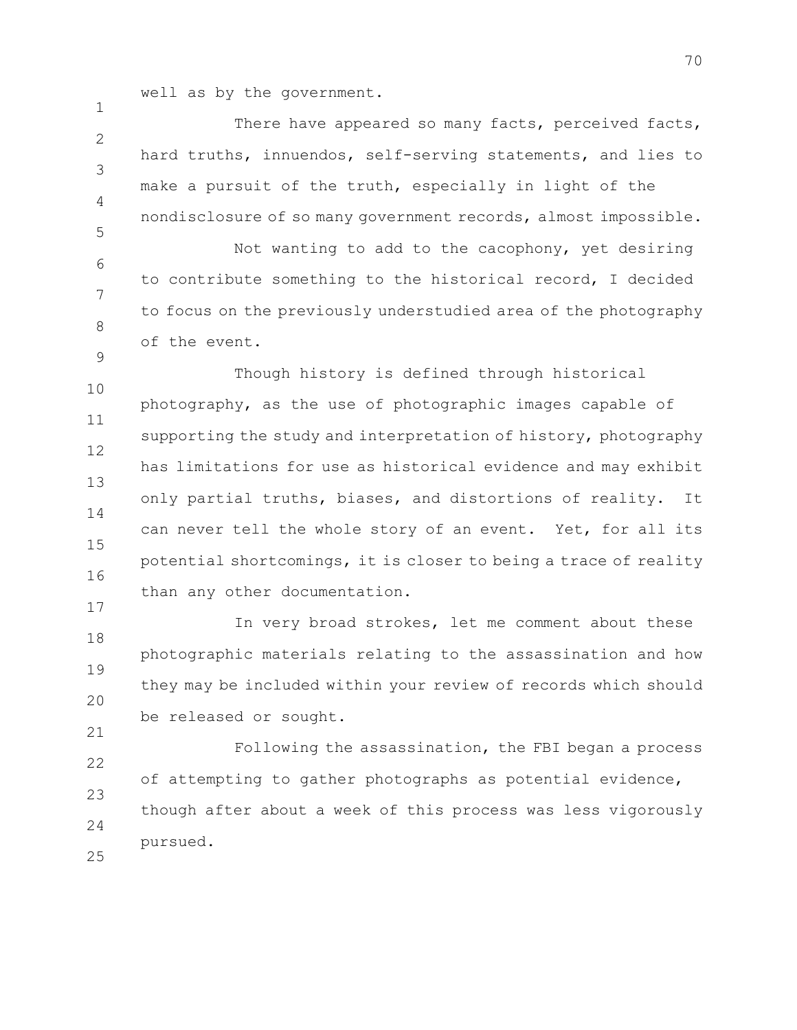well as by the government.

There have appeared so many facts, perceived facts, hard truths, innuendos, self-serving statements, and lies to make a pursuit of the truth, especially in light of the nondisclosure of so many government records, almost impossible.

Not wanting to add to the cacophony, yet desiring to contribute something to the historical record, I decided to focus on the previously understudied area of the photography of the event.

Though history is defined through historical photography, as the use of photographic images capable of supporting the study and interpretation of history, photography has limitations for use as historical evidence and may exhibit only partial truths, biases, and distortions of reality. It can never tell the whole story of an event. Yet, for all its potential shortcomings, it is closer to being a trace of reality than any other documentation.

In very broad strokes, let me comment about these photographic materials relating to the assassination and how they may be included within your review of records which should be released or sought.

Following the assassination, the FBI began a process of attempting to gather photographs as potential evidence, though after about a week of this process was less vigorously pursued.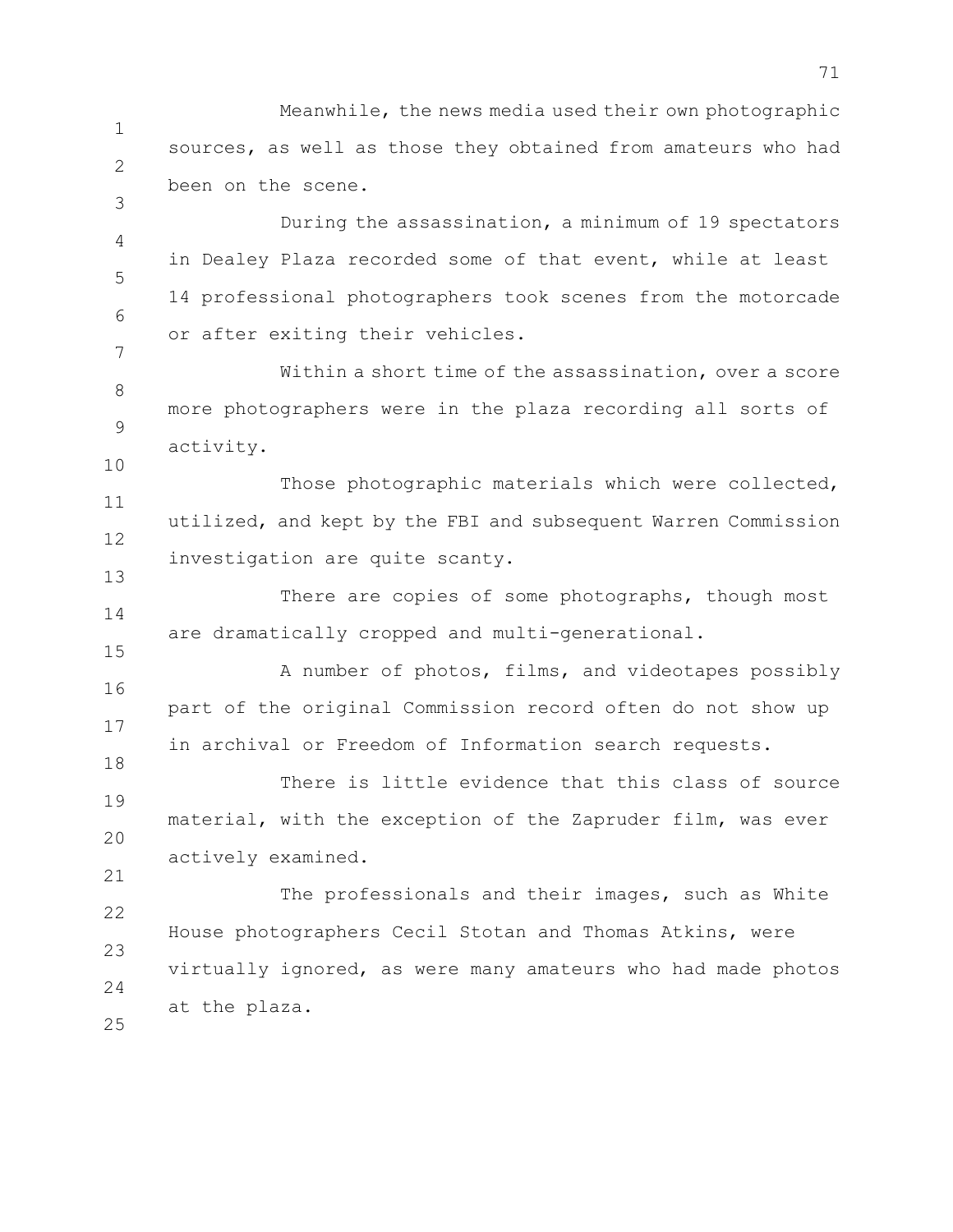Meanwhile, the news media used their own photographic sources, as well as those they obtained from amateurs who had been on the scene.

During the assassination, a minimum of 19 spectators in Dealey Plaza recorded some of that event, while at least 14 professional photographers took scenes from the motorcade or after exiting their vehicles.

Within a short time of the assassination, over a score more photographers were in the plaza recording all sorts of activity.

Those photographic materials which were collected, utilized, and kept by the FBI and subsequent Warren Commission investigation are quite scanty.

There are copies of some photographs, though most are dramatically cropped and multi-generational.

A number of photos, films, and videotapes possibly part of the original Commission record often do not show up in archival or Freedom of Information search requests.

There is little evidence that this class of source material, with the exception of the Zapruder film, was ever actively examined.

The professionals and their images, such as White House photographers Cecil Stotan and Thomas Atkins, were virtually ignored, as were many amateurs who had made photos at the plaza.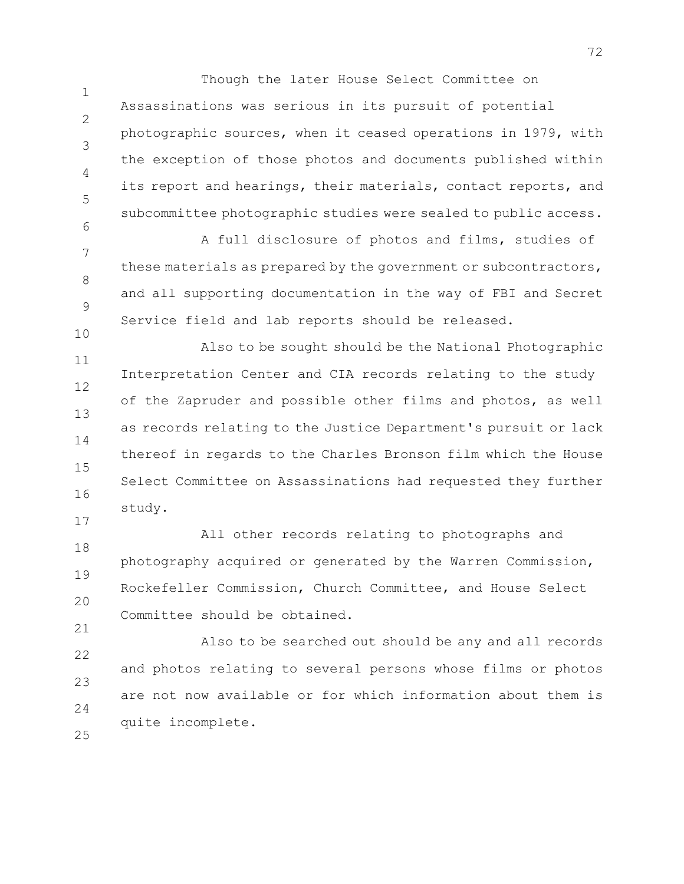Though the later House Select Committee on Assassinations was serious in its pursuit of potential photographic sources, when it ceased operations in 1979, with the exception of those photos and documents published within its report and hearings, their materials, contact reports, and subcommittee photographic studies were sealed to public access.

A full disclosure of photos and films, studies of these materials as prepared by the government or subcontractors, and all supporting documentation in the way of FBI and Secret Service field and lab reports should be released.

Also to be sought should be the National Photographic Interpretation Center and CIA records relating to the study of the Zapruder and possible other films and photos, as well as records relating to the Justice Department's pursuit or lack thereof in regards to the Charles Bronson film which the House Select Committee on Assassinations had requested they further study.

All other records relating to photographs and photography acquired or generated by the Warren Commission, Rockefeller Commission, Church Committee, and House Select Committee should be obtained.

Also to be searched out should be any and all records and photos relating to several persons whose films or photos are not now available or for which information about them is quite incomplete.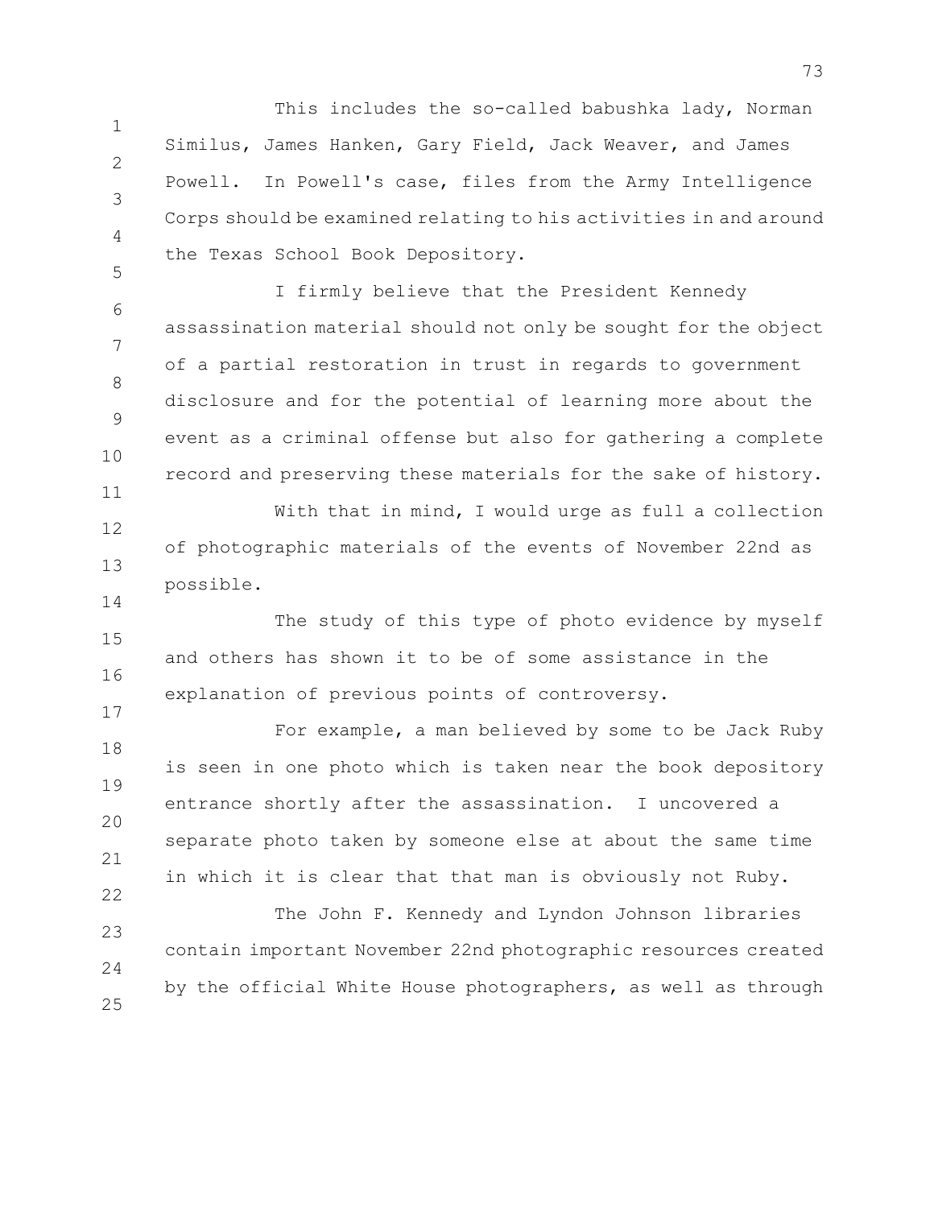This includes the so-called babushka lady, Norman Similus, James Hanken, Gary Field, Jack Weaver, and James Powell. In Powell's case, files from the Army Intelligence Corps should be examined relating to his activities in and around the Texas School Book Depository.

I firmly believe that the President Kennedy assassination material should not only be sought for the object of a partial restoration in trust in regards to government disclosure and for the potential of learning more about the event as a criminal offense but also for gathering a complete record and preserving these materials for the sake of history.

With that in mind, I would urge as full a collection of photographic materials of the events of November 22nd as possible.

The study of this type of photo evidence by myself and others has shown it to be of some assistance in the explanation of previous points of controversy.

For example, a man believed by some to be Jack Ruby is seen in one photo which is taken near the book depository entrance shortly after the assassination. I uncovered a separate photo taken by someone else at about the same time in which it is clear that that man is obviously not Ruby.

The John F. Kennedy and Lyndon Johnson libraries contain important November 22nd photographic resources created by the official White House photographers, as well as through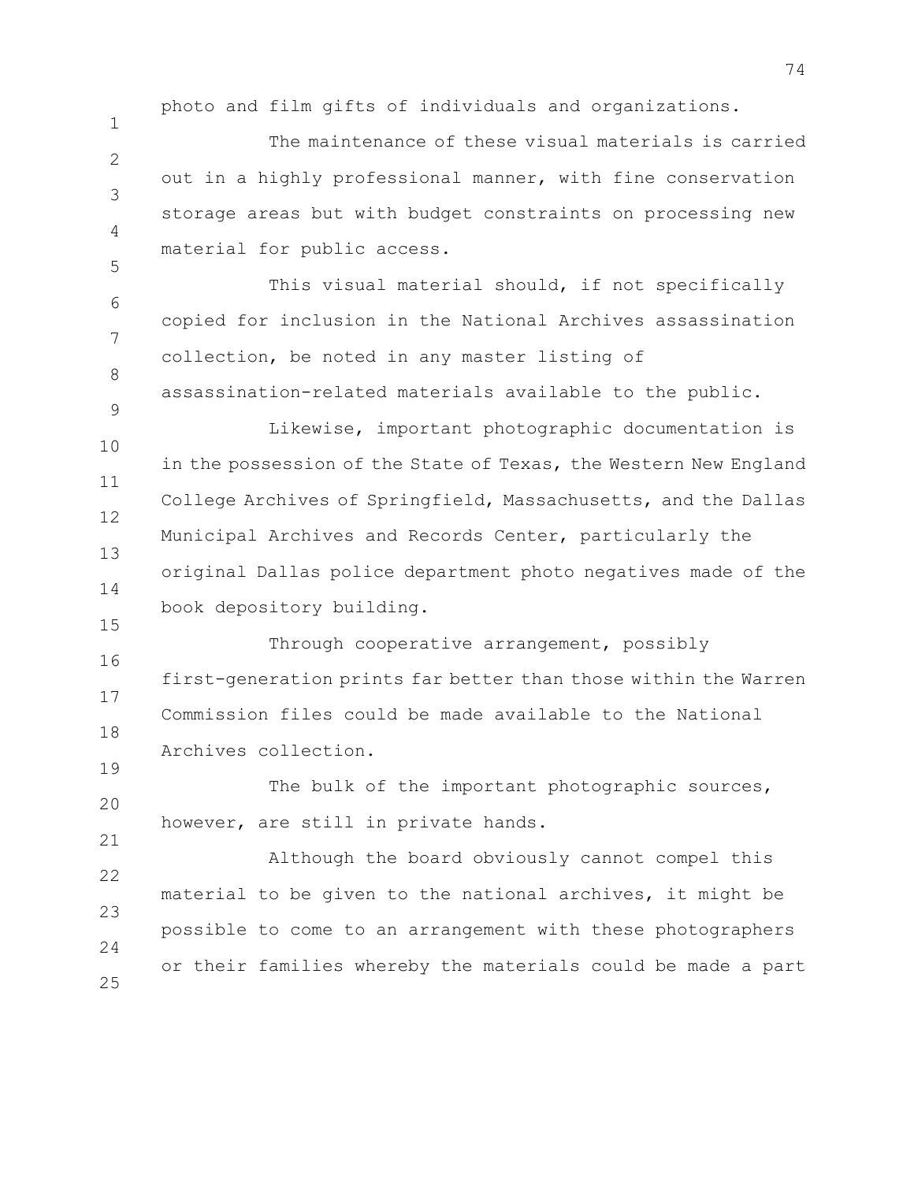photo and film gifts of individuals and organizations.

The maintenance of these visual materials is carried out in a highly professional manner, with fine conservation storage areas but with budget constraints on processing new material for public access.

This visual material should, if not specifically copied for inclusion in the National Archives assassination collection, be noted in any master listing of assassination-related materials available to the public.

Likewise, important photographic documentation is in the possession of the State of Texas, the Western New England College Archives of Springfield, Massachusetts, and the Dallas Municipal Archives and Records Center, particularly the original Dallas police department photo negatives made of the book depository building.

Through cooperative arrangement, possibly first-generation prints far better than those within the Warren Commission files could be made available to the National Archives collection.

The bulk of the important photographic sources, however, are still in private hands.

Although the board obviously cannot compel this material to be given to the national archives, it might be possible to come to an arrangement with these photographers or their families whereby the materials could be made a part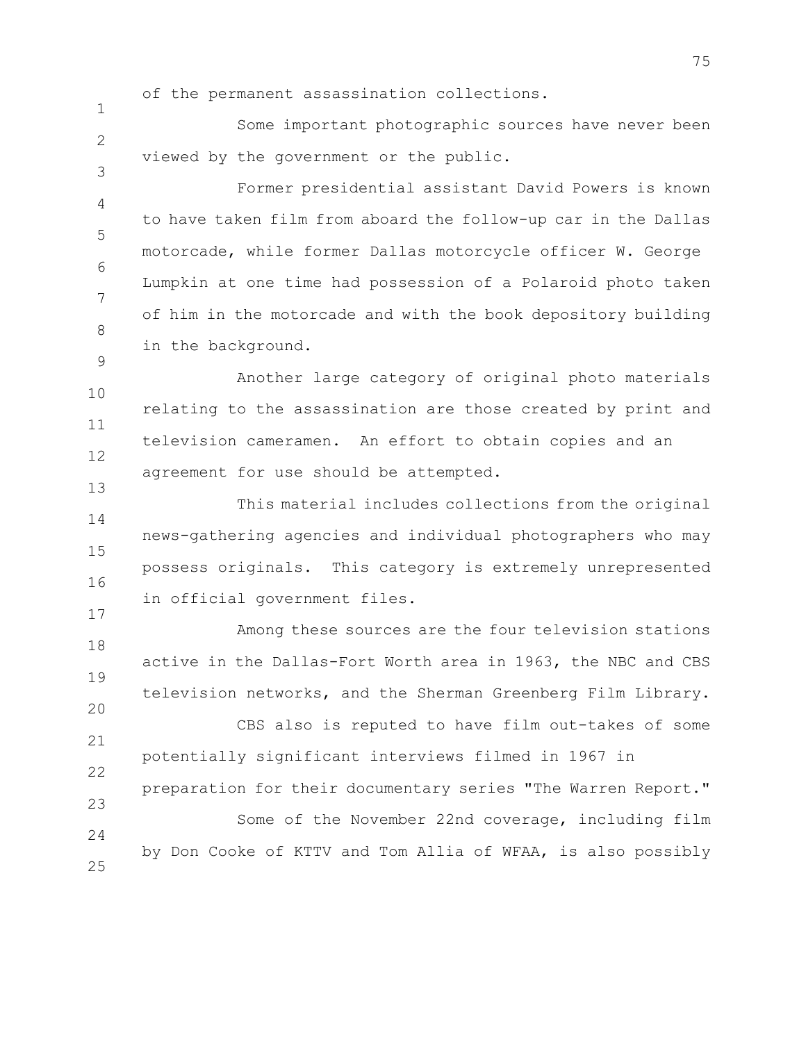of the permanent assassination collections.

Some important photographic sources have never been viewed by the government or the public.

Former presidential assistant David Powers is known to have taken film from aboard the follow-up car in the Dallas motorcade, while former Dallas motorcycle officer W. George Lumpkin at one time had possession of a Polaroid photo taken of him in the motorcade and with the book depository building in the background.

Another large category of original photo materials relating to the assassination are those created by print and television cameramen. An effort to obtain copies and an agreement for use should be attempted.

This material includes collections from the original news-gathering agencies and individual photographers who may possess originals. This category is extremely unrepresented in official government files.

Among these sources are the four television stations active in the Dallas-Fort Worth area in 1963, the NBC and CBS television networks, and the Sherman Greenberg Film Library.

CBS also is reputed to have film out-takes of some potentially significant interviews filmed in 1967 in preparation for their documentary series "The Warren Report."

Some of the November 22nd coverage, including film by Don Cooke of KTTV and Tom Allia of WFAA, is also possibly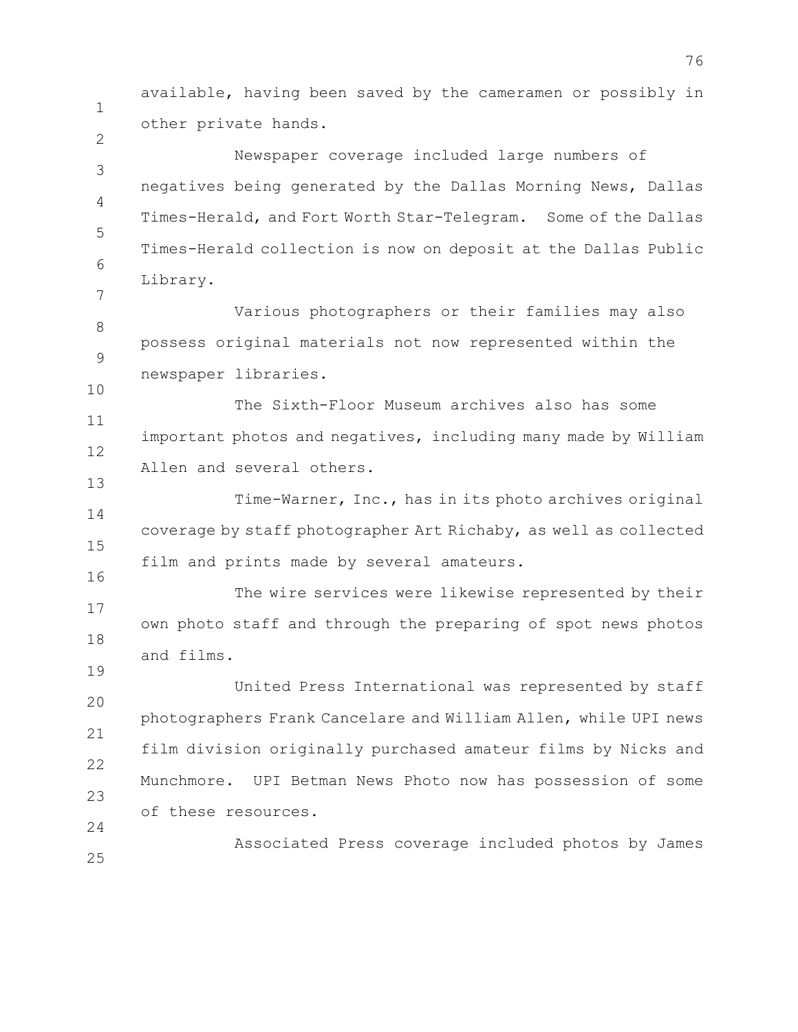available, having been saved by the cameramen or possibly in other private hands.

Newspaper coverage included large numbers of negatives being generated by the Dallas Morning News, Dallas Times-Herald, and Fort Worth Star-Telegram. Some of the Dallas Times-Herald collection is now on deposit at the Dallas Public Library.

Various photographers or their families may also possess original materials not now represented within the newspaper libraries.

The Sixth-Floor Museum archives also has some important photos and negatives, including many made by William Allen and several others.

Time-Warner, Inc., has in its photo archives original coverage by staff photographer Art Richaby, as well as collected film and prints made by several amateurs.

The wire services were likewise represented by their own photo staff and through the preparing of spot news photos and films.

United Press International was represented by staff photographers Frank Cancelare and William Allen, while UPI news film division originally purchased amateur films by Nicks and Munchmore. UPI Betman News Photo now has possession of some of these resources.

Associated Press coverage included photos by James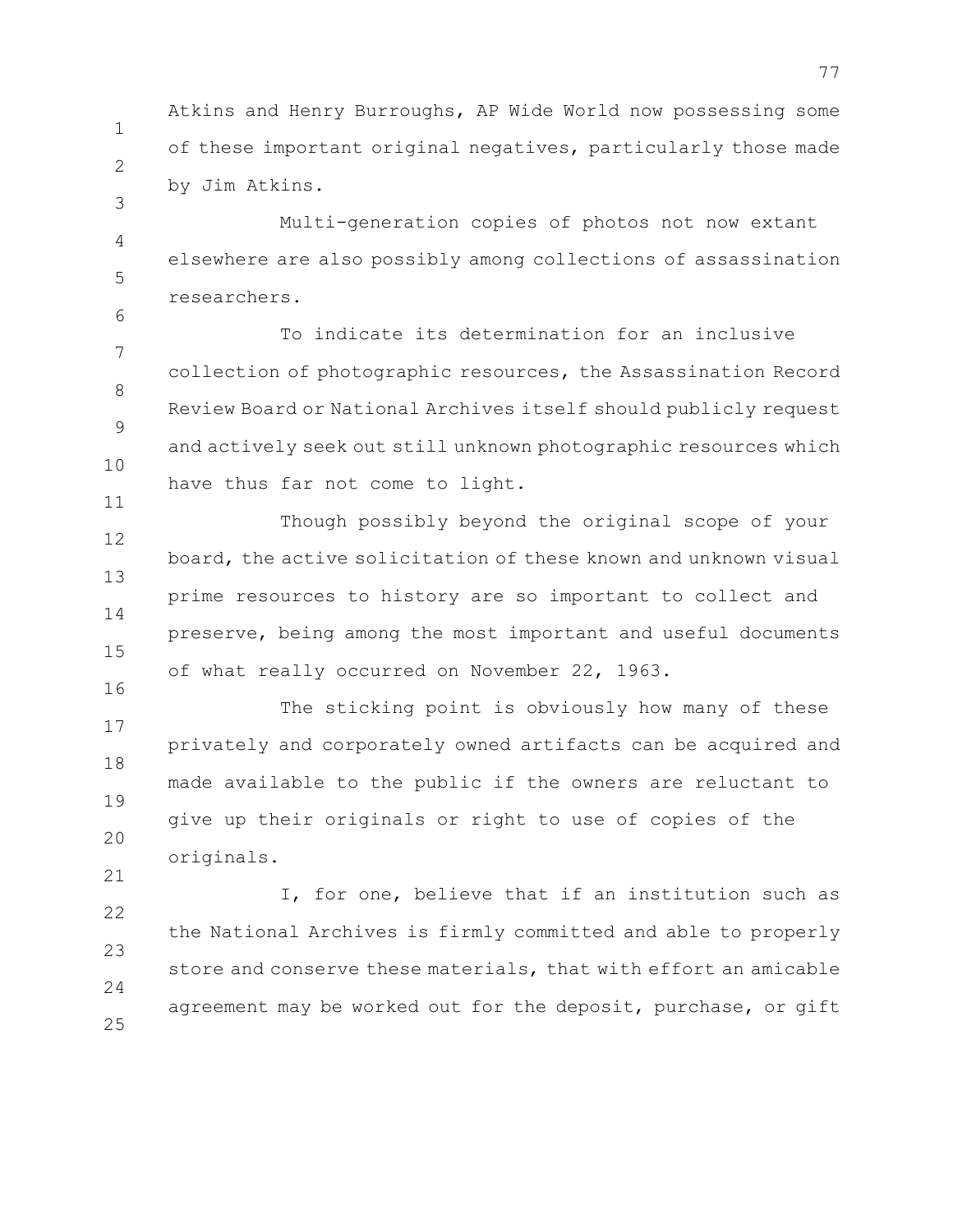Atkins and Henry Burroughs, AP Wide World now possessing some of these important original negatives, particularly those made by Jim Atkins.

Multi-generation copies of photos not now extant elsewhere are also possibly among collections of assassination researchers.

To indicate its determination for an inclusive collection of photographic resources, the Assassination Record Review Board or National Archives itself should publicly request and actively seek out still unknown photographic resources which have thus far not come to light.

Though possibly beyond the original scope of your board, the active solicitation of these known and unknown visual prime resources to history are so important to collect and preserve, being among the most important and useful documents of what really occurred on November 22, 1963.

The sticking point is obviously how many of these privately and corporately owned artifacts can be acquired and made available to the public if the owners are reluctant to give up their originals or right to use of copies of the originals.

I, for one, believe that if an institution such as the National Archives is firmly committed and able to properly store and conserve these materials, that with effort an amicable agreement may be worked out for the deposit, purchase, or gift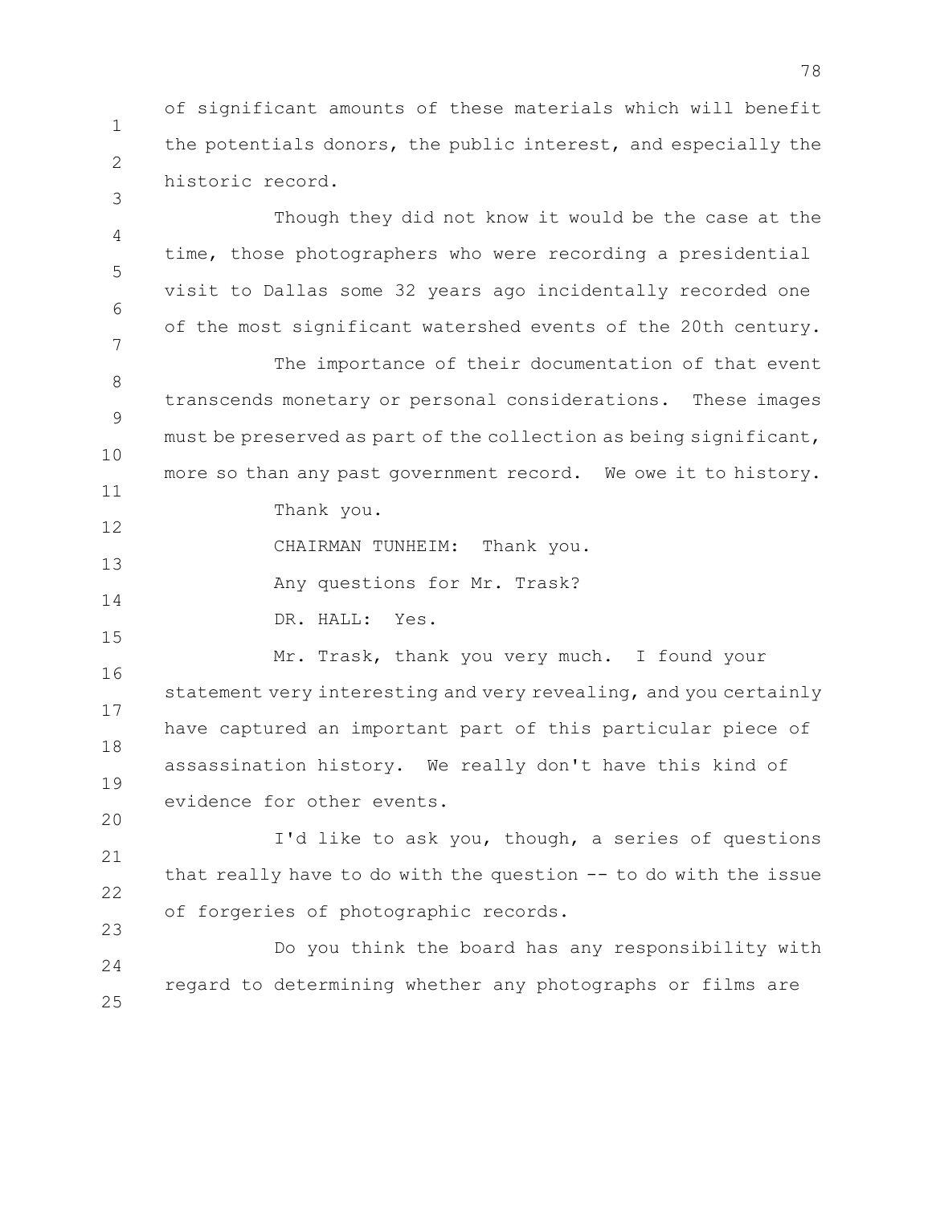of significant amounts of these materials which will benefit the potentials donors, the public interest, and especially the historic record.

Though they did not know it would be the case at the time, those photographers who were recording a presidential visit to Dallas some 32 years ago incidentally recorded one of the most significant watershed events of the 20th century.

The importance of their documentation of that event transcends monetary or personal considerations. These images must be preserved as part of the collection as being significant, more so than any past government record. We owe it to history.

Thank you.

CHAIRMAN TUNHEIM: Thank you.

Any questions for Mr. Trask?

DR. HALL: Yes.

Mr. Trask, thank you very much. I found your statement very interesting and very revealing, and you certainly have captured an important part of this particular piece of assassination history. We really don't have this kind of evidence for other events.

I'd like to ask you, though, a series of questions that really have to do with the question -- to do with the issue of forgeries of photographic records.

Do you think the board has any responsibility with regard to determining whether any photographs or films are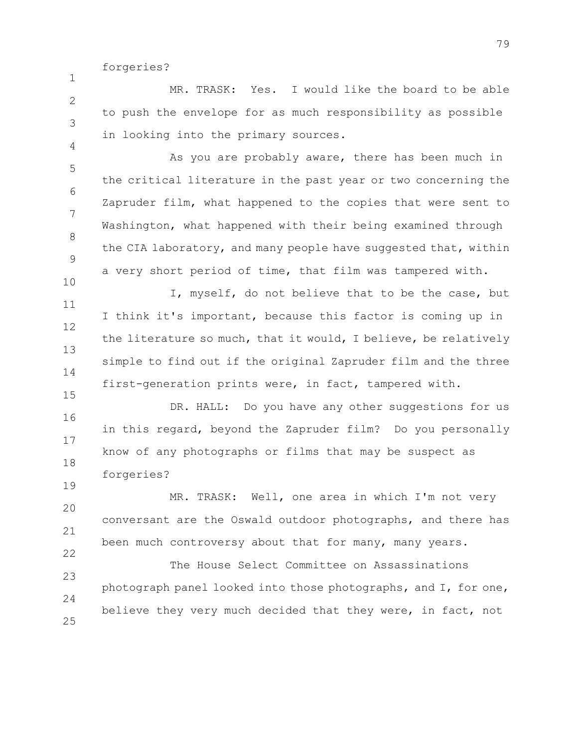forgeries?

MR. TRASK: Yes. I would like the board to be able to push the envelope for as much responsibility as possible in looking into the primary sources.

As you are probably aware, there has been much in the critical literature in the past year or two concerning the Zapruder film, what happened to the copies that were sent to Washington, what happened with their being examined through the CIA laboratory, and many people have suggested that, within a very short period of time, that film was tampered with.

I, myself, do not believe that to be the case, but I think it's important, because this factor is coming up in the literature so much, that it would, I believe, be relatively simple to find out if the original Zapruder film and the three first-generation prints were, in fact, tampered with.

DR. HALL: Do you have any other suggestions for us in this regard, beyond the Zapruder film? Do you personally know of any photographs or films that may be suspect as forgeries?

MR. TRASK: Well, one area in which I'm not very conversant are the Oswald outdoor photographs, and there has been much controversy about that for many, many years.

The House Select Committee on Assassinations photograph panel looked into those photographs, and I, for one, believe they very much decided that they were, in fact, not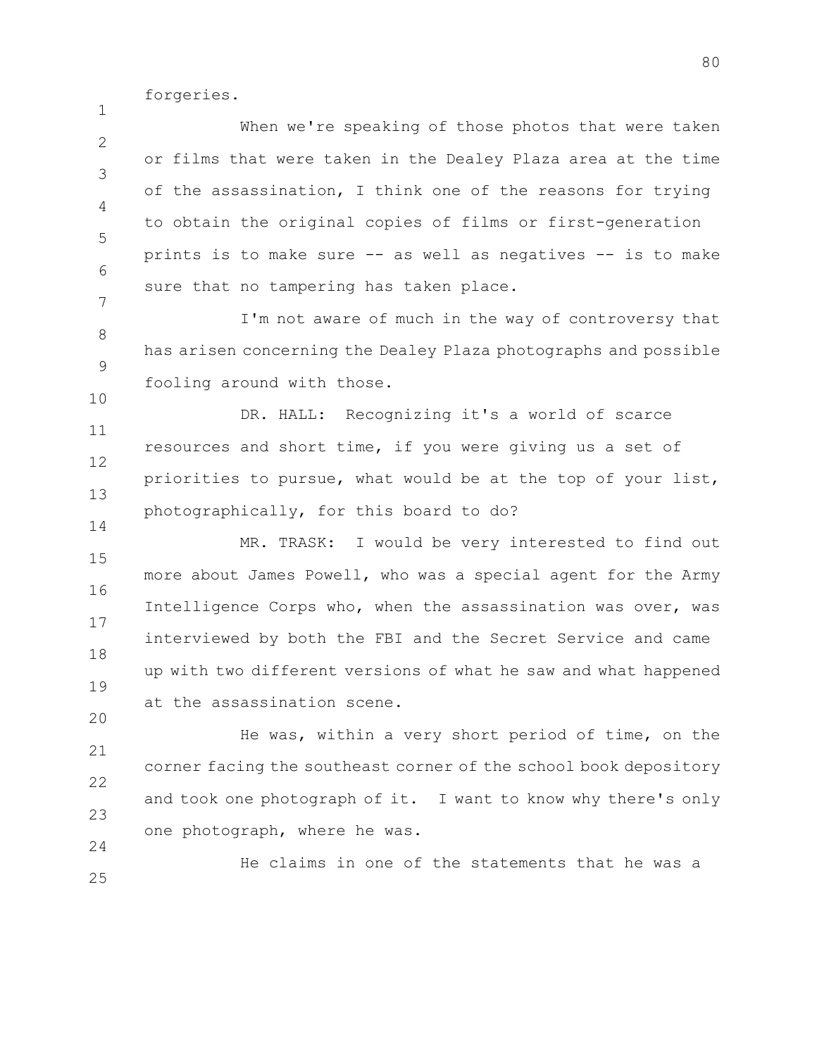forgeries.

When we're speaking of those photos that were taken or films that were taken in the Dealey Plaza area at the time of the assassination, I think one of the reasons for trying to obtain the original copies of films or first-generation prints is to make sure -- as well as negatives -- is to make sure that no tampering has taken place.

I'm not aware of much in the way of controversy that has arisen concerning the Dealey Plaza photographs and possible fooling around with those.

DR. HALL: Recognizing it's a world of scarce resources and short time, if you were giving us a set of priorities to pursue, what would be at the top of your list, photographically, for this board to do?

MR. TRASK: I would be very interested to find out more about James Powell, who was a special agent for the Army Intelligence Corps who, when the assassination was over, was interviewed by both the FBI and the Secret Service and came up with two different versions of what he saw and what happened at the assassination scene.

He was, within a very short period of time, on the corner facing the southeast corner of the school book depository and took one photograph of it. I want to know why there's only one photograph, where he was.

He claims in one of the statements that he was a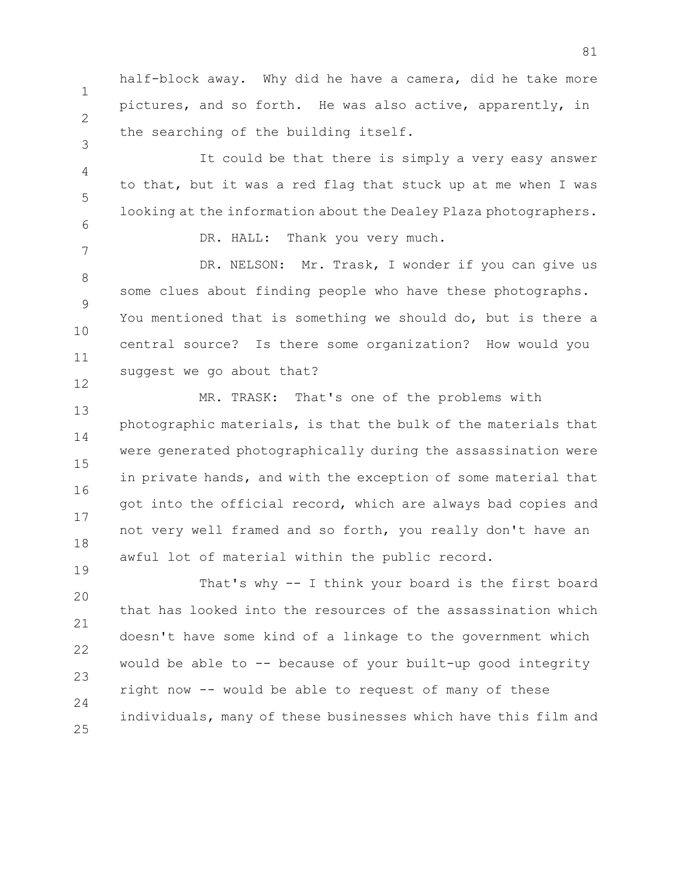half-block away. Why did he have a camera, did he take more pictures, and so forth. He was also active, apparently, in the searching of the building itself.

It could be that there is simply a very easy answer to that, but it was a red flag that stuck up at me when I was looking at the information about the Dealey Plaza photographers.

DR. HALL: Thank you very much.

DR. NELSON: Mr. Trask, I wonder if you can give us some clues about finding people who have these photographs. You mentioned that is something we should do, but is there a central source? Is there some organization? How would you suggest we go about that?

MR. TRASK: That's one of the problems with photographic materials, is that the bulk of the materials that were generated photographically during the assassination were in private hands, and with the exception of some material that got into the official record, which are always bad copies and not very well framed and so forth, you really don't have an awful lot of material within the public record.

That's why -- I think your board is the first board that has looked into the resources of the assassination which doesn't have some kind of a linkage to the government which would be able to -- because of your built-up good integrity right now -- would be able to request of many of these individuals, many of these businesses which have this film and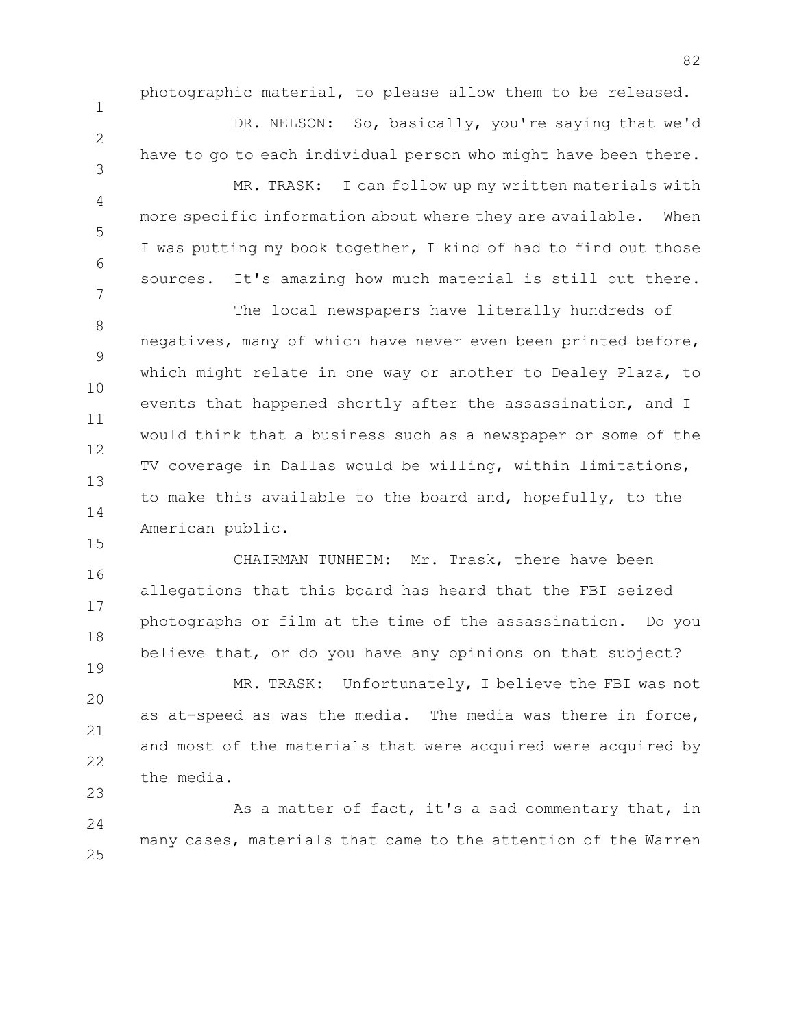photographic material, to please allow them to be released.

DR. NELSON: So, basically, you're saying that we'd have to go to each individual person who might have been there.

MR. TRASK: I can follow up my written materials with more specific information about where they are available. When I was putting my book together, I kind of had to find out those sources. It's amazing how much material is still out there.

The local newspapers have literally hundreds of negatives, many of which have never even been printed before, which might relate in one way or another to Dealey Plaza, to events that happened shortly after the assassination, and I would think that a business such as a newspaper or some of the TV coverage in Dallas would be willing, within limitations, to make this available to the board and, hopefully, to the American public.

CHAIRMAN TUNHEIM: Mr. Trask, there have been allegations that this board has heard that the FBI seized photographs or film at the time of the assassination. Do you believe that, or do you have any opinions on that subject?

MR. TRASK: Unfortunately, I believe the FBI was not as at-speed as was the media. The media was there in force, and most of the materials that were acquired were acquired by the media.

As a matter of fact, it's a sad commentary that, in many cases, materials that came to the attention of the Warren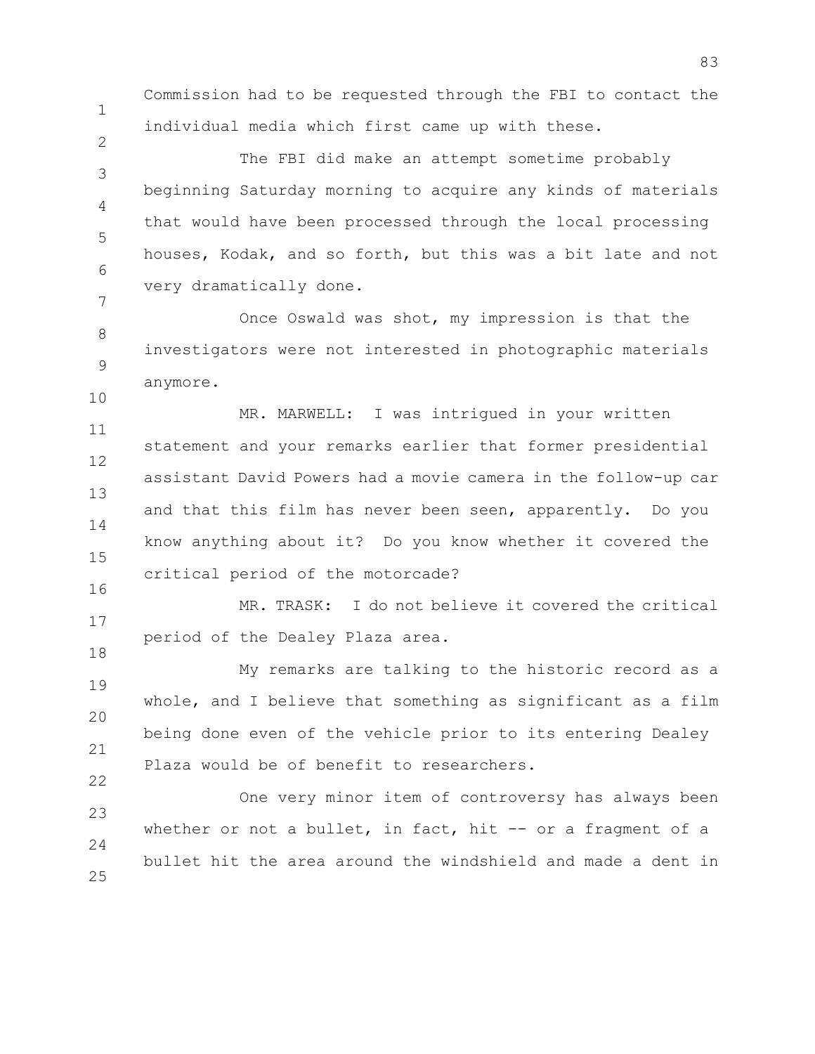Commission had to be requested through the FBI to contact the individual media which first came up with these.

The FBI did make an attempt sometime probably beginning Saturday morning to acquire any kinds of materials that would have been processed through the local processing houses, Kodak, and so forth, but this was a bit late and not very dramatically done.

Once Oswald was shot, my impression is that the investigators were not interested in photographic materials anymore.

MR. MARWELL: I was intrigued in your written statement and your remarks earlier that former presidential assistant David Powers had a movie camera in the follow-up car and that this film has never been seen, apparently. Do you know anything about it? Do you know whether it covered the critical period of the motorcade?

MR. TRASK: I do not believe it covered the critical period of the Dealey Plaza area.

My remarks are talking to the historic record as a whole, and I believe that something as significant as a film being done even of the vehicle prior to its entering Dealey Plaza would be of benefit to researchers.

One very minor item of controversy has always been whether or not a bullet, in fact, hit -- or a fragment of a bullet hit the area around the windshield and made a dent in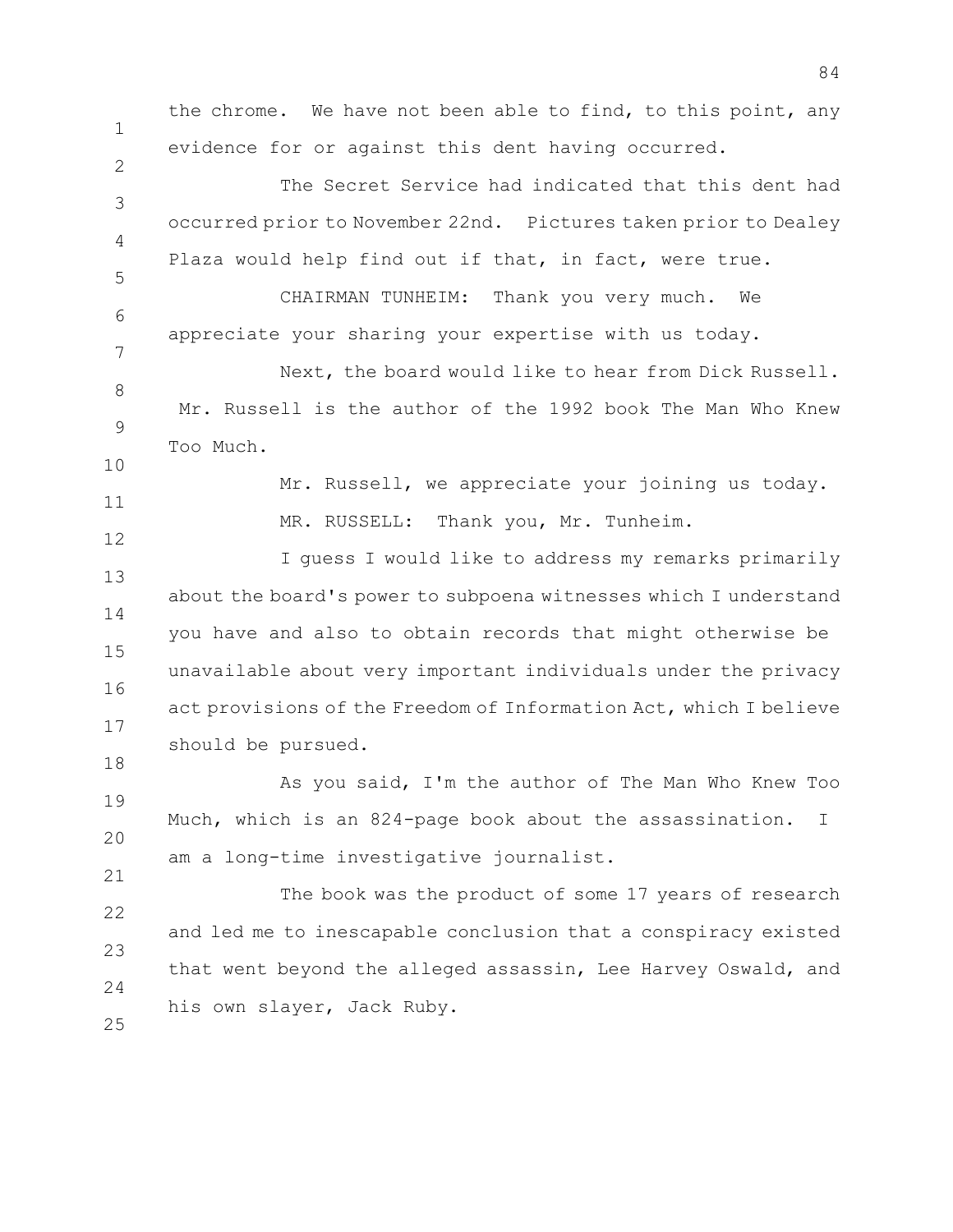the chrome. We have not been able to find, to this point, any evidence for or against this dent having occurred.

The Secret Service had indicated that this dent had occurred prior to November 22nd. Pictures taken prior to Dealey Plaza would help find out if that, in fact, were true.

CHAIRMAN TUNHEIM: Thank you very much. We appreciate your sharing your expertise with us today.

Next, the board would like to hear from Dick Russell. Mr. Russell is the author of the 1992 book The Man Who Knew Too Much.

Mr. Russell, we appreciate your joining us today.

MR. RUSSELL: Thank you, Mr. Tunheim.

I guess I would like to address my remarks primarily about the board's power to subpoena witnesses which I understand you have and also to obtain records that might otherwise be unavailable about very important individuals under the privacy act provisions of the Freedom of Information Act, which I believe should be pursued.

As you said, I'm the author of The Man Who Knew Too Much, which is an 824-page book about the assassination. I am a long-time investigative journalist.

The book was the product of some 17 years of research and led me to inescapable conclusion that a conspiracy existed that went beyond the alleged assassin, Lee Harvey Oswald, and his own slayer, Jack Ruby.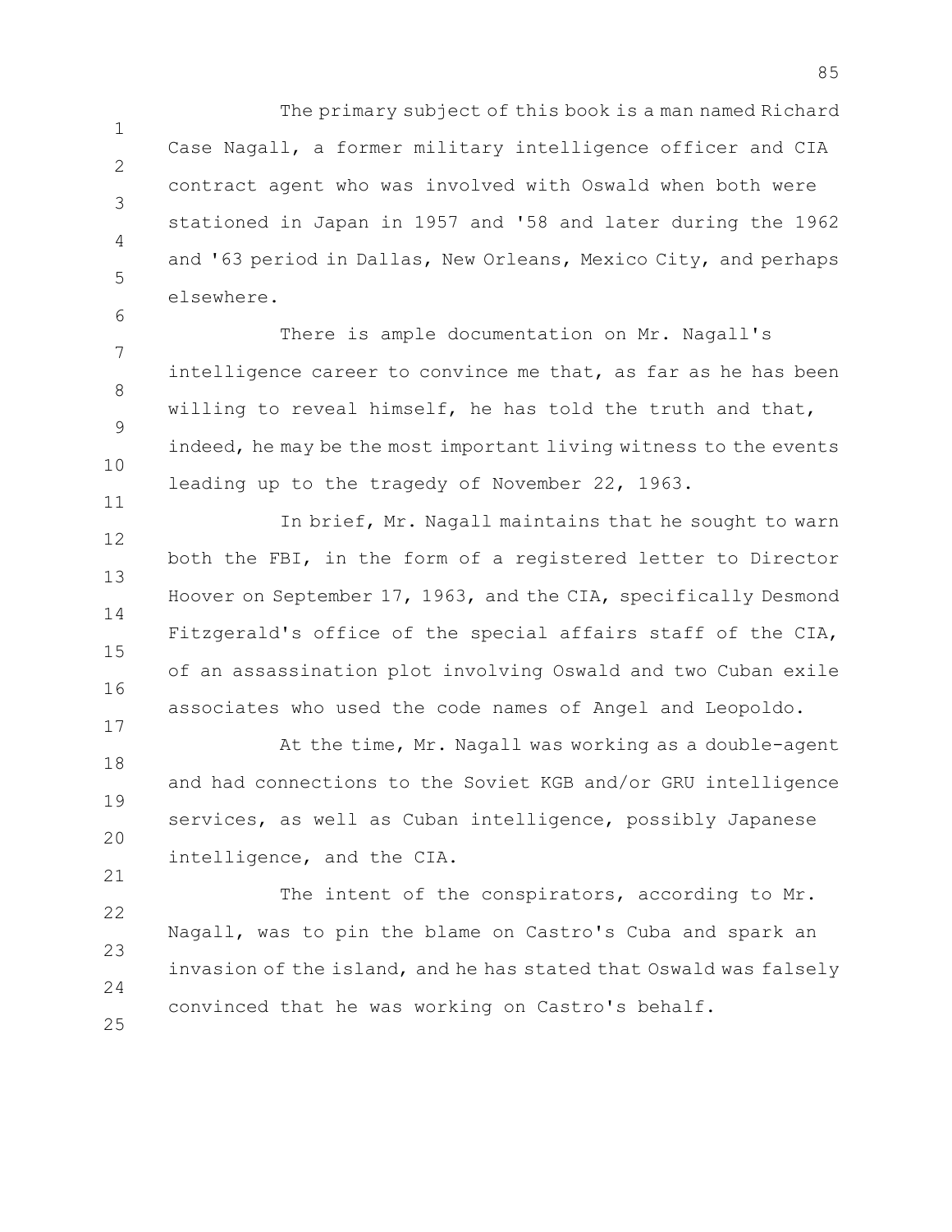The primary subject of this book is a man named Richard Case Nagall, a former military intelligence officer and CIA contract agent who was involved with Oswald when both were stationed in Japan in 1957 and '58 and later during the 1962 and '63 period in Dallas, New Orleans, Mexico City, and perhaps elsewhere.

There is ample documentation on Mr. Nagall's intelligence career to convince me that, as far as he has been willing to reveal himself, he has told the truth and that, indeed, he may be the most important living witness to the events leading up to the tragedy of November 22, 1963.

In brief, Mr. Nagall maintains that he sought to warn both the FBI, in the form of a registered letter to Director Hoover on September 17, 1963, and the CIA, specifically Desmond Fitzgerald's office of the special affairs staff of the CIA, of an assassination plot involving Oswald and two Cuban exile associates who used the code names of Angel and Leopoldo.

At the time, Mr. Nagall was working as a double-agent and had connections to the Soviet KGB and/or GRU intelligence services, as well as Cuban intelligence, possibly Japanese intelligence, and the CIA.

The intent of the conspirators, according to Mr. Nagall, was to pin the blame on Castro's Cuba and spark an invasion of the island, and he has stated that Oswald was falsely convinced that he was working on Castro's behalf.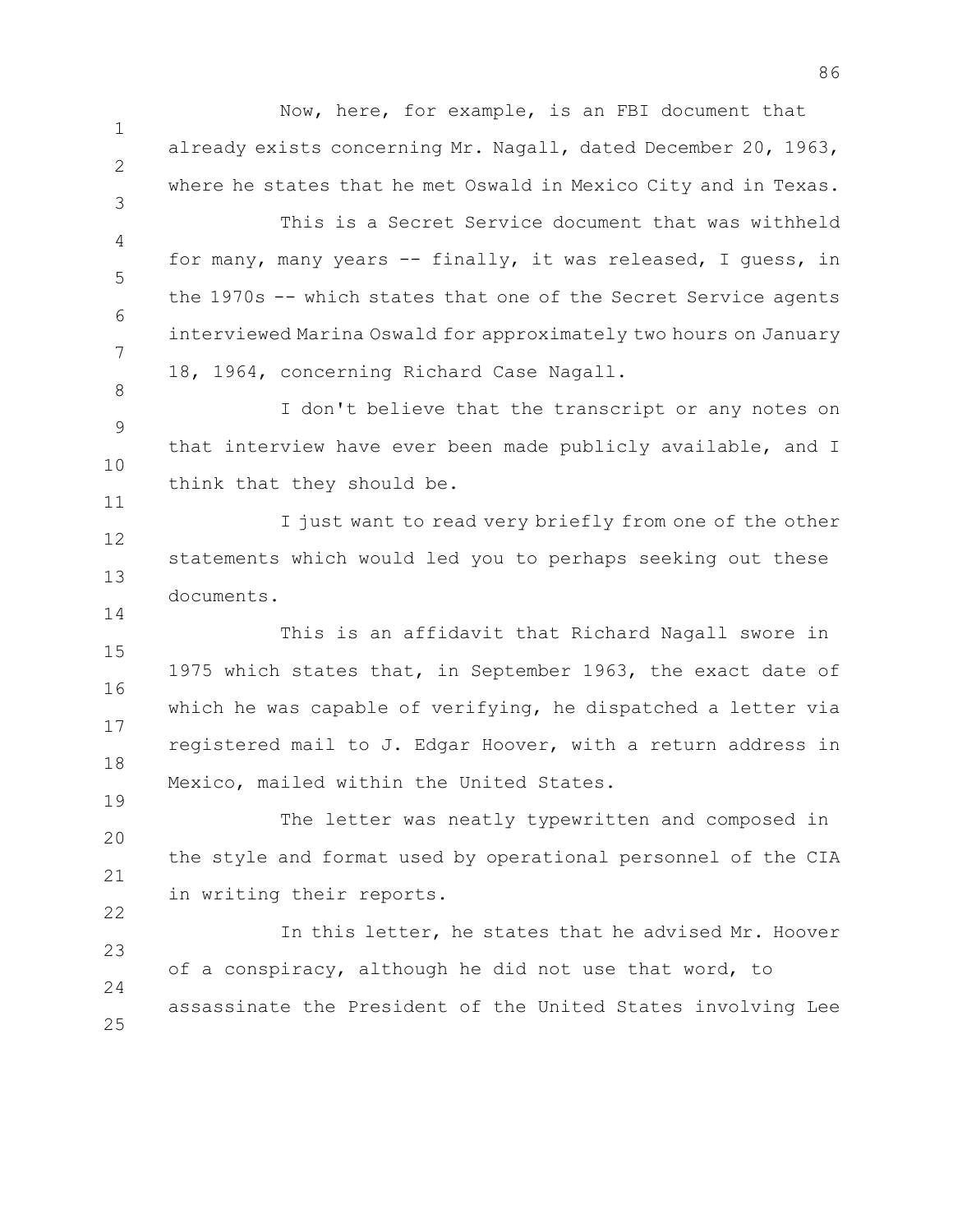Now, here, for example, is an FBI document that already exists concerning Mr. Nagall, dated December 20, 1963, where he states that he met Oswald in Mexico City and in Texas.

This is a Secret Service document that was withheld for many, many years -- finally, it was released, I guess, in the 1970s -- which states that one of the Secret Service agents interviewed Marina Oswald for approximately two hours on January 18, 1964, concerning Richard Case Nagall.

I don't believe that the transcript or any notes on that interview have ever been made publicly available, and I think that they should be.

I just want to read very briefly from one of the other statements which would led you to perhaps seeking out these documents.

This is an affidavit that Richard Nagall swore in 1975 which states that, in September 1963, the exact date of which he was capable of verifying, he dispatched a letter via registered mail to J. Edgar Hoover, with a return address in Mexico, mailed within the United States.

The letter was neatly typewritten and composed in the style and format used by operational personnel of the CIA in writing their reports.

In this letter, he states that he advised Mr. Hoover of a conspiracy, although he did not use that word, to assassinate the President of the United States involving Lee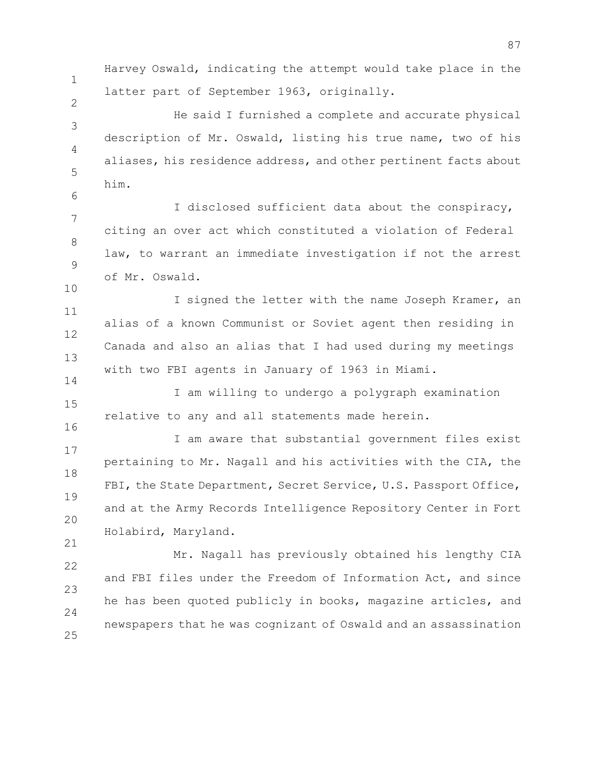Harvey Oswald, indicating the attempt would take place in the latter part of September 1963, originally.

He said I furnished a complete and accurate physical description of Mr. Oswald, listing his true name, two of his aliases, his residence address, and other pertinent facts about him.

I disclosed sufficient data about the conspiracy, citing an over act which constituted a violation of Federal law, to warrant an immediate investigation if not the arrest of Mr. Oswald.

I signed the letter with the name Joseph Kramer, an alias of a known Communist or Soviet agent then residing in Canada and also an alias that I had used during my meetings with two FBI agents in January of 1963 in Miami.

I am willing to undergo a polygraph examination relative to any and all statements made herein.

I am aware that substantial government files exist pertaining to Mr. Nagall and his activities with the CIA, the FBI, the State Department, Secret Service, U.S. Passport Office, and at the Army Records Intelligence Repository Center in Fort Holabird, Maryland.

Mr. Nagall has previously obtained his lengthy CIA and FBI files under the Freedom of Information Act, and since he has been quoted publicly in books, magazine articles, and newspapers that he was cognizant of Oswald and an assassination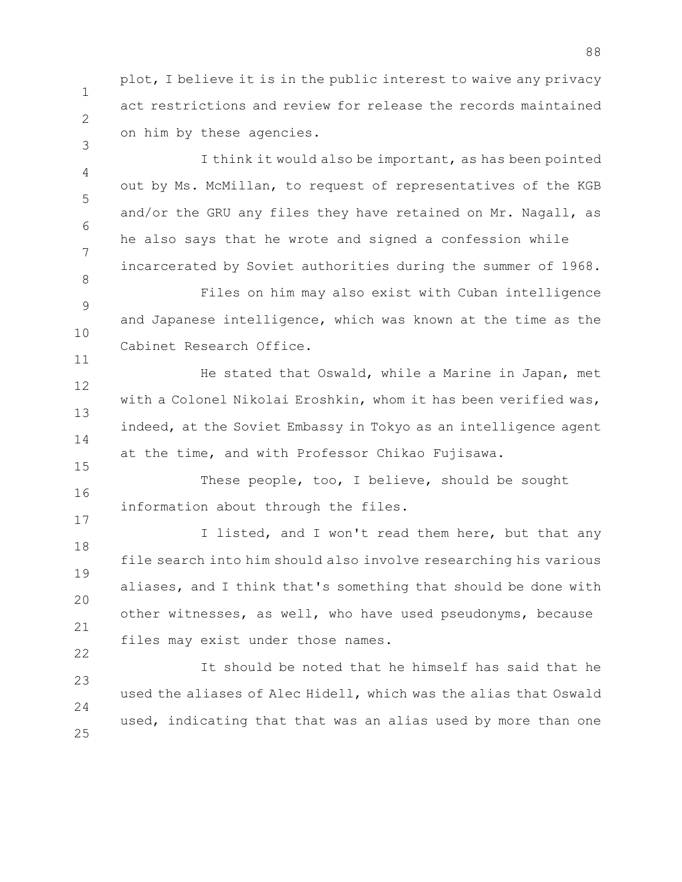plot, I believe it is in the public interest to waive any privacy act restrictions and review for release the records maintained on him by these agencies.

I think it would also be important, as has been pointed out by Ms. McMillan, to request of representatives of the KGB and/or the GRU any files they have retained on Mr. Nagall, as he also says that he wrote and signed a confession while incarcerated by Soviet authorities during the summer of 1968.

Files on him may also exist with Cuban intelligence and Japanese intelligence, which was known at the time as the Cabinet Research Office.

He stated that Oswald, while a Marine in Japan, met with a Colonel Nikolai Eroshkin, whom it has been verified was, indeed, at the Soviet Embassy in Tokyo as an intelligence agent at the time, and with Professor Chikao Fujisawa.

These people, too, I believe, should be sought information about through the files.

I listed, and I won't read them here, but that any file search into him should also involve researching his various aliases, and I think that's something that should be done with other witnesses, as well, who have used pseudonyms, because files may exist under those names.

It should be noted that he himself has said that he used the aliases of Alec Hidell, which was the alias that Oswald used, indicating that that was an alias used by more than one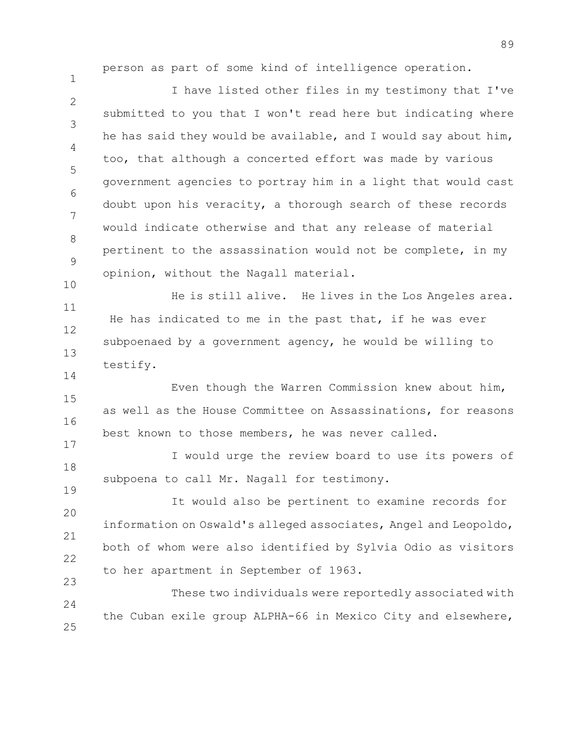person as part of some kind of intelligence operation.

I have listed other files in my testimony that I've submitted to you that I won't read here but indicating where he has said they would be available, and I would say about him, too, that although a concerted effort was made by various government agencies to portray him in a light that would cast doubt upon his veracity, a thorough search of these records would indicate otherwise and that any release of material pertinent to the assassination would not be complete, in my opinion, without the Nagall material.

He is still alive. He lives in the Los Angeles area. He has indicated to me in the past that, if he was ever subpoenaed by a government agency, he would be willing to testify.

Even though the Warren Commission knew about him, as well as the House Committee on Assassinations, for reasons best known to those members, he was never called.

I would urge the review board to use its powers of subpoena to call Mr. Nagall for testimony.

It would also be pertinent to examine records for information on Oswald's alleged associates, Angel and Leopoldo, both of whom were also identified by Sylvia Odio as visitors to her apartment in September of 1963.

These two individuals were reportedly associated with the Cuban exile group ALPHA-66 in Mexico City and elsewhere,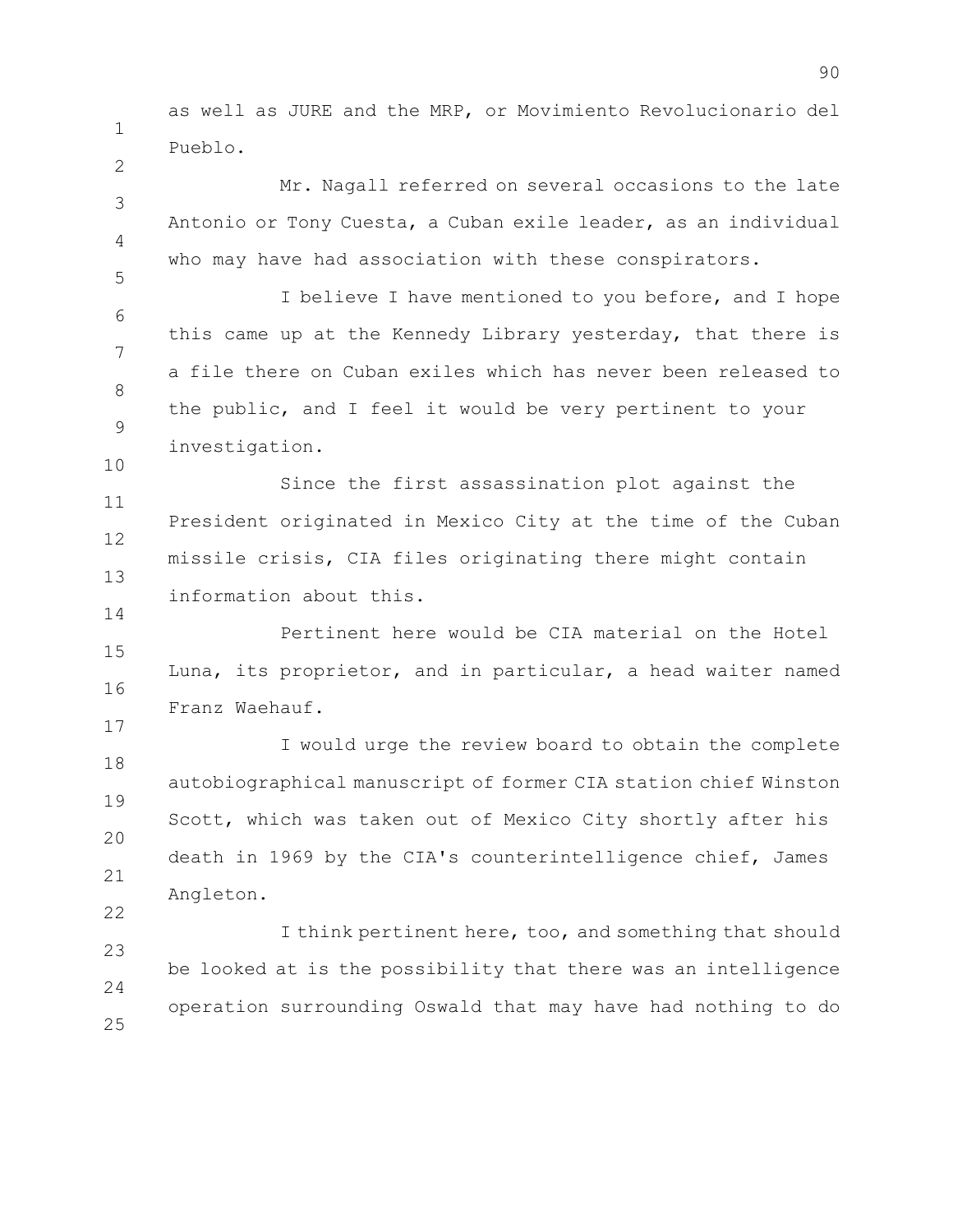as well as JURE and the MRP, or Movimiento Revolucionario del Pueblo.

Mr. Nagall referred on several occasions to the late Antonio or Tony Cuesta, a Cuban exile leader, as an individual who may have had association with these conspirators.

I believe I have mentioned to you before, and I hope this came up at the Kennedy Library yesterday, that there is a file there on Cuban exiles which has never been released to the public, and I feel it would be very pertinent to your investigation.

Since the first assassination plot against the President originated in Mexico City at the time of the Cuban missile crisis, CIA files originating there might contain information about this.

Pertinent here would be CIA material on the Hotel Luna, its proprietor, and in particular, a head waiter named Franz Waehauf.

I would urge the review board to obtain the complete autobiographical manuscript of former CIA station chief Winston Scott, which was taken out of Mexico City shortly after his death in 1969 by the CIA's counterintelligence chief, James Angleton.

I think pertinent here, too, and something that should be looked at is the possibility that there was an intelligence operation surrounding Oswald that may have had nothing to do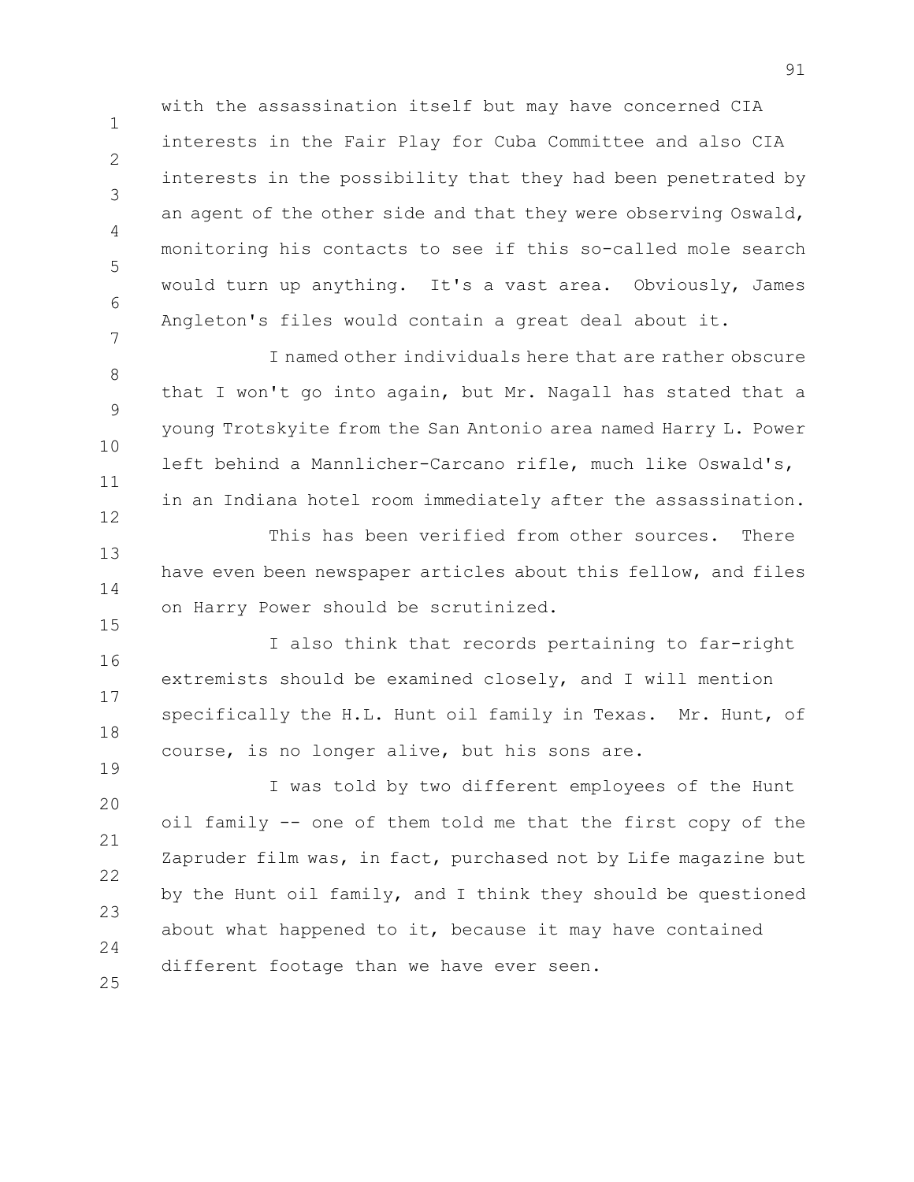with the assassination itself but may have concerned CIA interests in the Fair Play for Cuba Committee and also CIA interests in the possibility that they had been penetrated by an agent of the other side and that they were observing Oswald, monitoring his contacts to see if this so-called mole search would turn up anything. It's a vast area. Obviously, James Angleton's files would contain a great deal about it.

I named other individuals here that are rather obscure that I won't go into again, but Mr. Nagall has stated that a young Trotskyite from the San Antonio area named Harry L. Power left behind a Mannlicher-Carcano rifle, much like Oswald's, in an Indiana hotel room immediately after the assassination.

This has been verified from other sources. There have even been newspaper articles about this fellow, and files on Harry Power should be scrutinized.

I also think that records pertaining to far-right extremists should be examined closely, and I will mention specifically the H.L. Hunt oil family in Texas. Mr. Hunt, of course, is no longer alive, but his sons are.

I was told by two different employees of the Hunt oil family -- one of them told me that the first copy of the Zapruder film was, in fact, purchased not by Life magazine but by the Hunt oil family, and I think they should be questioned about what happened to it, because it may have contained different footage than we have ever seen.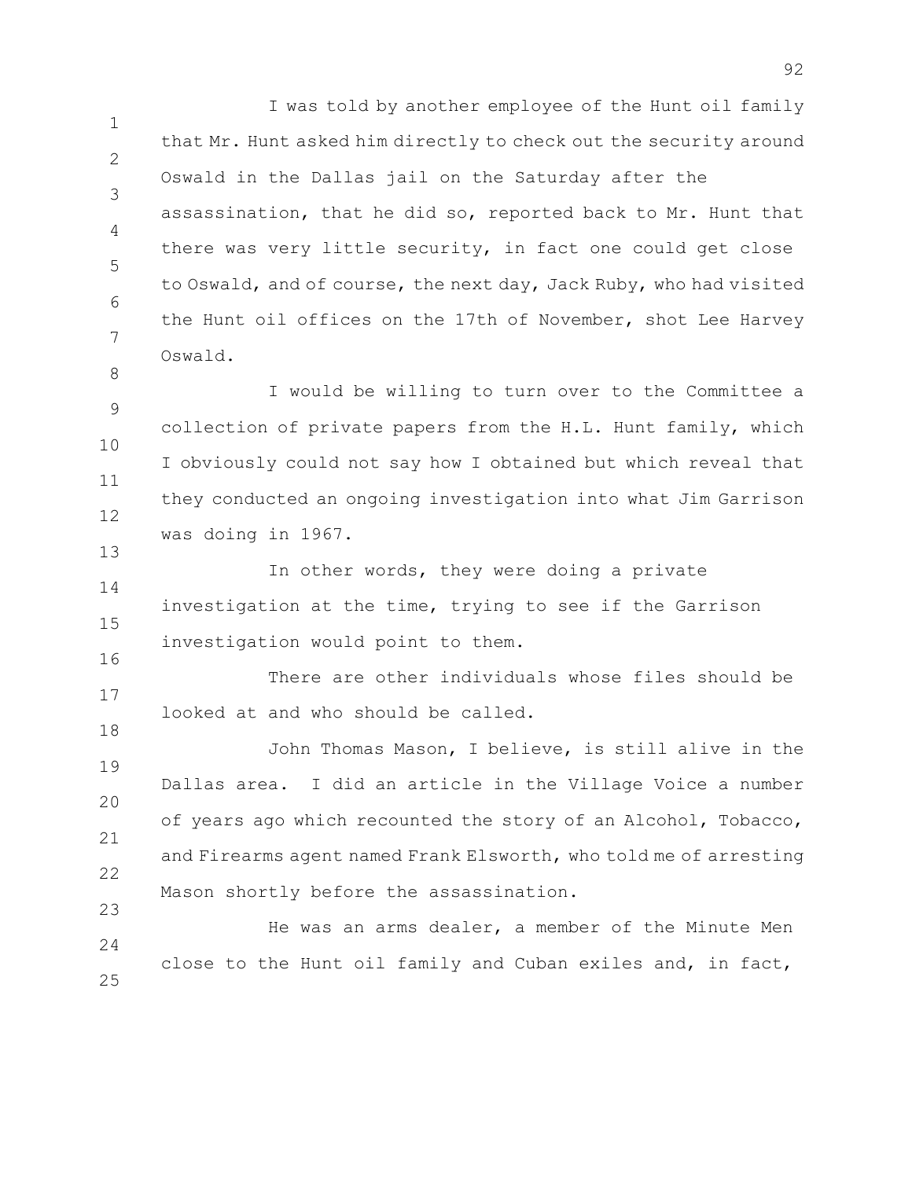I was told by another employee of the Hunt oil family that Mr. Hunt asked him directly to check out the security around Oswald in the Dallas jail on the Saturday after the assassination, that he did so, reported back to Mr. Hunt that there was very little security, in fact one could get close to Oswald, and of course, the next day, Jack Ruby, who had visited the Hunt oil offices on the 17th of November, shot Lee Harvey Oswald.

I would be willing to turn over to the Committee a collection of private papers from the H.L. Hunt family, which I obviously could not say how I obtained but which reveal that they conducted an ongoing investigation into what Jim Garrison was doing in 1967.

In other words, they were doing a private investigation at the time, trying to see if the Garrison investigation would point to them.

There are other individuals whose files should be looked at and who should be called.

John Thomas Mason, I believe, is still alive in the Dallas area. I did an article in the Village Voice a number of years ago which recounted the story of an Alcohol, Tobacco, and Firearms agent named Frank Elsworth, who told me of arresting Mason shortly before the assassination.

He was an arms dealer, a member of the Minute Men close to the Hunt oil family and Cuban exiles and, in fact,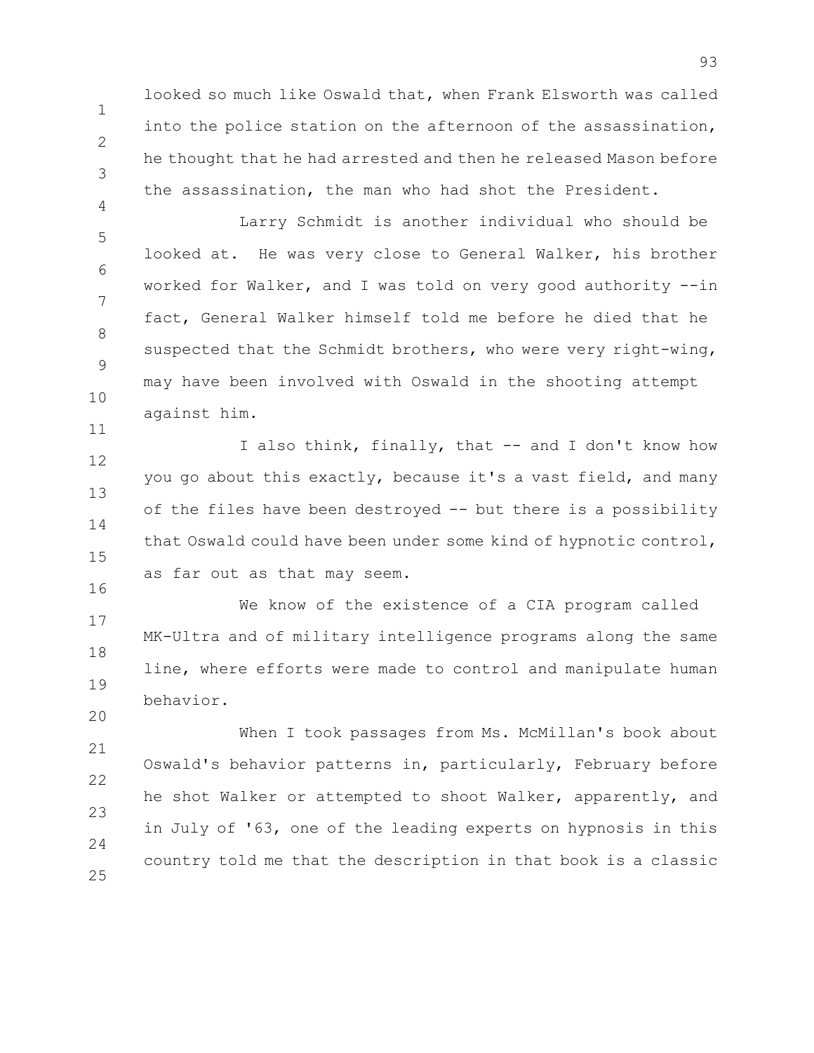looked so much like Oswald that, when Frank Elsworth was called into the police station on the afternoon of the assassination, he thought that he had arrested and then he released Mason before the assassination, the man who had shot the President.

Larry Schmidt is another individual who should be looked at. He was very close to General Walker, his brother worked for Walker, and I was told on very good authority --in fact, General Walker himself told me before he died that he suspected that the Schmidt brothers, who were very right-wing, may have been involved with Oswald in the shooting attempt against him.

I also think, finally, that -- and I don't know how you go about this exactly, because it's a vast field, and many of the files have been destroyed -- but there is a possibility that Oswald could have been under some kind of hypnotic control, as far out as that may seem.

We know of the existence of a CIA program called MK-Ultra and of military intelligence programs along the same line, where efforts were made to control and manipulate human behavior.

When I took passages from Ms. McMillan's book about Oswald's behavior patterns in, particularly, February before he shot Walker or attempted to shoot Walker, apparently, and in July of '63, one of the leading experts on hypnosis in this country told me that the description in that book is a classic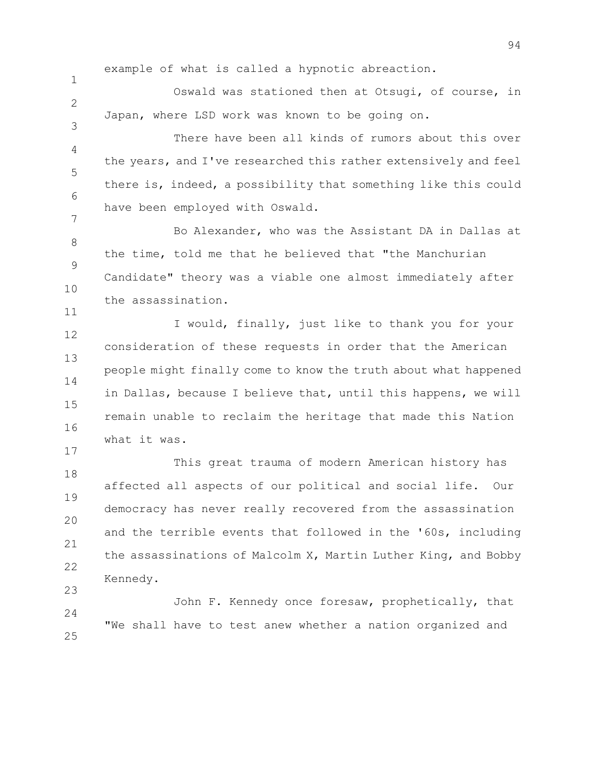example of what is called a hypnotic abreaction.

Oswald was stationed then at Otsugi, of course, in Japan, where LSD work was known to be going on.

There have been all kinds of rumors about this over the years, and I've researched this rather extensively and feel there is, indeed, a possibility that something like this could have been employed with Oswald.

Bo Alexander, who was the Assistant DA in Dallas at the time, told me that he believed that "the Manchurian Candidate" theory was a viable one almost immediately after the assassination.

I would, finally, just like to thank you for your consideration of these requests in order that the American people might finally come to know the truth about what happened in Dallas, because I believe that, until this happens, we will remain unable to reclaim the heritage that made this Nation what it was.

This great trauma of modern American history has affected all aspects of our political and social life. Our democracy has never really recovered from the assassination and the terrible events that followed in the '60s, including the assassinations of Malcolm X, Martin Luther King, and Bobby Kennedy.

John F. Kennedy once foresaw, prophetically, that "We shall have to test anew whether a nation organized and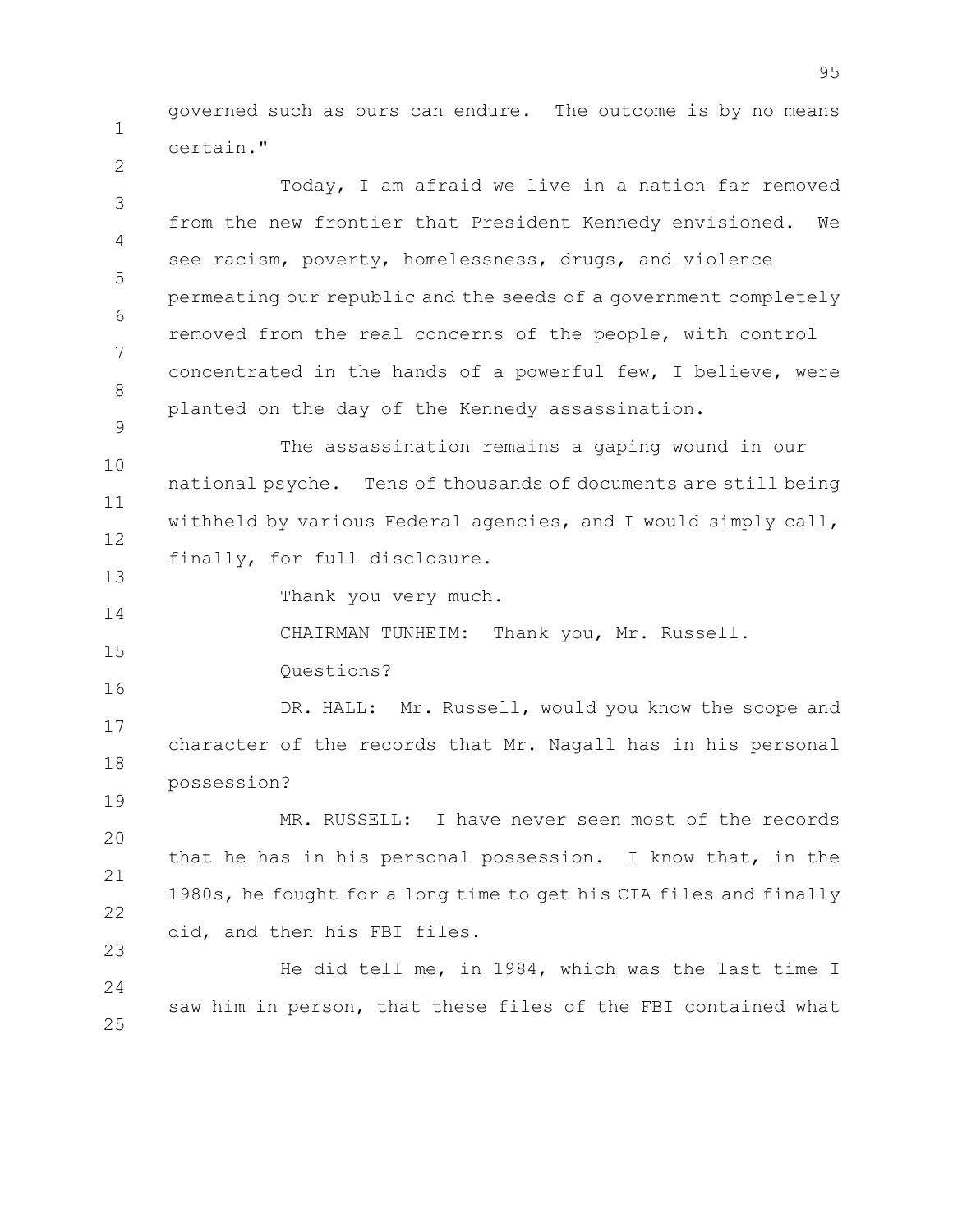governed such as ours can endure. The outcome is by no means certain."

Today, I am afraid we live in a nation far removed from the new frontier that President Kennedy envisioned. We see racism, poverty, homelessness, drugs, and violence permeating our republic and the seeds of a government completely removed from the real concerns of the people, with control concentrated in the hands of a powerful few, I believe, were planted on the day of the Kennedy assassination.

The assassination remains a gaping wound in our national psyche. Tens of thousands of documents are still being withheld by various Federal agencies, and I would simply call, finally, for full disclosure.

Thank you very much.

CHAIRMAN TUNHEIM: Thank you, Mr. Russell.

Questions?

DR. HALL: Mr. Russell, would you know the scope and character of the records that Mr. Nagall has in his personal possession?

MR. RUSSELL: I have never seen most of the records that he has in his personal possession. I know that, in the 1980s, he fought for a long time to get his CIA files and finally did, and then his FBI files.

He did tell me, in 1984, which was the last time I saw him in person, that these files of the FBI contained what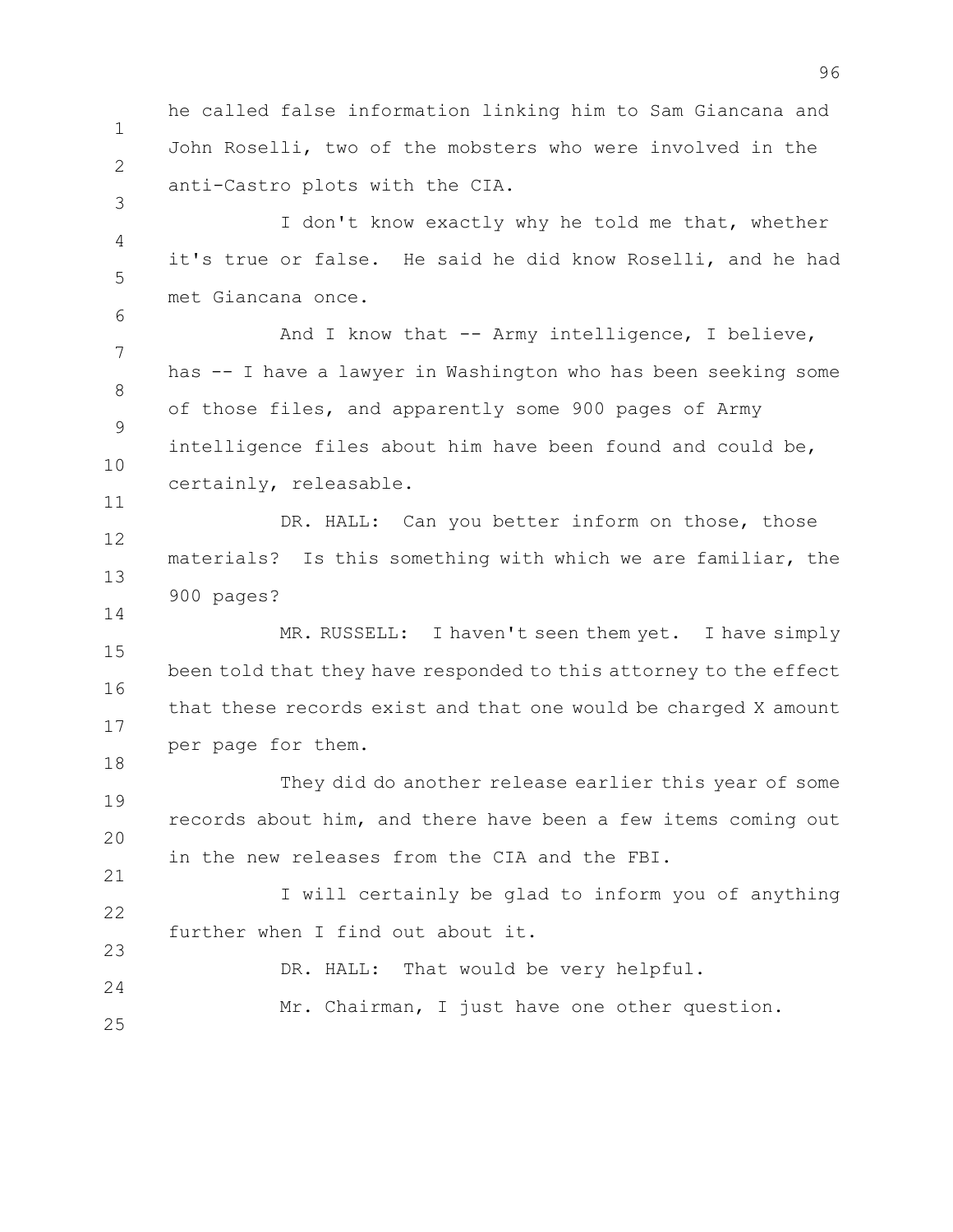he called false information linking him to Sam Giancana and John Roselli, two of the mobsters who were involved in the anti-Castro plots with the CIA.

I don't know exactly why he told me that, whether it's true or false. He said he did know Roselli, and he had met Giancana once.

And I know that -- Army intelligence, I believe, has -- I have a lawyer in Washington who has been seeking some of those files, and apparently some 900 pages of Army intelligence files about him have been found and could be, certainly, releasable.

DR. HALL: Can you better inform on those, those materials? Is this something with which we are familiar, the 900 pages?

MR. RUSSELL: I haven't seen them yet. I have simply been told that they have responded to this attorney to the effect that these records exist and that one would be charged X amount per page for them.

They did do another release earlier this year of some records about him, and there have been a few items coming out in the new releases from the CIA and the FBI.

I will certainly be glad to inform you of anything further when I find out about it.

DR. HALL: That would be very helpful.

Mr. Chairman, I just have one other question.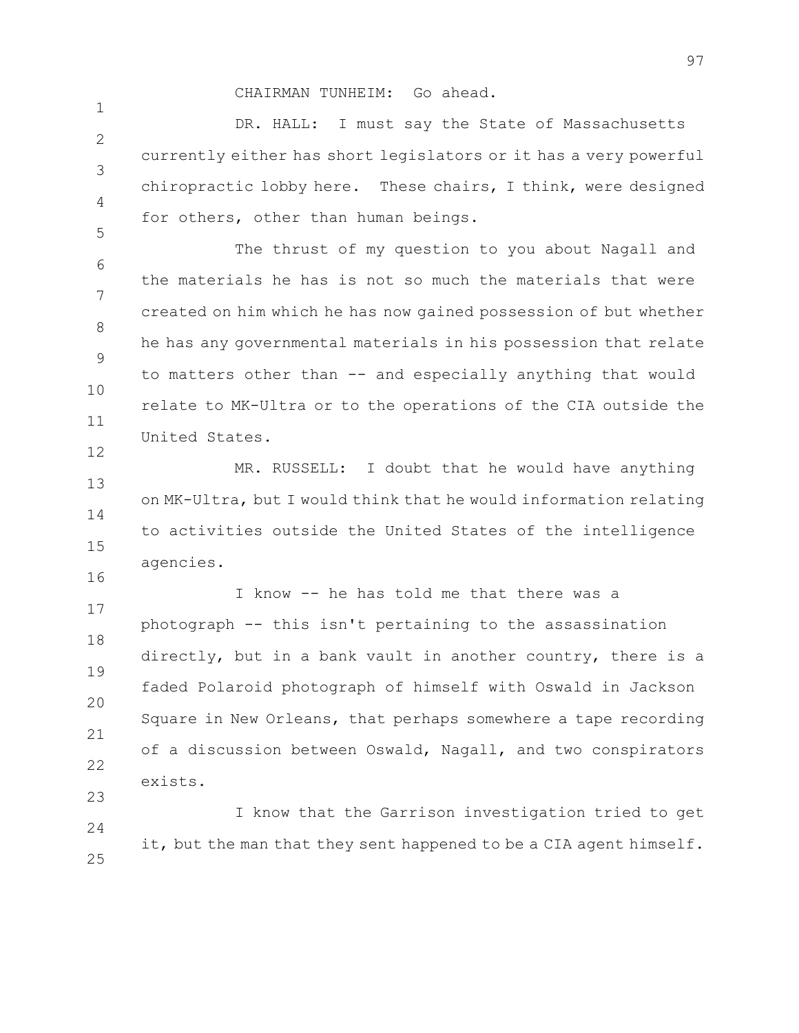CHAIRMAN TUNHEIM: Go ahead.

DR. HALL: I must say the State of Massachusetts currently either has short legislators or it has a very powerful chiropractic lobby here. These chairs, I think, were designed for others, other than human beings.

The thrust of my question to you about Nagall and the materials he has is not so much the materials that were created on him which he has now gained possession of but whether he has any governmental materials in his possession that relate to matters other than -- and especially anything that would relate to MK-Ultra or to the operations of the CIA outside the United States.

MR. RUSSELL: I doubt that he would have anything on MK-Ultra, but I would think that he would information relating to activities outside the United States of the intelligence agencies.

I know -- he has told me that there was a photograph -- this isn't pertaining to the assassination directly, but in a bank vault in another country, there is a faded Polaroid photograph of himself with Oswald in Jackson Square in New Orleans, that perhaps somewhere a tape recording of a discussion between Oswald, Nagall, and two conspirators exists.

I know that the Garrison investigation tried to get it, but the man that they sent happened to be a CIA agent himself.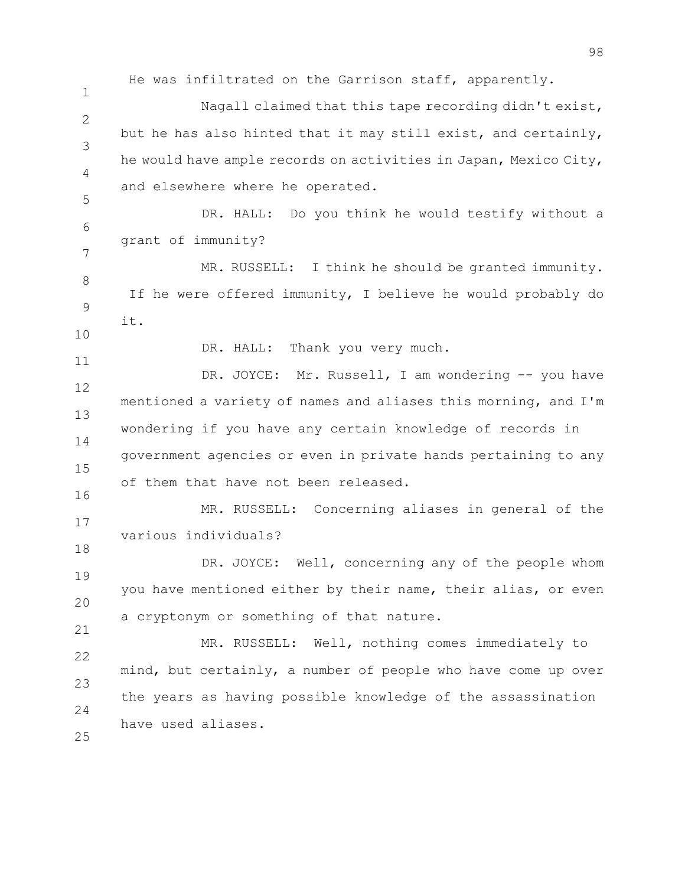He was infiltrated on the Garrison staff, apparently.

Nagall claimed that this tape recording didn't exist, but he has also hinted that it may still exist, and certainly, he would have ample records on activities in Japan, Mexico City, and elsewhere where he operated.

DR. HALL: Do you think he would testify without a grant of immunity?

MR. RUSSELL: I think he should be granted immunity. If he were offered immunity, I believe he would probably do it.

DR. HALL: Thank you very much.

DR. JOYCE: Mr. Russell, I am wondering -- you have mentioned a variety of names and aliases this morning, and I'm wondering if you have any certain knowledge of records in government agencies or even in private hands pertaining to any of them that have not been released.

MR. RUSSELL: Concerning aliases in general of the various individuals?

DR. JOYCE: Well, concerning any of the people whom you have mentioned either by their name, their alias, or even a cryptonym or something of that nature.

MR. RUSSELL: Well, nothing comes immediately to mind, but certainly, a number of people who have come up over the years as having possible knowledge of the assassination have used aliases.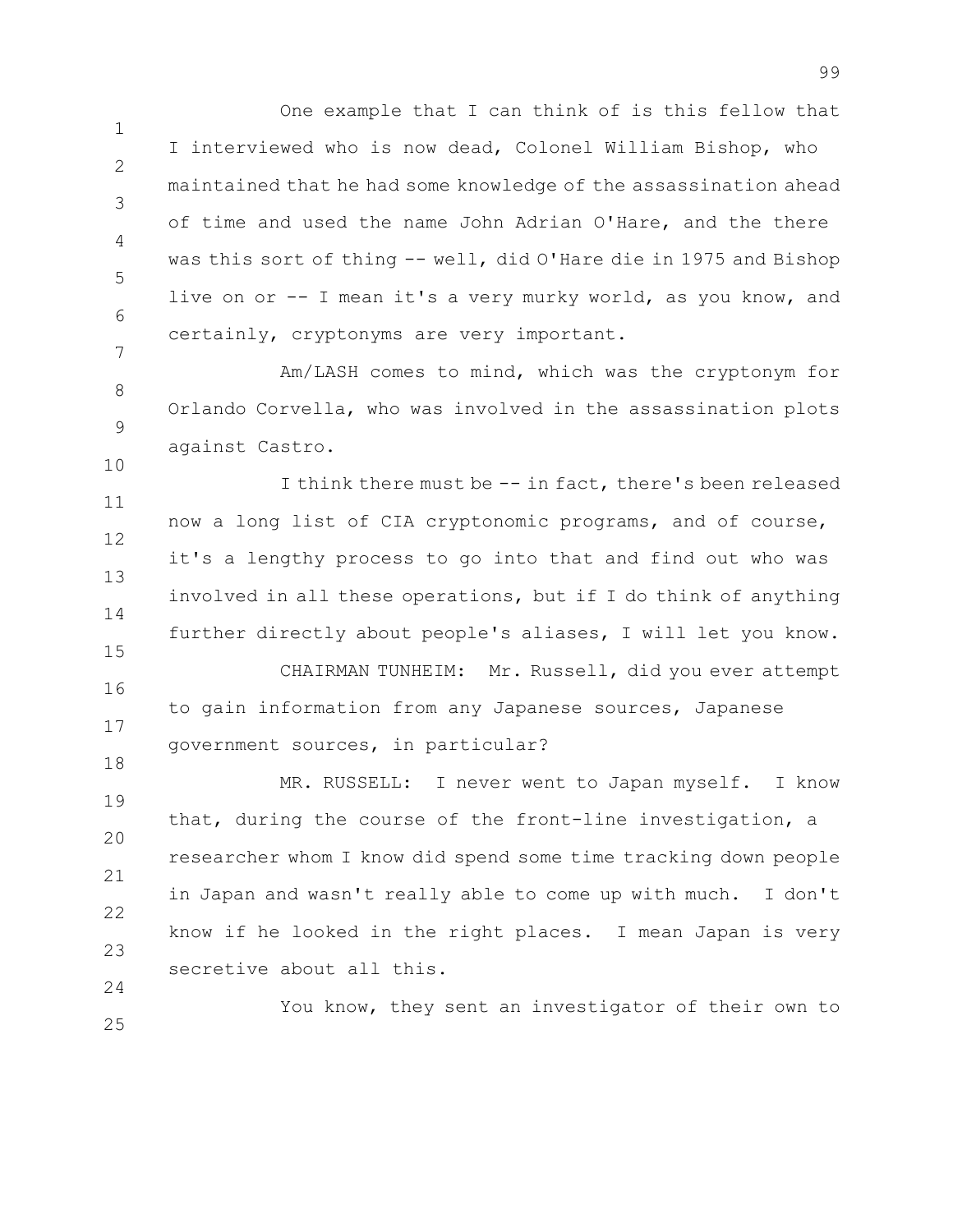One example that I can think of is this fellow that I interviewed who is now dead, Colonel William Bishop, who maintained that he had some knowledge of the assassination ahead of time and used the name John Adrian O'Hare, and the there was this sort of thing -- well, did O'Hare die in 1975 and Bishop live on or -- I mean it's a very murky world, as you know, and certainly, cryptonyms are very important.

Am/LASH comes to mind, which was the cryptonym for Orlando Corvella, who was involved in the assassination plots against Castro.

I think there must be -- in fact, there's been released now a long list of CIA cryptonomic programs, and of course, it's a lengthy process to go into that and find out who was involved in all these operations, but if I do think of anything further directly about people's aliases, I will let you know.

CHAIRMAN TUNHEIM: Mr. Russell, did you ever attempt to gain information from any Japanese sources, Japanese government sources, in particular?

MR. RUSSELL: I never went to Japan myself. I know that, during the course of the front-line investigation, a researcher whom I know did spend some time tracking down people in Japan and wasn't really able to come up with much. I don't know if he looked in the right places. I mean Japan is very secretive about all this.

You know, they sent an investigator of their own to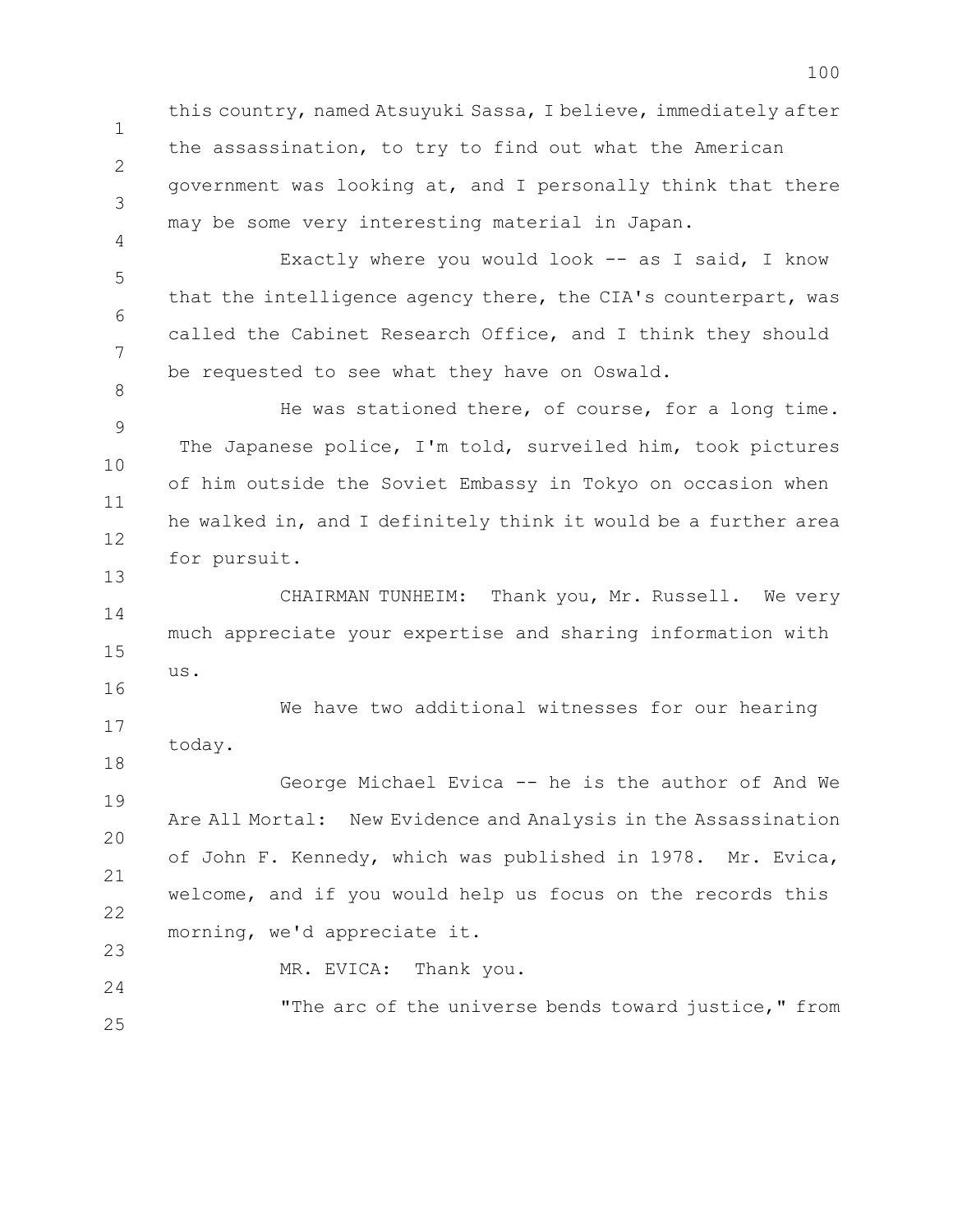this country, named Atsuyuki Sassa, I believe, immediately after the assassination, to try to find out what the American government was looking at, and I personally think that there may be some very interesting material in Japan.

Exactly where you would look -- as I said, I know that the intelligence agency there, the CIA's counterpart, was called the Cabinet Research Office, and I think they should be requested to see what they have on Oswald.

He was stationed there, of course, for a long time. The Japanese police, I'm told, surveiled him, took pictures of him outside the Soviet Embassy in Tokyo on occasion when he walked in, and I definitely think it would be a further area for pursuit.

CHAIRMAN TUNHEIM: Thank you, Mr. Russell. We very much appreciate your expertise and sharing information with us.

We have two additional witnesses for our hearing today.

George Michael Evica -- he is the author of And We Are All Mortal: New Evidence and Analysis in the Assassination of John F. Kennedy, which was published in 1978. Mr. Evica, welcome, and if you would help us focus on the records this morning, we'd appreciate it.

MR. EVICA: Thank you.

"The arc of the universe bends toward justice," from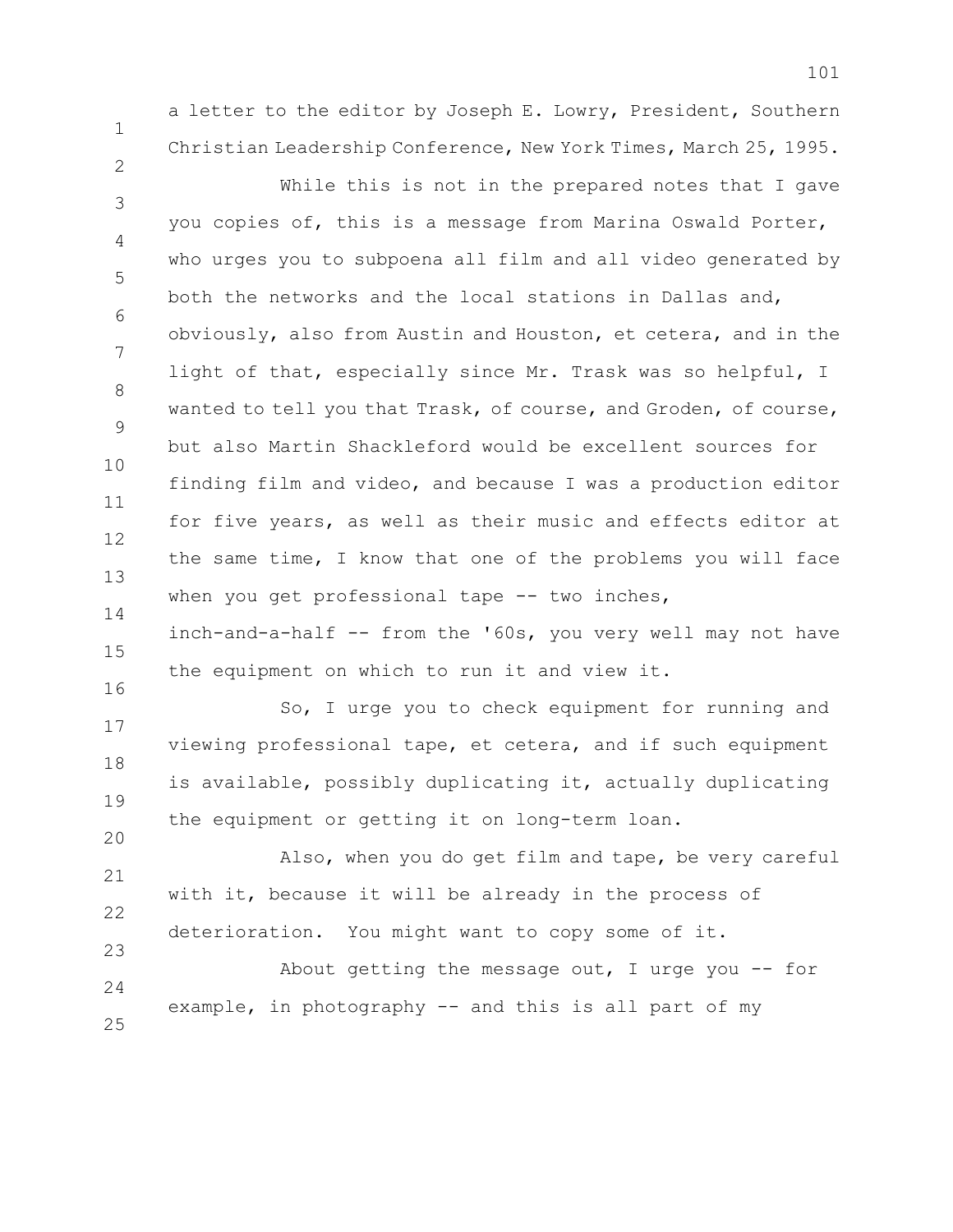a letter to the editor by Joseph E. Lowry, President, Southern Christian Leadership Conference, New York Times, March 25, 1995.

While this is not in the prepared notes that I gave you copies of, this is a message from Marina Oswald Porter, who urges you to subpoena all film and all video generated by both the networks and the local stations in Dallas and, obviously, also from Austin and Houston, et cetera, and in the light of that, especially since Mr. Trask was so helpful, I wanted to tell you that Trask, of course, and Groden, of course, but also Martin Shackleford would be excellent sources for finding film and video, and because I was a production editor for five years, as well as their music and effects editor at the same time, I know that one of the problems you will face when you get professional tape -- two inches, inch-and-a-half -- from the '60s, you very well may not have the equipment on which to run it and view it.

So, I urge you to check equipment for running and viewing professional tape, et cetera, and if such equipment is available, possibly duplicating it, actually duplicating the equipment or getting it on long-term loan.

Also, when you do get film and tape, be very careful with it, because it will be already in the process of deterioration. You might want to copy some of it.

About getting the message out, I urge you -- for example, in photography -- and this is all part of my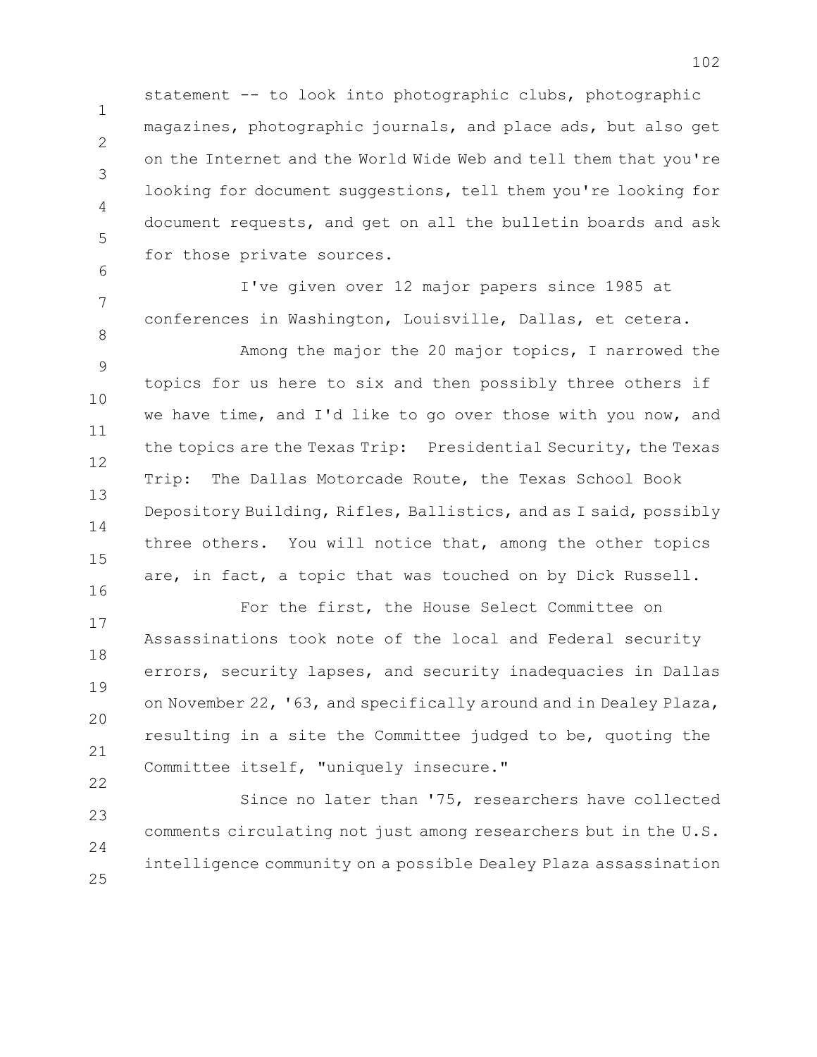statement -- to look into photographic clubs, photographic magazines, photographic journals, and place ads, but also get on the Internet and the World Wide Web and tell them that you're looking for document suggestions, tell them you're looking for document requests, and get on all the bulletin boards and ask for those private sources.

I've given over 12 major papers since 1985 at conferences in Washington, Louisville, Dallas, et cetera.

Among the major the 20 major topics, I narrowed the topics for us here to six and then possibly three others if we have time, and I'd like to go over those with you now, and the topics are the Texas Trip: Presidential Security, the Texas Trip: The Dallas Motorcade Route, the Texas School Book Depository Building, Rifles, Ballistics, and as I said, possibly three others. You will notice that, among the other topics are, in fact, a topic that was touched on by Dick Russell.

For the first, the House Select Committee on Assassinations took note of the local and Federal security errors, security lapses, and security inadequacies in Dallas on November 22, '63, and specifically around and in Dealey Plaza, resulting in a site the Committee judged to be, quoting the Committee itself, "uniquely insecure."

Since no later than '75, researchers have collected comments circulating not just among researchers but in the U.S. intelligence community on a possible Dealey Plaza assassination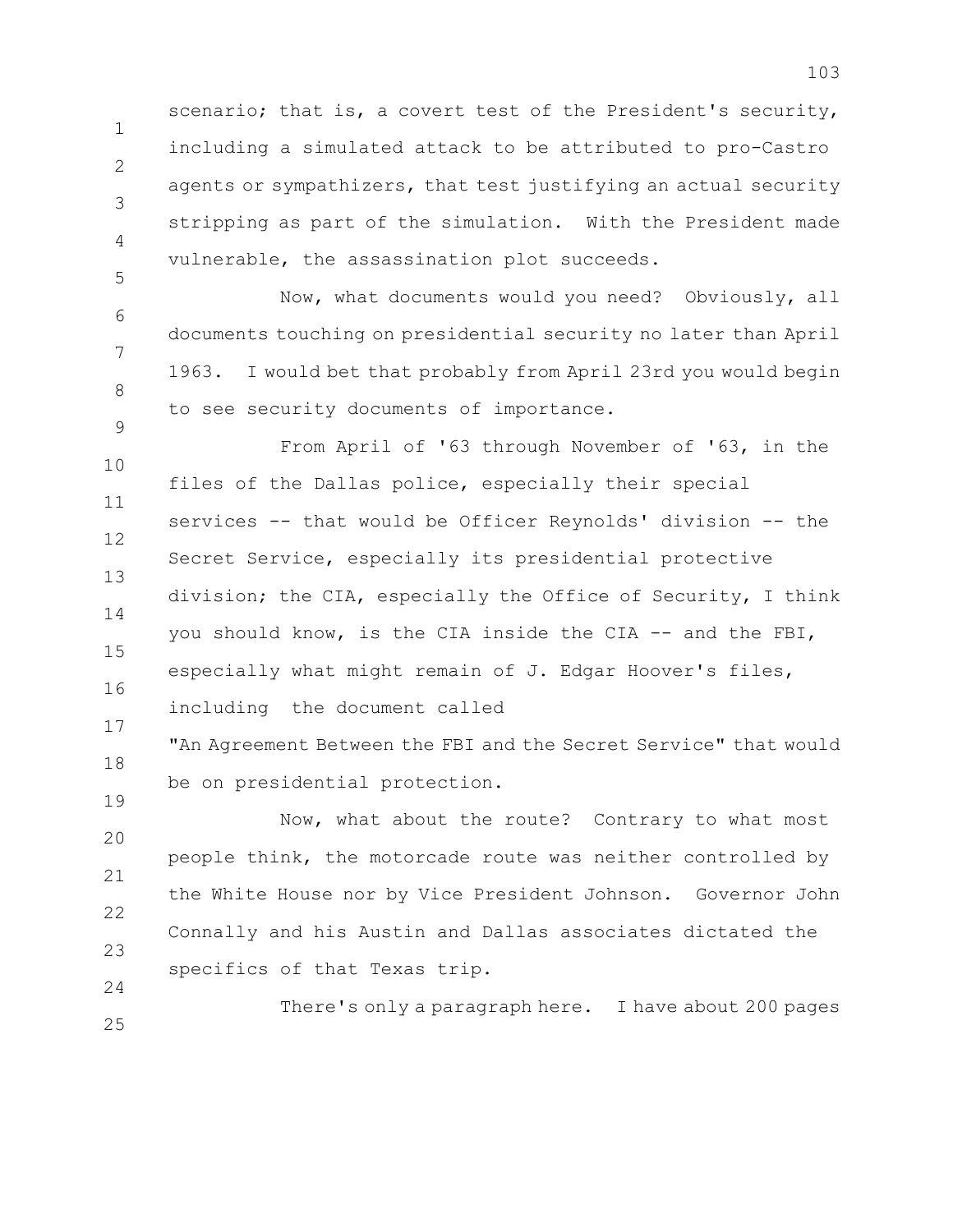scenario; that is, a covert test of the President's security, including a simulated attack to be attributed to pro-Castro agents or sympathizers, that test justifying an actual security stripping as part of the simulation. With the President made vulnerable, the assassination plot succeeds.

Now, what documents would you need? Obviously, all documents touching on presidential security no later than April 1963. I would bet that probably from April 23rd you would begin to see security documents of importance.

From April of '63 through November of '63, in the files of the Dallas police, especially their special services -- that would be Officer Reynolds' division -- the Secret Service, especially its presidential protective division; the CIA, especially the Office of Security, I think you should know, is the CIA inside the CIA -- and the FBI, especially what might remain of J. Edgar Hoover's files, including the document called "An Agreement Between the FBI and the Secret Service" that would be on presidential protection.

Now, what about the route? Contrary to what most people think, the motorcade route was neither controlled by the White House nor by Vice President Johnson. Governor John Connally and his Austin and Dallas associates dictated the specifics of that Texas trip.

There's only a paragraph here. I have about 200 pages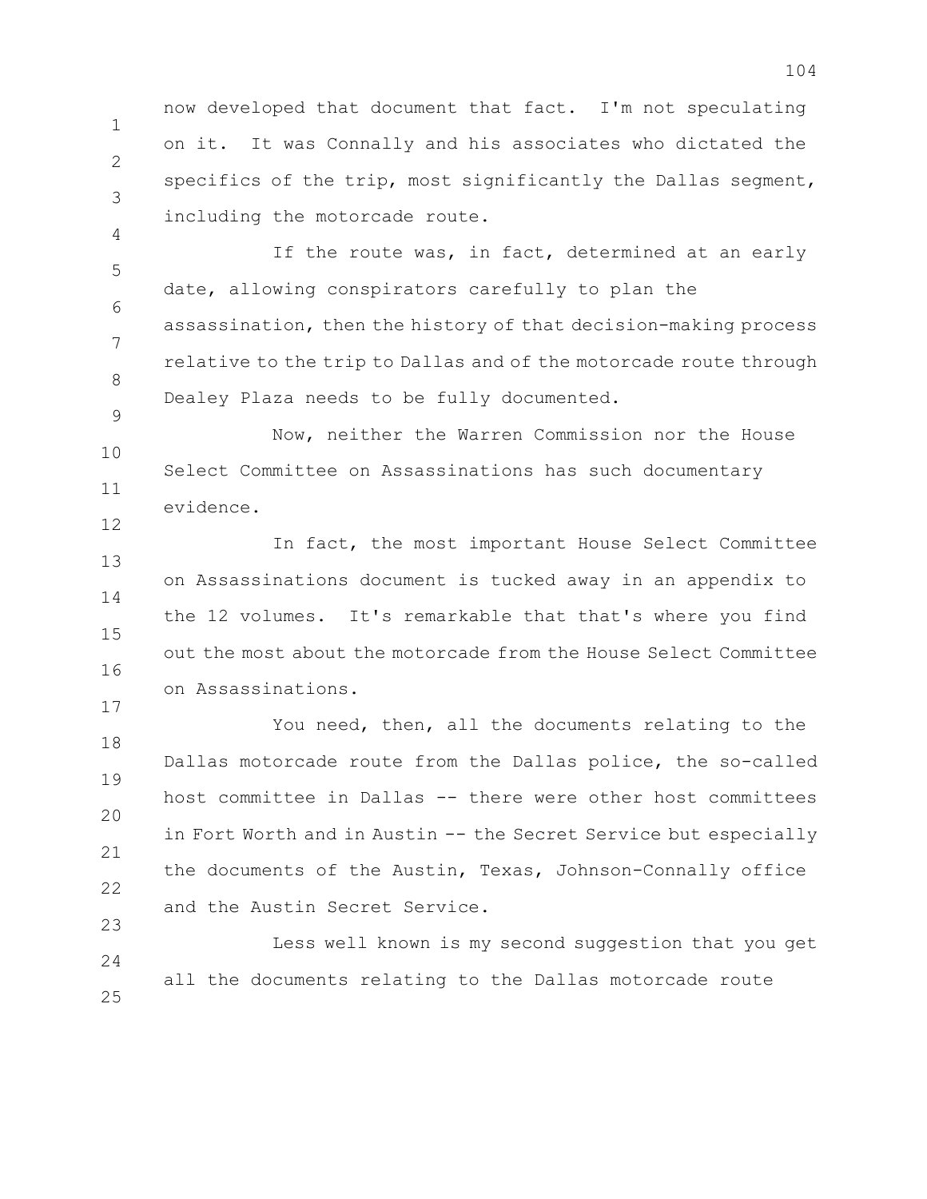now developed that document that fact. I'm not speculating on it. It was Connally and his associates who dictated the specifics of the trip, most significantly the Dallas segment, including the motorcade route.

If the route was, in fact, determined at an early date, allowing conspirators carefully to plan the assassination, then the history of that decision-making process relative to the trip to Dallas and of the motorcade route through Dealey Plaza needs to be fully documented.

Now, neither the Warren Commission nor the House Select Committee on Assassinations has such documentary evidence.

In fact, the most important House Select Committee on Assassinations document is tucked away in an appendix to the 12 volumes. It's remarkable that that's where you find out the most about the motorcade from the House Select Committee on Assassinations.

You need, then, all the documents relating to the Dallas motorcade route from the Dallas police, the so-called host committee in Dallas -- there were other host committees in Fort Worth and in Austin -- the Secret Service but especially the documents of the Austin, Texas, Johnson-Connally office and the Austin Secret Service.

Less well known is my second suggestion that you get all the documents relating to the Dallas motorcade route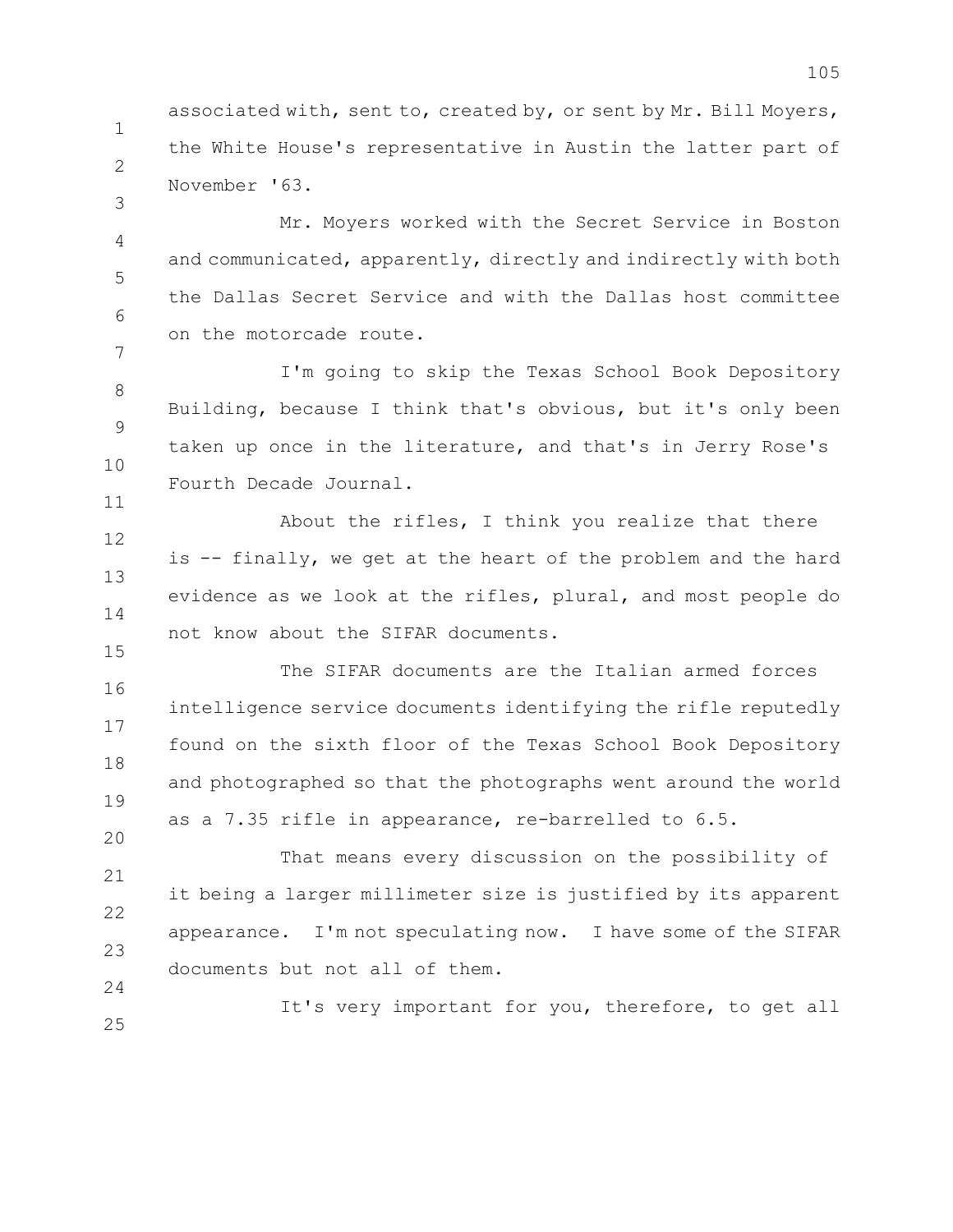associated with, sent to, created by, or sent by Mr. Bill Moyers, the White House's representative in Austin the latter part of November '63.

Mr. Moyers worked with the Secret Service in Boston and communicated, apparently, directly and indirectly with both the Dallas Secret Service and with the Dallas host committee on the motorcade route.

I'm going to skip the Texas School Book Depository Building, because I think that's obvious, but it's only been taken up once in the literature, and that's in Jerry Rose's Fourth Decade Journal.

About the rifles, I think you realize that there is -- finally, we get at the heart of the problem and the hard evidence as we look at the rifles, plural, and most people do not know about the SIFAR documents.

The SIFAR documents are the Italian armed forces intelligence service documents identifying the rifle reputedly found on the sixth floor of the Texas School Book Depository and photographed so that the photographs went around the world as a 7.35 rifle in appearance, re-barrelled to 6.5.

That means every discussion on the possibility of it being a larger millimeter size is justified by its apparent appearance. I'm not speculating now. I have some of the SIFAR documents but not all of them.

It's very important for you, therefore, to get all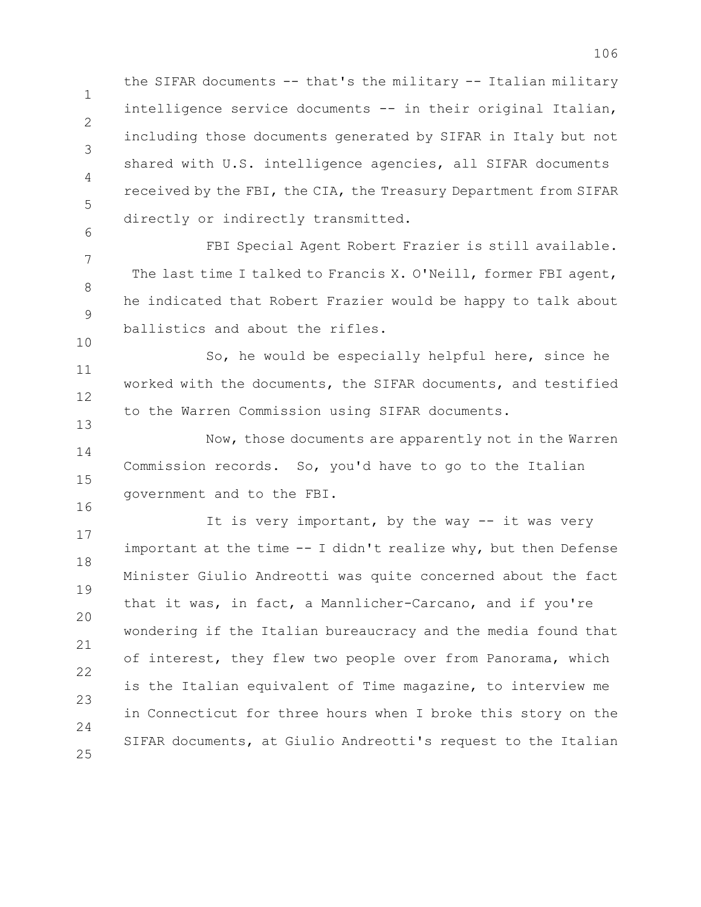the SIFAR documents -- that's the military -- Italian military intelligence service documents -- in their original Italian, including those documents generated by SIFAR in Italy but not shared with U.S. intelligence agencies, all SIFAR documents received by the FBI, the CIA, the Treasury Department from SIFAR directly or indirectly transmitted.

FBI Special Agent Robert Frazier is still available. The last time I talked to Francis X. O'Neill, former FBI agent, he indicated that Robert Frazier would be happy to talk about ballistics and about the rifles.

So, he would be especially helpful here, since he worked with the documents, the SIFAR documents, and testified to the Warren Commission using SIFAR documents.

Now, those documents are apparently not in the Warren Commission records. So, you'd have to go to the Italian government and to the FBI.

It is very important, by the way -- it was very important at the time -- I didn't realize why, but then Defense Minister Giulio Andreotti was quite concerned about the fact that it was, in fact, a Mannlicher-Carcano, and if you're wondering if the Italian bureaucracy and the media found that of interest, they flew two people over from Panorama, which is the Italian equivalent of Time magazine, to interview me in Connecticut for three hours when I broke this story on the SIFAR documents, at Giulio Andreotti's request to the Italian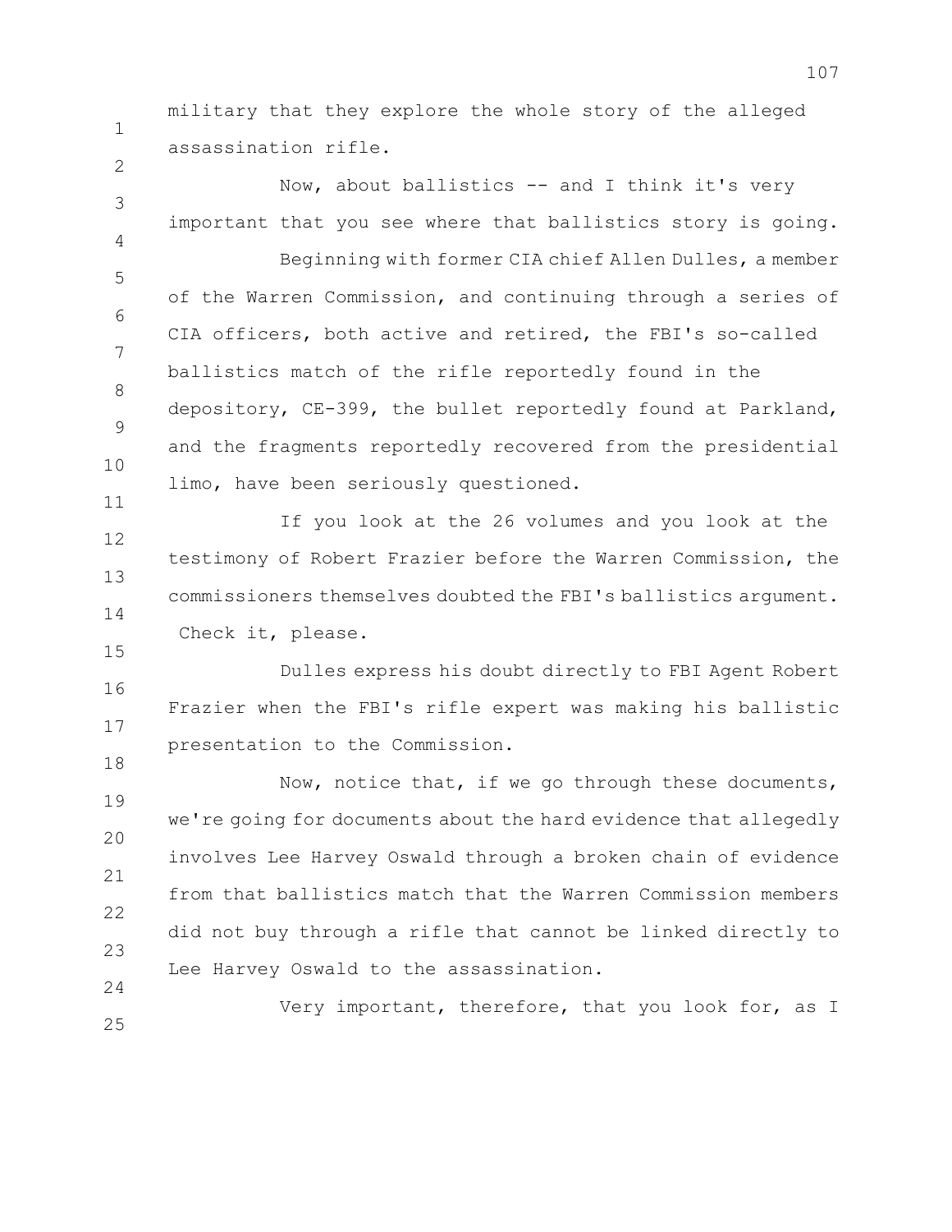military that they explore the whole story of the alleged assassination rifle.

Now, about ballistics -- and I think it's very important that you see where that ballistics story is going.

Beginning with former CIA chief Allen Dulles, a member of the Warren Commission, and continuing through a series of CIA officers, both active and retired, the FBI's so-called ballistics match of the rifle reportedly found in the depository, CE-399, the bullet reportedly found at Parkland, and the fragments reportedly recovered from the presidential limo, have been seriously questioned.

If you look at the 26 volumes and you look at the testimony of Robert Frazier before the Warren Commission, the commissioners themselves doubted the FBI's ballistics argument. Check it, please.

Dulles express his doubt directly to FBI Agent Robert Frazier when the FBI's rifle expert was making his ballistic presentation to the Commission.

Now, notice that, if we go through these documents, we're going for documents about the hard evidence that allegedly involves Lee Harvey Oswald through a broken chain of evidence from that ballistics match that the Warren Commission members did not buy through a rifle that cannot be linked directly to Lee Harvey Oswald to the assassination.

Very important, therefore, that you look for, as I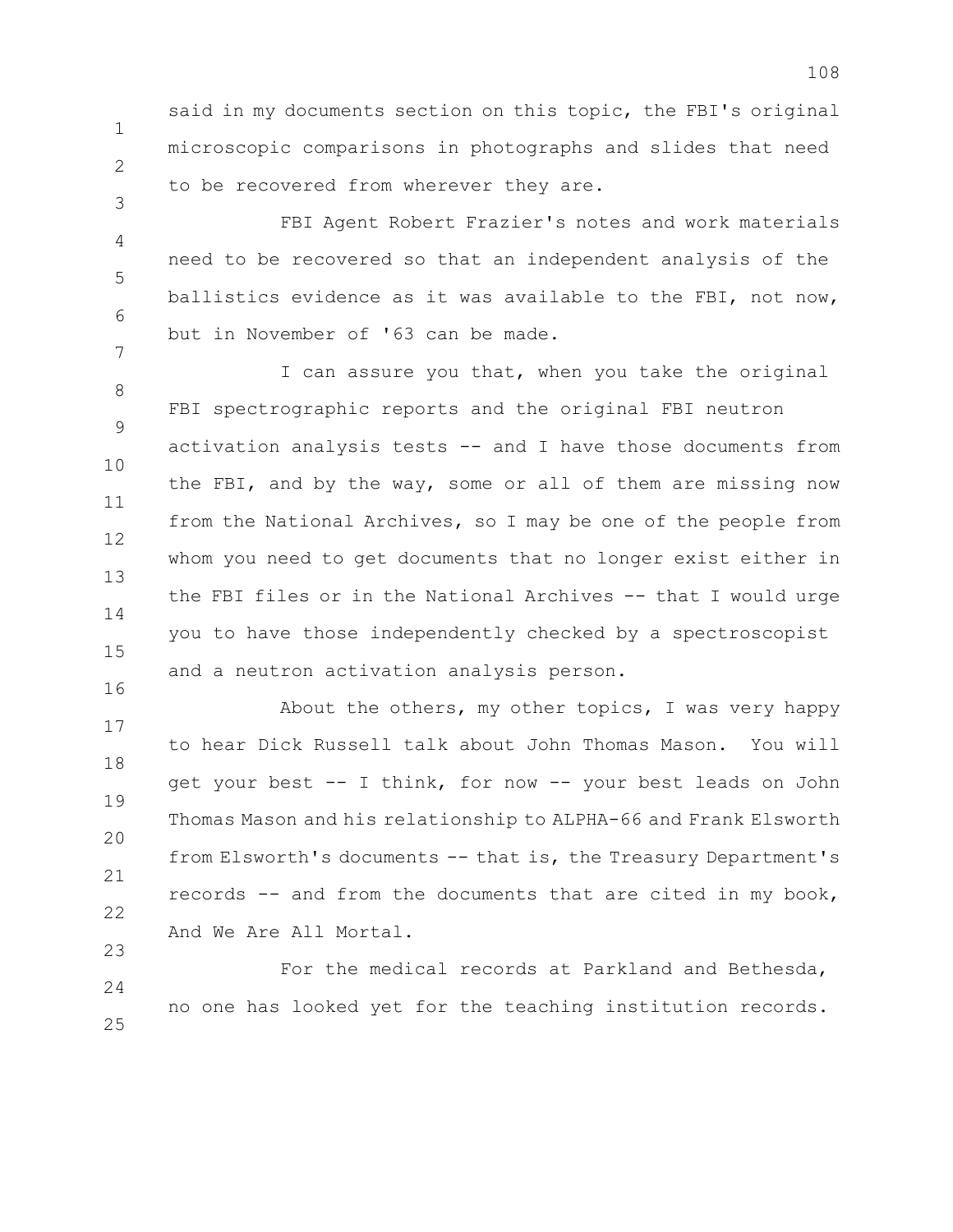said in my documents section on this topic, the FBI's original microscopic comparisons in photographs and slides that need to be recovered from wherever they are.

FBI Agent Robert Frazier's notes and work materials need to be recovered so that an independent analysis of the ballistics evidence as it was available to the FBI, not now, but in November of '63 can be made.

I can assure you that, when you take the original FBI spectrographic reports and the original FBI neutron activation analysis tests -- and I have those documents from the FBI, and by the way, some or all of them are missing now from the National Archives, so I may be one of the people from whom you need to get documents that no longer exist either in the FBI files or in the National Archives -- that I would urge you to have those independently checked by a spectroscopist and a neutron activation analysis person.

About the others, my other topics, I was very happy to hear Dick Russell talk about John Thomas Mason. You will get your best -- I think, for now -- your best leads on John Thomas Mason and his relationship to ALPHA-66 and Frank Elsworth from Elsworth's documents -- that is, the Treasury Department's records -- and from the documents that are cited in my book, And We Are All Mortal.

For the medical records at Parkland and Bethesda, no one has looked yet for the teaching institution records.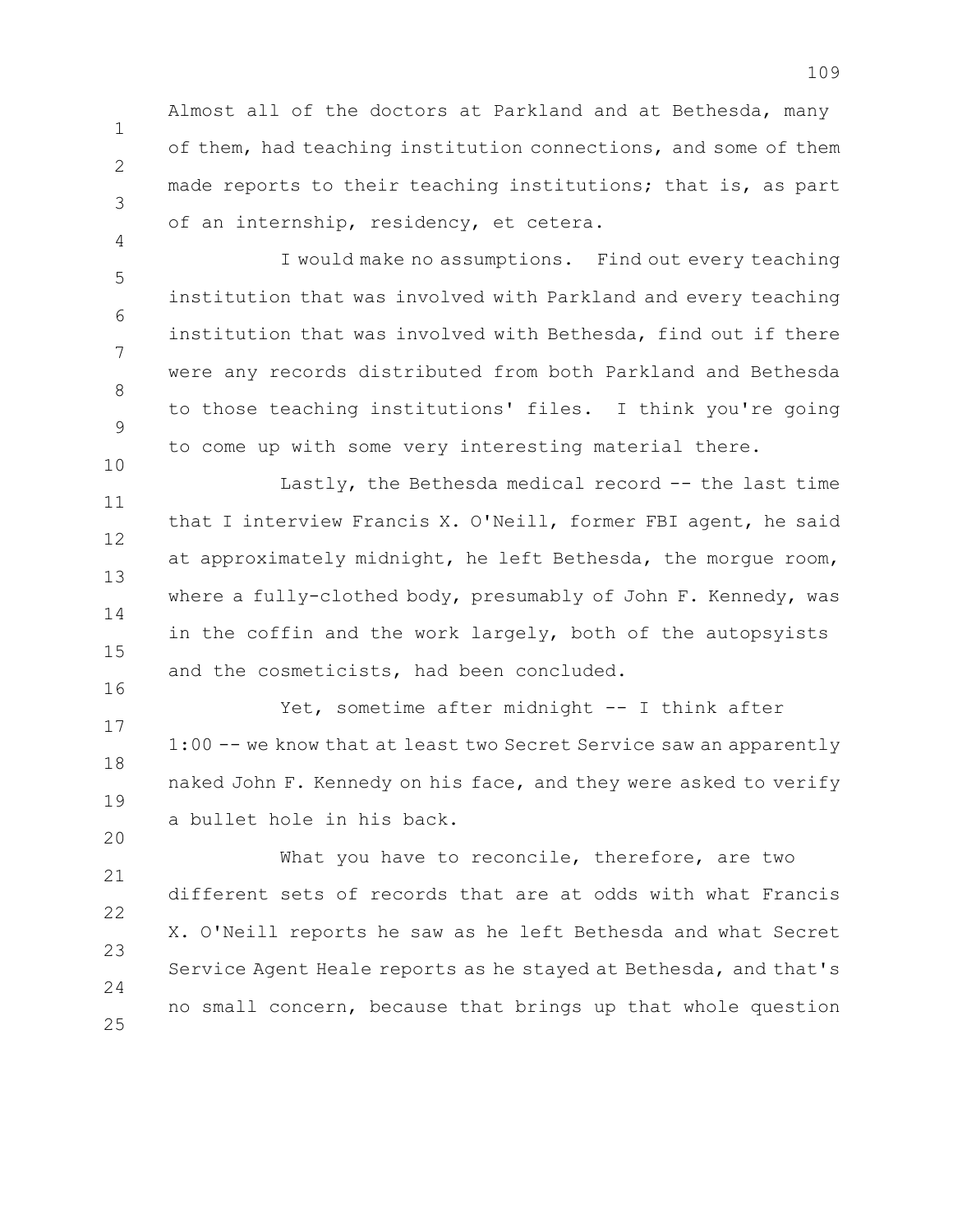Almost all of the doctors at Parkland and at Bethesda, many of them, had teaching institution connections, and some of them made reports to their teaching institutions; that is, as part of an internship, residency, et cetera.

I would make no assumptions. Find out every teaching institution that was involved with Parkland and every teaching institution that was involved with Bethesda, find out if there were any records distributed from both Parkland and Bethesda to those teaching institutions' files. I think you're going to come up with some very interesting material there.

Lastly, the Bethesda medical record -- the last time that I interview Francis X. O'Neill, former FBI agent, he said at approximately midnight, he left Bethesda, the morgue room, where a fully-clothed body, presumably of John F. Kennedy, was in the coffin and the work largely, both of the autopsyists and the cosmeticists, had been concluded.

Yet, sometime after midnight -- I think after 1:00 -- we know that at least two Secret Service saw an apparently naked John F. Kennedy on his face, and they were asked to verify a bullet hole in his back.

What you have to reconcile, therefore, are two different sets of records that are at odds with what Francis X. O'Neill reports he saw as he left Bethesda and what Secret Service Agent Heale reports as he stayed at Bethesda, and that's no small concern, because that brings up that whole question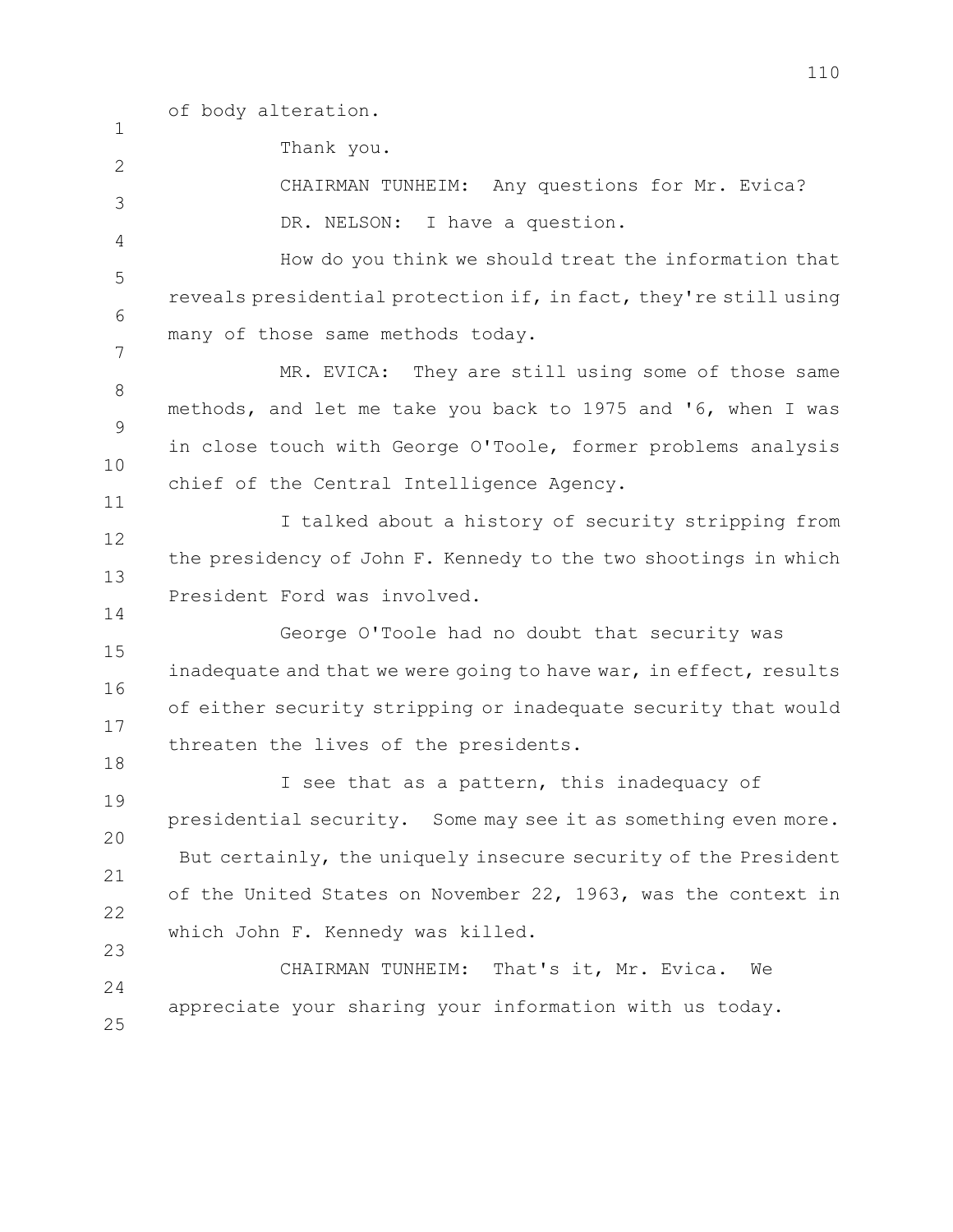of body alteration.

Thank you.

CHAIRMAN TUNHEIM: Any questions for Mr. Evica?

DR. NELSON: I have a question.

How do you think we should treat the information that reveals presidential protection if, in fact, they're still using many of those same methods today.

MR. EVICA: They are still using some of those same methods, and let me take you back to 1975 and '6, when I was in close touch with George O'Toole, former problems analysis chief of the Central Intelligence Agency.

I talked about a history of security stripping from the presidency of John F. Kennedy to the two shootings in which President Ford was involved.

George O'Toole had no doubt that security was inadequate and that we were going to have war, in effect, results of either security stripping or inadequate security that would threaten the lives of the presidents.

I see that as a pattern, this inadequacy of presidential security. Some may see it as something even more. But certainly, the uniquely insecure security of the President of the United States on November 22, 1963, was the context in which John F. Kennedy was killed.

CHAIRMAN TUNHEIM: That's it, Mr. Evica. We appreciate your sharing your information with us today.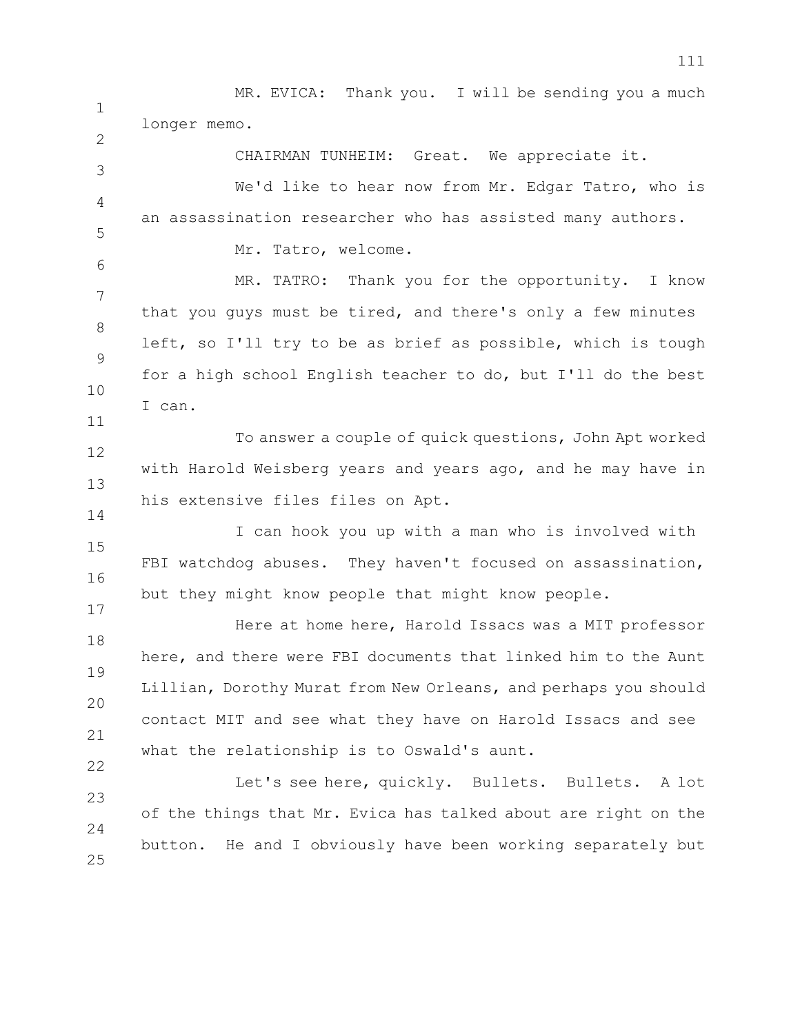MR. EVICA: Thank you. I will be sending you a much longer memo.

CHAIRMAN TUNHEIM: Great. We appreciate it.

We'd like to hear now from Mr. Edgar Tatro, who is an assassination researcher who has assisted many authors.

Mr. Tatro, welcome.

MR. TATRO: Thank you for the opportunity. I know that you guys must be tired, and there's only a few minutes left, so I'll try to be as brief as possible, which is tough for a high school English teacher to do, but I'll do the best I can.

To answer a couple of quick questions, John Apt worked with Harold Weisberg years and years ago, and he may have in his extensive files files on Apt.

I can hook you up with a man who is involved with FBI watchdog abuses. They haven't focused on assassination, but they might know people that might know people.

Here at home here, Harold Issacs was a MIT professor here, and there were FBI documents that linked him to the Aunt Lillian, Dorothy Murat from New Orleans, and perhaps you should contact MIT and see what they have on Harold Issacs and see what the relationship is to Oswald's aunt.

Let's see here, quickly. Bullets. Bullets. A lot of the things that Mr. Evica has talked about are right on the button. He and I obviously have been working separately but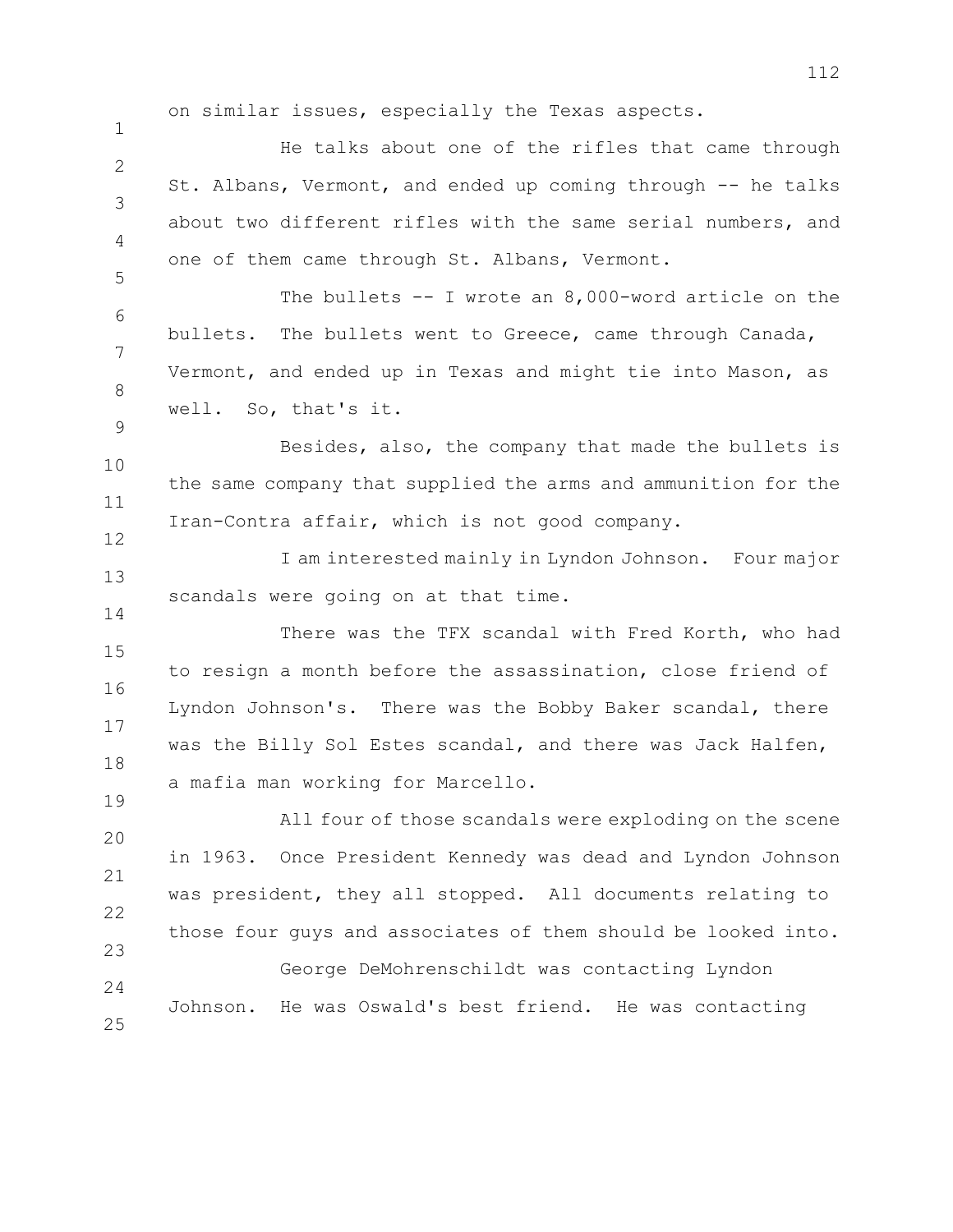on similar issues, especially the Texas aspects.

He talks about one of the rifles that came through St. Albans, Vermont, and ended up coming through -- he talks about two different rifles with the same serial numbers, and one of them came through St. Albans, Vermont.

The bullets -- I wrote an 8,000-word article on the bullets. The bullets went to Greece, came through Canada, Vermont, and ended up in Texas and might tie into Mason, as well. So, that's it.

Besides, also, the company that made the bullets is the same company that supplied the arms and ammunition for the Iran-Contra affair, which is not good company.

I am interested mainly in Lyndon Johnson. Four major scandals were going on at that time.

There was the TFX scandal with Fred Korth, who had to resign a month before the assassination, close friend of Lyndon Johnson's. There was the Bobby Baker scandal, there was the Billy Sol Estes scandal, and there was Jack Halfen, a mafia man working for Marcello.

All four of those scandals were exploding on the scene in 1963. Once President Kennedy was dead and Lyndon Johnson was president, they all stopped. All documents relating to those four guys and associates of them should be looked into.

George DeMohrenschildt was contacting Lyndon Johnson. He was Oswald's best friend. He was contacting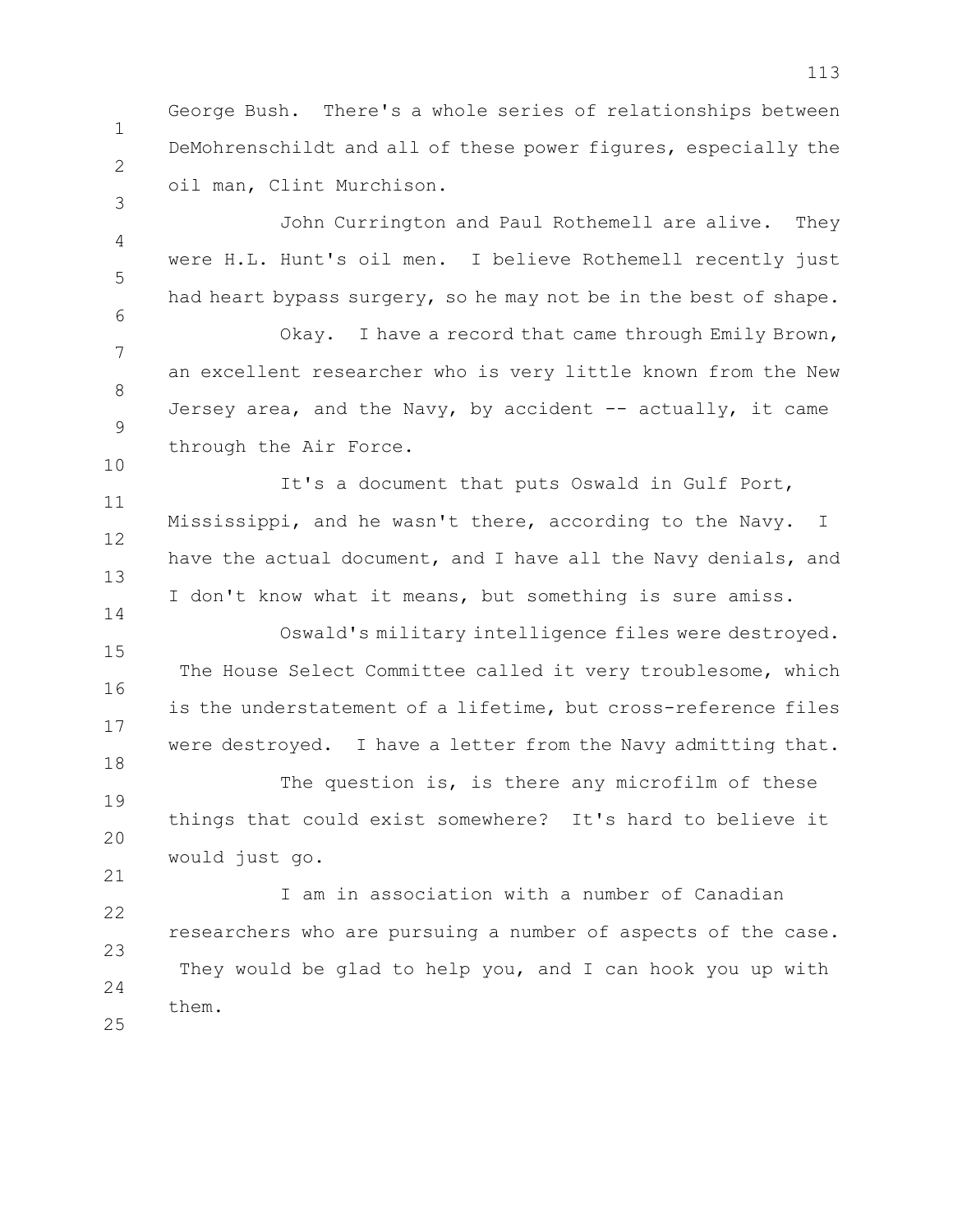George Bush. There's a whole series of relationships between DeMohrenschildt and all of these power figures, especially the oil man, Clint Murchison.

John Currington and Paul Rothemell are alive. They were H.L. Hunt's oil men. I believe Rothemell recently just had heart bypass surgery, so he may not be in the best of shape.

Okay. I have a record that came through Emily Brown, an excellent researcher who is very little known from the New Jersey area, and the Navy, by accident -- actually, it came through the Air Force.

It's a document that puts Oswald in Gulf Port, Mississippi, and he wasn't there, according to the Navy. I have the actual document, and I have all the Navy denials, and I don't know what it means, but something is sure amiss.

Oswald's military intelligence files were destroyed. The House Select Committee called it very troublesome, which is the understatement of a lifetime, but cross-reference files were destroyed. I have a letter from the Navy admitting that.

The question is, is there any microfilm of these things that could exist somewhere? It's hard to believe it would just go.

I am in association with a number of Canadian researchers who are pursuing a number of aspects of the case. They would be glad to help you, and I can hook you up with them.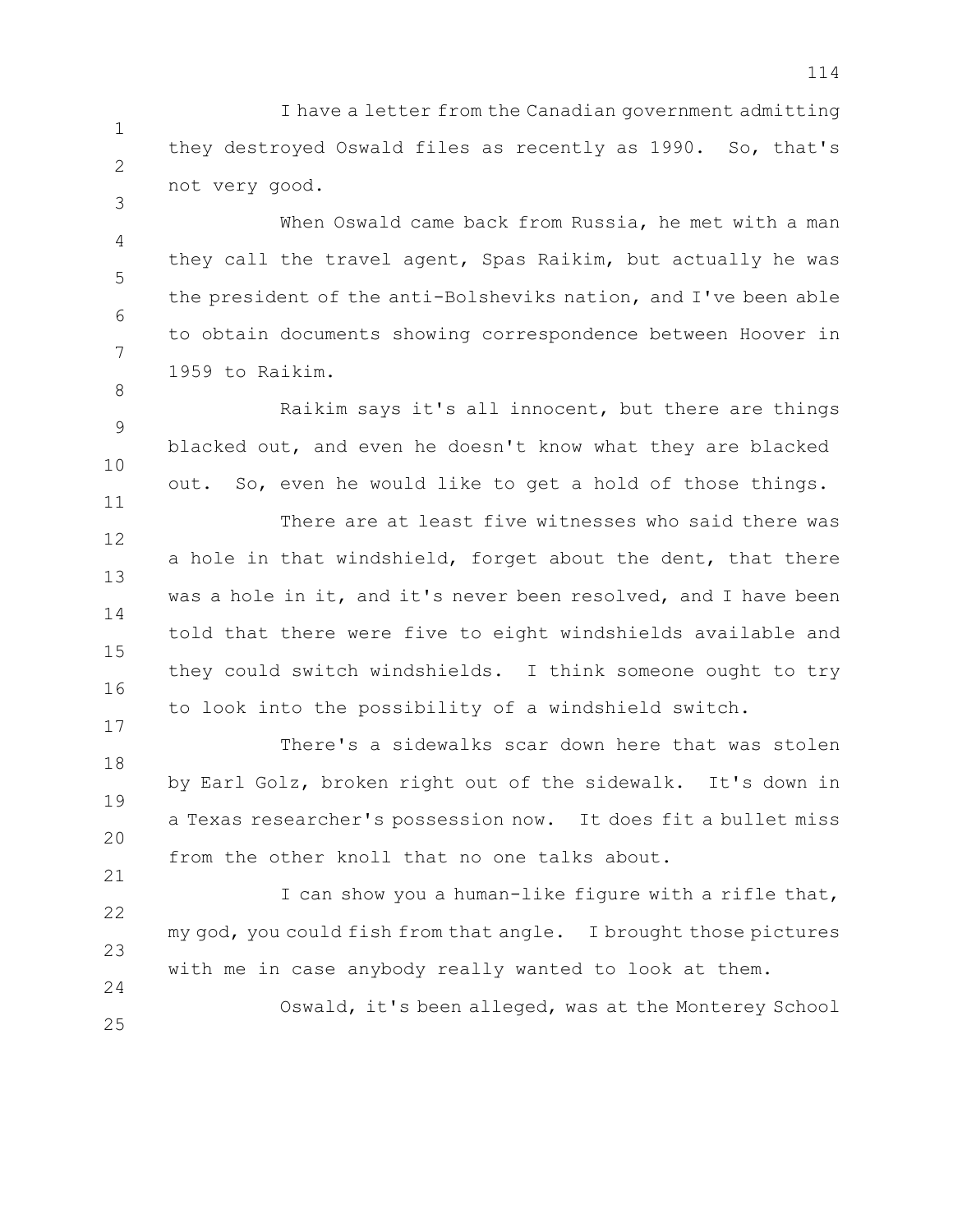I have a letter from the Canadian government admitting they destroyed Oswald files as recently as 1990. So, that's not very good.

When Oswald came back from Russia, he met with a man they call the travel agent, Spas Raikim, but actually he was the president of the anti-Bolsheviks nation, and I've been able to obtain documents showing correspondence between Hoover in 1959 to Raikim.

Raikim says it's all innocent, but there are things blacked out, and even he doesn't know what they are blacked out. So, even he would like to get a hold of those things.

There are at least five witnesses who said there was a hole in that windshield, forget about the dent, that there was a hole in it, and it's never been resolved, and I have been told that there were five to eight windshields available and they could switch windshields. I think someone ought to try to look into the possibility of a windshield switch.

There's a sidewalks scar down here that was stolen by Earl Golz, broken right out of the sidewalk. It's down in a Texas researcher's possession now. It does fit a bullet miss from the other knoll that no one talks about.

I can show you a human-like figure with a rifle that, my god, you could fish from that angle. I brought those pictures with me in case anybody really wanted to look at them.

Oswald, it's been alleged, was at the Monterey School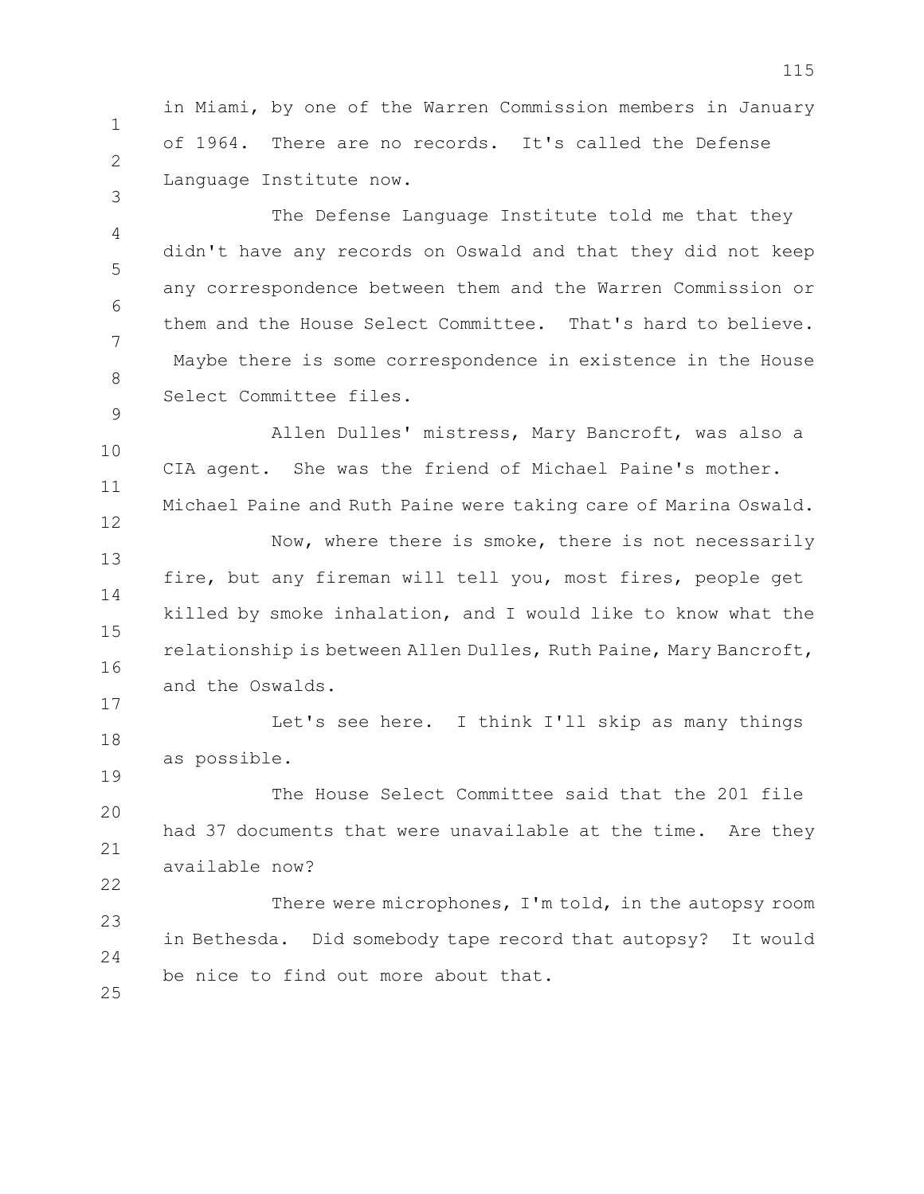in Miami, by one of the Warren Commission members in January of 1964. There are no records. It's called the Defense Language Institute now.

The Defense Language Institute told me that they didn't have any records on Oswald and that they did not keep any correspondence between them and the Warren Commission or them and the House Select Committee. That's hard to believe. Maybe there is some correspondence in existence in the House Select Committee files.

Allen Dulles' mistress, Mary Bancroft, was also a CIA agent. She was the friend of Michael Paine's mother. Michael Paine and Ruth Paine were taking care of Marina Oswald.

Now, where there is smoke, there is not necessarily fire, but any fireman will tell you, most fires, people get killed by smoke inhalation, and I would like to know what the relationship is between Allen Dulles, Ruth Paine, Mary Bancroft, and the Oswalds.

Let's see here. I think I'll skip as many things as possible.

The House Select Committee said that the 201 file had 37 documents that were unavailable at the time. Are they available now?

There were microphones, I'm told, in the autopsy room in Bethesda. Did somebody tape record that autopsy? It would be nice to find out more about that.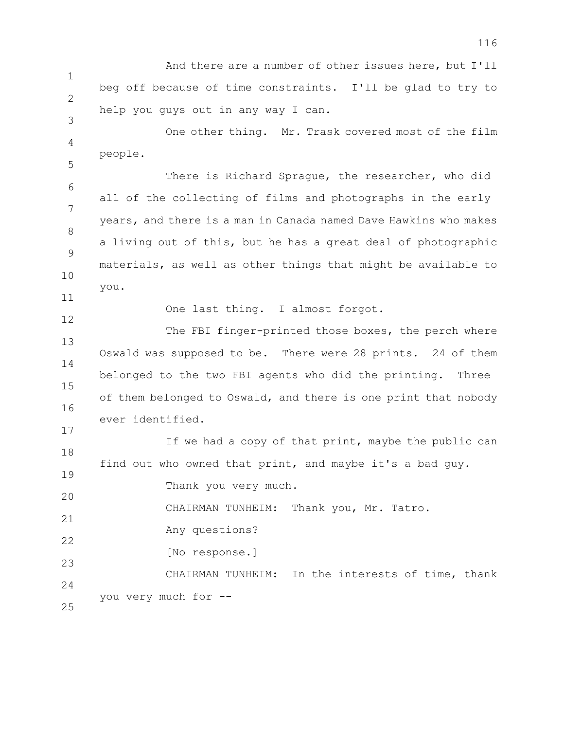And there are a number of other issues here, but I'll beg off because of time constraints. I'll be glad to try to help you guys out in any way I can.

One other thing. Mr. Trask covered most of the film people.

There is Richard Sprague, the researcher, who did all of the collecting of films and photographs in the early years, and there is a man in Canada named Dave Hawkins who makes a living out of this, but he has a great deal of photographic materials, as well as other things that might be available to you.

One last thing. I almost forgot.

The FBI finger-printed those boxes, the perch where Oswald was supposed to be. There were 28 prints. 24 of them belonged to the two FBI agents who did the printing. Three of them belonged to Oswald, and there is one print that nobody ever identified.

If we had a copy of that print, maybe the public can find out who owned that print, and maybe it's a bad guy.

Thank you very much.

CHAIRMAN TUNHEIM: Thank you, Mr. Tatro.

Any questions?

[No response.]

CHAIRMAN TUNHEIM: In the interests of time, thank you very much for --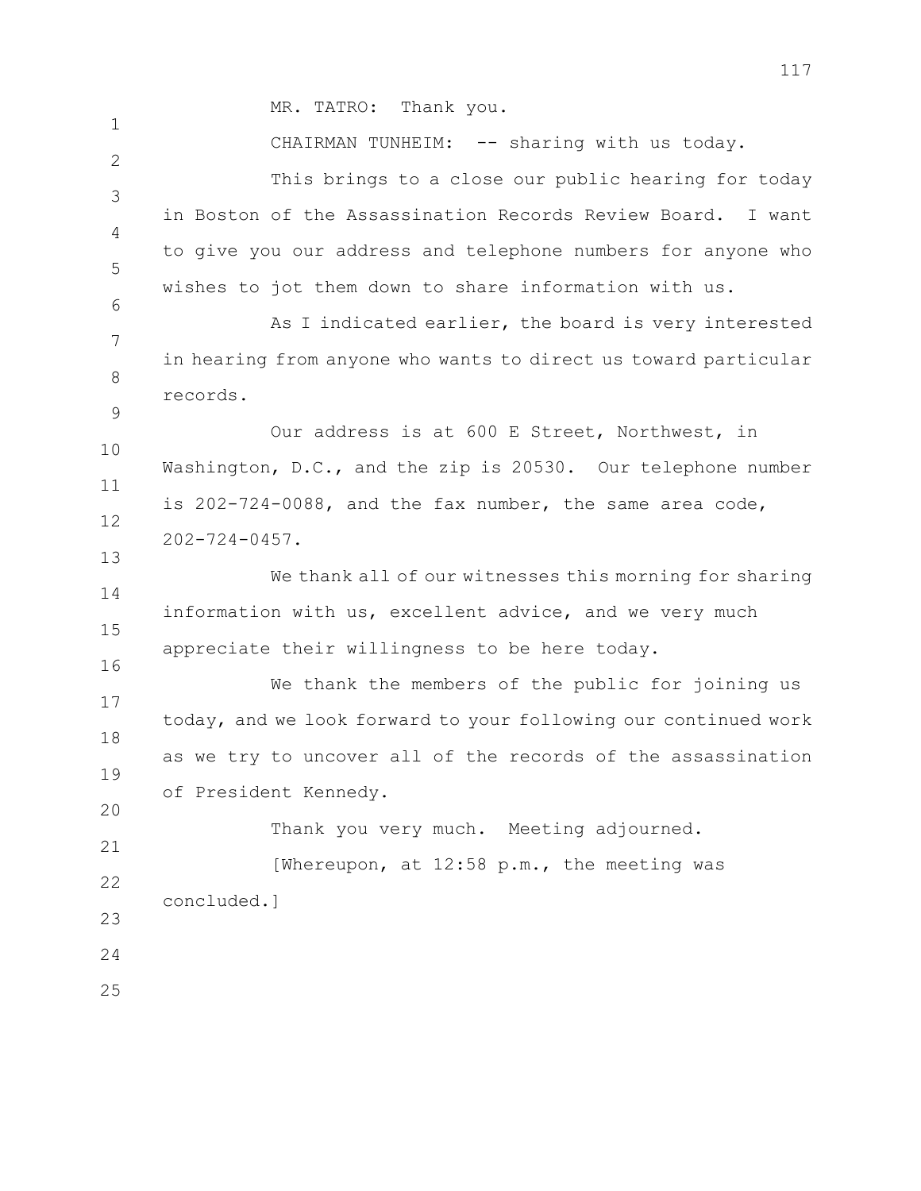MR. TATRO: Thank you.

CHAIRMAN TUNHEIM: -- sharing with us today.

This brings to a close our public hearing for today in Boston of the Assassination Records Review Board. I want to give you our address and telephone numbers for anyone who wishes to jot them down to share information with us.

As I indicated earlier, the board is very interested in hearing from anyone who wants to direct us toward particular records.

Our address is at 600 E Street, Northwest, in Washington, D.C., and the zip is 20530. Our telephone number is 202-724-0088, and the fax number, the same area code, 202-724-0457.

We thank all of our witnesses this morning for sharing information with us, excellent advice, and we very much appreciate their willingness to be here today.

We thank the members of the public for joining us today, and we look forward to your following our continued work as we try to uncover all of the records of the assassination of President Kennedy.

Thank you very much. Meeting adjourned.

[Whereupon, at 12:58 p.m., the meeting was concluded.]